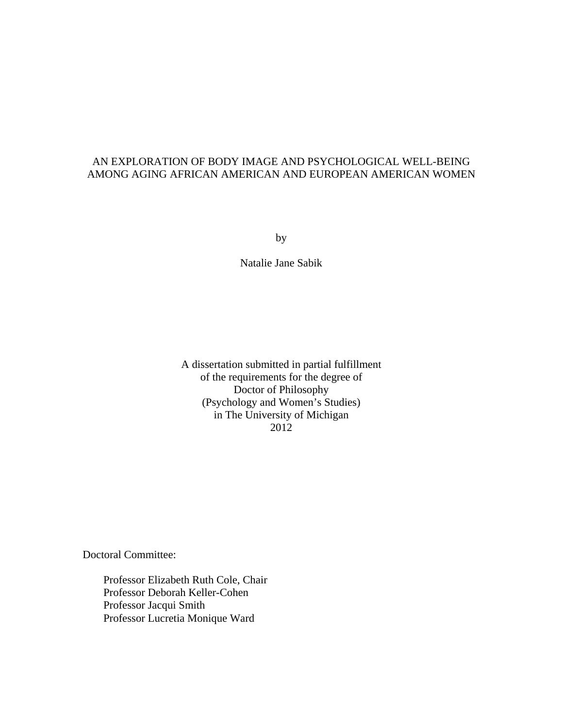# AN EXPLORATION OF BODY IMAGE AND PSYCHOLOGICAL WELL-BEING AMONG AGING AFRICAN AMERICAN AND EUROPEAN AMERICAN WOMEN

by

Natalie Jane Sabik

A dissertation submitted in partial fulfillment
of the requirements for the degree of
Doctor of Philosophy
(Psychology and Women's Studies)
in The University of Michigan
2012

Doctoral Committee:

Professor Elizabeth Ruth Cole, Chair
Professor Deborah Keller-Cohen
Professor Jacqui Smith
Professor Lucretia Monique Ward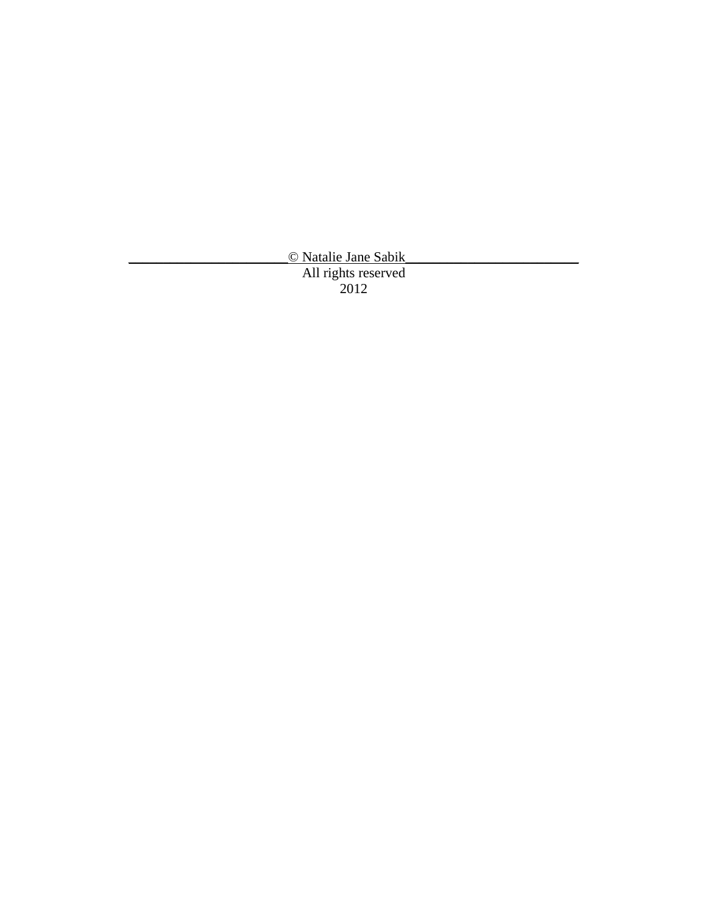© Natalie Jane Sabik

All rights reserved

2012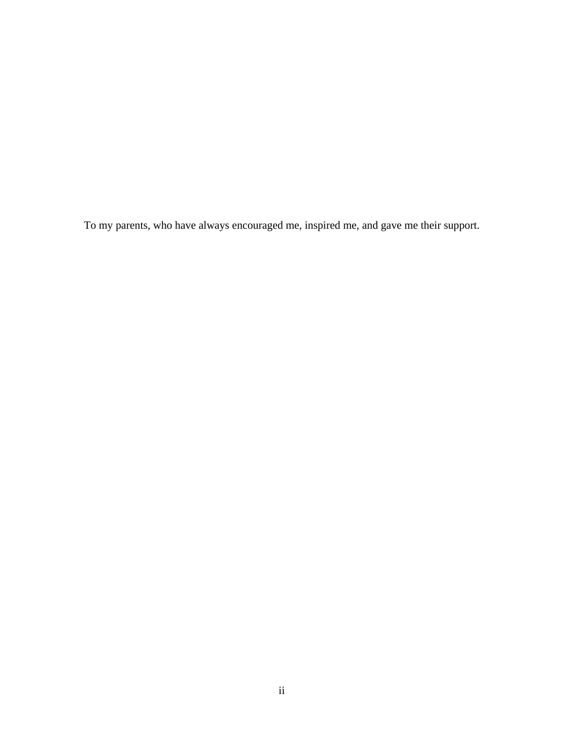To my parents, who have always encouraged me, inspired me, and gave me their support.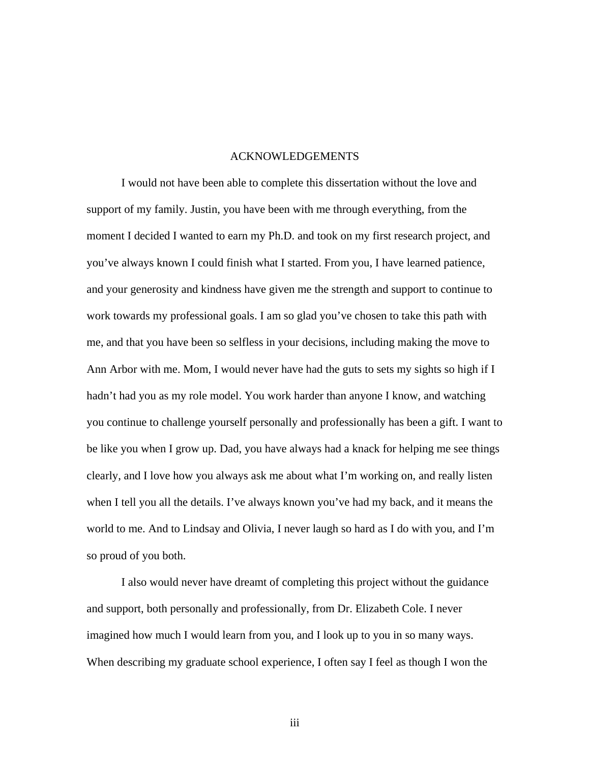# ACKNOWLEDGEMENTS

I would not have been able to complete this dissertation without the love and support of my family. Justin, you have been with me through everything, from the moment I decided I wanted to earn my Ph.D. and took on my first research project, and you've always known I could finish what I started. From you, I have learned patience, and your generosity and kindness have given me the strength and support to continue to work towards my professional goals. I am so glad you've chosen to take this path with me, and that you have been so selfless in your decisions, including making the move to Ann Arbor with me. Mom, I would never have had the guts to sets my sights so high if I hadn't had you as my role model. You work harder than anyone I know, and watching you continue to challenge yourself personally and professionally has been a gift. I want to be like you when I grow up. Dad, you have always had a knack for helping me see things clearly, and I love how you always ask me about what I'm working on, and really listen when I tell you all the details. I've always known you've had my back, and it means the world to me. And to Lindsay and Olivia, I never laugh so hard as I do with you, and I'm so proud of you both.

I also would never have dreamt of completing this project without the guidance and support, both personally and professionally, from Dr. Elizabeth Cole. I never imagined how much I would learn from you, and I look up to you in so many ways. When describing my graduate school experience, I often say I feel as though I won the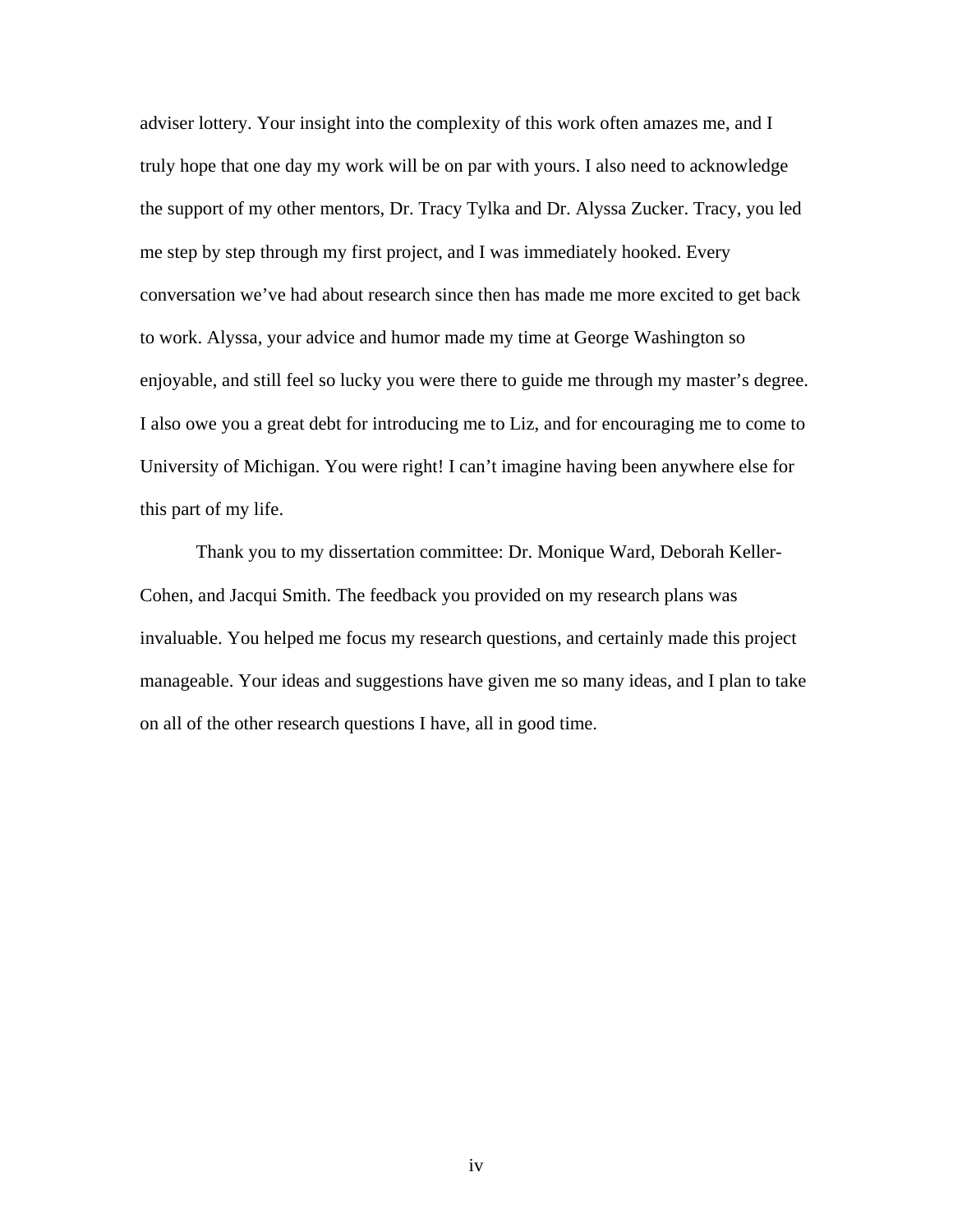adviser lottery. Your insight into the complexity of this work often amazes me, and I truly hope that one day my work will be on par with yours. I also need to acknowledge the support of my other mentors, Dr. Tracy Tylka and Dr. Alyssa Zucker. Tracy, you led me step by step through my first project, and I was immediately hooked. Every conversation we've had about research since then has made me more excited to get back to work. Alyssa, your advice and humor made my time at George Washington so enjoyable, and still feel so lucky you were there to guide me through my master's degree. I also owe you a great debt for introducing me to Liz, and for encouraging me to come to University of Michigan. You were right! I can't imagine having been anywhere else for this part of my life.

Thank you to my dissertation committee: Dr. Monique Ward, Deborah Keller-Cohen, and Jacqui Smith. The feedback you provided on my research plans was invaluable. You helped me focus my research questions, and certainly made this project manageable. Your ideas and suggestions have given me so many ideas, and I plan to take on all of the other research questions I have, all in good time.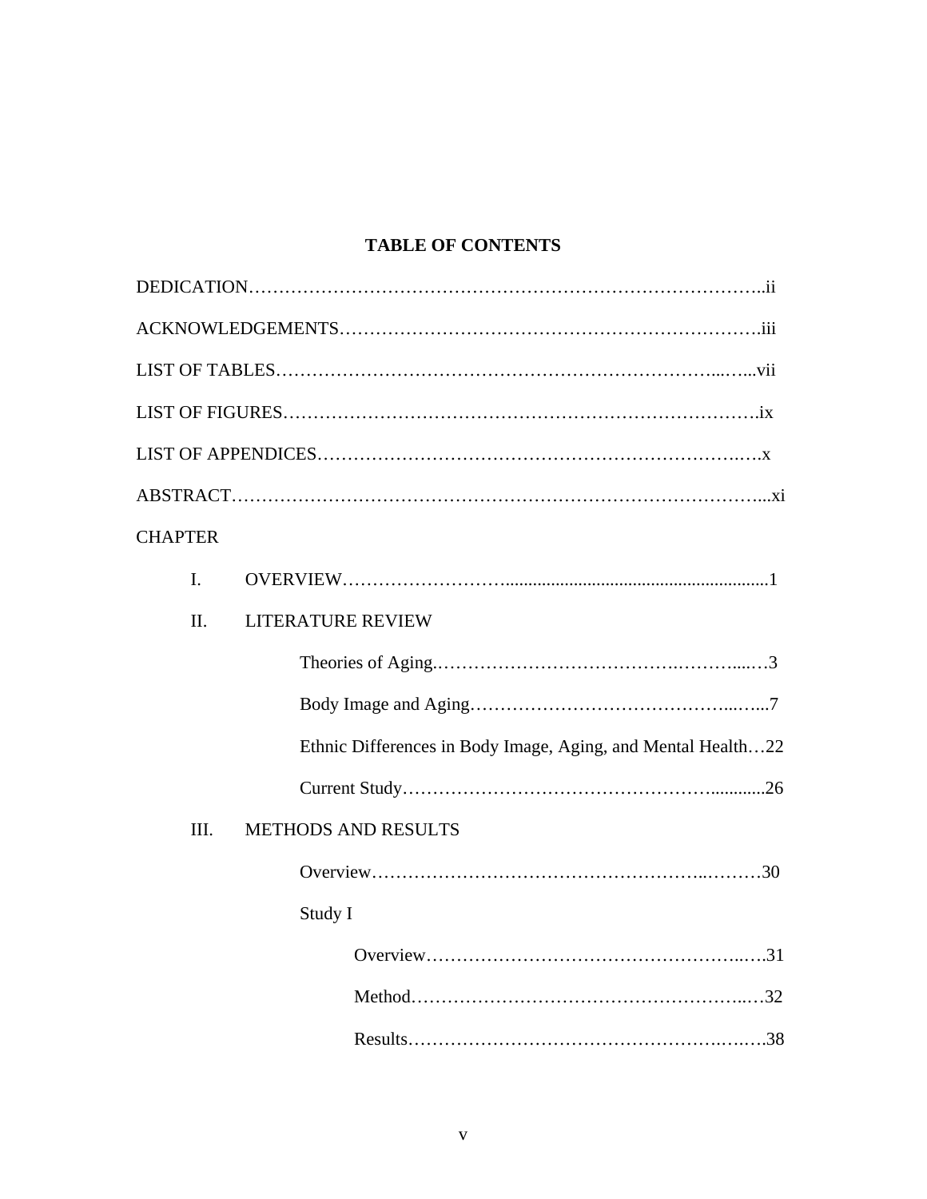# TABLE OF CONTENTS

DEDICATION……………………………………………………………………………..ii

ACKNOWLEDGEMENTS………………………………………………………………….iii

LIST OF TABLES……………………………………………………………...…...vii

LIST OF FIGURES…………………………………………………………………….ix

LIST OF APPENDICES…………………………………………………………….….x

ABSTRACT……………………………………………………………………………...xi

CHAPTER

- I. OVERVIEW…………………….........................................................1
- II. LITERATURE REVIEW
  - Theories of Aging.……………………………….………....…3
  - Body Image and Aging……………………………………...…...7
  - Ethnic Differences in Body Image, Aging, and Mental Health…22
  - Current Study………………………………………….............26
- III. METHODS AND RESULTS
  - Overview……………………………………………..………30
  - Study I
    - Overview…………………………………………..….31
    - Method.……………………………………………...…32
    - Results…………………………………………….….….38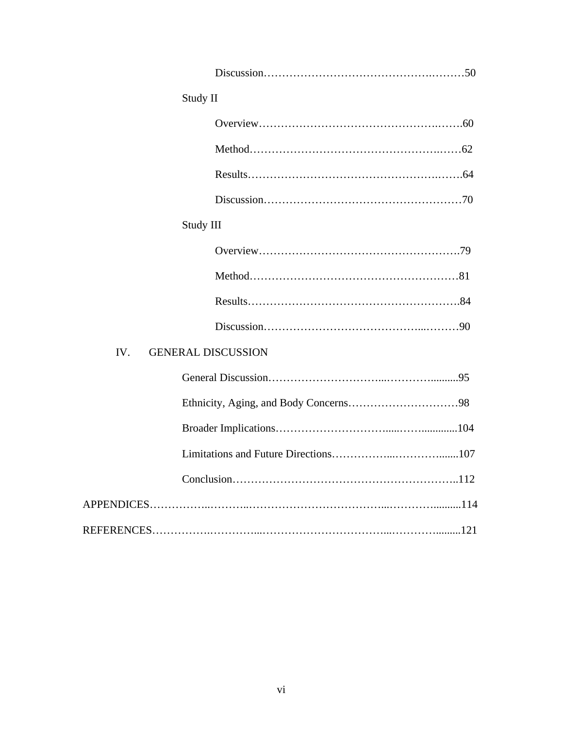Discussion……………………………………….………50

Study II

Overview………………………………………….…….60

Method…………………………………………….……62

Results…………………….…………………….…….64

Discussion………………………………………………70

Study III

Overview……………………………………………….79

Method…………………………………………………81

Results………………………………………………….84

Discussion…………………………………...………90

IV. GENERAL DISCUSSION

General Discussion…………………………...………….........95

Ethnicity, Aging, and Body Concerns…………………………98

Broader Implications…………………………......…….............104

Limitations and Future Directions……………...………….......107

Conclusion……………………………………………………..112

APPENDICES……………..………..……………………………...……….........114

REFERENCES…………….…………...…………………………...………….........121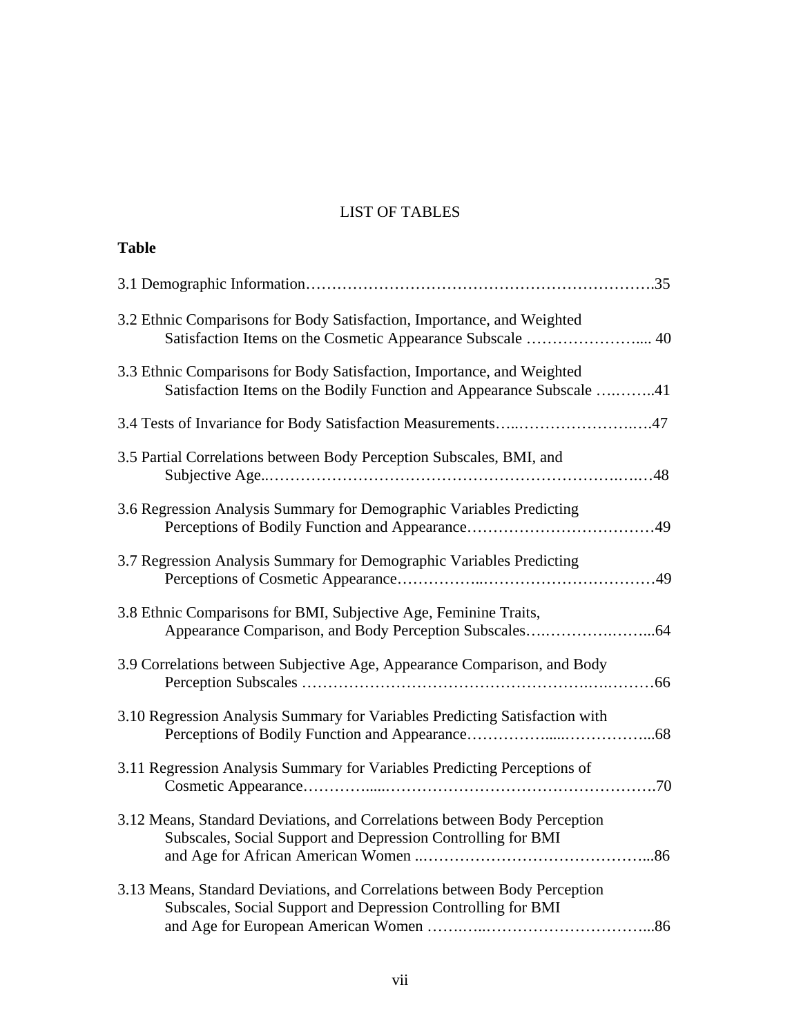# LIST OF TABLES

**Table**

3.1 Demographic Information……………………………………………………….35

3.2 Ethnic Comparisons for Body Satisfaction, Importance, and Weighted Satisfaction Items on the Cosmetic Appearance Subscale ………………….... 40

3.3 Ethnic Comparisons for Body Satisfaction, Importance, and Weighted Satisfaction Items on the Bodily Function and Appearance Subscale ….……..41

3.4 Tests of Invariance for Body Satisfaction Measurements…..…………………..…47

3.5 Partial Correlations between Body Perception Subscales, BMI, and Subjective Age..…………………………………………………………….….…48

3.6 Regression Analysis Summary for Demographic Variables Predicting Perceptions of Bodily Function and Appearance………………………………49

3.7 Regression Analysis Summary for Demographic Variables Predicting Perceptions of Cosmetic Appearance……………..……………………………49

3.8 Ethnic Comparisons for BMI, Subjective Age, Feminine Traits, Appearance Comparison, and Body Perception Subscales….………….……...64

3.9 Correlations between Subjective Age, Appearance Comparison, and Body Perception Subscales …………………………………………….….….……66

3.10 Regression Analysis Summary for Variables Predicting Satisfaction with Perceptions of Bodily Function and Appearance……………......……………...68

3.11 Regression Analysis Summary for Variables Predicting Perceptions of Cosmetic Appearance…………....…………………………………………….70

3.12 Means, Standard Deviations, and Correlations between Body Perception Subscales, Social Support and Depression Controlling for BMI and Age for African American Women ..……………………………………...86

3.13 Means, Standard Deviations, and Correlations between Body Perception Subscales, Social Support and Depression Controlling for BMI and Age for European American Women …….…..…………………………...86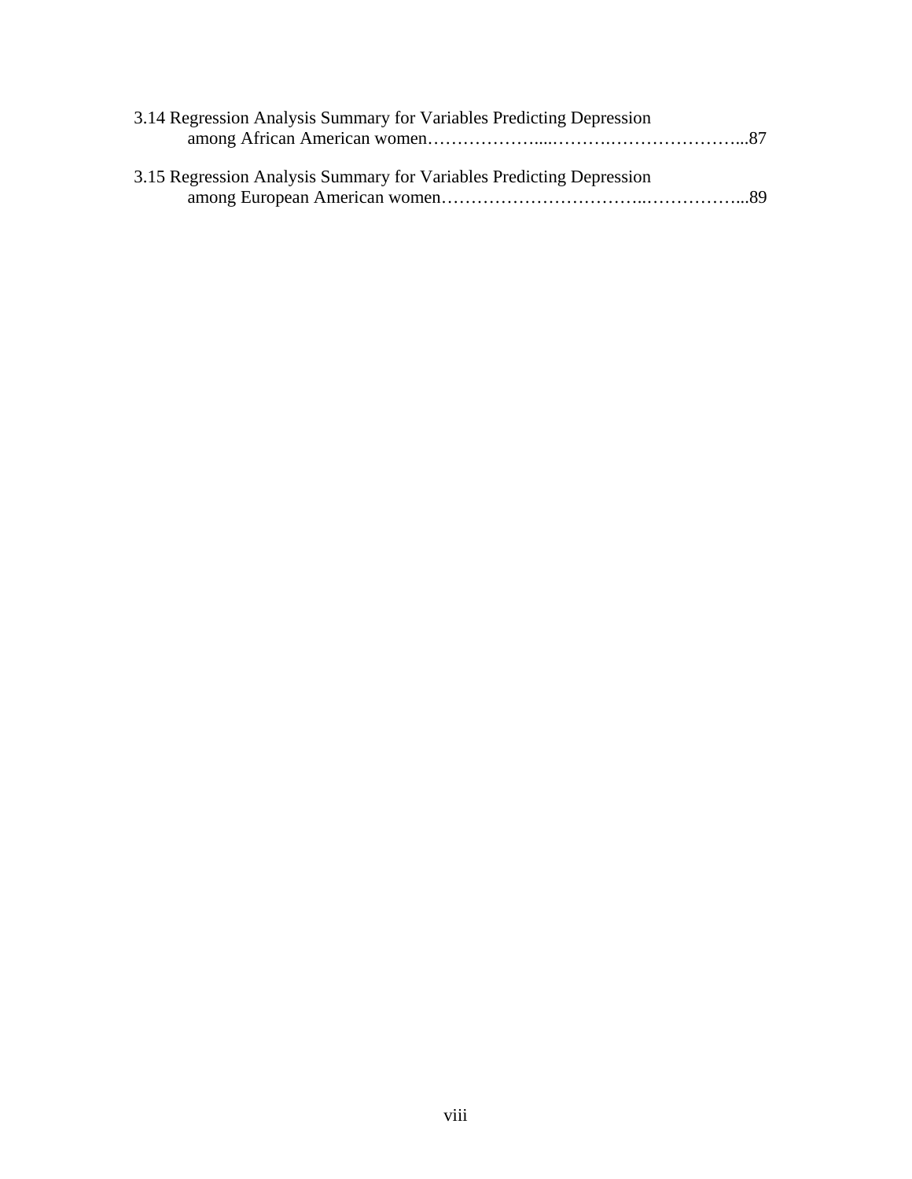3.14 Regression Analysis Summary for Variables Predicting Depression among African American women……………….....……….…………………...87

3.15 Regression Analysis Summary for Variables Predicting Depression among European American women…………………………...……………...89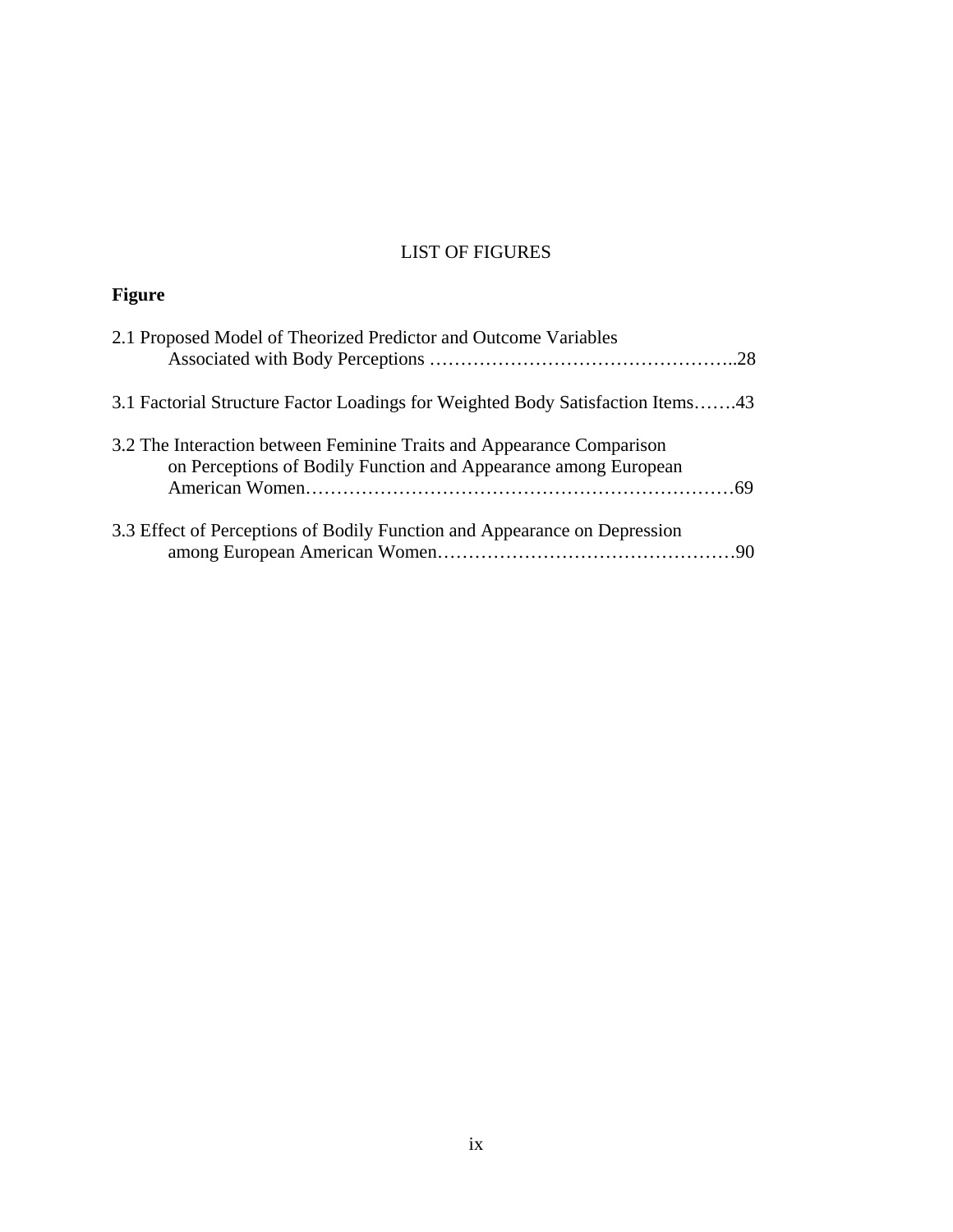# LIST OF FIGURES

**Figure**

2.1 Proposed Model of Theorized Predictor and Outcome Variables Associated with Body Perceptions …………………………………………..28

3.1 Factorial Structure Factor Loadings for Weighted Body Satisfaction Items…….43

3.2 The Interaction between Feminine Traits and Appearance Comparison on Perceptions of Bodily Function and Appearance among European American Women……………………………………………………………69

3.3 Effect of Perceptions of Bodily Function and Appearance on Depression among European American Women…………………………………………90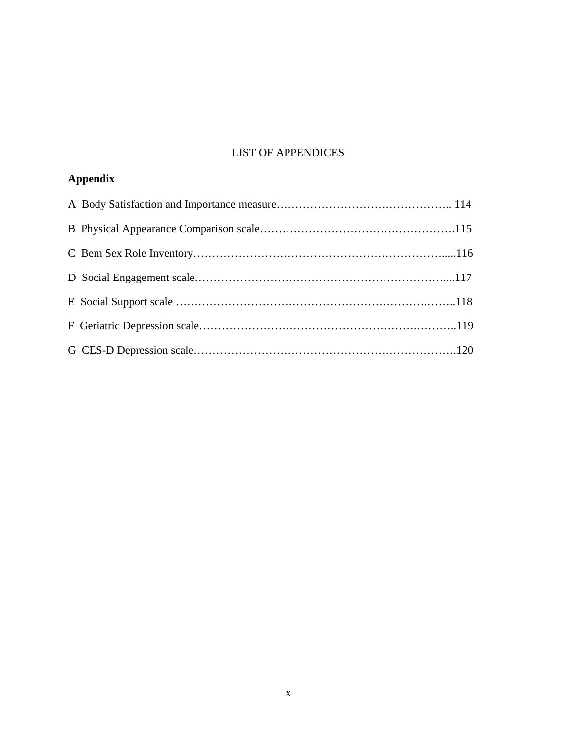# LIST OF APPENDICES

**Appendix**

A  Body Satisfaction and Importance measure……………………………………….. 114

B  Physical Appearance Comparison scale…………………………………………….115

C  Bem Sex Role Inventory………………………………………………………….....116

D  Social Engagement scale…………………………………………………………....117

E  Social Support scale …………………………………………………….……..118

F  Geriatric Depression scale…………………………………………….………..119

G  CES-D Depression scale…………………………………………………………….120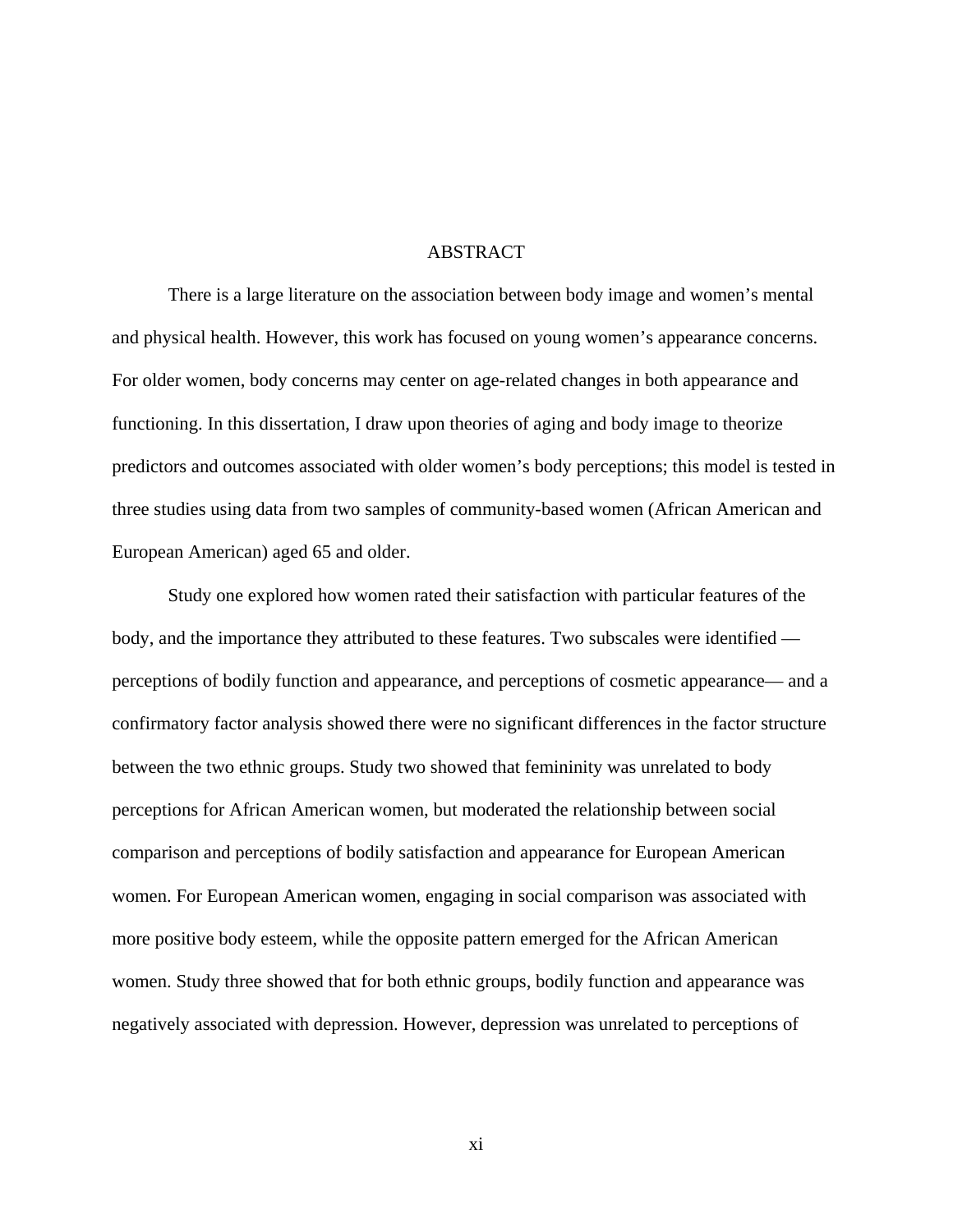# ABSTRACT

There is a large literature on the association between body image and women's mental and physical health. However, this work has focused on young women's appearance concerns. For older women, body concerns may center on age-related changes in both appearance and functioning. In this dissertation, I draw upon theories of aging and body image to theorize predictors and outcomes associated with older women's body perceptions; this model is tested in three studies using data from two samples of community-based women (African American and European American) aged 65 and older.

Study one explored how women rated their satisfaction with particular features of the body, and the importance they attributed to these features. Two subscales were identified — perceptions of bodily function and appearance, and perceptions of cosmetic appearance— and a confirmatory factor analysis showed there were no significant differences in the factor structure between the two ethnic groups. Study two showed that femininity was unrelated to body perceptions for African American women, but moderated the relationship between social comparison and perceptions of bodily satisfaction and appearance for European American women. For European American women, engaging in social comparison was associated with more positive body esteem, while the opposite pattern emerged for the African American women. Study three showed that for both ethnic groups, bodily function and appearance was negatively associated with depression. However, depression was unrelated to perceptions of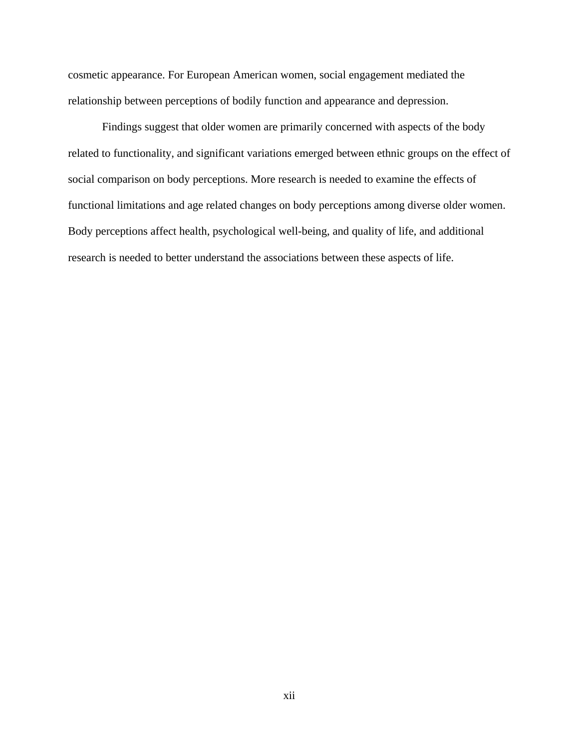cosmetic appearance. For European American women, social engagement mediated the relationship between perceptions of bodily function and appearance and depression.

Findings suggest that older women are primarily concerned with aspects of the body related to functionality, and significant variations emerged between ethnic groups on the effect of social comparison on body perceptions. More research is needed to examine the effects of functional limitations and age related changes on body perceptions among diverse older women. Body perceptions affect health, psychological well-being, and quality of life, and additional research is needed to better understand the associations between these aspects of life.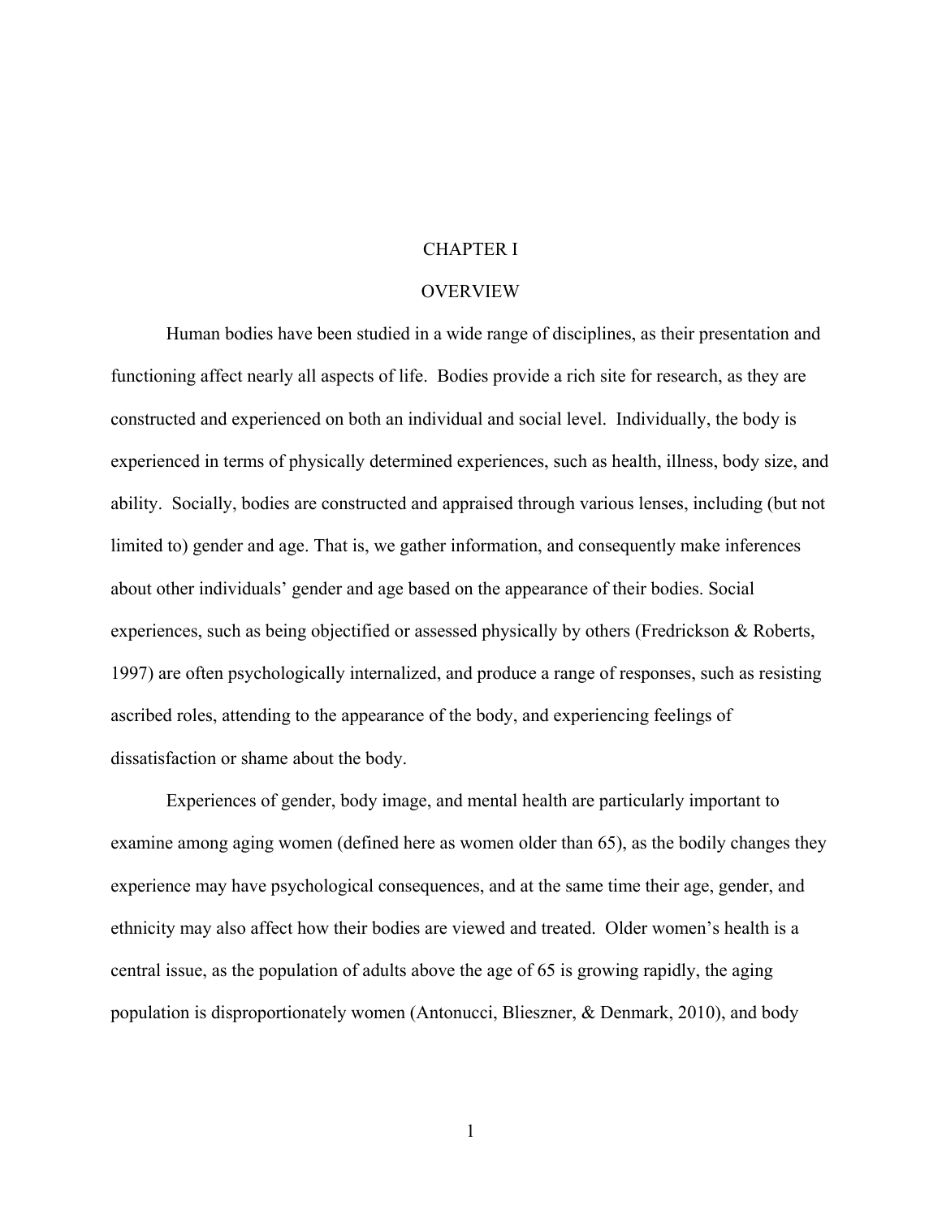# CHAPTER I

## OVERVIEW

Human bodies have been studied in a wide range of disciplines, as their presentation and functioning affect nearly all aspects of life. Bodies provide a rich site for research, as they are constructed and experienced on both an individual and social level. Individually, the body is experienced in terms of physically determined experiences, such as health, illness, body size, and ability. Socially, bodies are constructed and appraised through various lenses, including (but not limited to) gender and age. That is, we gather information, and consequently make inferences about other individuals' gender and age based on the appearance of their bodies. Social experiences, such as being objectified or assessed physically by others (Fredrickson & Roberts, 1997) are often psychologically internalized, and produce a range of responses, such as resisting ascribed roles, attending to the appearance of the body, and experiencing feelings of dissatisfaction or shame about the body.

Experiences of gender, body image, and mental health are particularly important to examine among aging women (defined here as women older than 65), as the bodily changes they experience may have psychological consequences, and at the same time their age, gender, and ethnicity may also affect how their bodies are viewed and treated. Older women's health is a central issue, as the population of adults above the age of 65 is growing rapidly, the aging population is disproportionately women (Antonucci, Blieszner, & Denmark, 2010), and body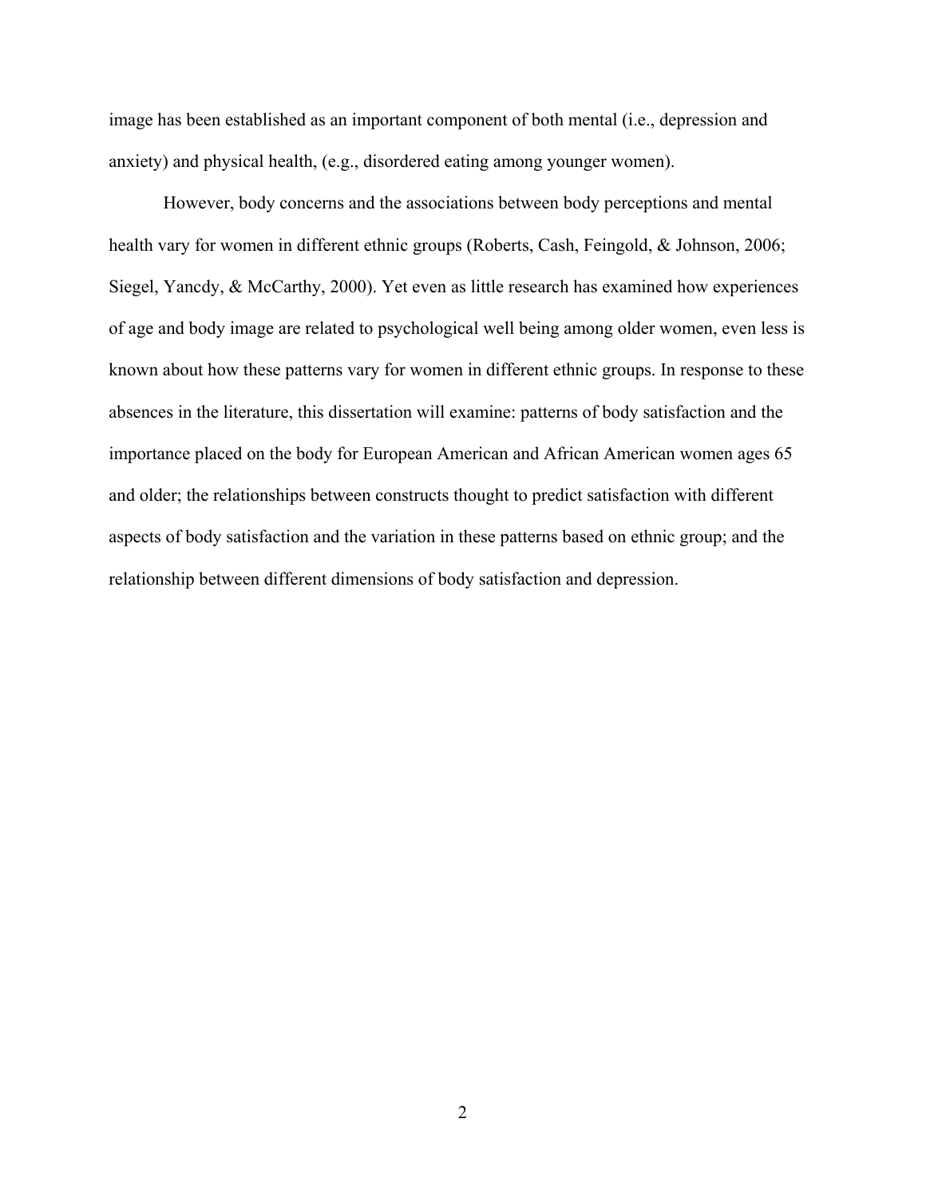image has been established as an important component of both mental (i.e., depression and anxiety) and physical health, (e.g., disordered eating among younger women).

However, body concerns and the associations between body perceptions and mental health vary for women in different ethnic groups (Roberts, Cash, Feingold, & Johnson, 2006; Siegel, Yancdy, & McCarthy, 2000). Yet even as little research has examined how experiences of age and body image are related to psychological well being among older women, even less is known about how these patterns vary for women in different ethnic groups. In response to these absences in the literature, this dissertation will examine: patterns of body satisfaction and the importance placed on the body for European American and African American women ages 65 and older; the relationships between constructs thought to predict satisfaction with different aspects of body satisfaction and the variation in these patterns based on ethnic group; and the relationship between different dimensions of body satisfaction and depression.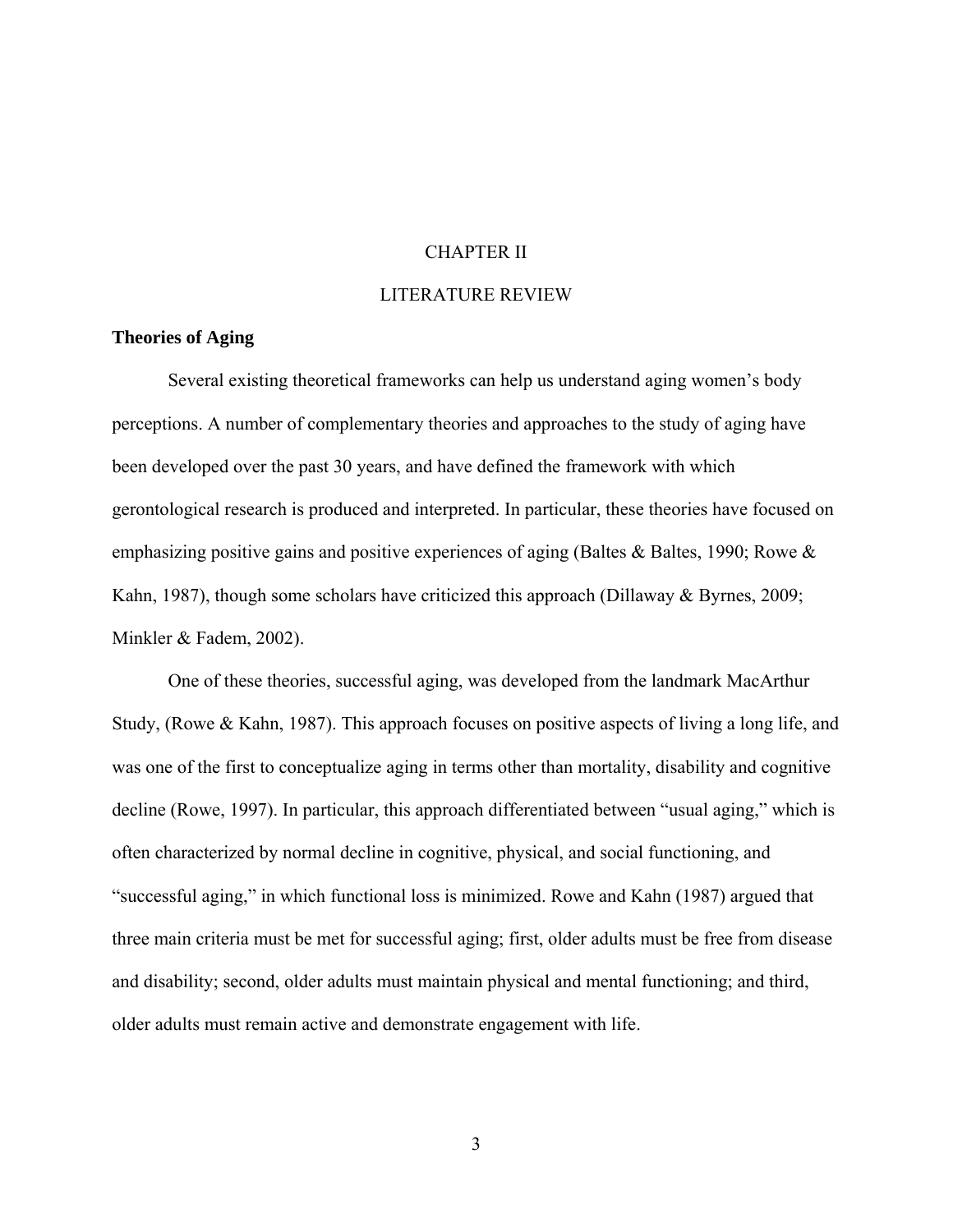# CHAPTER II

# LITERATURE REVIEW

## Theories of Aging

Several existing theoretical frameworks can help us understand aging women's body perceptions. A number of complementary theories and approaches to the study of aging have been developed over the past 30 years, and have defined the framework with which gerontological research is produced and interpreted. In particular, these theories have focused on emphasizing positive gains and positive experiences of aging (Baltes & Baltes, 1990; Rowe & Kahn, 1987), though some scholars have criticized this approach (Dillaway & Byrnes, 2009; Minkler & Fadem, 2002).

One of these theories, successful aging, was developed from the landmark MacArthur Study, (Rowe & Kahn, 1987). This approach focuses on positive aspects of living a long life, and was one of the first to conceptualize aging in terms other than mortality, disability and cognitive decline (Rowe, 1997). In particular, this approach differentiated between "usual aging," which is often characterized by normal decline in cognitive, physical, and social functioning, and "successful aging," in which functional loss is minimized. Rowe and Kahn (1987) argued that three main criteria must be met for successful aging; first, older adults must be free from disease and disability; second, older adults must maintain physical and mental functioning; and third, older adults must remain active and demonstrate engagement with life.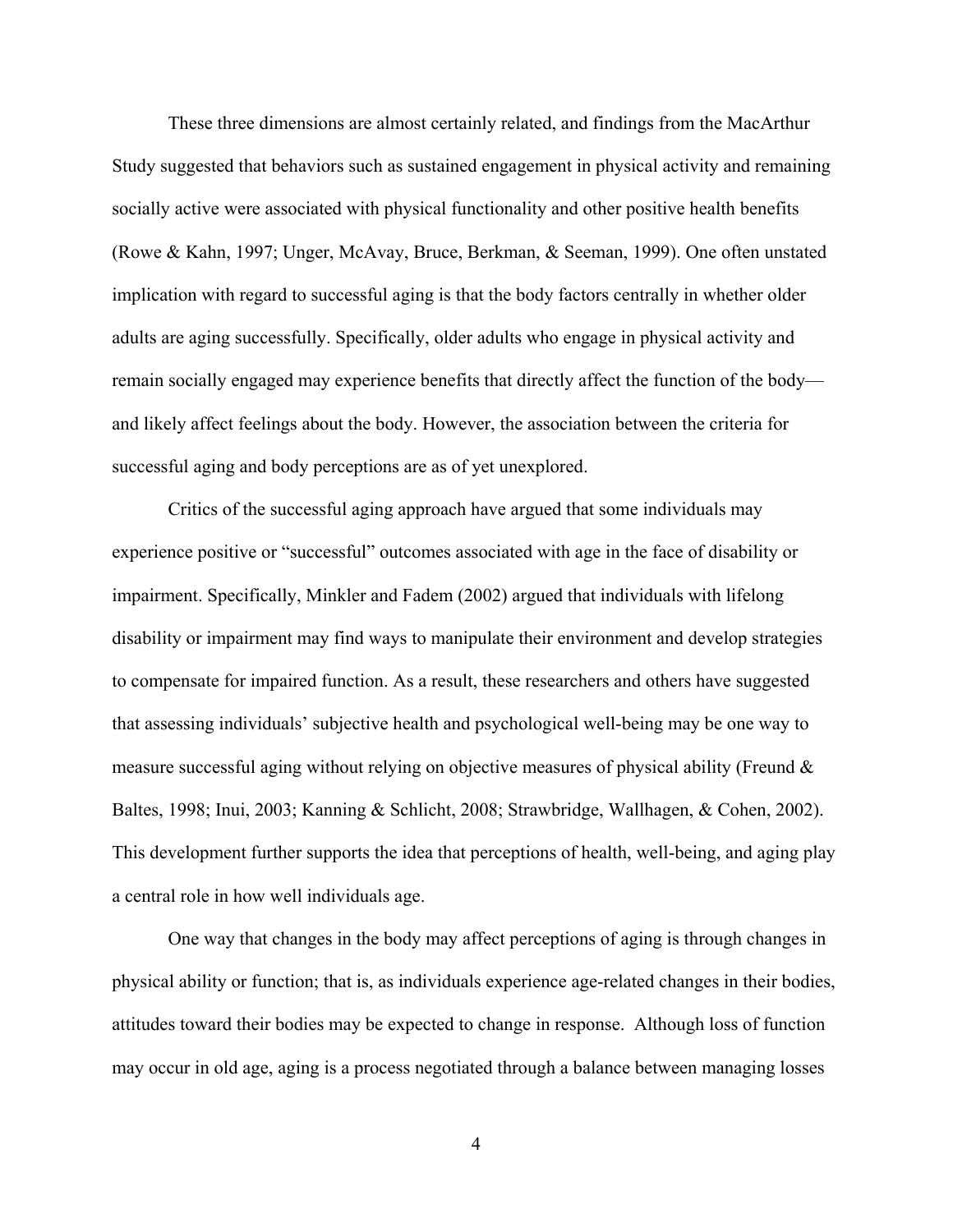These three dimensions are almost certainly related, and findings from the MacArthur Study suggested that behaviors such as sustained engagement in physical activity and remaining socially active were associated with physical functionality and other positive health benefits (Rowe & Kahn, 1997; Unger, McAvay, Bruce, Berkman, & Seeman, 1999). One often unstated implication with regard to successful aging is that the body factors centrally in whether older adults are aging successfully. Specifically, older adults who engage in physical activity and remain socially engaged may experience benefits that directly affect the function of the body—and likely affect feelings about the body. However, the association between the criteria for successful aging and body perceptions are as of yet unexplored.

Critics of the successful aging approach have argued that some individuals may experience positive or "successful" outcomes associated with age in the face of disability or impairment. Specifically, Minkler and Fadem (2002) argued that individuals with lifelong disability or impairment may find ways to manipulate their environment and develop strategies to compensate for impaired function. As a result, these researchers and others have suggested that assessing individuals' subjective health and psychological well-being may be one way to measure successful aging without relying on objective measures of physical ability (Freund & Baltes, 1998; Inui, 2003; Kanning & Schlicht, 2008; Strawbridge, Wallhagen, & Cohen, 2002). This development further supports the idea that perceptions of health, well-being, and aging play a central role in how well individuals age.

One way that changes in the body may affect perceptions of aging is through changes in physical ability or function; that is, as individuals experience age-related changes in their bodies, attitudes toward their bodies may be expected to change in response. Although loss of function may occur in old age, aging is a process negotiated through a balance between managing losses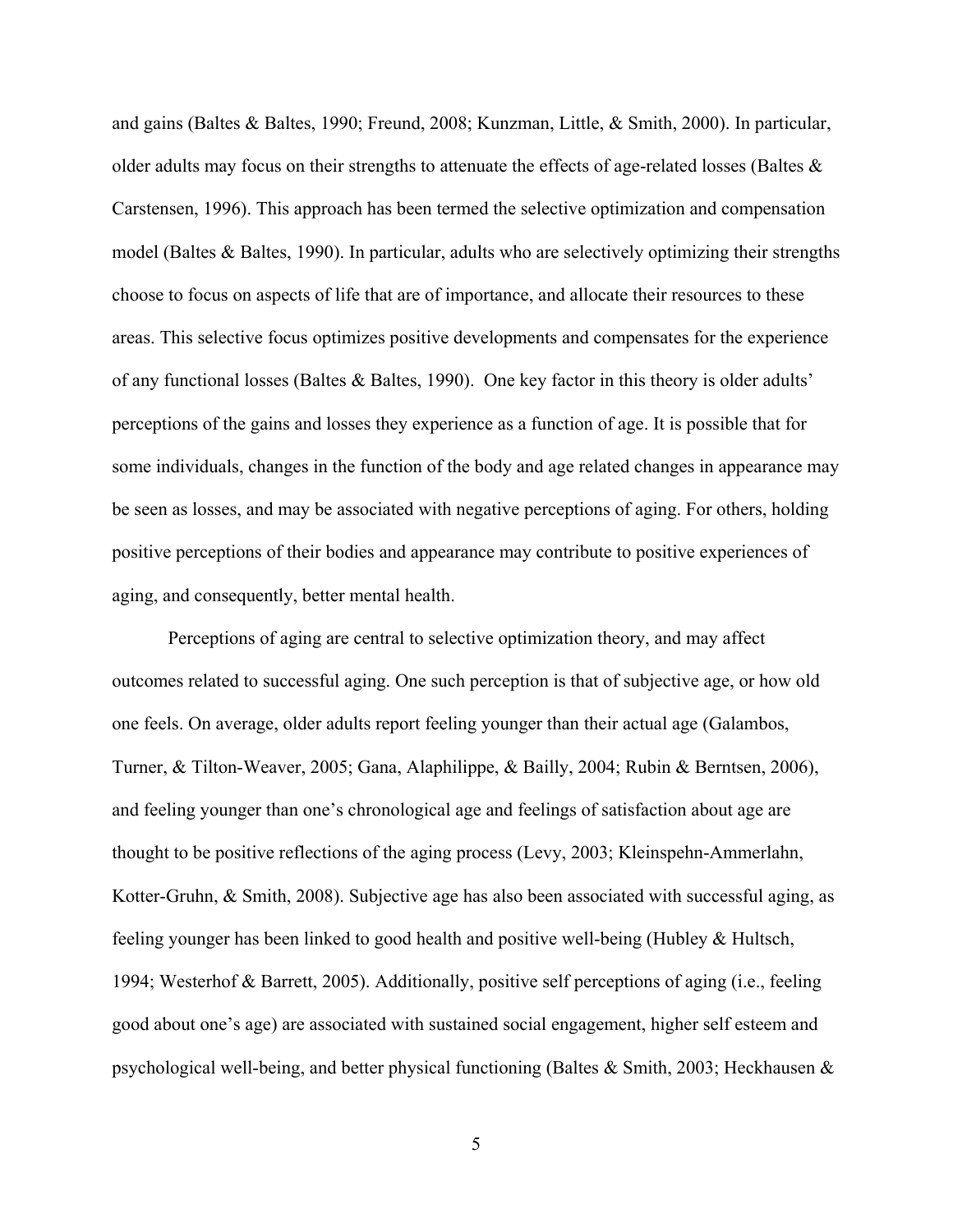and gains (Baltes & Baltes, 1990; Freund, 2008; Kunzman, Little, & Smith, 2000). In particular, older adults may focus on their strengths to attenuate the effects of age-related losses (Baltes & Carstensen, 1996). This approach has been termed the selective optimization and compensation model (Baltes & Baltes, 1990). In particular, adults who are selectively optimizing their strengths choose to focus on aspects of life that are of importance, and allocate their resources to these areas. This selective focus optimizes positive developments and compensates for the experience of any functional losses (Baltes & Baltes, 1990). One key factor in this theory is older adults' perceptions of the gains and losses they experience as a function of age. It is possible that for some individuals, changes in the function of the body and age related changes in appearance may be seen as losses, and may be associated with negative perceptions of aging. For others, holding positive perceptions of their bodies and appearance may contribute to positive experiences of aging, and consequently, better mental health.

Perceptions of aging are central to selective optimization theory, and may affect outcomes related to successful aging. One such perception is that of subjective age, or how old one feels. On average, older adults report feeling younger than their actual age (Galambos, Turner, & Tilton-Weaver, 2005; Gana, Alaphilippe, & Bailly, 2004; Rubin & Berntsen, 2006), and feeling younger than one's chronological age and feelings of satisfaction about age are thought to be positive reflections of the aging process (Levy, 2003; Kleinspehn-Ammerlahn, Kotter-Gruhn, & Smith, 2008). Subjective age has also been associated with successful aging, as feeling younger has been linked to good health and positive well-being (Hubley & Hultsch, 1994; Westerhof & Barrett, 2005). Additionally, positive self perceptions of aging (i.e., feeling good about one's age) are associated with sustained social engagement, higher self esteem and psychological well-being, and better physical functioning (Baltes & Smith, 2003; Heckhausen &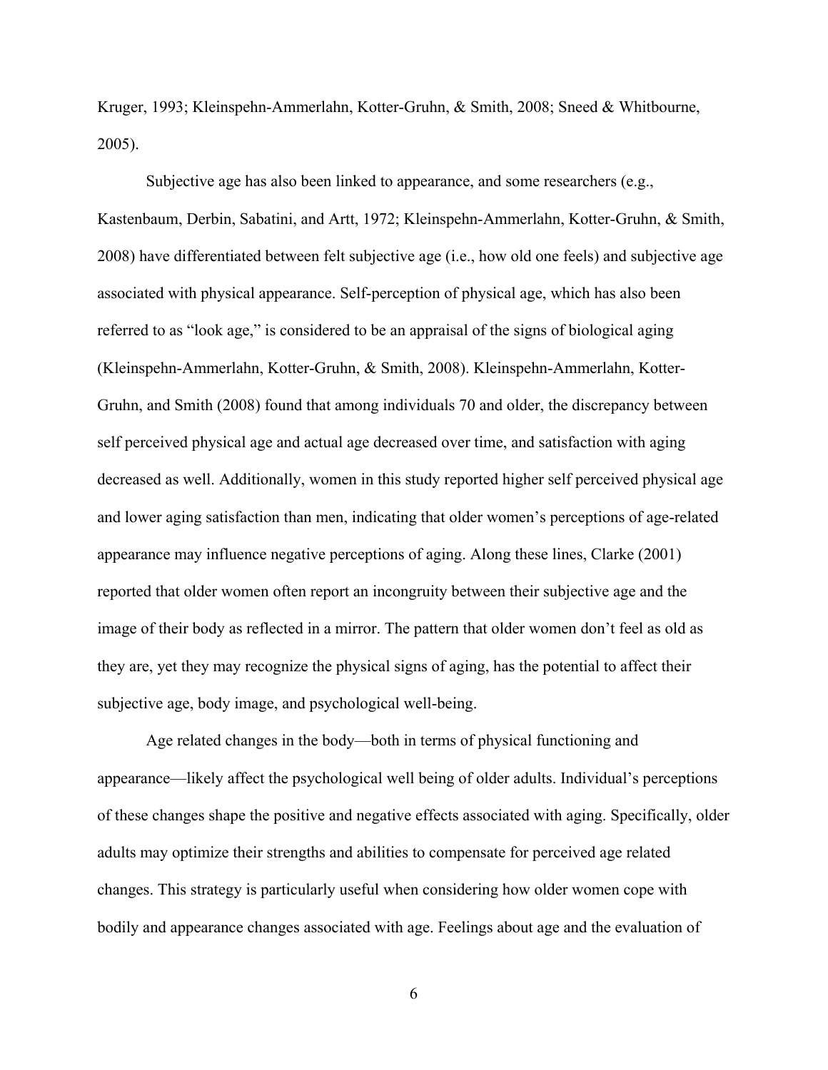Kruger, 1993; Kleinspehn-Ammerlahn, Kotter-Gruhn, & Smith, 2008; Sneed & Whitbourne, 2005).

Subjective age has also been linked to appearance, and some researchers (e.g., Kastenbaum, Derbin, Sabatini, and Artt, 1972; Kleinspehn-Ammerlahn, Kotter-Gruhn, & Smith, 2008) have differentiated between felt subjective age (i.e., how old one feels) and subjective age associated with physical appearance. Self-perception of physical age, which has also been referred to as "look age," is considered to be an appraisal of the signs of biological aging (Kleinspehn-Ammerlahn, Kotter-Gruhn, & Smith, 2008). Kleinspehn-Ammerlahn, Kotter-Gruhn, and Smith (2008) found that among individuals 70 and older, the discrepancy between self perceived physical age and actual age decreased over time, and satisfaction with aging decreased as well. Additionally, women in this study reported higher self perceived physical age and lower aging satisfaction than men, indicating that older women's perceptions of age-related appearance may influence negative perceptions of aging. Along these lines, Clarke (2001) reported that older women often report an incongruity between their subjective age and the image of their body as reflected in a mirror. The pattern that older women don't feel as old as they are, yet they may recognize the physical signs of aging, has the potential to affect their subjective age, body image, and psychological well-being.

Age related changes in the body—both in terms of physical functioning and appearance—likely affect the psychological well being of older adults. Individual's perceptions of these changes shape the positive and negative effects associated with aging. Specifically, older adults may optimize their strengths and abilities to compensate for perceived age related changes. This strategy is particularly useful when considering how older women cope with bodily and appearance changes associated with age. Feelings about age and the evaluation of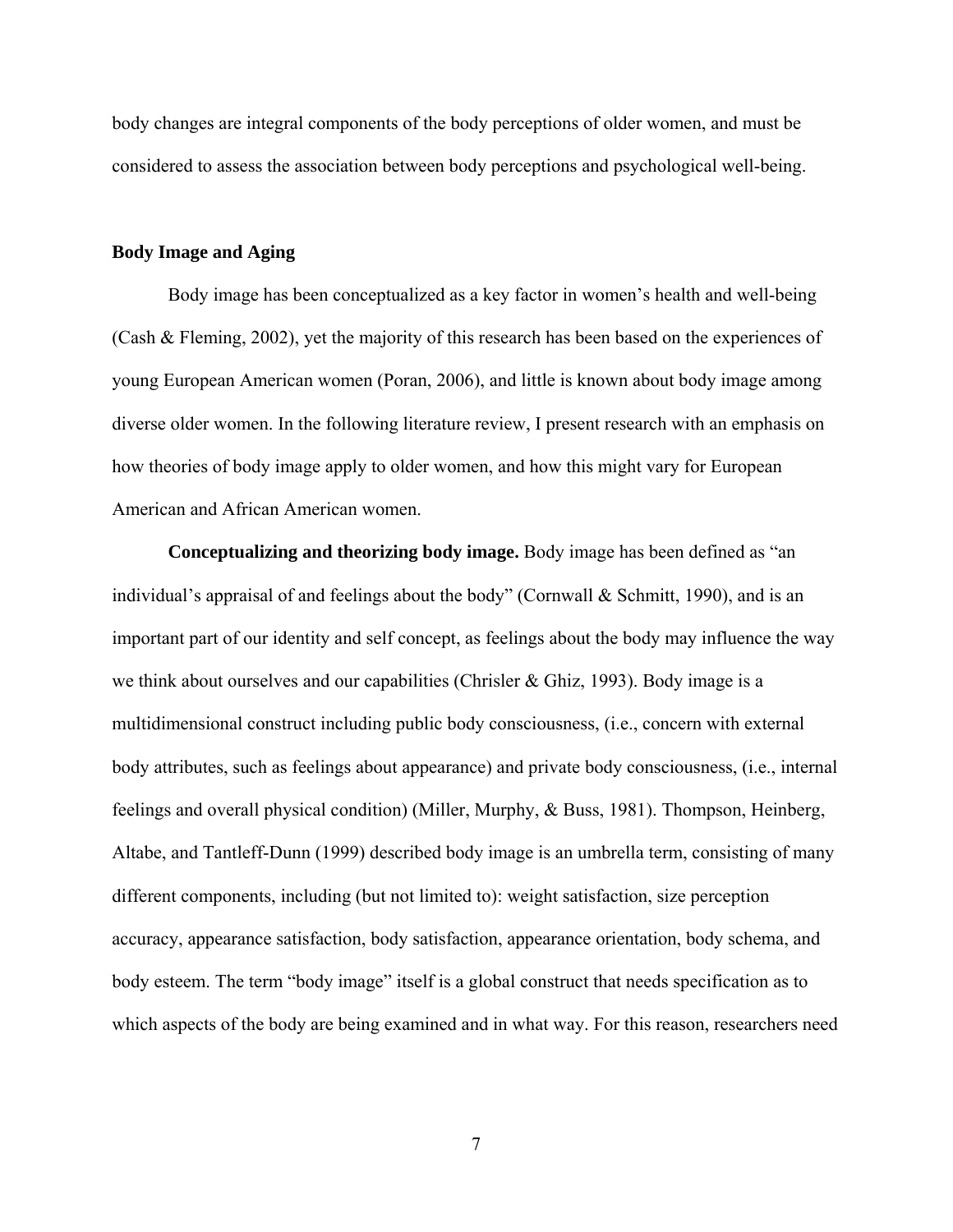body changes are integral components of the body perceptions of older women, and must be considered to assess the association between body perceptions and psychological well-being.

## Body Image and Aging

Body image has been conceptualized as a key factor in women's health and well-being (Cash & Fleming, 2002), yet the majority of this research has been based on the experiences of young European American women (Poran, 2006), and little is known about body image among diverse older women. In the following literature review, I present research with an emphasis on how theories of body image apply to older women, and how this might vary for European American and African American women.

**Conceptualizing and theorizing body image.** Body image has been defined as "an individual's appraisal of and feelings about the body" (Cornwall & Schmitt, 1990), and is an important part of our identity and self concept, as feelings about the body may influence the way we think about ourselves and our capabilities (Chrisler & Ghiz, 1993). Body image is a multidimensional construct including public body consciousness, (i.e., concern with external body attributes, such as feelings about appearance) and private body consciousness, (i.e., internal feelings and overall physical condition) (Miller, Murphy, & Buss, 1981). Thompson, Heinberg, Altabe, and Tantleff-Dunn (1999) described body image is an umbrella term, consisting of many different components, including (but not limited to): weight satisfaction, size perception accuracy, appearance satisfaction, body satisfaction, appearance orientation, body schema, and body esteem. The term "body image" itself is a global construct that needs specification as to which aspects of the body are being examined and in what way. For this reason, researchers need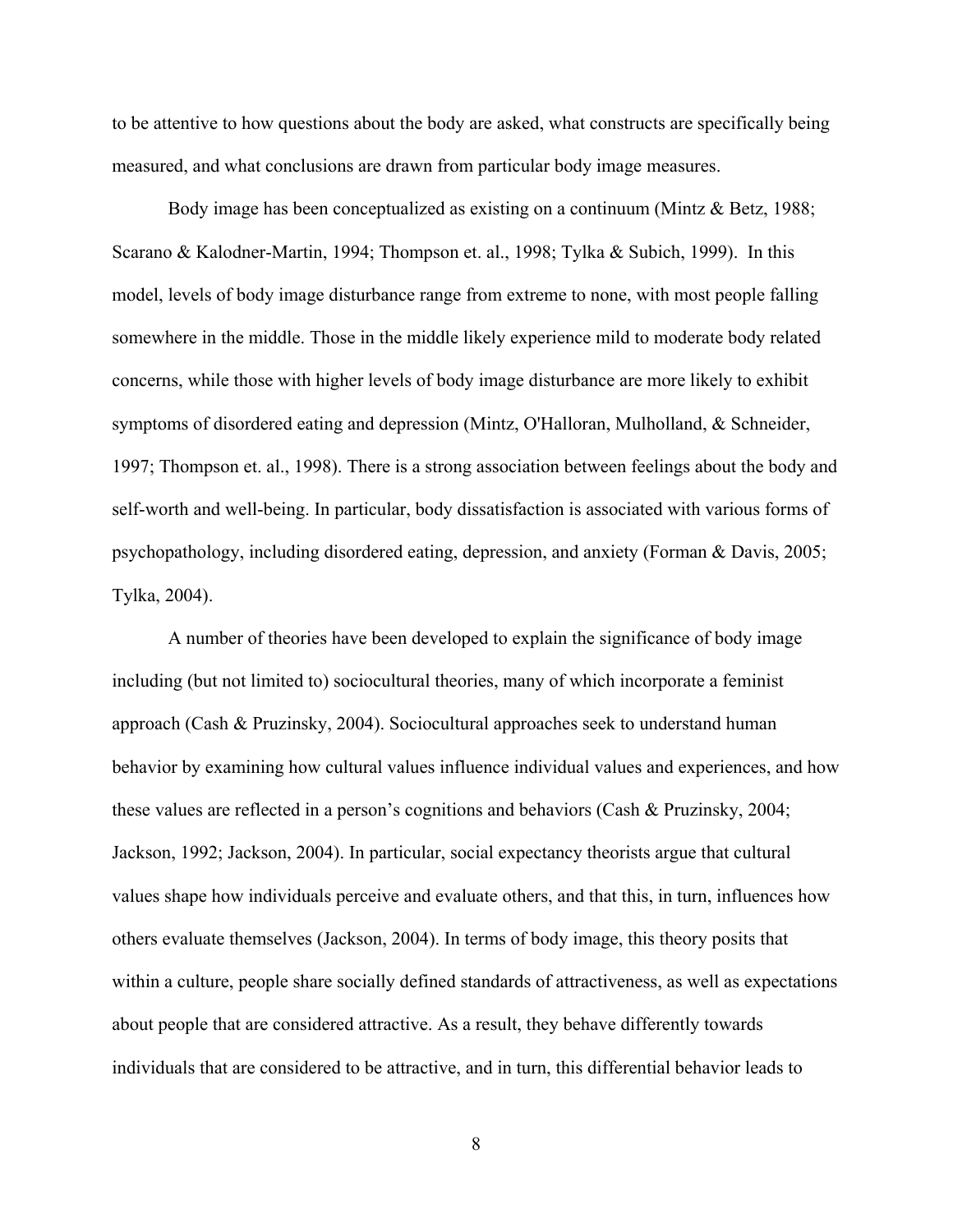to be attentive to how questions about the body are asked, what constructs are specifically being measured, and what conclusions are drawn from particular body image measures.

Body image has been conceptualized as existing on a continuum (Mintz & Betz, 1988; Scarano & Kalodner-Martin, 1994; Thompson et. al., 1998; Tylka & Subich, 1999). In this model, levels of body image disturbance range from extreme to none, with most people falling somewhere in the middle. Those in the middle likely experience mild to moderate body related concerns, while those with higher levels of body image disturbance are more likely to exhibit symptoms of disordered eating and depression (Mintz, O'Halloran, Mulholland, & Schneider, 1997; Thompson et. al., 1998). There is a strong association between feelings about the body and self-worth and well-being. In particular, body dissatisfaction is associated with various forms of psychopathology, including disordered eating, depression, and anxiety (Forman & Davis, 2005; Tylka, 2004).

A number of theories have been developed to explain the significance of body image including (but not limited to) sociocultural theories, many of which incorporate a feminist approach (Cash & Pruzinsky, 2004). Sociocultural approaches seek to understand human behavior by examining how cultural values influence individual values and experiences, and how these values are reflected in a person's cognitions and behaviors (Cash & Pruzinsky, 2004; Jackson, 1992; Jackson, 2004). In particular, social expectancy theorists argue that cultural values shape how individuals perceive and evaluate others, and that this, in turn, influences how others evaluate themselves (Jackson, 2004). In terms of body image, this theory posits that within a culture, people share socially defined standards of attractiveness, as well as expectations about people that are considered attractive. As a result, they behave differently towards individuals that are considered to be attractive, and in turn, this differential behavior leads to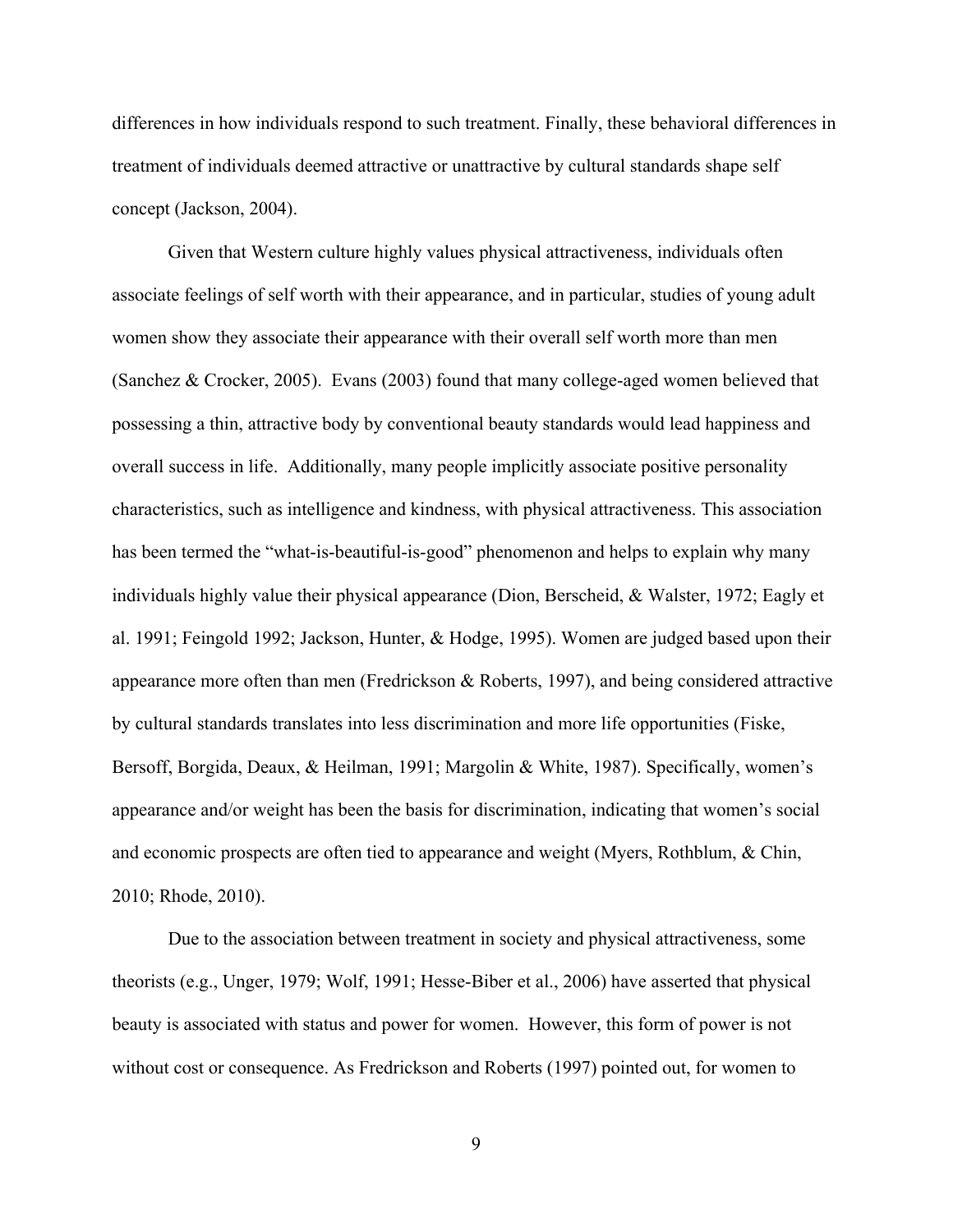differences in how individuals respond to such treatment. Finally, these behavioral differences in treatment of individuals deemed attractive or unattractive by cultural standards shape self concept (Jackson, 2004).

Given that Western culture highly values physical attractiveness, individuals often associate feelings of self worth with their appearance, and in particular, studies of young adult women show they associate their appearance with their overall self worth more than men (Sanchez & Crocker, 2005). Evans (2003) found that many college-aged women believed that possessing a thin, attractive body by conventional beauty standards would lead happiness and overall success in life. Additionally, many people implicitly associate positive personality characteristics, such as intelligence and kindness, with physical attractiveness. This association has been termed the "what-is-beautiful-is-good" phenomenon and helps to explain why many individuals highly value their physical appearance (Dion, Berscheid, & Walster, 1972; Eagly et al. 1991; Feingold 1992; Jackson, Hunter, & Hodge, 1995). Women are judged based upon their appearance more often than men (Fredrickson & Roberts, 1997), and being considered attractive by cultural standards translates into less discrimination and more life opportunities (Fiske, Bersoff, Borgida, Deaux, & Heilman, 1991; Margolin & White, 1987). Specifically, women's appearance and/or weight has been the basis for discrimination, indicating that women's social and economic prospects are often tied to appearance and weight (Myers, Rothblum, & Chin, 2010; Rhode, 2010).

Due to the association between treatment in society and physical attractiveness, some theorists (e.g., Unger, 1979; Wolf, 1991; Hesse-Biber et al., 2006) have asserted that physical beauty is associated with status and power for women. However, this form of power is not without cost or consequence. As Fredrickson and Roberts (1997) pointed out, for women to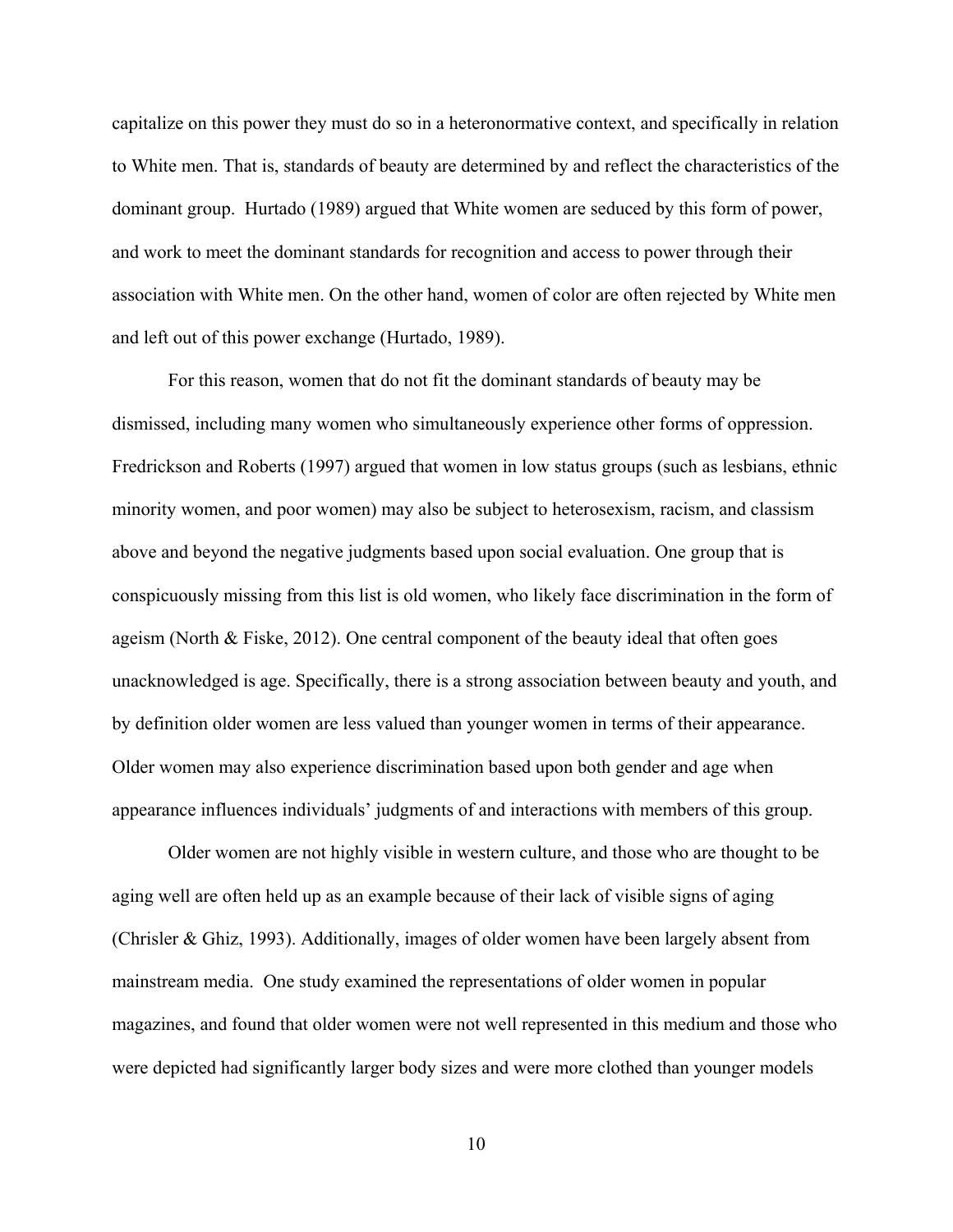capitalize on this power they must do so in a heteronormative context, and specifically in relation to White men. That is, standards of beauty are determined by and reflect the characteristics of the dominant group. Hurtado (1989) argued that White women are seduced by this form of power, and work to meet the dominant standards for recognition and access to power through their association with White men. On the other hand, women of color are often rejected by White men and left out of this power exchange (Hurtado, 1989).

For this reason, women that do not fit the dominant standards of beauty may be dismissed, including many women who simultaneously experience other forms of oppression. Fredrickson and Roberts (1997) argued that women in low status groups (such as lesbians, ethnic minority women, and poor women) may also be subject to heterosexism, racism, and classism above and beyond the negative judgments based upon social evaluation. One group that is conspicuously missing from this list is old women, who likely face discrimination in the form of ageism (North & Fiske, 2012). One central component of the beauty ideal that often goes unacknowledged is age. Specifically, there is a strong association between beauty and youth, and by definition older women are less valued than younger women in terms of their appearance. Older women may also experience discrimination based upon both gender and age when appearance influences individuals' judgments of and interactions with members of this group.

Older women are not highly visible in western culture, and those who are thought to be aging well are often held up as an example because of their lack of visible signs of aging (Chrisler & Ghiz, 1993). Additionally, images of older women have been largely absent from mainstream media. One study examined the representations of older women in popular magazines, and found that older women were not well represented in this medium and those who were depicted had significantly larger body sizes and were more clothed than younger models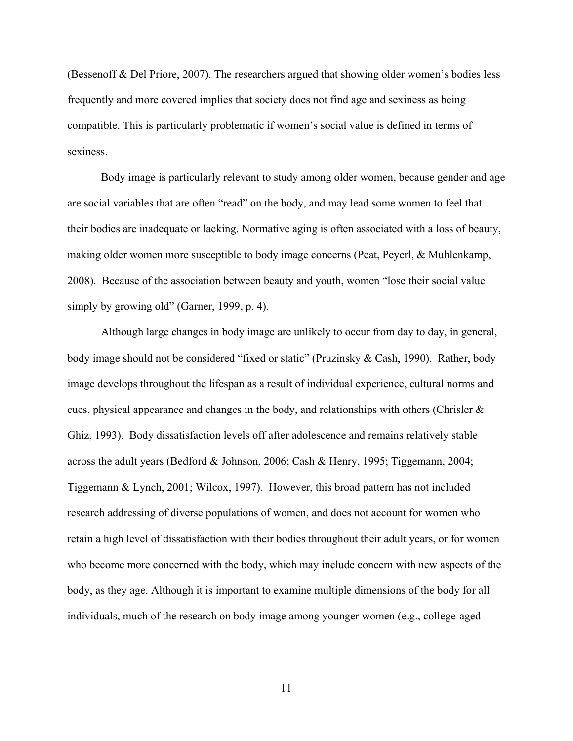(Bessenoff & Del Priore, 2007). The researchers argued that showing older women's bodies less frequently and more covered implies that society does not find age and sexiness as being compatible. This is particularly problematic if women's social value is defined in terms of sexiness.

Body image is particularly relevant to study among older women, because gender and age are social variables that are often "read" on the body, and may lead some women to feel that their bodies are inadequate or lacking. Normative aging is often associated with a loss of beauty, making older women more susceptible to body image concerns (Peat, Peyerl, & Muhlenkamp, 2008). Because of the association between beauty and youth, women "lose their social value simply by growing old" (Garner, 1999, p. 4).

Although large changes in body image are unlikely to occur from day to day, in general, body image should not be considered "fixed or static" (Pruzinsky & Cash, 1990). Rather, body image develops throughout the lifespan as a result of individual experience, cultural norms and cues, physical appearance and changes in the body, and relationships with others (Chrisler & Ghiz, 1993). Body dissatisfaction levels off after adolescence and remains relatively stable across the adult years (Bedford & Johnson, 2006; Cash & Henry, 1995; Tiggemann, 2004; Tiggemann & Lynch, 2001; Wilcox, 1997). However, this broad pattern has not included research addressing of diverse populations of women, and does not account for women who retain a high level of dissatisfaction with their bodies throughout their adult years, or for women who become more concerned with the body, which may include concern with new aspects of the body, as they age. Although it is important to examine multiple dimensions of the body for all individuals, much of the research on body image among younger women (e.g., college-aged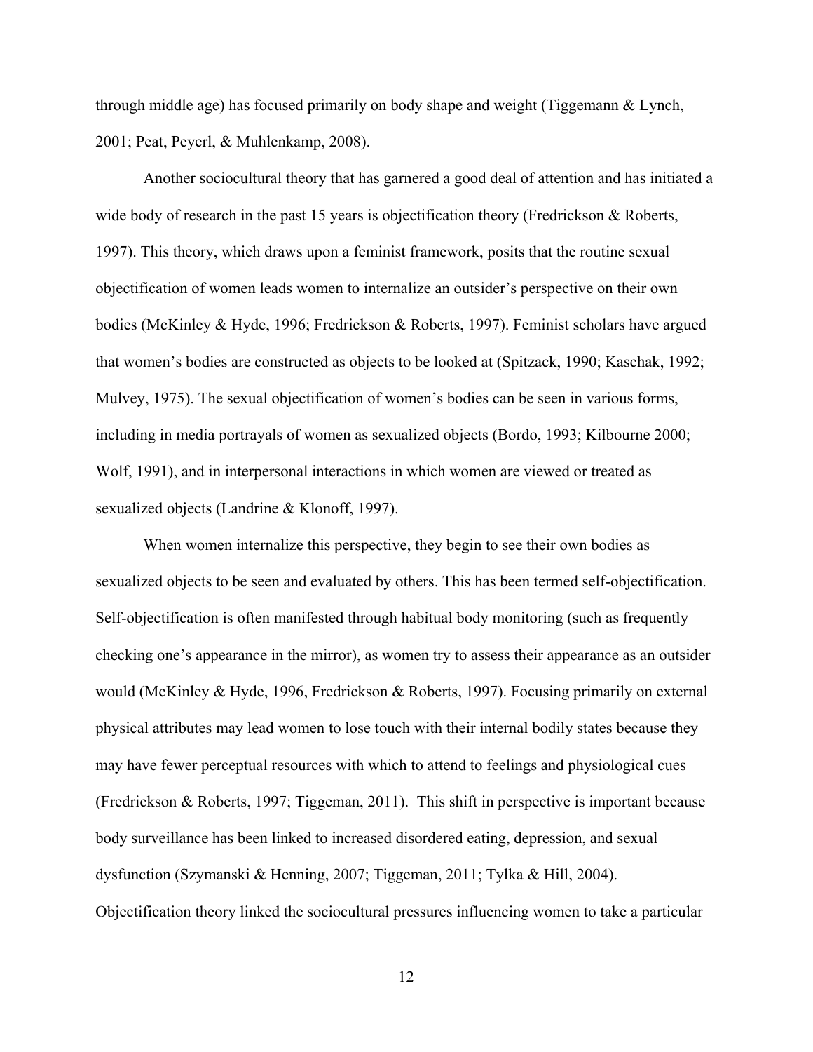through middle age) has focused primarily on body shape and weight (Tiggemann & Lynch, 2001; Peat, Peyerl, & Muhlenkamp, 2008).

Another sociocultural theory that has garnered a good deal of attention and has initiated a wide body of research in the past 15 years is objectification theory (Fredrickson & Roberts, 1997). This theory, which draws upon a feminist framework, posits that the routine sexual objectification of women leads women to internalize an outsider's perspective on their own bodies (McKinley & Hyde, 1996; Fredrickson & Roberts, 1997). Feminist scholars have argued that women's bodies are constructed as objects to be looked at (Spitzack, 1990; Kaschak, 1992; Mulvey, 1975). The sexual objectification of women's bodies can be seen in various forms, including in media portrayals of women as sexualized objects (Bordo, 1993; Kilbourne 2000; Wolf, 1991), and in interpersonal interactions in which women are viewed or treated as sexualized objects (Landrine & Klonoff, 1997).

When women internalize this perspective, they begin to see their own bodies as sexualized objects to be seen and evaluated by others. This has been termed self-objectification. Self-objectification is often manifested through habitual body monitoring (such as frequently checking one's appearance in the mirror), as women try to assess their appearance as an outsider would (McKinley & Hyde, 1996, Fredrickson & Roberts, 1997). Focusing primarily on external physical attributes may lead women to lose touch with their internal bodily states because they may have fewer perceptual resources with which to attend to feelings and physiological cues (Fredrickson & Roberts, 1997; Tiggeman, 2011). This shift in perspective is important because body surveillance has been linked to increased disordered eating, depression, and sexual dysfunction (Szymanski & Henning, 2007; Tiggeman, 2011; Tylka & Hill, 2004). Objectification theory linked the sociocultural pressures influencing women to take a particular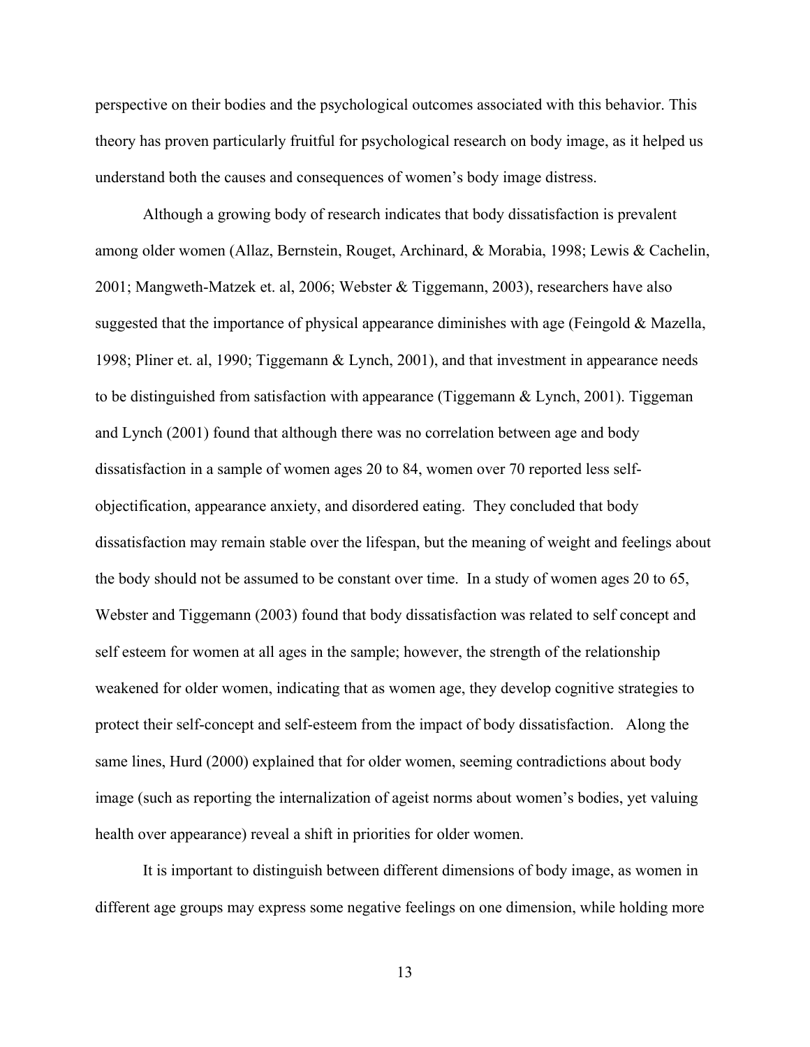perspective on their bodies and the psychological outcomes associated with this behavior. This theory has proven particularly fruitful for psychological research on body image, as it helped us understand both the causes and consequences of women's body image distress.

Although a growing body of research indicates that body dissatisfaction is prevalent among older women (Allaz, Bernstein, Rouget, Archinard, & Morabia, 1998; Lewis & Cachelin, 2001; Mangweth-Matzek et. al, 2006; Webster & Tiggemann, 2003), researchers have also suggested that the importance of physical appearance diminishes with age (Feingold & Mazella, 1998; Pliner et. al, 1990; Tiggemann & Lynch, 2001), and that investment in appearance needs to be distinguished from satisfaction with appearance (Tiggemann & Lynch, 2001). Tiggeman and Lynch (2001) found that although there was no correlation between age and body dissatisfaction in a sample of women ages 20 to 84, women over 70 reported less self-objectification, appearance anxiety, and disordered eating. They concluded that body dissatisfaction may remain stable over the lifespan, but the meaning of weight and feelings about the body should not be assumed to be constant over time. In a study of women ages 20 to 65, Webster and Tiggemann (2003) found that body dissatisfaction was related to self concept and self esteem for women at all ages in the sample; however, the strength of the relationship weakened for older women, indicating that as women age, they develop cognitive strategies to protect their self-concept and self-esteem from the impact of body dissatisfaction. Along the same lines, Hurd (2000) explained that for older women, seeming contradictions about body image (such as reporting the internalization of ageist norms about women's bodies, yet valuing health over appearance) reveal a shift in priorities for older women.

It is important to distinguish between different dimensions of body image, as women in different age groups may express some negative feelings on one dimension, while holding more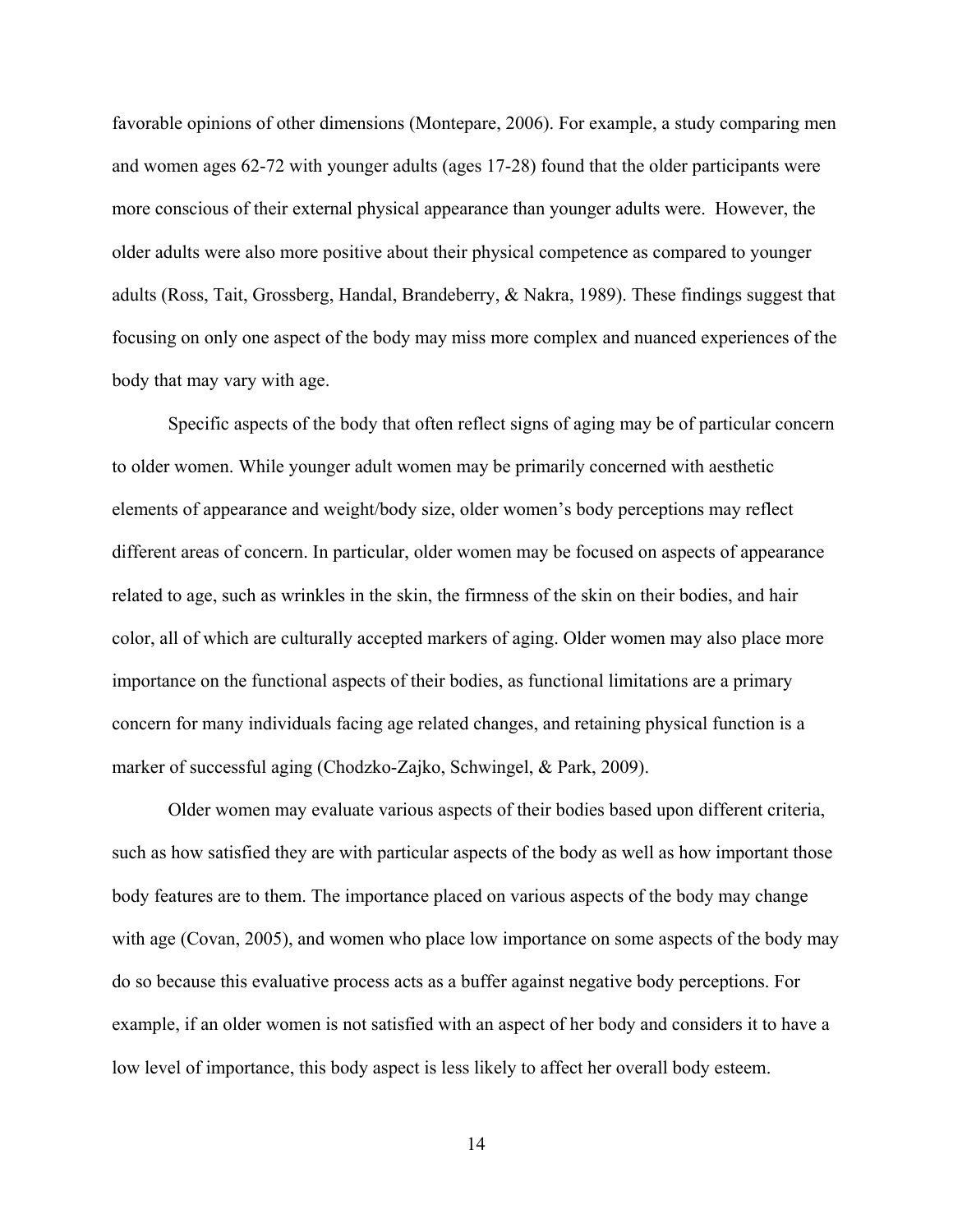favorable opinions of other dimensions (Montepare, 2006). For example, a study comparing men and women ages 62-72 with younger adults (ages 17-28) found that the older participants were more conscious of their external physical appearance than younger adults were. However, the older adults were also more positive about their physical competence as compared to younger adults (Ross, Tait, Grossberg, Handal, Brandeberry, & Nakra, 1989). These findings suggest that focusing on only one aspect of the body may miss more complex and nuanced experiences of the body that may vary with age.

Specific aspects of the body that often reflect signs of aging may be of particular concern to older women. While younger adult women may be primarily concerned with aesthetic elements of appearance and weight/body size, older women's body perceptions may reflect different areas of concern. In particular, older women may be focused on aspects of appearance related to age, such as wrinkles in the skin, the firmness of the skin on their bodies, and hair color, all of which are culturally accepted markers of aging. Older women may also place more importance on the functional aspects of their bodies, as functional limitations are a primary concern for many individuals facing age related changes, and retaining physical function is a marker of successful aging (Chodzko-Zajko, Schwingel, & Park, 2009).

Older women may evaluate various aspects of their bodies based upon different criteria, such as how satisfied they are with particular aspects of the body as well as how important those body features are to them. The importance placed on various aspects of the body may change with age (Covan, 2005), and women who place low importance on some aspects of the body may do so because this evaluative process acts as a buffer against negative body perceptions. For example, if an older women is not satisfied with an aspect of her body and considers it to have a low level of importance, this body aspect is less likely to affect her overall body esteem.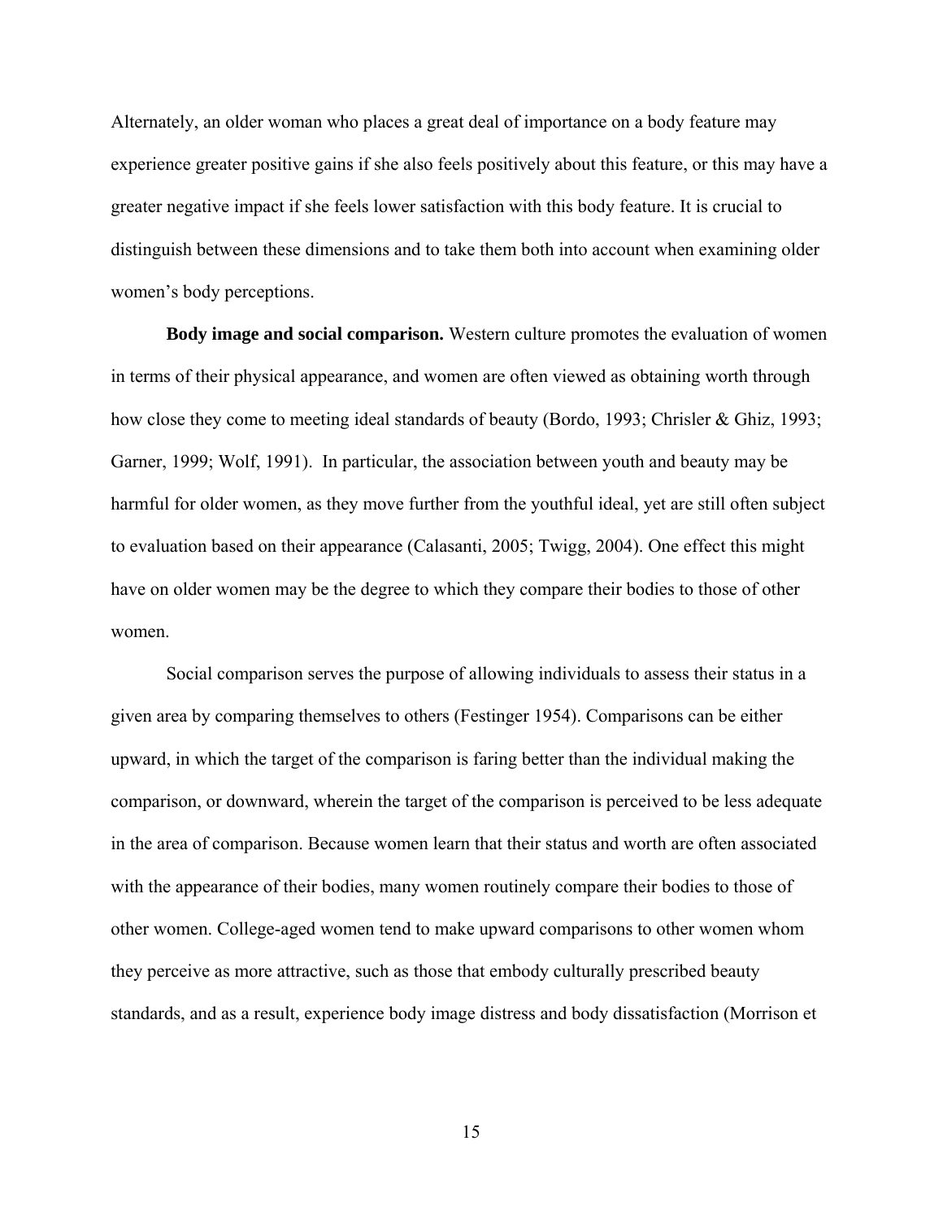Alternately, an older woman who places a great deal of importance on a body feature may experience greater positive gains if she also feels positively about this feature, or this may have a greater negative impact if she feels lower satisfaction with this body feature. It is crucial to distinguish between these dimensions and to take them both into account when examining older women's body perceptions.

**Body image and social comparison.** Western culture promotes the evaluation of women in terms of their physical appearance, and women are often viewed as obtaining worth through how close they come to meeting ideal standards of beauty (Bordo, 1993; Chrisler & Ghiz, 1993; Garner, 1999; Wolf, 1991). In particular, the association between youth and beauty may be harmful for older women, as they move further from the youthful ideal, yet are still often subject to evaluation based on their appearance (Calasanti, 2005; Twigg, 2004). One effect this might have on older women may be the degree to which they compare their bodies to those of other women.

Social comparison serves the purpose of allowing individuals to assess their status in a given area by comparing themselves to others (Festinger 1954). Comparisons can be either upward, in which the target of the comparison is faring better than the individual making the comparison, or downward, wherein the target of the comparison is perceived to be less adequate in the area of comparison. Because women learn that their status and worth are often associated with the appearance of their bodies, many women routinely compare their bodies to those of other women. College-aged women tend to make upward comparisons to other women whom they perceive as more attractive, such as those that embody culturally prescribed beauty standards, and as a result, experience body image distress and body dissatisfaction (Morrison et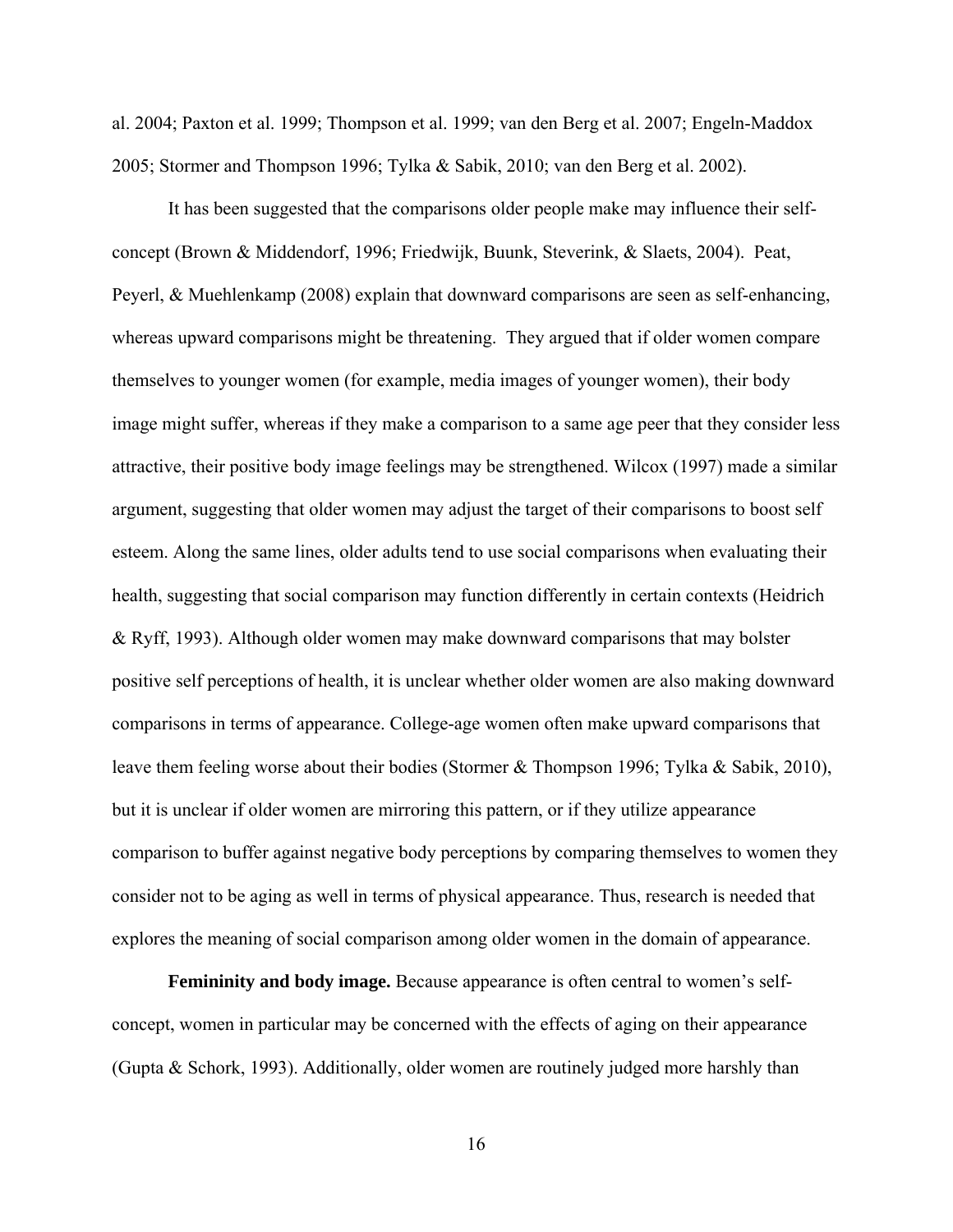al. 2004; Paxton et al. 1999; Thompson et al. 1999; van den Berg et al. 2007; Engeln-Maddox 2005; Stormer and Thompson 1996; Tylka & Sabik, 2010; van den Berg et al. 2002).

It has been suggested that the comparisons older people make may influence their self-concept (Brown & Middendorf, 1996; Friedwijk, Buunk, Steverink, & Slaets, 2004). Peat, Peyerl, & Muehlenkamp (2008) explain that downward comparisons are seen as self-enhancing, whereas upward comparisons might be threatening. They argued that if older women compare themselves to younger women (for example, media images of younger women), their body image might suffer, whereas if they make a comparison to a same age peer that they consider less attractive, their positive body image feelings may be strengthened. Wilcox (1997) made a similar argument, suggesting that older women may adjust the target of their comparisons to boost self esteem. Along the same lines, older adults tend to use social comparisons when evaluating their health, suggesting that social comparison may function differently in certain contexts (Heidrich & Ryff, 1993). Although older women may make downward comparisons that may bolster positive self perceptions of health, it is unclear whether older women are also making downward comparisons in terms of appearance. College-age women often make upward comparisons that leave them feeling worse about their bodies (Stormer & Thompson 1996; Tylka & Sabik, 2010), but it is unclear if older women are mirroring this pattern, or if they utilize appearance comparison to buffer against negative body perceptions by comparing themselves to women they consider not to be aging as well in terms of physical appearance. Thus, research is needed that explores the meaning of social comparison among older women in the domain of appearance.

**Femininity and body image.** Because appearance is often central to women's self-concept, women in particular may be concerned with the effects of aging on their appearance (Gupta & Schork, 1993). Additionally, older women are routinely judged more harshly than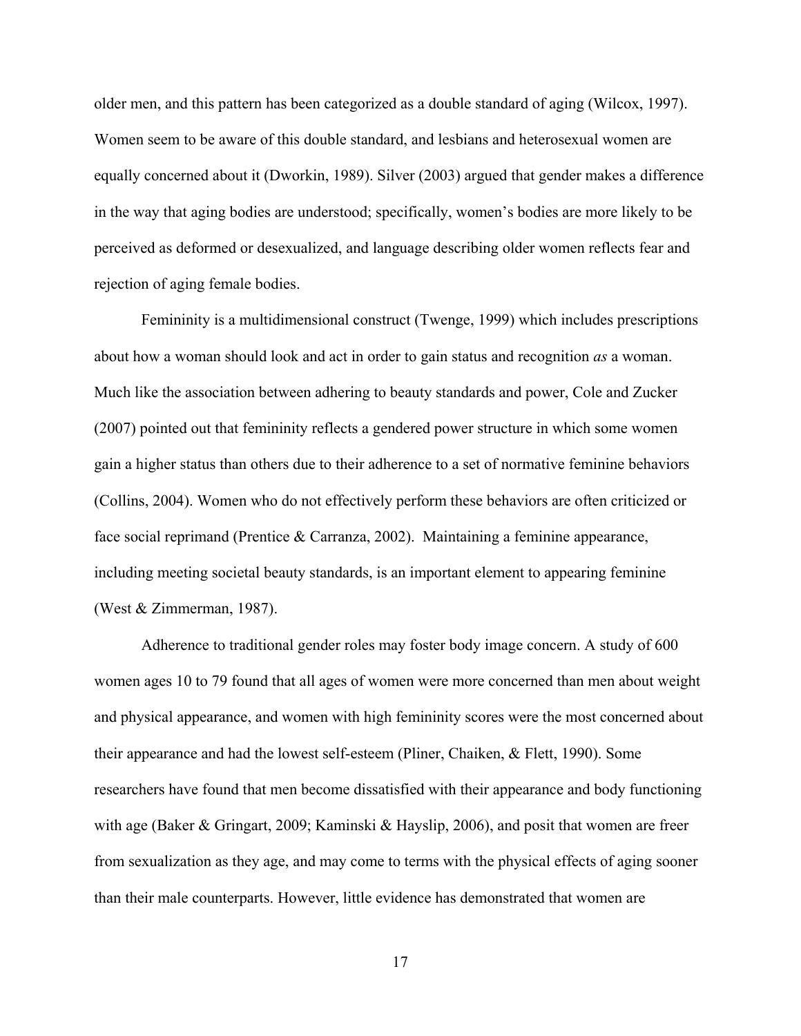older men, and this pattern has been categorized as a double standard of aging (Wilcox, 1997). Women seem to be aware of this double standard, and lesbians and heterosexual women are equally concerned about it (Dworkin, 1989). Silver (2003) argued that gender makes a difference in the way that aging bodies are understood; specifically, women's bodies are more likely to be perceived as deformed or desexualized, and language describing older women reflects fear and rejection of aging female bodies.

Femininity is a multidimensional construct (Twenge, 1999) which includes prescriptions about how a woman should look and act in order to gain status and recognition *as* a woman. Much like the association between adhering to beauty standards and power, Cole and Zucker (2007) pointed out that femininity reflects a gendered power structure in which some women gain a higher status than others due to their adherence to a set of normative feminine behaviors (Collins, 2004). Women who do not effectively perform these behaviors are often criticized or face social reprimand (Prentice & Carranza, 2002). Maintaining a feminine appearance, including meeting societal beauty standards, is an important element to appearing feminine (West & Zimmerman, 1987).

Adherence to traditional gender roles may foster body image concern. A study of 600 women ages 10 to 79 found that all ages of women were more concerned than men about weight and physical appearance, and women with high femininity scores were the most concerned about their appearance and had the lowest self-esteem (Pliner, Chaiken, & Flett, 1990). Some researchers have found that men become dissatisfied with their appearance and body functioning with age (Baker & Gringart, 2009; Kaminski & Hayslip, 2006), and posit that women are freer from sexualization as they age, and may come to terms with the physical effects of aging sooner than their male counterparts. However, little evidence has demonstrated that women are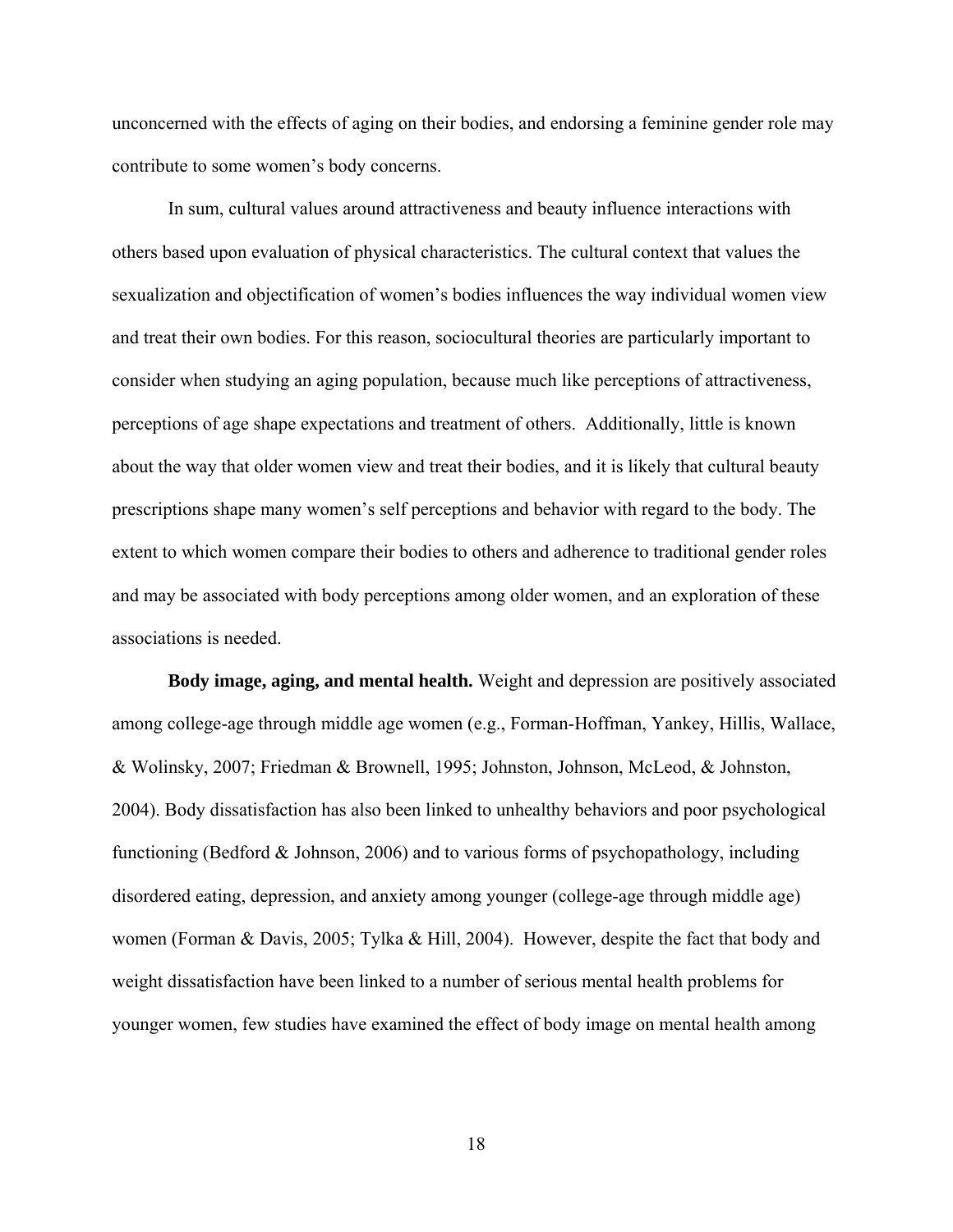unconcerned with the effects of aging on their bodies, and endorsing a feminine gender role may contribute to some women's body concerns.

In sum, cultural values around attractiveness and beauty influence interactions with others based upon evaluation of physical characteristics. The cultural context that values the sexualization and objectification of women's bodies influences the way individual women view and treat their own bodies. For this reason, sociocultural theories are particularly important to consider when studying an aging population, because much like perceptions of attractiveness, perceptions of age shape expectations and treatment of others. Additionally, little is known about the way that older women view and treat their bodies, and it is likely that cultural beauty prescriptions shape many women's self perceptions and behavior with regard to the body. The extent to which women compare their bodies to others and adherence to traditional gender roles and may be associated with body perceptions among older women, and an exploration of these associations is needed.

**Body image, aging, and mental health.** Weight and depression are positively associated among college-age through middle age women (e.g., Forman-Hoffman, Yankey, Hillis, Wallace, & Wolinsky, 2007; Friedman & Brownell, 1995; Johnston, Johnson, McLeod, & Johnston, 2004). Body dissatisfaction has also been linked to unhealthy behaviors and poor psychological functioning (Bedford & Johnson, 2006) and to various forms of psychopathology, including disordered eating, depression, and anxiety among younger (college-age through middle age) women (Forman & Davis, 2005; Tylka & Hill, 2004). However, despite the fact that body and weight dissatisfaction have been linked to a number of serious mental health problems for younger women, few studies have examined the effect of body image on mental health among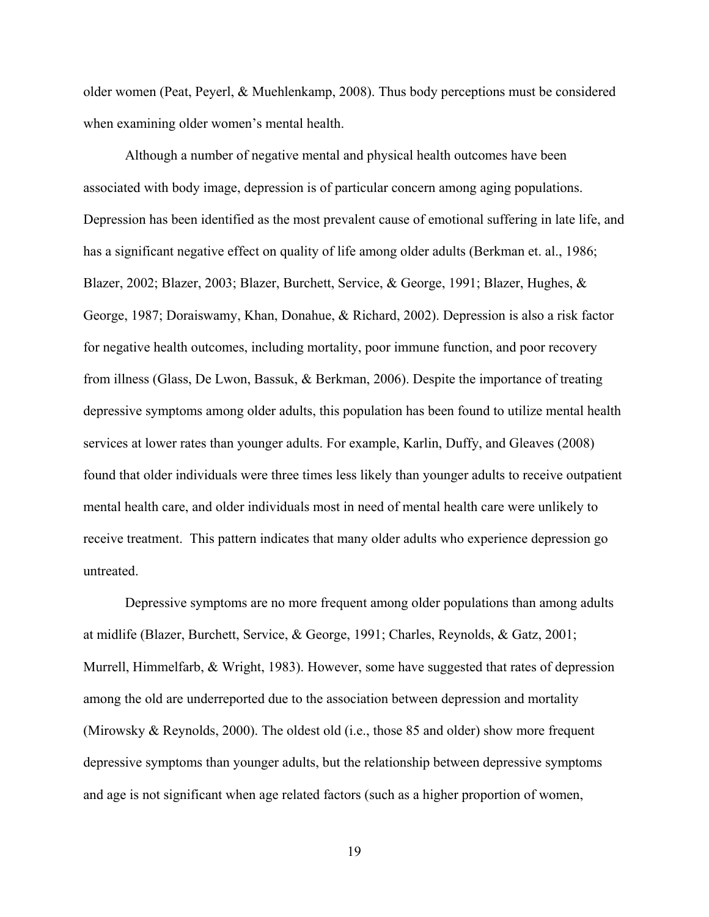older women (Peat, Peyerl, & Muehlenkamp, 2008). Thus body perceptions must be considered when examining older women's mental health.

Although a number of negative mental and physical health outcomes have been associated with body image, depression is of particular concern among aging populations. Depression has been identified as the most prevalent cause of emotional suffering in late life, and has a significant negative effect on quality of life among older adults (Berkman et. al., 1986; Blazer, 2002; Blazer, 2003; Blazer, Burchett, Service, & George, 1991; Blazer, Hughes, & George, 1987; Doraiswamy, Khan, Donahue, & Richard, 2002). Depression is also a risk factor for negative health outcomes, including mortality, poor immune function, and poor recovery from illness (Glass, De Lwon, Bassuk, & Berkman, 2006). Despite the importance of treating depressive symptoms among older adults, this population has been found to utilize mental health services at lower rates than younger adults. For example, Karlin, Duffy, and Gleaves (2008) found that older individuals were three times less likely than younger adults to receive outpatient mental health care, and older individuals most in need of mental health care were unlikely to receive treatment. This pattern indicates that many older adults who experience depression go untreated.

Depressive symptoms are no more frequent among older populations than among adults at midlife (Blazer, Burchett, Service, & George, 1991; Charles, Reynolds, & Gatz, 2001; Murrell, Himmelfarb, & Wright, 1983). However, some have suggested that rates of depression among the old are underreported due to the association between depression and mortality (Mirowsky & Reynolds, 2000). The oldest old (i.e., those 85 and older) show more frequent depressive symptoms than younger adults, but the relationship between depressive symptoms and age is not significant when age related factors (such as a higher proportion of women,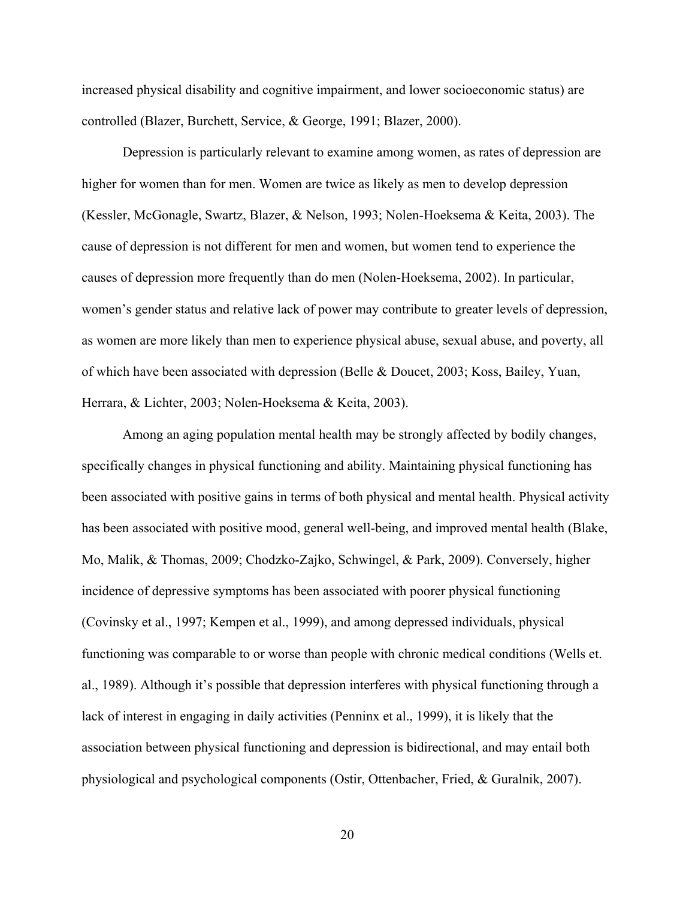increased physical disability and cognitive impairment, and lower socioeconomic status) are controlled (Blazer, Burchett, Service, & George, 1991; Blazer, 2000).

Depression is particularly relevant to examine among women, as rates of depression are higher for women than for men. Women are twice as likely as men to develop depression (Kessler, McGonagle, Swartz, Blazer, & Nelson, 1993; Nolen-Hoeksema & Keita, 2003). The cause of depression is not different for men and women, but women tend to experience the causes of depression more frequently than do men (Nolen-Hoeksema, 2002). In particular, women's gender status and relative lack of power may contribute to greater levels of depression, as women are more likely than men to experience physical abuse, sexual abuse, and poverty, all of which have been associated with depression (Belle & Doucet, 2003; Koss, Bailey, Yuan, Herrara, & Lichter, 2003; Nolen-Hoeksema & Keita, 2003).

Among an aging population mental health may be strongly affected by bodily changes, specifically changes in physical functioning and ability. Maintaining physical functioning has been associated with positive gains in terms of both physical and mental health. Physical activity has been associated with positive mood, general well-being, and improved mental health (Blake, Mo, Malik, & Thomas, 2009; Chodzko-Zajko, Schwingel, & Park, 2009). Conversely, higher incidence of depressive symptoms has been associated with poorer physical functioning (Covinsky et al., 1997; Kempen et al., 1999), and among depressed individuals, physical functioning was comparable to or worse than people with chronic medical conditions (Wells et. al., 1989). Although it's possible that depression interferes with physical functioning through a lack of interest in engaging in daily activities (Penninx et al., 1999), it is likely that the association between physical functioning and depression is bidirectional, and may entail both physiological and psychological components (Ostir, Ottenbacher, Fried, & Guralnik, 2007).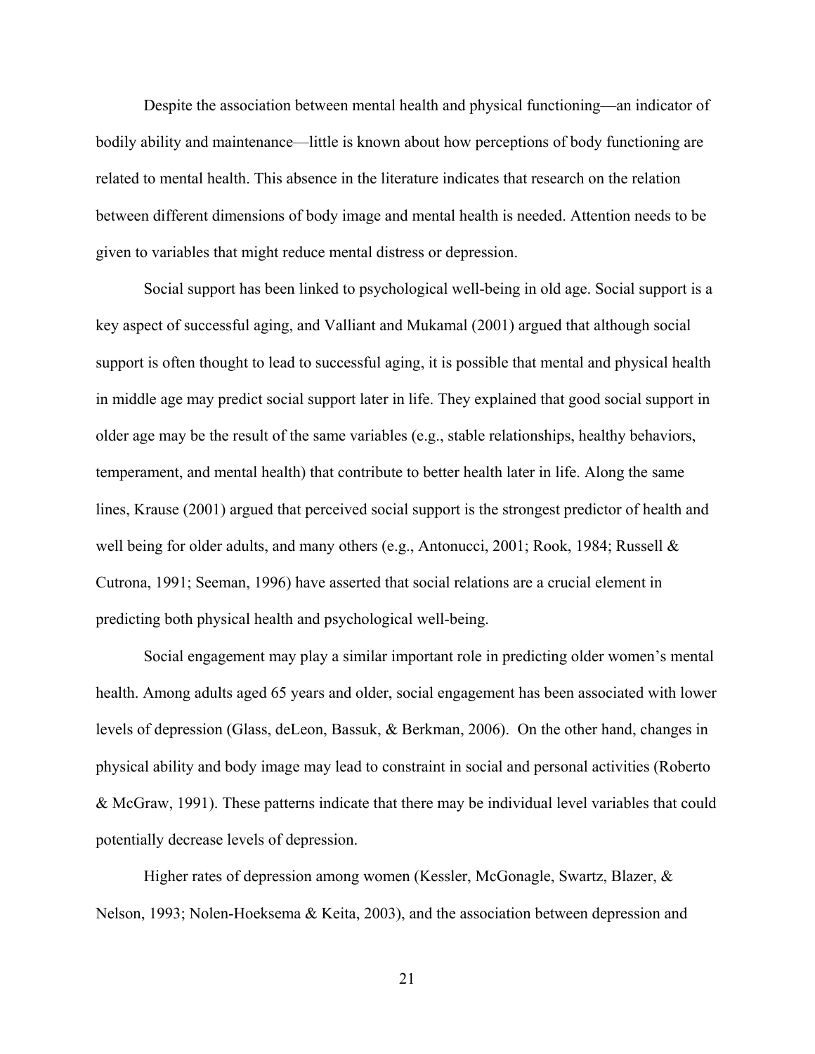Despite the association between mental health and physical functioning—an indicator of bodily ability and maintenance—little is known about how perceptions of body functioning are related to mental health. This absence in the literature indicates that research on the relation between different dimensions of body image and mental health is needed. Attention needs to be given to variables that might reduce mental distress or depression.

Social support has been linked to psychological well-being in old age. Social support is a key aspect of successful aging, and Valliant and Mukamal (2001) argued that although social support is often thought to lead to successful aging, it is possible that mental and physical health in middle age may predict social support later in life. They explained that good social support in older age may be the result of the same variables (e.g., stable relationships, healthy behaviors, temperament, and mental health) that contribute to better health later in life. Along the same lines, Krause (2001) argued that perceived social support is the strongest predictor of health and well being for older adults, and many others (e.g., Antonucci, 2001; Rook, 1984; Russell & Cutrona, 1991; Seeman, 1996) have asserted that social relations are a crucial element in predicting both physical health and psychological well-being.

Social engagement may play a similar important role in predicting older women's mental health. Among adults aged 65 years and older, social engagement has been associated with lower levels of depression (Glass, deLeon, Bassuk, & Berkman, 2006). On the other hand, changes in physical ability and body image may lead to constraint in social and personal activities (Roberto & McGraw, 1991). These patterns indicate that there may be individual level variables that could potentially decrease levels of depression.

Higher rates of depression among women (Kessler, McGonagle, Swartz, Blazer, & Nelson, 1993; Nolen-Hoeksema & Keita, 2003), and the association between depression and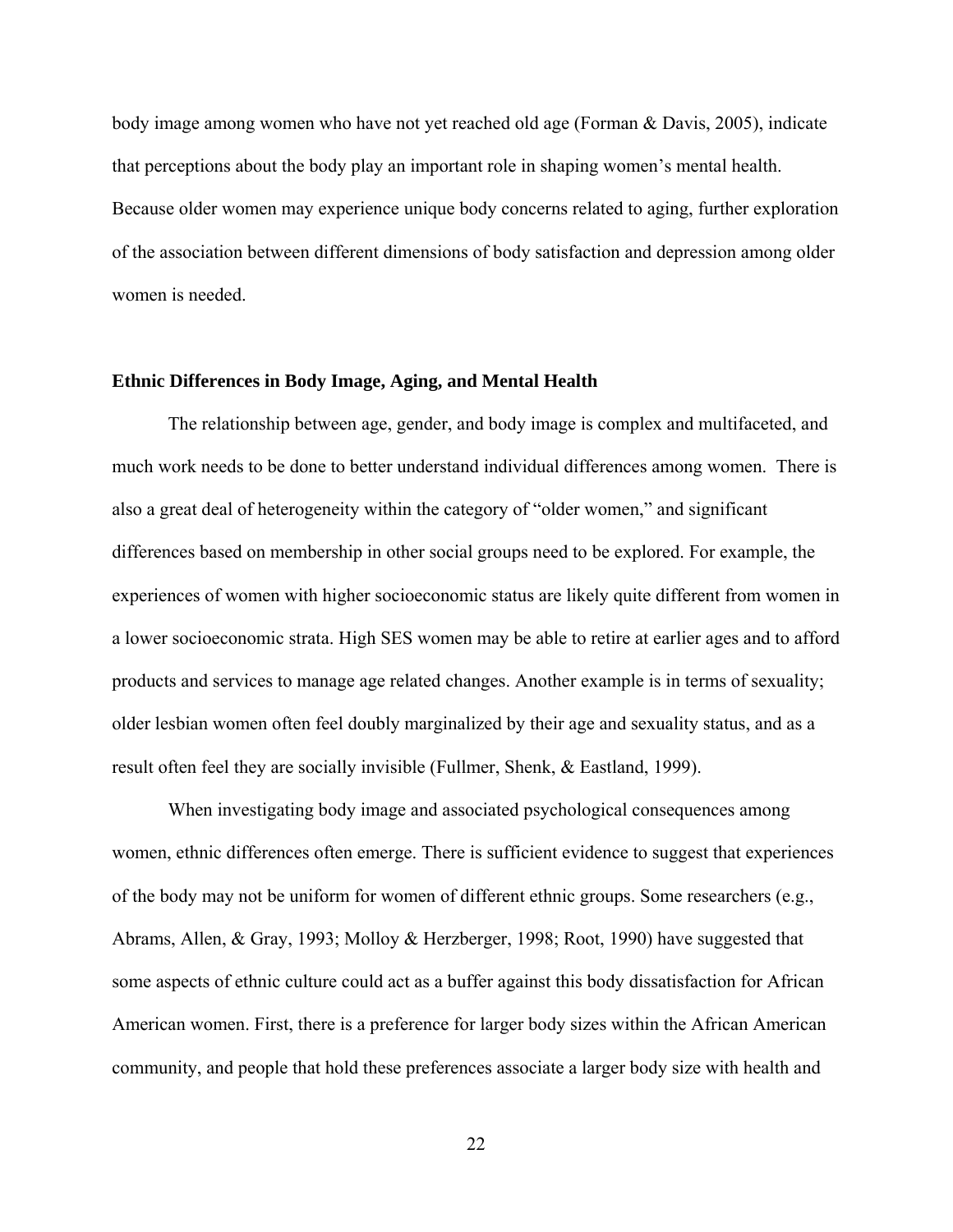body image among women who have not yet reached old age (Forman & Davis, 2005), indicate that perceptions about the body play an important role in shaping women's mental health. Because older women may experience unique body concerns related to aging, further exploration of the association between different dimensions of body satisfaction and depression among older women is needed.

### Ethnic Differences in Body Image, Aging, and Mental Health

The relationship between age, gender, and body image is complex and multifaceted, and much work needs to be done to better understand individual differences among women. There is also a great deal of heterogeneity within the category of "older women," and significant differences based on membership in other social groups need to be explored. For example, the experiences of women with higher socioeconomic status are likely quite different from women in a lower socioeconomic strata. High SES women may be able to retire at earlier ages and to afford products and services to manage age related changes. Another example is in terms of sexuality; older lesbian women often feel doubly marginalized by their age and sexuality status, and as a result often feel they are socially invisible (Fullmer, Shenk, & Eastland, 1999).

When investigating body image and associated psychological consequences among women, ethnic differences often emerge. There is sufficient evidence to suggest that experiences of the body may not be uniform for women of different ethnic groups. Some researchers (e.g., Abrams, Allen, & Gray, 1993; Molloy & Herzberger, 1998; Root, 1990) have suggested that some aspects of ethnic culture could act as a buffer against this body dissatisfaction for African American women. First, there is a preference for larger body sizes within the African American community, and people that hold these preferences associate a larger body size with health and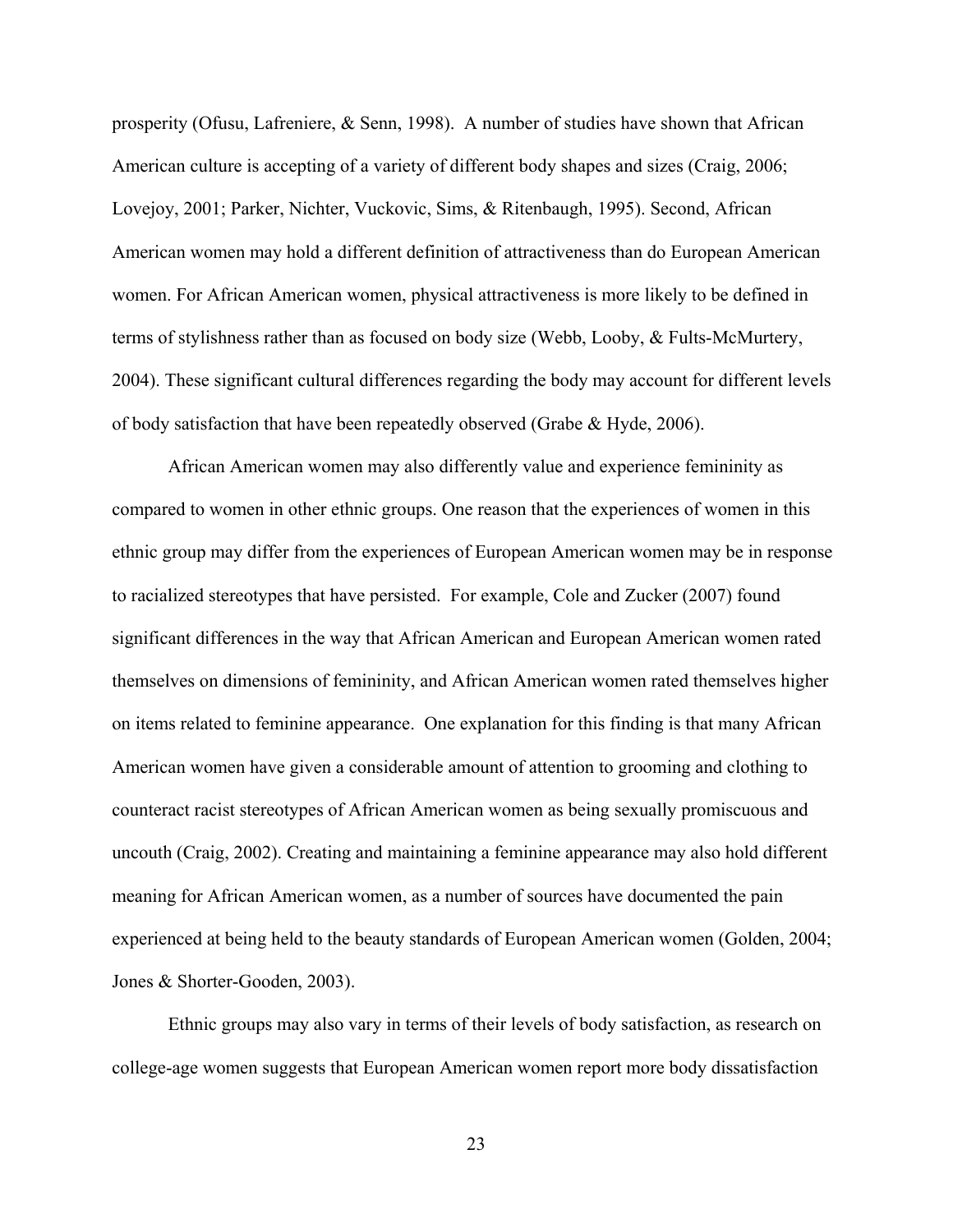prosperity (Ofusu, Lafreniere, & Senn, 1998). A number of studies have shown that African American culture is accepting of a variety of different body shapes and sizes (Craig, 2006; Lovejoy, 2001; Parker, Nichter, Vuckovic, Sims, & Ritenbaugh, 1995). Second, African American women may hold a different definition of attractiveness than do European American women. For African American women, physical attractiveness is more likely to be defined in terms of stylishness rather than as focused on body size (Webb, Looby, & Fults-McMurtery, 2004). These significant cultural differences regarding the body may account for different levels of body satisfaction that have been repeatedly observed (Grabe & Hyde, 2006).

African American women may also differently value and experience femininity as compared to women in other ethnic groups. One reason that the experiences of women in this ethnic group may differ from the experiences of European American women may be in response to racialized stereotypes that have persisted. For example, Cole and Zucker (2007) found significant differences in the way that African American and European American women rated themselves on dimensions of femininity, and African American women rated themselves higher on items related to feminine appearance. One explanation for this finding is that many African American women have given a considerable amount of attention to grooming and clothing to counteract racist stereotypes of African American women as being sexually promiscuous and uncouth (Craig, 2002). Creating and maintaining a feminine appearance may also hold different meaning for African American women, as a number of sources have documented the pain experienced at being held to the beauty standards of European American women (Golden, 2004; Jones & Shorter-Gooden, 2003).

Ethnic groups may also vary in terms of their levels of body satisfaction, as research on college-age women suggests that European American women report more body dissatisfaction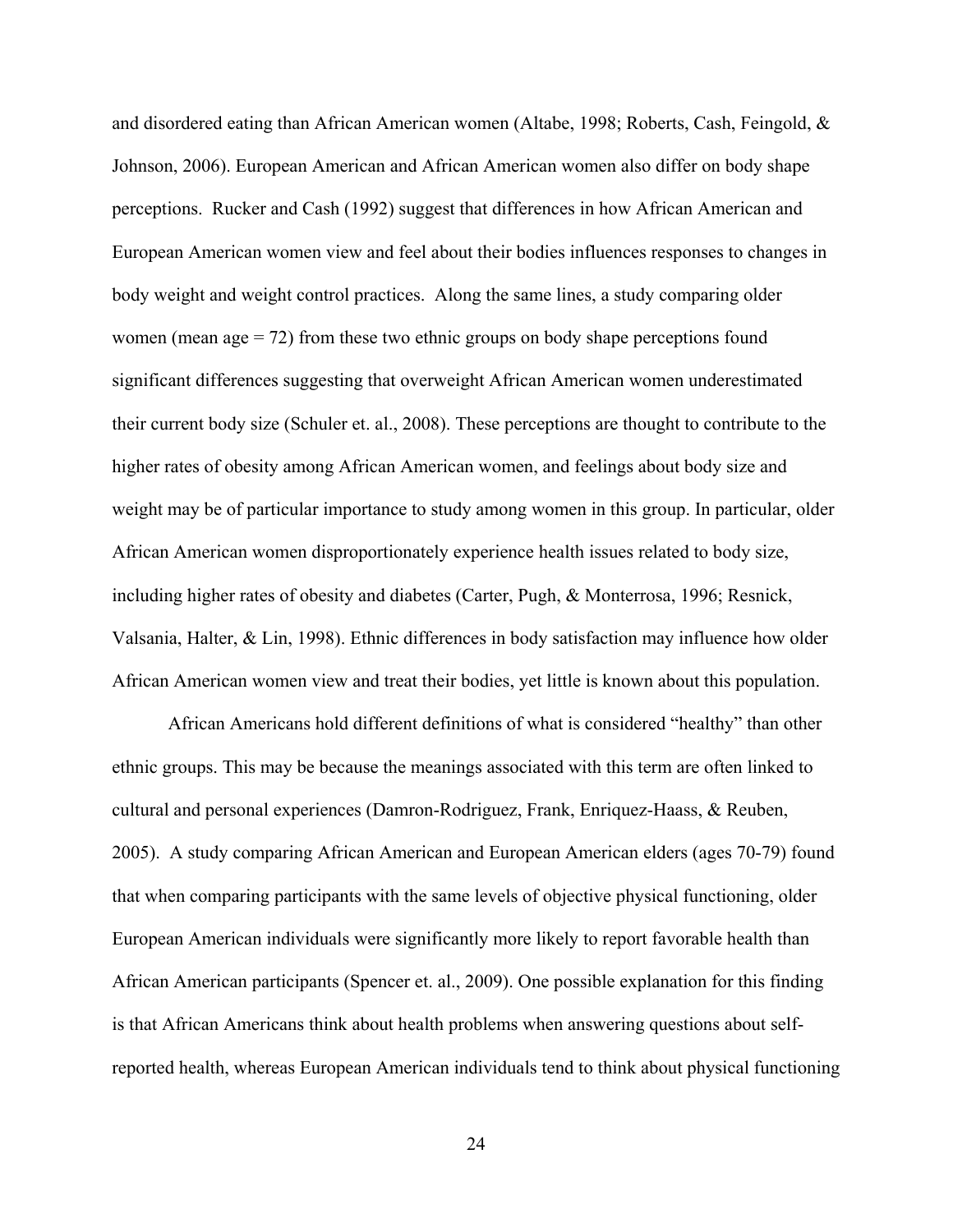and disordered eating than African American women (Altabe, 1998; Roberts, Cash, Feingold, & Johnson, 2006). European American and African American women also differ on body shape perceptions. Rucker and Cash (1992) suggest that differences in how African American and European American women view and feel about their bodies influences responses to changes in body weight and weight control practices. Along the same lines, a study comparing older women (mean age = 72) from these two ethnic groups on body shape perceptions found significant differences suggesting that overweight African American women underestimated their current body size (Schuler et. al., 2008). These perceptions are thought to contribute to the higher rates of obesity among African American women, and feelings about body size and weight may be of particular importance to study among women in this group. In particular, older African American women disproportionately experience health issues related to body size, including higher rates of obesity and diabetes (Carter, Pugh, & Monterrosa, 1996; Resnick, Valsania, Halter, & Lin, 1998). Ethnic differences in body satisfaction may influence how older African American women view and treat their bodies, yet little is known about this population.

African Americans hold different definitions of what is considered "healthy" than other ethnic groups. This may be because the meanings associated with this term are often linked to cultural and personal experiences (Damron-Rodriguez, Frank, Enriquez-Haass, & Reuben, 2005). A study comparing African American and European American elders (ages 70-79) found that when comparing participants with the same levels of objective physical functioning, older European American individuals were significantly more likely to report favorable health than African American participants (Spencer et. al., 2009). One possible explanation for this finding is that African Americans think about health problems when answering questions about self-reported health, whereas European American individuals tend to think about physical functioning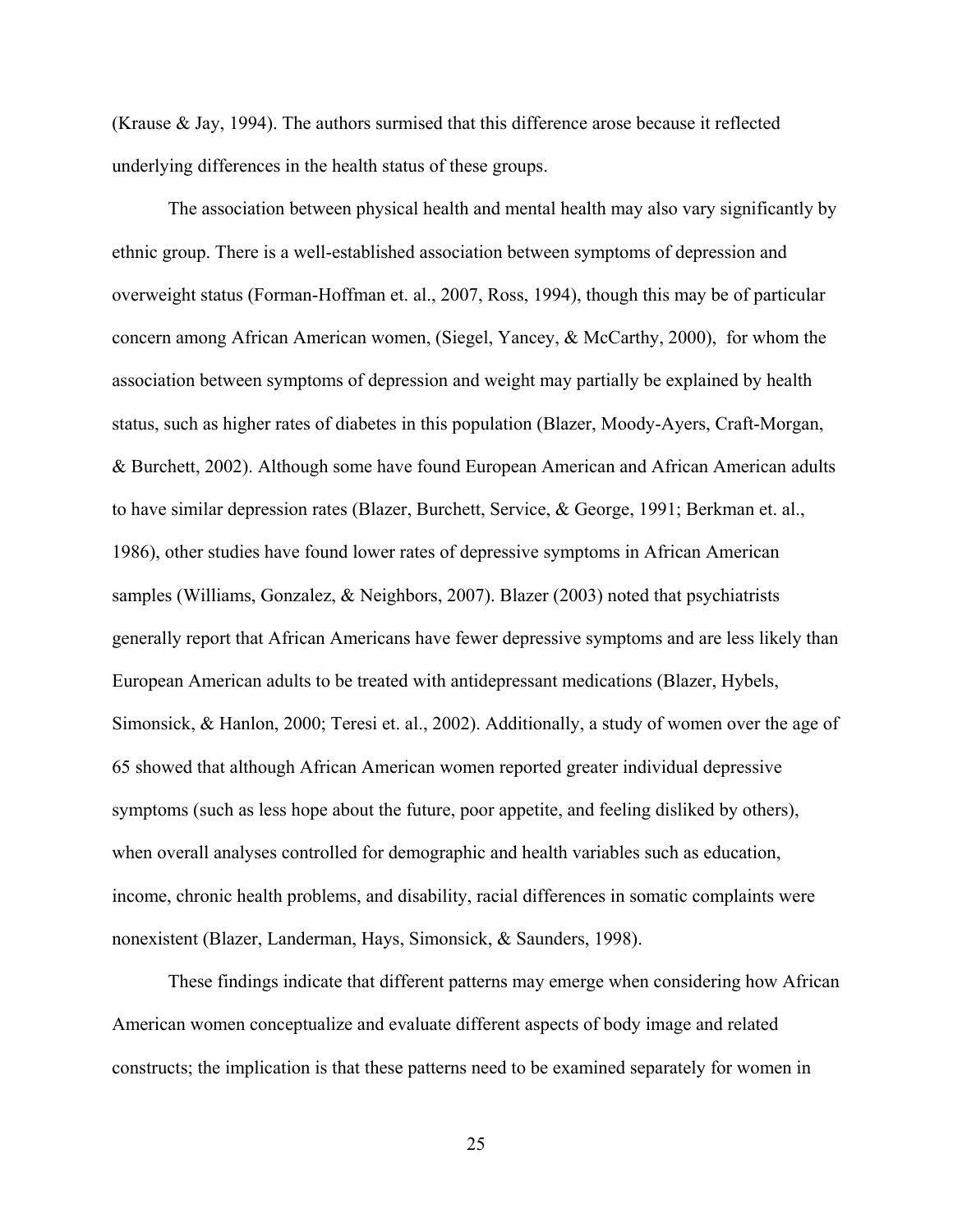(Krause & Jay, 1994). The authors surmised that this difference arose because it reflected underlying differences in the health status of these groups.

The association between physical health and mental health may also vary significantly by ethnic group. There is a well-established association between symptoms of depression and overweight status (Forman-Hoffman et. al., 2007, Ross, 1994), though this may be of particular concern among African American women, (Siegel, Yancey, & McCarthy, 2000), for whom the association between symptoms of depression and weight may partially be explained by health status, such as higher rates of diabetes in this population (Blazer, Moody-Ayers, Craft-Morgan, & Burchett, 2002). Although some have found European American and African American adults to have similar depression rates (Blazer, Burchett, Service, & George, 1991; Berkman et. al., 1986), other studies have found lower rates of depressive symptoms in African American samples (Williams, Gonzalez, & Neighbors, 2007). Blazer (2003) noted that psychiatrists generally report that African Americans have fewer depressive symptoms and are less likely than European American adults to be treated with antidepressant medications (Blazer, Hybels, Simonsick, & Hanlon, 2000; Teresi et. al., 2002). Additionally, a study of women over the age of 65 showed that although African American women reported greater individual depressive symptoms (such as less hope about the future, poor appetite, and feeling disliked by others), when overall analyses controlled for demographic and health variables such as education, income, chronic health problems, and disability, racial differences in somatic complaints were nonexistent (Blazer, Landerman, Hays, Simonsick, & Saunders, 1998).

These findings indicate that different patterns may emerge when considering how African American women conceptualize and evaluate different aspects of body image and related constructs; the implication is that these patterns need to be examined separately for women in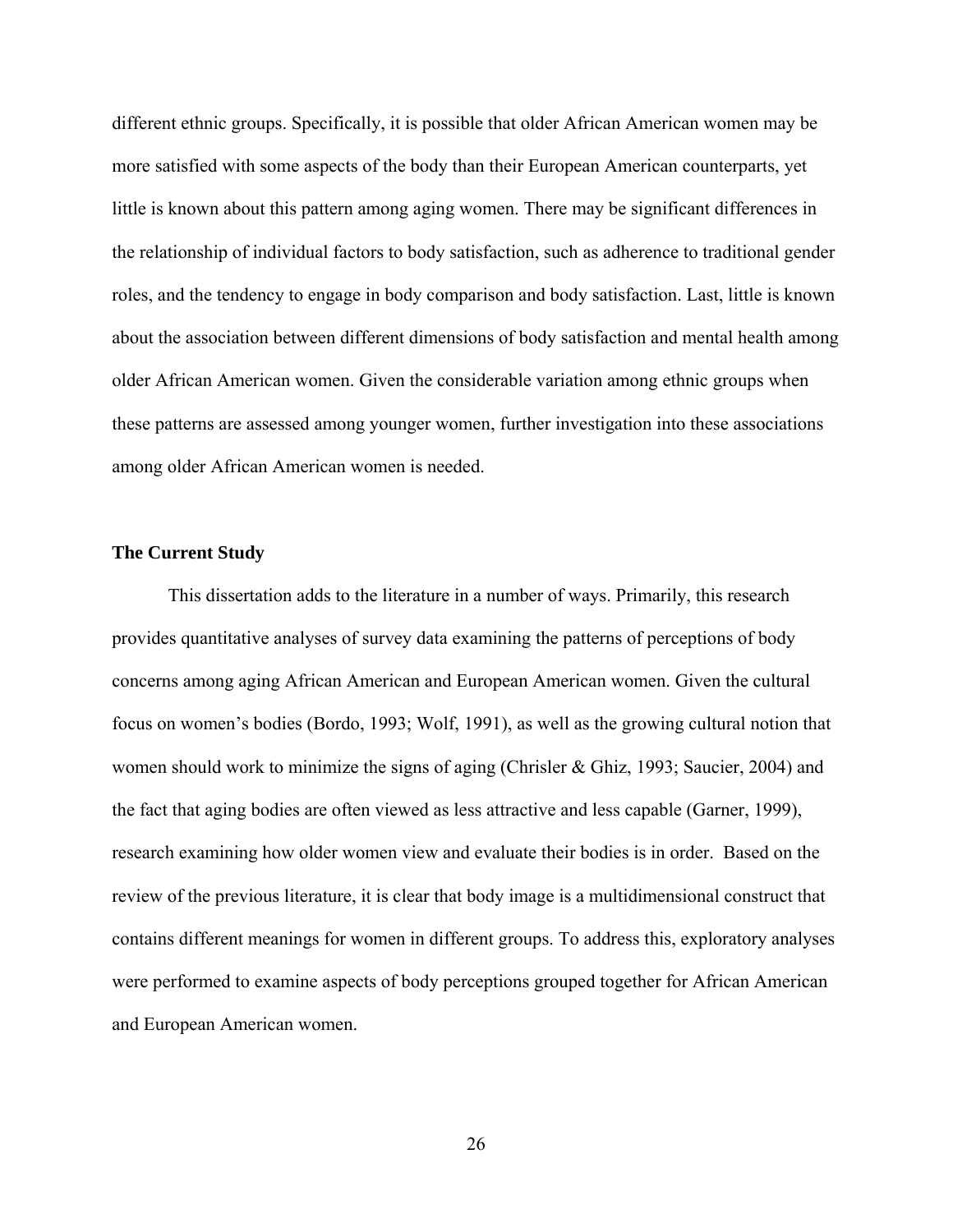different ethnic groups. Specifically, it is possible that older African American women may be more satisfied with some aspects of the body than their European American counterparts, yet little is known about this pattern among aging women. There may be significant differences in the relationship of individual factors to body satisfaction, such as adherence to traditional gender roles, and the tendency to engage in body comparison and body satisfaction. Last, little is known about the association between different dimensions of body satisfaction and mental health among older African American women. Given the considerable variation among ethnic groups when these patterns are assessed among younger women, further investigation into these associations among older African American women is needed.

## The Current Study

This dissertation adds to the literature in a number of ways. Primarily, this research provides quantitative analyses of survey data examining the patterns of perceptions of body concerns among aging African American and European American women. Given the cultural focus on women's bodies (Bordo, 1993; Wolf, 1991), as well as the growing cultural notion that women should work to minimize the signs of aging (Chrisler & Ghiz, 1993; Saucier, 2004) and the fact that aging bodies are often viewed as less attractive and less capable (Garner, 1999), research examining how older women view and evaluate their bodies is in order. Based on the review of the previous literature, it is clear that body image is a multidimensional construct that contains different meanings for women in different groups. To address this, exploratory analyses were performed to examine aspects of body perceptions grouped together for African American and European American women.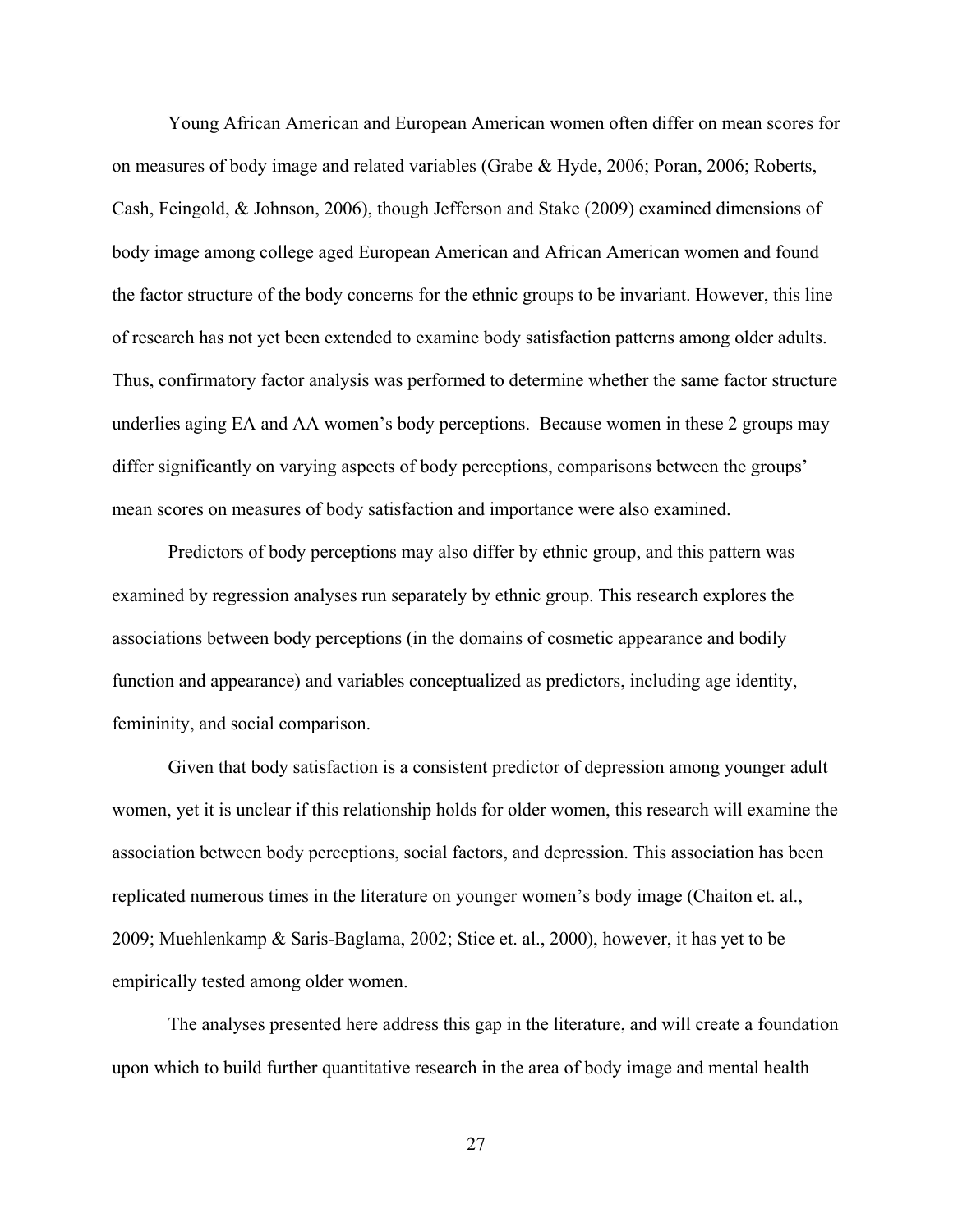Young African American and European American women often differ on mean scores for on measures of body image and related variables (Grabe & Hyde, 2006; Poran, 2006; Roberts, Cash, Feingold, & Johnson, 2006), though Jefferson and Stake (2009) examined dimensions of body image among college aged European American and African American women and found the factor structure of the body concerns for the ethnic groups to be invariant. However, this line of research has not yet been extended to examine body satisfaction patterns among older adults. Thus, confirmatory factor analysis was performed to determine whether the same factor structure underlies aging EA and AA women's body perceptions. Because women in these 2 groups may differ significantly on varying aspects of body perceptions, comparisons between the groups' mean scores on measures of body satisfaction and importance were also examined.

Predictors of body perceptions may also differ by ethnic group, and this pattern was examined by regression analyses run separately by ethnic group. This research explores the associations between body perceptions (in the domains of cosmetic appearance and bodily function and appearance) and variables conceptualized as predictors, including age identity, femininity, and social comparison.

Given that body satisfaction is a consistent predictor of depression among younger adult women, yet it is unclear if this relationship holds for older women, this research will examine the association between body perceptions, social factors, and depression. This association has been replicated numerous times in the literature on younger women's body image (Chaiton et. al., 2009; Muehlenkamp & Saris-Baglama, 2002; Stice et. al., 2000), however, it has yet to be empirically tested among older women.

The analyses presented here address this gap in the literature, and will create a foundation upon which to build further quantitative research in the area of body image and mental health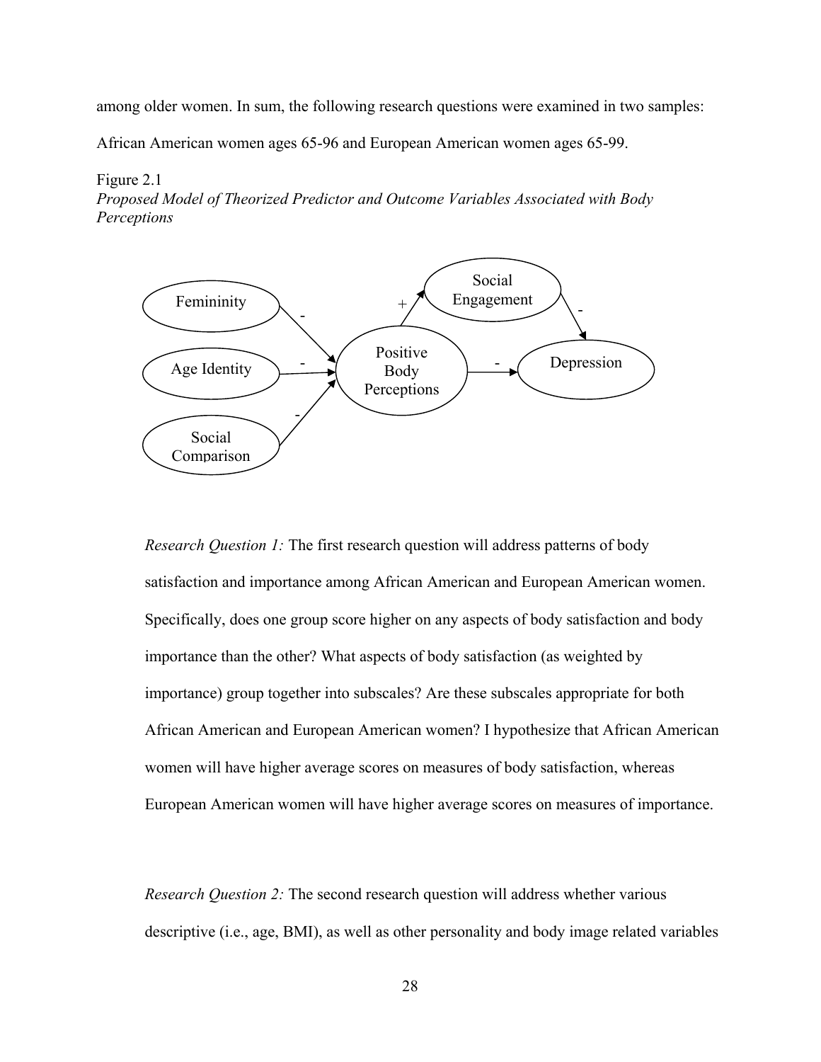among older women. In sum, the following research questions were examined in two samples: African American women ages 65-96 and European American women ages 65-99.

Figure 2.1
*Proposed Model of Theorized Predictor and Outcome Variables Associated with Body Perceptions*

*Research Question 1:* The first research question will address patterns of body satisfaction and importance among African American and European American women. Specifically, does one group score higher on any aspects of body satisfaction and body importance than the other? What aspects of body satisfaction (as weighted by importance) group together into subscales? Are these subscales appropriate for both African American and European American women? I hypothesize that African American women will have higher average scores on measures of body satisfaction, whereas European American women will have higher average scores on measures of importance.

*Research Question 2:* The second research question will address whether various descriptive (i.e., age, BMI), as well as other personality and body image related variables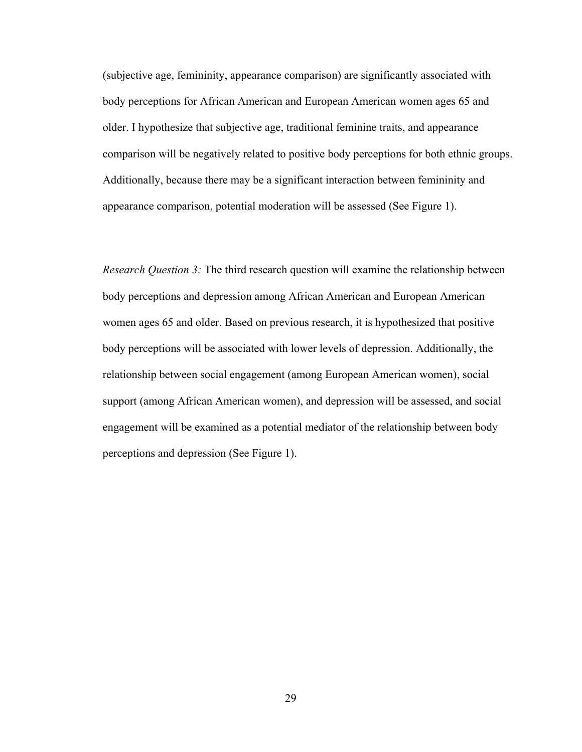(subjective age, femininity, appearance comparison) are significantly associated with body perceptions for African American and European American women ages 65 and older. I hypothesize that subjective age, traditional feminine traits, and appearance comparison will be negatively related to positive body perceptions for both ethnic groups. Additionally, because there may be a significant interaction between femininity and appearance comparison, potential moderation will be assessed (See Figure 1).

*Research Question 3:* The third research question will examine the relationship between body perceptions and depression among African American and European American women ages 65 and older. Based on previous research, it is hypothesized that positive body perceptions will be associated with lower levels of depression. Additionally, the relationship between social engagement (among European American women), social support (among African American women), and depression will be assessed, and social engagement will be examined as a potential mediator of the relationship between body perceptions and depression (See Figure 1).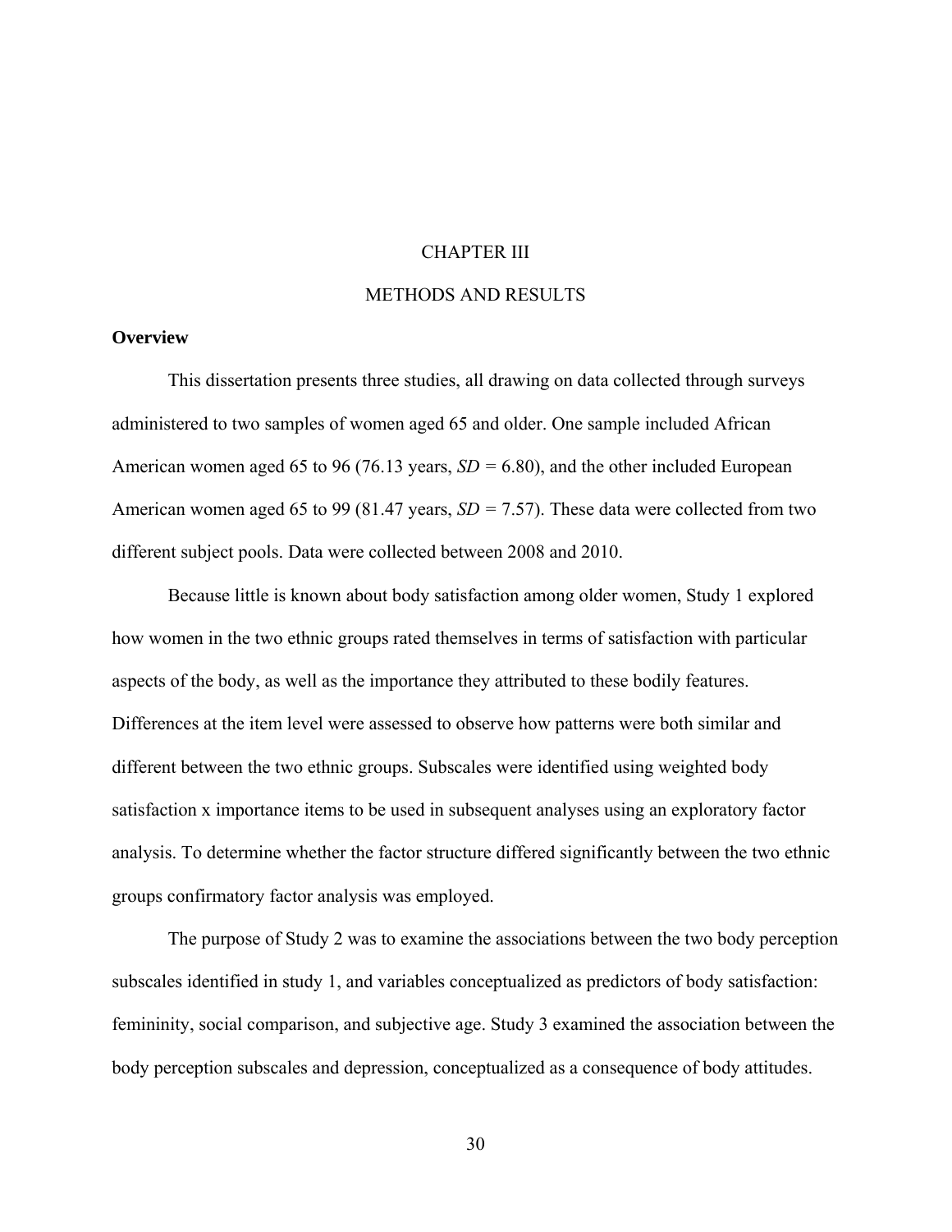# CHAPTER III

# METHODS AND RESULTS

## Overview

This dissertation presents three studies, all drawing on data collected through surveys administered to two samples of women aged 65 and older. One sample included African American women aged 65 to 96 (76.13 years, *SD* = 6.80), and the other included European American women aged 65 to 99 (81.47 years, *SD* = 7.57). These data were collected from two different subject pools. Data were collected between 2008 and 2010.

Because little is known about body satisfaction among older women, Study 1 explored how women in the two ethnic groups rated themselves in terms of satisfaction with particular aspects of the body, as well as the importance they attributed to these bodily features. Differences at the item level were assessed to observe how patterns were both similar and different between the two ethnic groups. Subscales were identified using weighted body satisfaction x importance items to be used in subsequent analyses using an exploratory factor analysis. To determine whether the factor structure differed significantly between the two ethnic groups confirmatory factor analysis was employed.

The purpose of Study 2 was to examine the associations between the two body perception subscales identified in study 1, and variables conceptualized as predictors of body satisfaction: femininity, social comparison, and subjective age. Study 3 examined the association between the body perception subscales and depression, conceptualized as a consequence of body attitudes.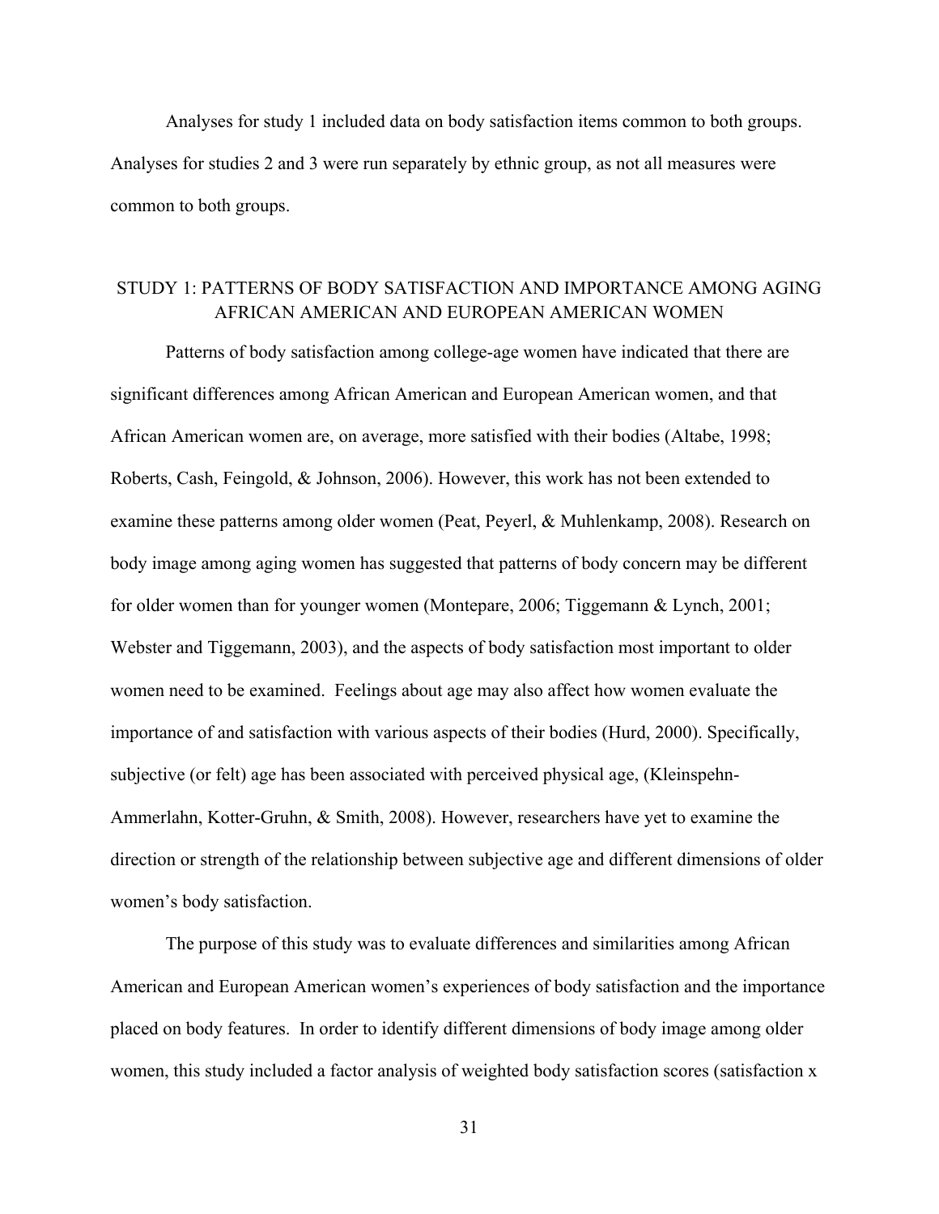Analyses for study 1 included data on body satisfaction items common to both groups. Analyses for studies 2 and 3 were run separately by ethnic group, as not all measures were common to both groups.

## STUDY 1: PATTERNS OF BODY SATISFACTION AND IMPORTANCE AMONG AGING AFRICAN AMERICAN AND EUROPEAN AMERICAN WOMEN

Patterns of body satisfaction among college-age women have indicated that there are significant differences among African American and European American women, and that African American women are, on average, more satisfied with their bodies (Altabe, 1998; Roberts, Cash, Feingold, & Johnson, 2006). However, this work has not been extended to examine these patterns among older women (Peat, Peyerl, & Muhlenkamp, 2008). Research on body image among aging women has suggested that patterns of body concern may be different for older women than for younger women (Montepare, 2006; Tiggemann & Lynch, 2001; Webster and Tiggemann, 2003), and the aspects of body satisfaction most important to older women need to be examined. Feelings about age may also affect how women evaluate the importance of and satisfaction with various aspects of their bodies (Hurd, 2000). Specifically, subjective (or felt) age has been associated with perceived physical age, (Kleinspehn-Ammerlahn, Kotter-Gruhn, & Smith, 2008). However, researchers have yet to examine the direction or strength of the relationship between subjective age and different dimensions of older women's body satisfaction.

The purpose of this study was to evaluate differences and similarities among African American and European American women's experiences of body satisfaction and the importance placed on body features. In order to identify different dimensions of body image among older women, this study included a factor analysis of weighted body satisfaction scores (satisfaction x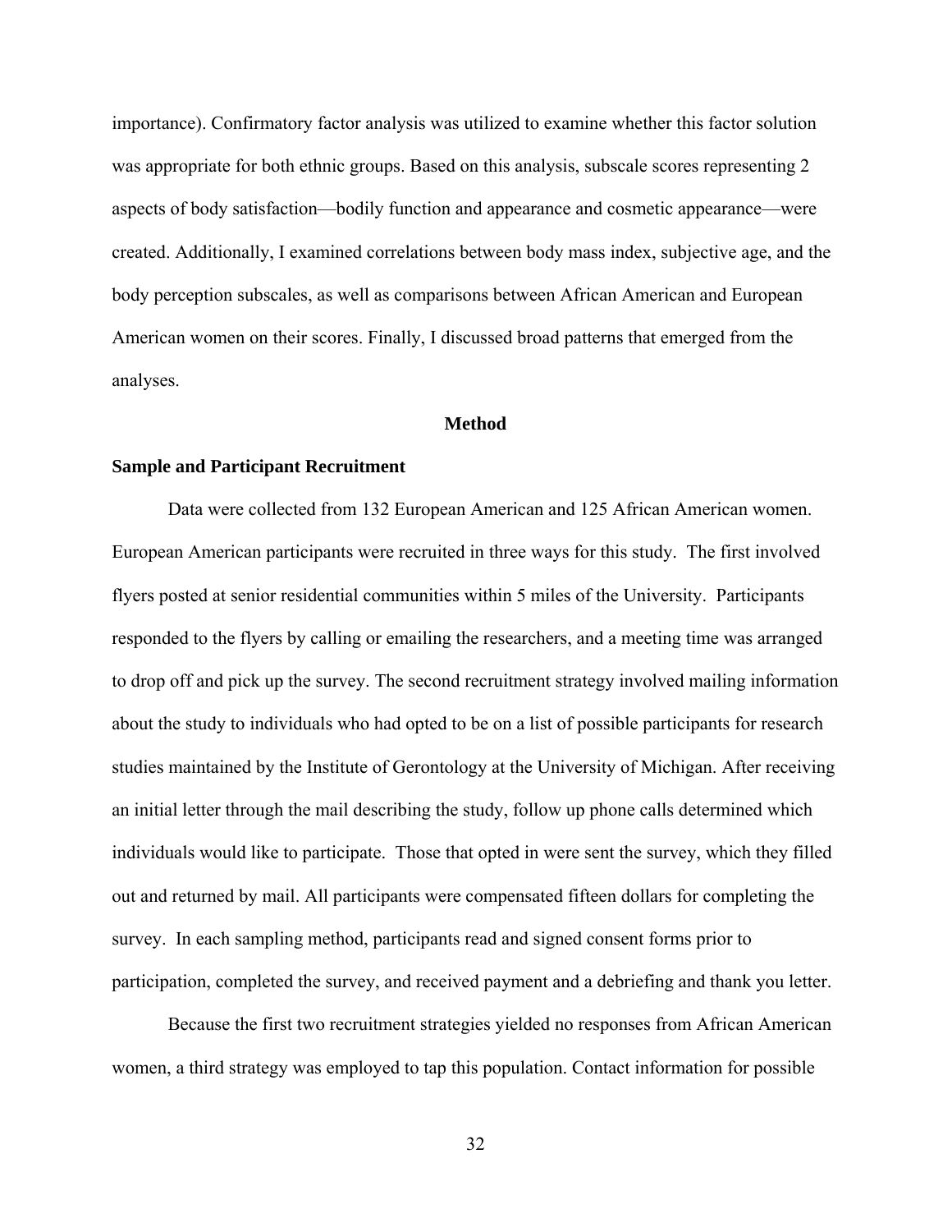importance). Confirmatory factor analysis was utilized to examine whether this factor solution was appropriate for both ethnic groups. Based on this analysis, subscale scores representing 2 aspects of body satisfaction—bodily function and appearance and cosmetic appearance—were created. Additionally, I examined correlations between body mass index, subjective age, and the body perception subscales, as well as comparisons between African American and European American women on their scores. Finally, I discussed broad patterns that emerged from the analyses.

## Method

### Sample and Participant Recruitment

Data were collected from 132 European American and 125 African American women. European American participants were recruited in three ways for this study. The first involved flyers posted at senior residential communities within 5 miles of the University. Participants responded to the flyers by calling or emailing the researchers, and a meeting time was arranged to drop off and pick up the survey. The second recruitment strategy involved mailing information about the study to individuals who had opted to be on a list of possible participants for research studies maintained by the Institute of Gerontology at the University of Michigan. After receiving an initial letter through the mail describing the study, follow up phone calls determined which individuals would like to participate. Those that opted in were sent the survey, which they filled out and returned by mail. All participants were compensated fifteen dollars for completing the survey. In each sampling method, participants read and signed consent forms prior to participation, completed the survey, and received payment and a debriefing and thank you letter.

Because the first two recruitment strategies yielded no responses from African American women, a third strategy was employed to tap this population. Contact information for possible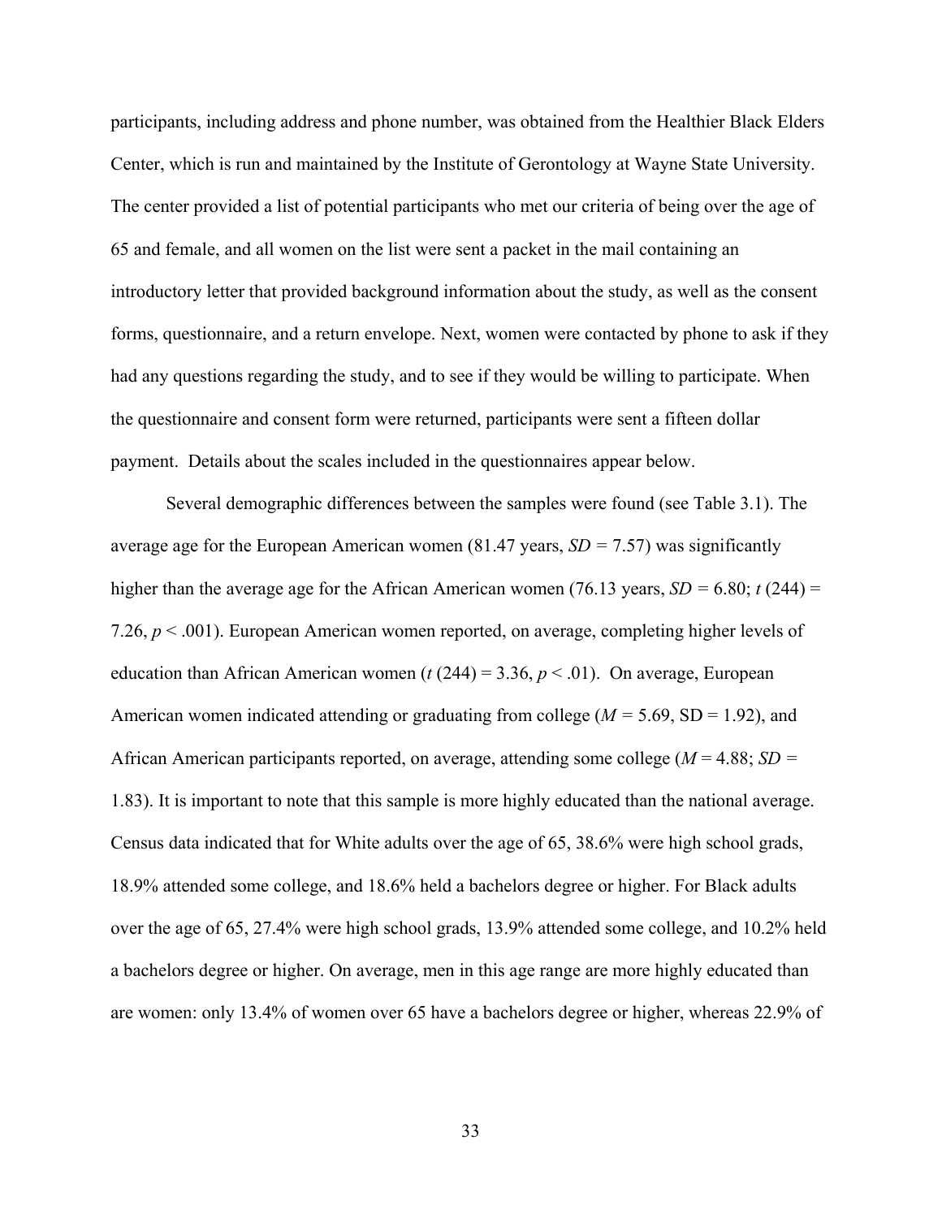participants, including address and phone number, was obtained from the Healthier Black Elders Center, which is run and maintained by the Institute of Gerontology at Wayne State University. The center provided a list of potential participants who met our criteria of being over the age of 65 and female, and all women on the list were sent a packet in the mail containing an introductory letter that provided background information about the study, as well as the consent forms, questionnaire, and a return envelope. Next, women were contacted by phone to ask if they had any questions regarding the study, and to see if they would be willing to participate. When the questionnaire and consent form were returned, participants were sent a fifteen dollar payment. Details about the scales included in the questionnaires appear below.

Several demographic differences between the samples were found (see Table 3.1). The average age for the European American women (81.47 years, $SD$ = 7.57) was significantly higher than the average age for the African American women (76.13 years, $SD$ = 6.80; $t$ (244) = 7.26, $p < .001$). European American women reported, on average, completing higher levels of education than African American women ($t$ (244) = 3.36, $p < .01$). On average, European American women indicated attending or graduating from college ($M$ = 5.69, SD = 1.92), and African American participants reported, on average, attending some college ($M$ = 4.88; $SD$ = 1.83). It is important to note that this sample is more highly educated than the national average. Census data indicated that for White adults over the age of 65, 38.6% were high school grads, 18.9% attended some college, and 18.6% held a bachelors degree or higher. For Black adults over the age of 65, 27.4% were high school grads, 13.9% attended some college, and 10.2% held a bachelors degree or higher. On average, men in this age range are more highly educated than are women: only 13.4% of women over 65 have a bachelors degree or higher, whereas 22.9% of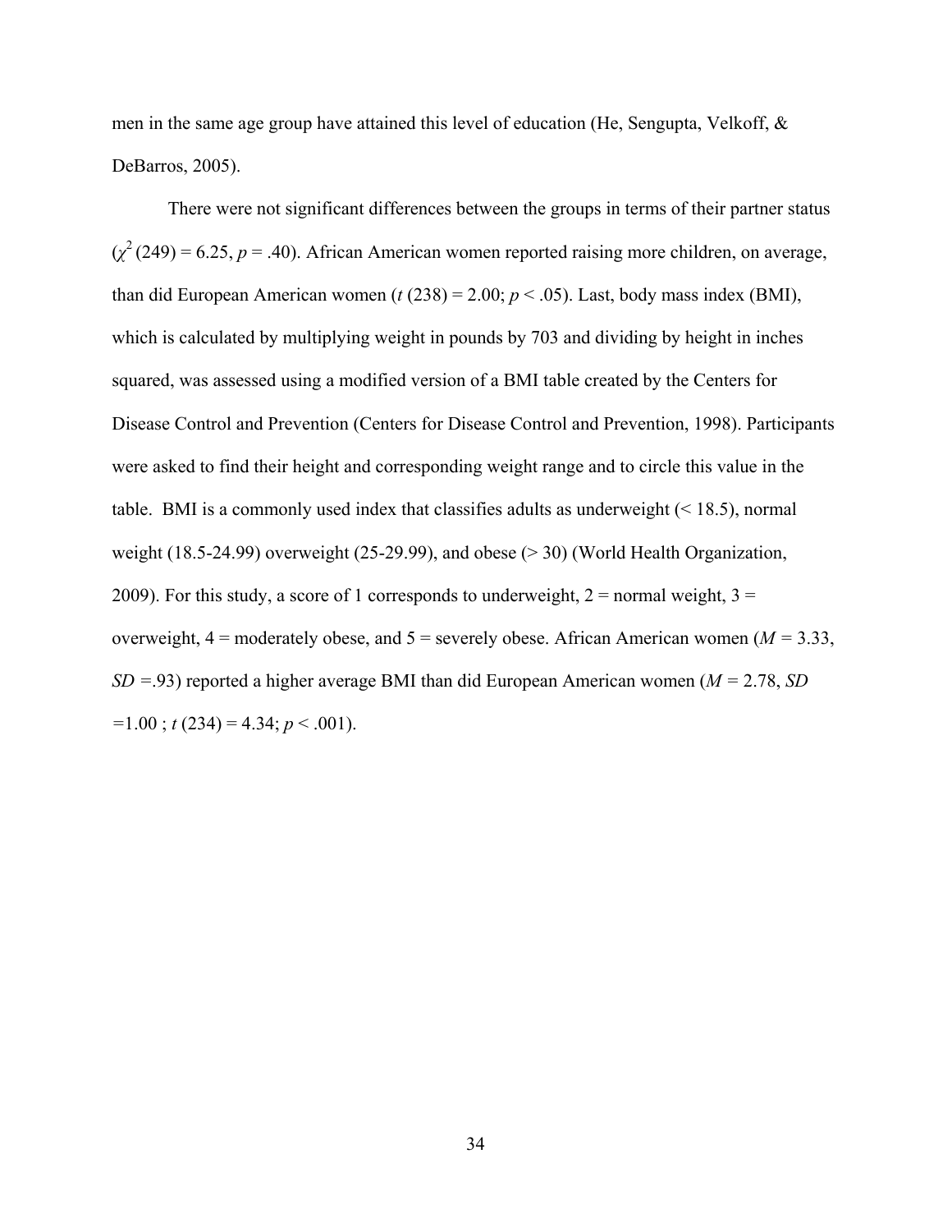men in the same age group have attained this level of education (He, Sengupta, Velkoff, & DeBarros, 2005).

There were not significant differences between the groups in terms of their partner status ($\chi^2$ (249) = 6.25, $p$ = .40). African American women reported raising more children, on average, than did European American women ($t$ (238) = 2.00; $p$ < .05). Last, body mass index (BMI), which is calculated by multiplying weight in pounds by 703 and dividing by height in inches squared, was assessed using a modified version of a BMI table created by the Centers for Disease Control and Prevention (Centers for Disease Control and Prevention, 1998). Participants were asked to find their height and corresponding weight range and to circle this value in the table. BMI is a commonly used index that classifies adults as underweight (< 18.5), normal weight (18.5-24.99) overweight (25-29.99), and obese (> 30) (World Health Organization, 2009). For this study, a score of 1 corresponds to underweight, 2 = normal weight, 3 = overweight, 4 = moderately obese, and 5 = severely obese. African American women ($M$ = 3.33, $SD$ =.93) reported a higher average BMI than did European American women ($M$ = 2.78, $SD$ =1.00 ; $t$ (234) = 4.34; $p$ < .001).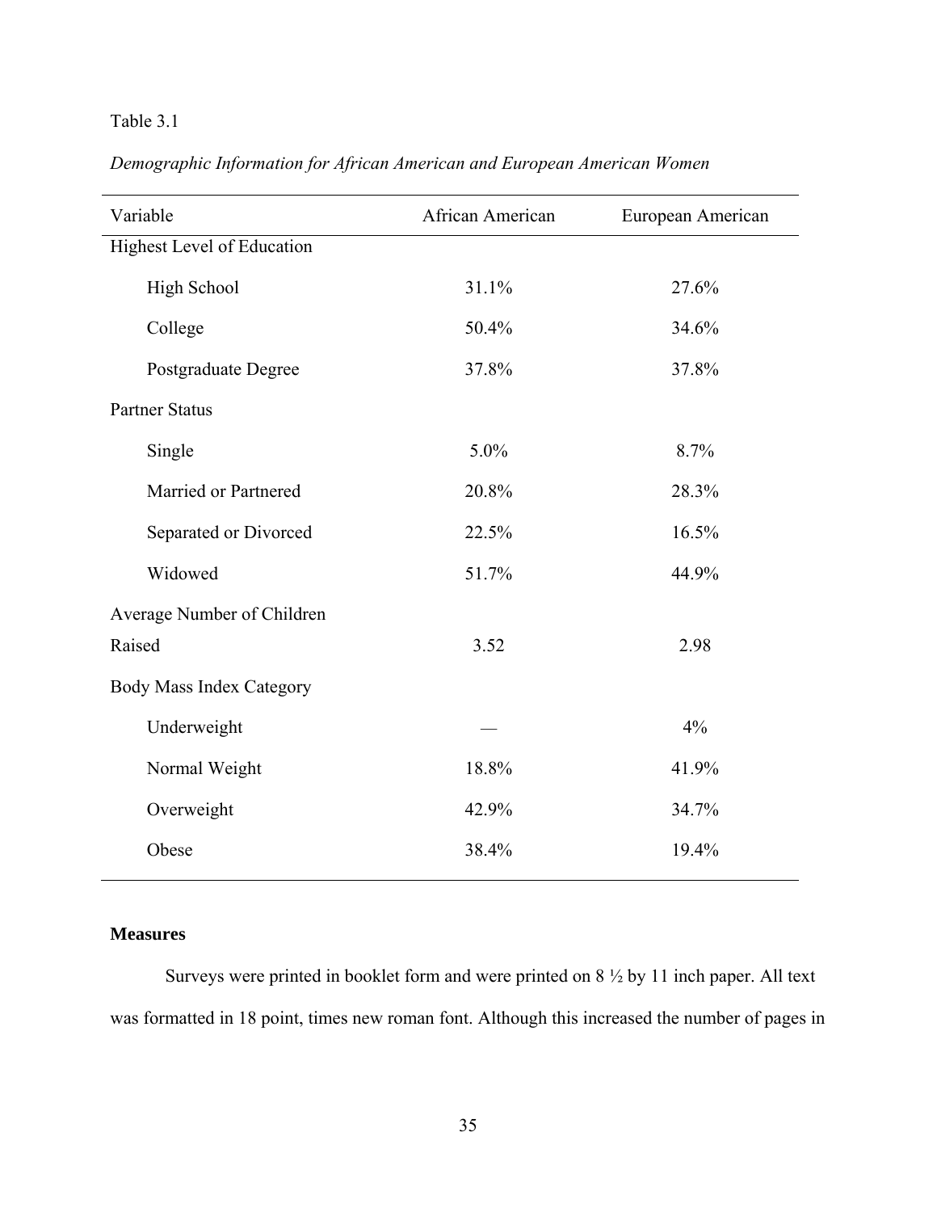Table 3.1

*Demographic Information for African American and European American Women*

| Variable | African American | European American |
|---|---|---|
| Highest Level of Education | | |
| High School | 31.1% | 27.6% |
| College | 50.4% | 34.6% |
| Postgraduate Degree | 37.8% | 37.8% |
| Partner Status | | |
| Single | 5.0% | 8.7% |
| Married or Partnered | 20.8% | 28.3% |
| Separated or Divorced | 22.5% | 16.5% |
| Widowed | 51.7% | 44.9% |
| Average Number of Children Raised | 3.52 | 2.98 |
| Body Mass Index Category | | |
| Underweight | — | 4% |
| Normal Weight | 18.8% | 41.9% |
| Overweight | 42.9% | 34.7% |
| Obese | 38.4% | 19.4% |

**Measures**

Surveys were printed in booklet form and were printed on 8 ½ by 11 inch paper. All text was formatted in 18 point, times new roman font. Although this increased the number of pages in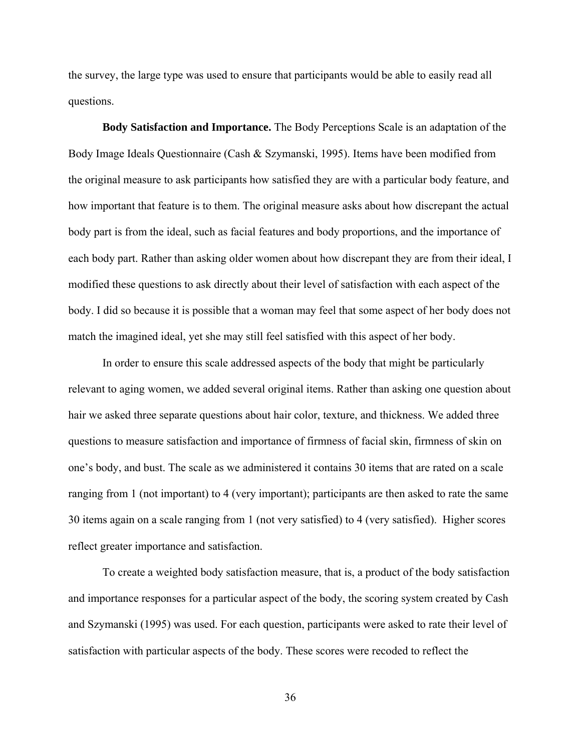the survey, the large type was used to ensure that participants would be able to easily read all questions.

**Body Satisfaction and Importance.** The Body Perceptions Scale is an adaptation of the Body Image Ideals Questionnaire (Cash & Szymanski, 1995). Items have been modified from the original measure to ask participants how satisfied they are with a particular body feature, and how important that feature is to them. The original measure asks about how discrepant the actual body part is from the ideal, such as facial features and body proportions, and the importance of each body part. Rather than asking older women about how discrepant they are from their ideal, I modified these questions to ask directly about their level of satisfaction with each aspect of the body. I did so because it is possible that a woman may feel that some aspect of her body does not match the imagined ideal, yet she may still feel satisfied with this aspect of her body.

In order to ensure this scale addressed aspects of the body that might be particularly relevant to aging women, we added several original items. Rather than asking one question about hair we asked three separate questions about hair color, texture, and thickness. We added three questions to measure satisfaction and importance of firmness of facial skin, firmness of skin on one's body, and bust. The scale as we administered it contains 30 items that are rated on a scale ranging from 1 (not important) to 4 (very important); participants are then asked to rate the same 30 items again on a scale ranging from 1 (not very satisfied) to 4 (very satisfied). Higher scores reflect greater importance and satisfaction.

To create a weighted body satisfaction measure, that is, a product of the body satisfaction and importance responses for a particular aspect of the body, the scoring system created by Cash and Szymanski (1995) was used. For each question, participants were asked to rate their level of satisfaction with particular aspects of the body. These scores were recoded to reflect the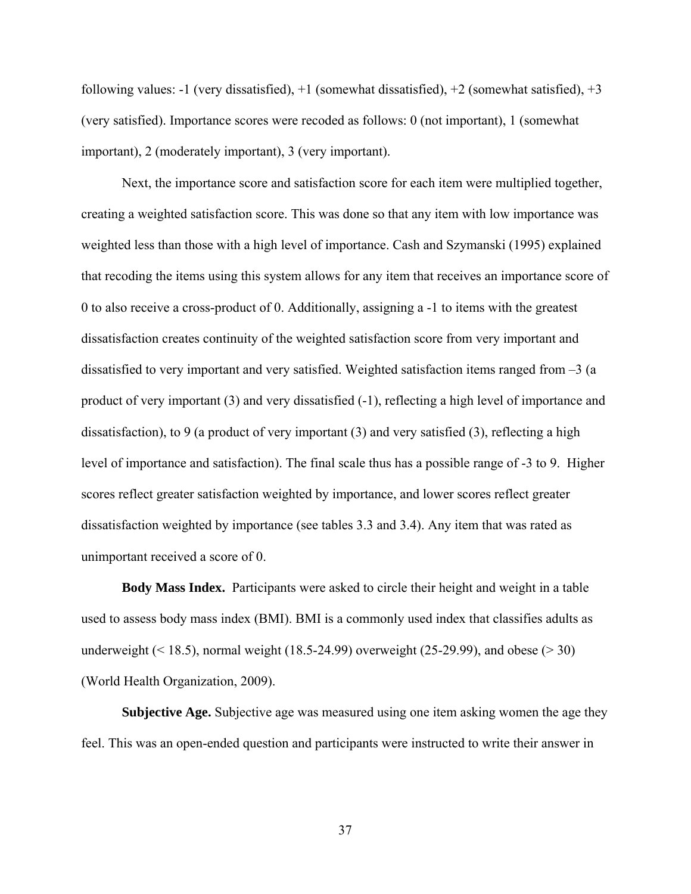following values: -1 (very dissatisfied), +1 (somewhat dissatisfied), +2 (somewhat satisfied), +3 (very satisfied). Importance scores were recoded as follows: 0 (not important), 1 (somewhat important), 2 (moderately important), 3 (very important).

Next, the importance score and satisfaction score for each item were multiplied together, creating a weighted satisfaction score. This was done so that any item with low importance was weighted less than those with a high level of importance. Cash and Szymanski (1995) explained that recoding the items using this system allows for any item that receives an importance score of 0 to also receive a cross-product of 0. Additionally, assigning a -1 to items with the greatest dissatisfaction creates continuity of the weighted satisfaction score from very important and dissatisfied to very important and very satisfied. Weighted satisfaction items ranged from –3 (a product of very important (3) and very dissatisfied (-1), reflecting a high level of importance and dissatisfaction), to 9 (a product of very important (3) and very satisfied (3), reflecting a high level of importance and satisfaction). The final scale thus has a possible range of -3 to 9. Higher scores reflect greater satisfaction weighted by importance, and lower scores reflect greater dissatisfaction weighted by importance (see tables 3.3 and 3.4). Any item that was rated as unimportant received a score of 0.

**Body Mass Index.** Participants were asked to circle their height and weight in a table used to assess body mass index (BMI). BMI is a commonly used index that classifies adults as underweight (< 18.5), normal weight (18.5-24.99) overweight (25-29.99), and obese (> 30) (World Health Organization, 2009).

**Subjective Age.** Subjective age was measured using one item asking women the age they feel. This was an open-ended question and participants were instructed to write their answer in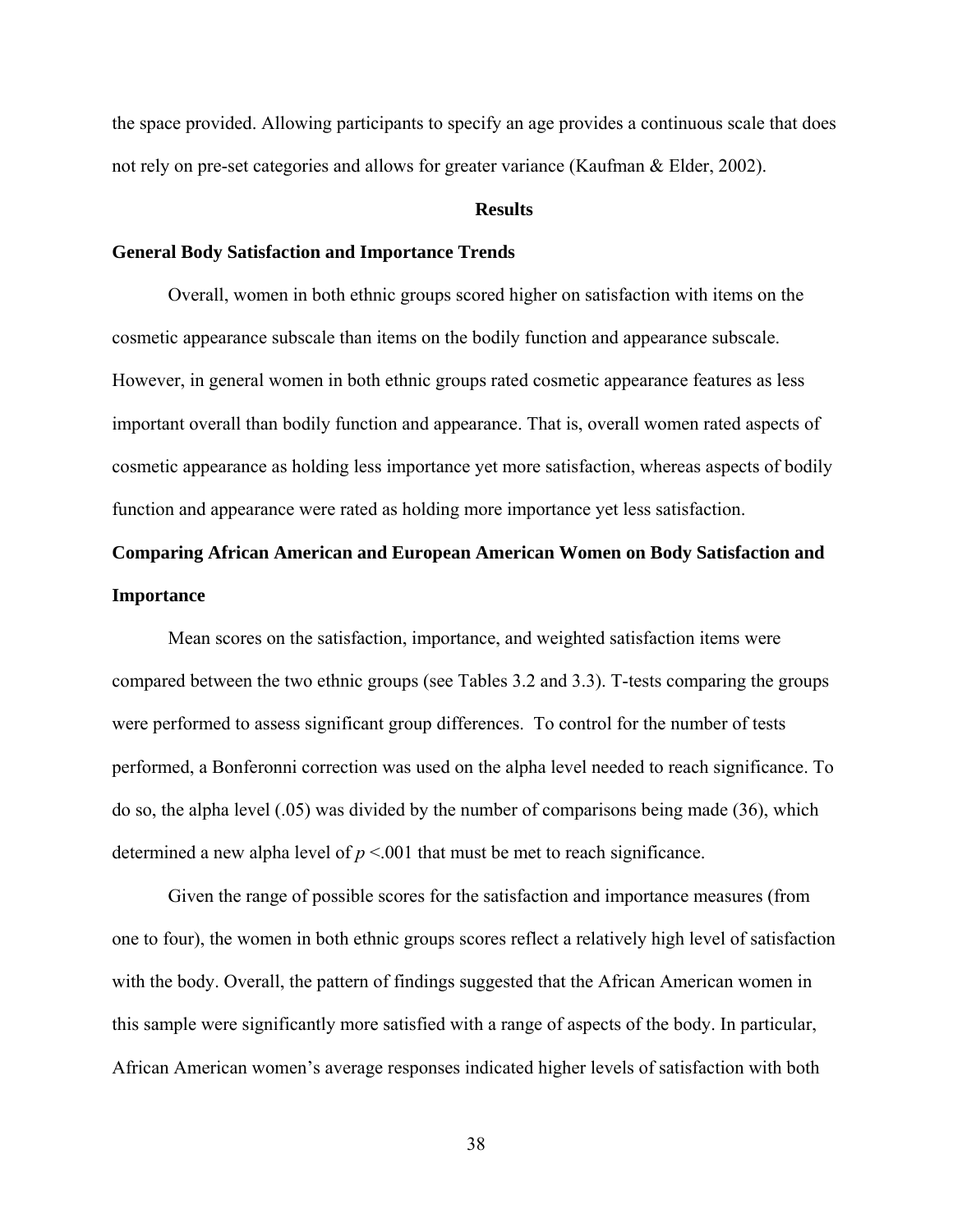the space provided. Allowing participants to specify an age provides a continuous scale that does not rely on pre-set categories and allows for greater variance (Kaufman & Elder, 2002).

## Results

### General Body Satisfaction and Importance Trends

Overall, women in both ethnic groups scored higher on satisfaction with items on the cosmetic appearance subscale than items on the bodily function and appearance subscale. However, in general women in both ethnic groups rated cosmetic appearance features as less important overall than bodily function and appearance. That is, overall women rated aspects of cosmetic appearance as holding less importance yet more satisfaction, whereas aspects of bodily function and appearance were rated as holding more importance yet less satisfaction.

### Comparing African American and European American Women on Body Satisfaction and Importance

Mean scores on the satisfaction, importance, and weighted satisfaction items were compared between the two ethnic groups (see Tables 3.2 and 3.3). T-tests comparing the groups were performed to assess significant group differences. To control for the number of tests performed, a Bonferonni correction was used on the alpha level needed to reach significance. To do so, the alpha level (.05) was divided by the number of comparisons being made (36), which determined a new alpha level of $p$ <.001 that must be met to reach significance.

Given the range of possible scores for the satisfaction and importance measures (from one to four), the women in both ethnic groups scores reflect a relatively high level of satisfaction with the body. Overall, the pattern of findings suggested that the African American women in this sample were significantly more satisfied with a range of aspects of the body. In particular, African American women's average responses indicated higher levels of satisfaction with both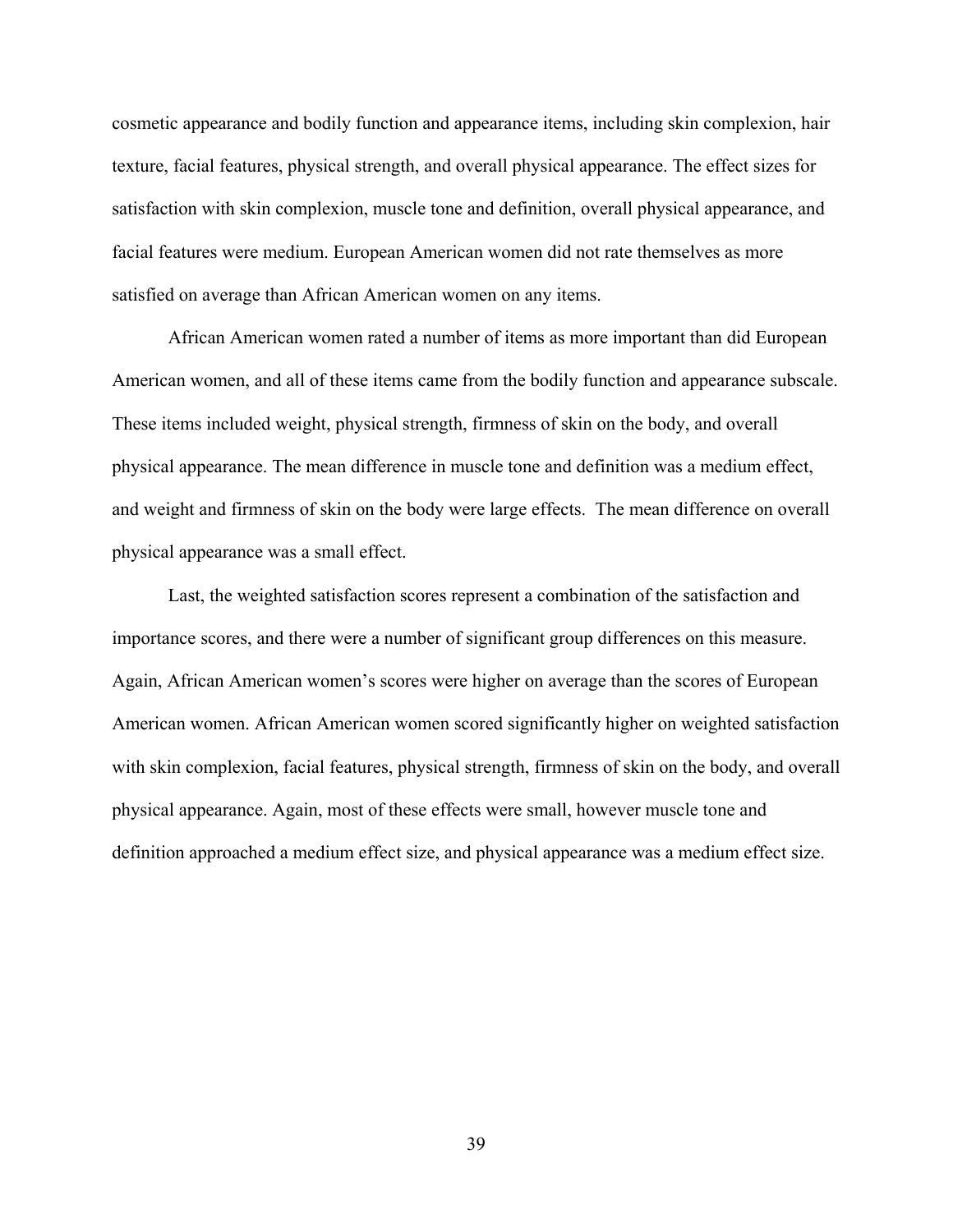cosmetic appearance and bodily function and appearance items, including skin complexion, hair texture, facial features, physical strength, and overall physical appearance. The effect sizes for satisfaction with skin complexion, muscle tone and definition, overall physical appearance, and facial features were medium. European American women did not rate themselves as more satisfied on average than African American women on any items.

African American women rated a number of items as more important than did European American women, and all of these items came from the bodily function and appearance subscale. These items included weight, physical strength, firmness of skin on the body, and overall physical appearance. The mean difference in muscle tone and definition was a medium effect, and weight and firmness of skin on the body were large effects.  The mean difference on overall physical appearance was a small effect.

Last, the weighted satisfaction scores represent a combination of the satisfaction and importance scores, and there were a number of significant group differences on this measure. Again, African American women's scores were higher on average than the scores of European American women. African American women scored significantly higher on weighted satisfaction with skin complexion, facial features, physical strength, firmness of skin on the body, and overall physical appearance. Again, most of these effects were small, however muscle tone and definition approached a medium effect size, and physical appearance was a medium effect size.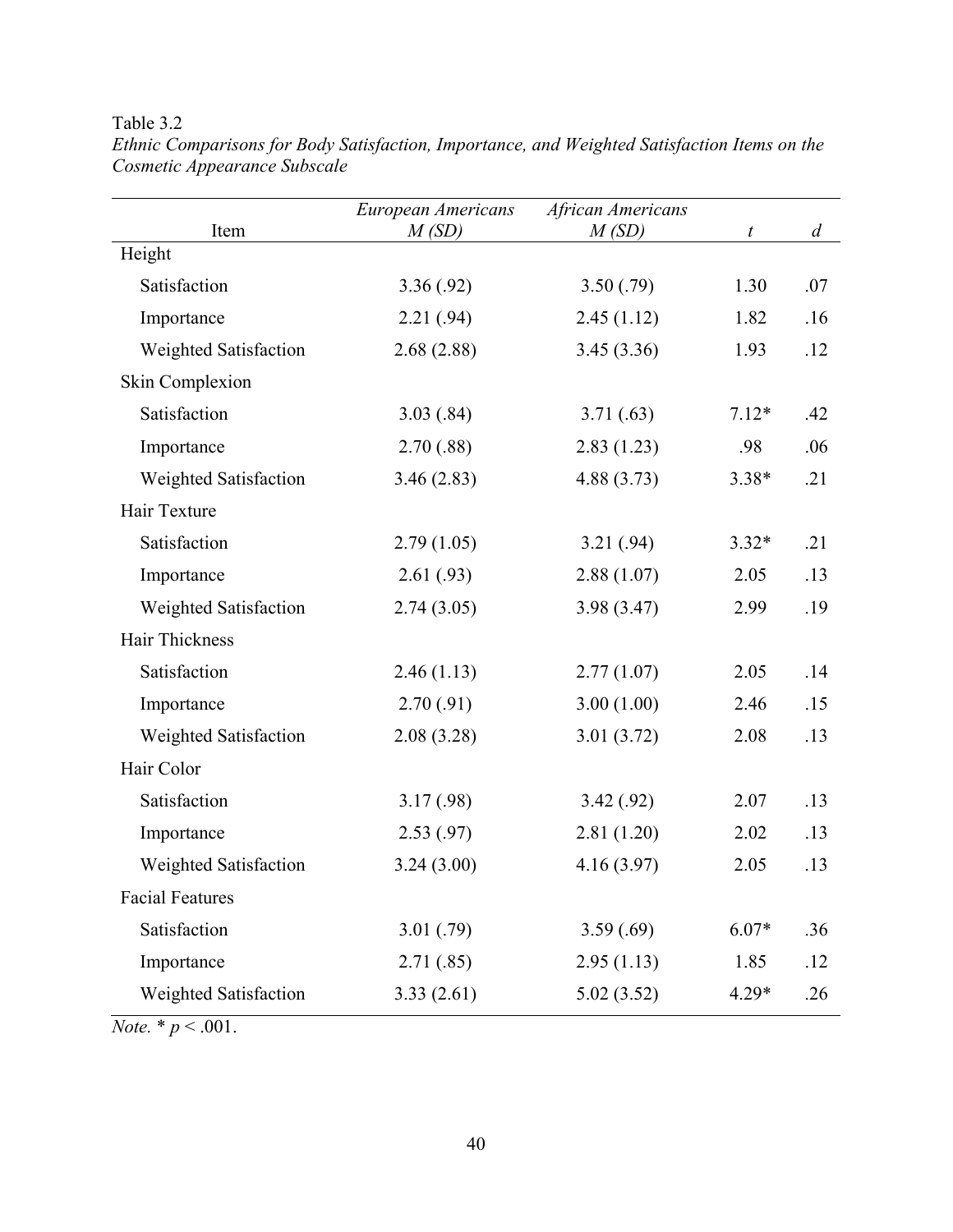Table 3.2

*Ethnic Comparisons for Body Satisfaction, Importance, and Weighted Satisfaction Items on the Cosmetic Appearance Subscale*

| Item | *European Americans* *M (SD)* | *African Americans* *M (SD)* | *t* | *d* |
|---|---|---|---|---|
| Height | | | | |
| Satisfaction | 3.36 (.92) | 3.50 (.79) | 1.30 | .07 |
| Importance | 2.21 (.94) | 2.45 (1.12) | 1.82 | .16 |
| Weighted Satisfaction | 2.68 (2.88) | 3.45 (3.36) | 1.93 | .12 |
| Skin Complexion | | | | |
| Satisfaction | 3.03 (.84) | 3.71 (.63) | 7.12* | .42 |
| Importance | 2.70 (.88) | 2.83 (1.23) | .98 | .06 |
| Weighted Satisfaction | 3.46 (2.83) | 4.88 (3.73) | 3.38* | .21 |
| Hair Texture | | | | |
| Satisfaction | 2.79 (1.05) | 3.21 (.94) | 3.32* | .21 |
| Importance | 2.61 (.93) | 2.88 (1.07) | 2.05 | .13 |
| Weighted Satisfaction | 2.74 (3.05) | 3.98 (3.47) | 2.99 | .19 |
| Hair Thickness | | | | |
| Satisfaction | 2.46 (1.13) | 2.77 (1.07) | 2.05 | .14 |
| Importance | 2.70 (.91) | 3.00 (1.00) | 2.46 | .15 |
| Weighted Satisfaction | 2.08 (3.28) | 3.01 (3.72) | 2.08 | .13 |
| Hair Color | | | | |
| Satisfaction | 3.17 (.98) | 3.42 (.92) | 2.07 | .13 |
| Importance | 2.53 (.97) | 2.81 (1.20) | 2.02 | .13 |
| Weighted Satisfaction | 3.24 (3.00) | 4.16 (3.97) | 2.05 | .13 |
| Facial Features | | | | |
| Satisfaction | 3.01 (.79) | 3.59 (.69) | 6.07* | .36 |
| Importance | 2.71 (.85) | 2.95 (1.13) | 1.85 | .12 |
| Weighted Satisfaction | 3.33 (2.61) | 5.02 (3.52) | 4.29* | .26 |

*Note.* * $p < .001$.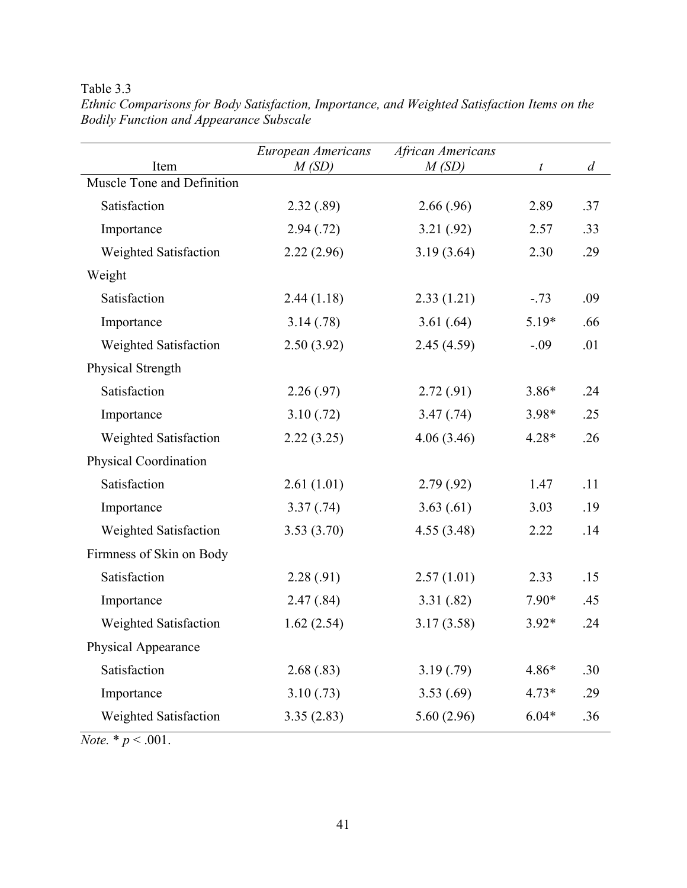Table 3.3

*Ethnic Comparisons for Body Satisfaction, Importance, and Weighted Satisfaction Items on the Bodily Function and Appearance Subscale*

| Item | *European Americans* *M (SD)* | *African Americans* *M (SD)* | *t* | *d* |
|---|---|---|---|---|
| Muscle Tone and Definition | | | | |
| Satisfaction | 2.32 (.89) | 2.66 (.96) | 2.89 | .37 |
| Importance | 2.94 (.72) | 3.21 (.92) | 2.57 | .33 |
| Weighted Satisfaction | 2.22 (2.96) | 3.19 (3.64) | 2.30 | .29 |
| Weight | | | | |
| Satisfaction | 2.44 (1.18) | 2.33 (1.21) | -.73 | .09 |
| Importance | 3.14 (.78) | 3.61 (.64) | 5.19* | .66 |
| Weighted Satisfaction | 2.50 (3.92) | 2.45 (4.59) | -.09 | .01 |
| Physical Strength | | | | |
| Satisfaction | 2.26 (.97) | 2.72 (.91) | 3.86* | .24 |
| Importance | 3.10 (.72) | 3.47 (.74) | 3.98* | .25 |
| Weighted Satisfaction | 2.22 (3.25) | 4.06 (3.46) | 4.28* | .26 |
| Physical Coordination | | | | |
| Satisfaction | 2.61 (1.01) | 2.79 (.92) | 1.47 | .11 |
| Importance | 3.37 (.74) | 3.63 (.61) | 3.03 | .19 |
| Weighted Satisfaction | 3.53 (3.70) | 4.55 (3.48) | 2.22 | .14 |
| Firmness of Skin on Body | | | | |
| Satisfaction | 2.28 (.91) | 2.57 (1.01) | 2.33 | .15 |
| Importance | 2.47 (.84) | 3.31 (.82) | 7.90* | .45 |
| Weighted Satisfaction | 1.62 (2.54) | 3.17 (3.58) | 3.92* | .24 |
| Physical Appearance | | | | |
| Satisfaction | 2.68 (.83) | 3.19 (.79) | 4.86* | .30 |
| Importance | 3.10 (.73) | 3.53 (.69) | 4.73* | .29 |
| Weighted Satisfaction | 3.35 (2.83) | 5.60 (2.96) | 6.04* | .36 |

*Note.* * $p < .001$.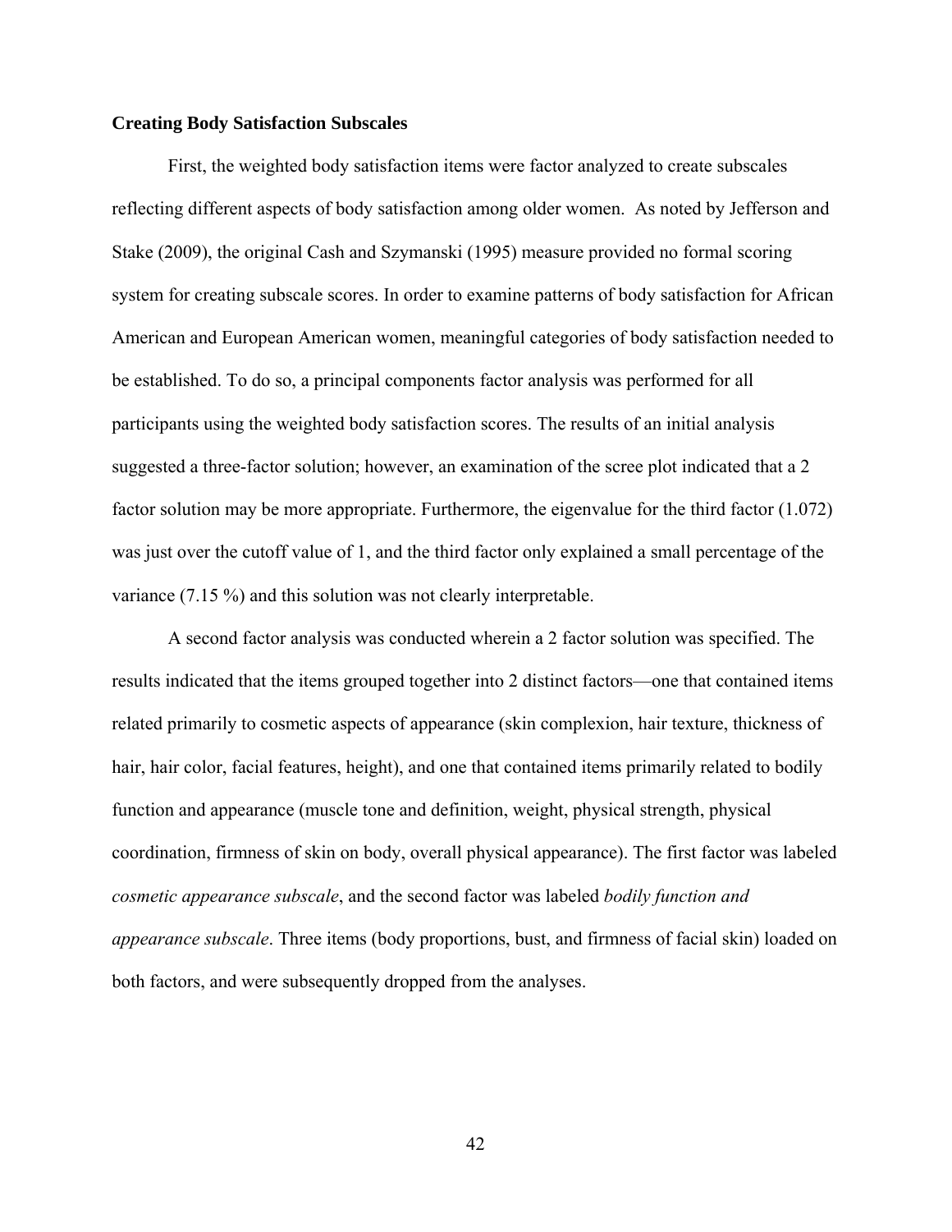### Creating Body Satisfaction Subscales

First, the weighted body satisfaction items were factor analyzed to create subscales reflecting different aspects of body satisfaction among older women. As noted by Jefferson and Stake (2009), the original Cash and Szymanski (1995) measure provided no formal scoring system for creating subscale scores. In order to examine patterns of body satisfaction for African American and European American women, meaningful categories of body satisfaction needed to be established. To do so, a principal components factor analysis was performed for all participants using the weighted body satisfaction scores. The results of an initial analysis suggested a three-factor solution; however, an examination of the scree plot indicated that a 2 factor solution may be more appropriate. Furthermore, the eigenvalue for the third factor (1.072) was just over the cutoff value of 1, and the third factor only explained a small percentage of the variance (7.15 %) and this solution was not clearly interpretable.

A second factor analysis was conducted wherein a 2 factor solution was specified. The results indicated that the items grouped together into 2 distinct factors—one that contained items related primarily to cosmetic aspects of appearance (skin complexion, hair texture, thickness of hair, hair color, facial features, height), and one that contained items primarily related to bodily function and appearance (muscle tone and definition, weight, physical strength, physical coordination, firmness of skin on body, overall physical appearance). The first factor was labeled *cosmetic appearance subscale*, and the second factor was labeled *bodily function and appearance subscale*. Three items (body proportions, bust, and firmness of facial skin) loaded on both factors, and were subsequently dropped from the analyses.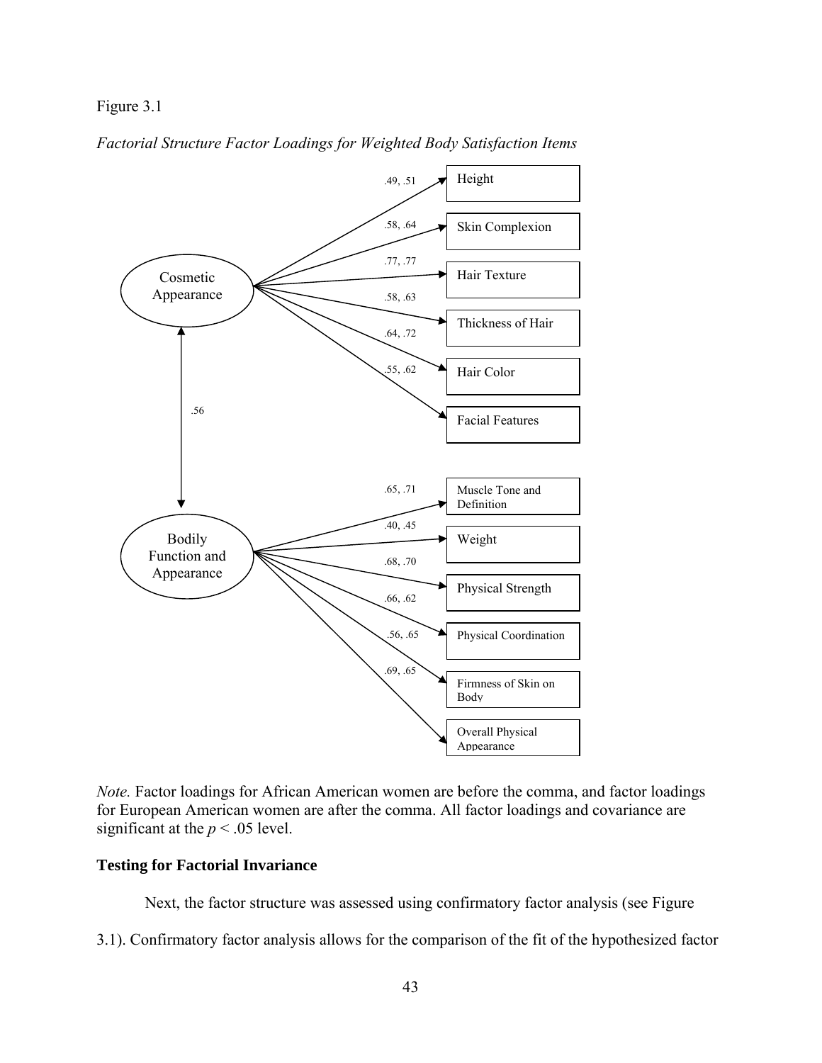Figure 3.1

*Factorial Structure Factor Loadings for Weighted Body Satisfaction Items*

Cosmetic Appearance → Height: .49, .51
Cosmetic Appearance → Skin Complexion: .58, .64
Cosmetic Appearance → Hair Texture: .77, .77
Cosmetic Appearance → Thickness of Hair: .58, .63
Cosmetic Appearance → Hair Color: .64, .72
Cosmetic Appearance → Facial Features: .55, .62

Cosmetic Appearance ↔ Bodily Function and Appearance: .56

Bodily Function and Appearance → Muscle Tone and Definition: .65, .71
Bodily Function and Appearance → Weight: .40, .45
Bodily Function and Appearance → Physical Strength: .68, .70
Bodily Function and Appearance → Physical Coordination: .66, .62
Bodily Function and Appearance → Firmness of Skin on Body: .56, .65
Bodily Function and Appearance → Overall Physical Appearance: .69, .65

*Note.* Factor loadings for African American women are before the comma, and factor loadings for European American women are after the comma. All factor loadings and covariance are significant at the $p < .05$ level.

## Testing for Factorial Invariance

Next, the factor structure was assessed using confirmatory factor analysis (see Figure 3.1). Confirmatory factor analysis allows for the comparison of the fit of the hypothesized factor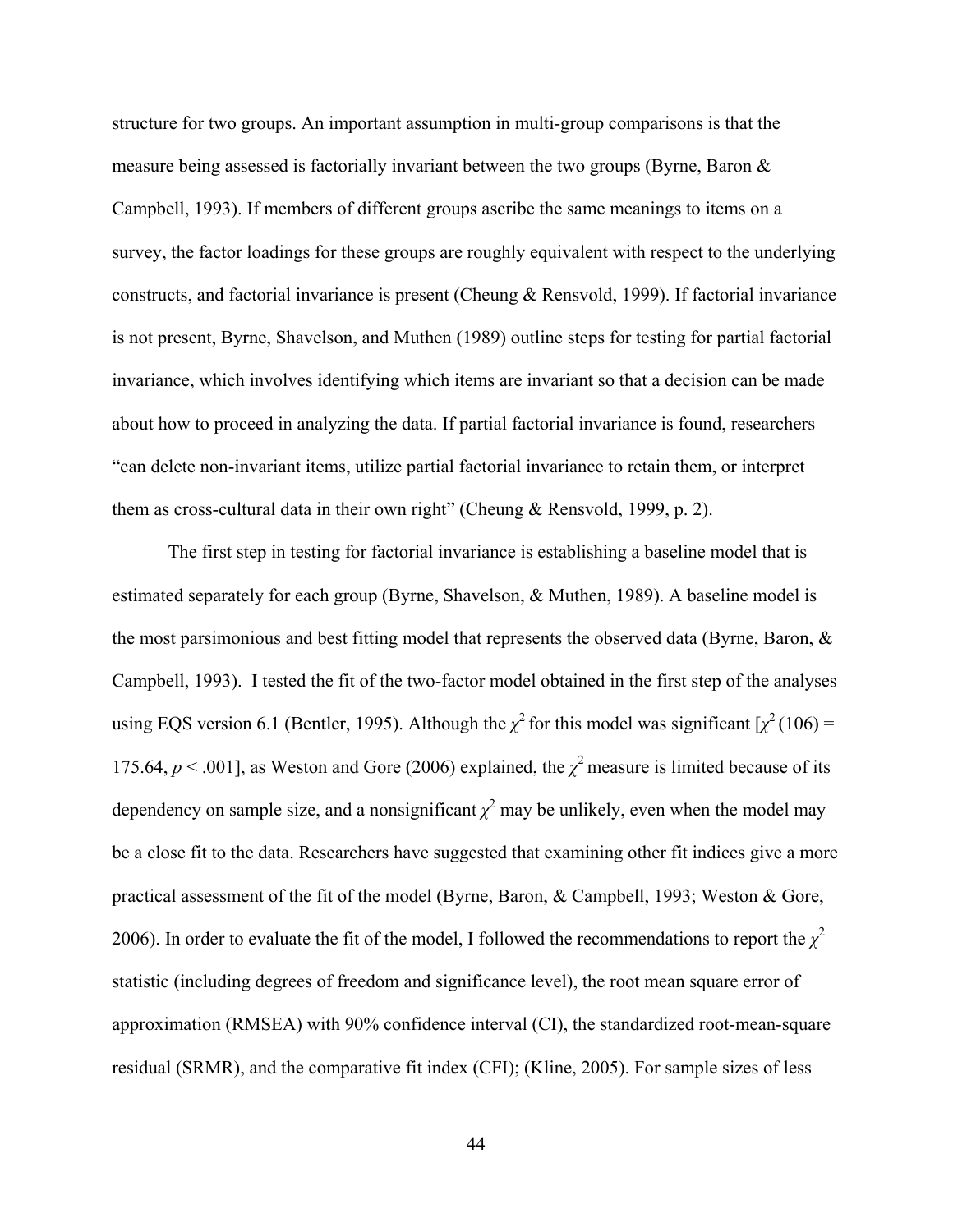structure for two groups. An important assumption in multi-group comparisons is that the measure being assessed is factorially invariant between the two groups (Byrne, Baron & Campbell, 1993). If members of different groups ascribe the same meanings to items on a survey, the factor loadings for these groups are roughly equivalent with respect to the underlying constructs, and factorial invariance is present (Cheung & Rensvold, 1999). If factorial invariance is not present, Byrne, Shavelson, and Muthen (1989) outline steps for testing for partial factorial invariance, which involves identifying which items are invariant so that a decision can be made about how to proceed in analyzing the data. If partial factorial invariance is found, researchers "can delete non-invariant items, utilize partial factorial invariance to retain them, or interpret them as cross-cultural data in their own right" (Cheung & Rensvold, 1999, p. 2).

The first step in testing for factorial invariance is establishing a baseline model that is estimated separately for each group (Byrne, Shavelson, & Muthen, 1989). A baseline model is the most parsimonious and best fitting model that represents the observed data (Byrne, Baron, & Campbell, 1993). I tested the fit of the two-factor model obtained in the first step of the analyses using EQS version 6.1 (Bentler, 1995). Although the $\chi^2$ for this model was significant [$\chi^2(106) = 175.64$, $p < .001$], as Weston and Gore (2006) explained, the $\chi^2$ measure is limited because of its dependency on sample size, and a nonsignificant $\chi^2$ may be unlikely, even when the model may be a close fit to the data. Researchers have suggested that examining other fit indices give a more practical assessment of the fit of the model (Byrne, Baron, & Campbell, 1993; Weston & Gore, 2006). In order to evaluate the fit of the model, I followed the recommendations to report the $\chi^2$ statistic (including degrees of freedom and significance level), the root mean square error of approximation (RMSEA) with 90% confidence interval (CI), the standardized root-mean-square residual (SRMR), and the comparative fit index (CFI); (Kline, 2005). For sample sizes of less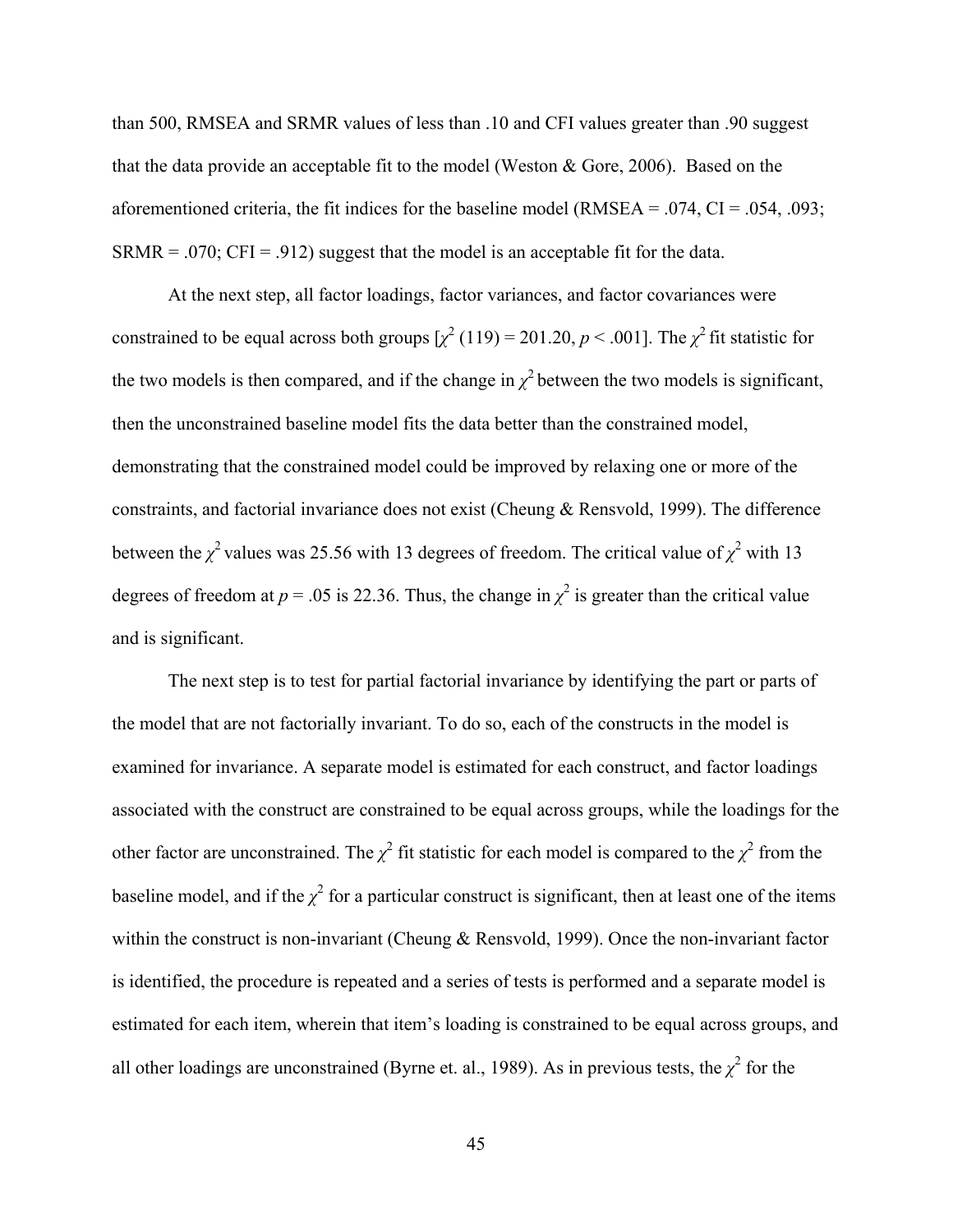than 500, RMSEA and SRMR values of less than .10 and CFI values greater than .90 suggest that the data provide an acceptable fit to the model (Weston & Gore, 2006). Based on the aforementioned criteria, the fit indices for the baseline model (RMSEA = .074, CI = .054, .093; SRMR = .070; CFI = .912) suggest that the model is an acceptable fit for the data.

At the next step, all factor loadings, factor variances, and factor covariances were constrained to be equal across both groups [$\chi^2$ (119) = 201.20, $p < .001$]. The $\chi^2$ fit statistic for the two models is then compared, and if the change in $\chi^2$ between the two models is significant, then the unconstrained baseline model fits the data better than the constrained model, demonstrating that the constrained model could be improved by relaxing one or more of the constraints, and factorial invariance does not exist (Cheung & Rensvold, 1999). The difference between the $\chi^2$ values was 25.56 with 13 degrees of freedom. The critical value of $\chi^2$ with 13 degrees of freedom at $p = .05$ is 22.36. Thus, the change in $\chi^2$ is greater than the critical value and is significant.

The next step is to test for partial factorial invariance by identifying the part or parts of the model that are not factorially invariant. To do so, each of the constructs in the model is examined for invariance. A separate model is estimated for each construct, and factor loadings associated with the construct are constrained to be equal across groups, while the loadings for the other factor are unconstrained. The $\chi^2$ fit statistic for each model is compared to the $\chi^2$ from the baseline model, and if the $\chi^2$ for a particular construct is significant, then at least one of the items within the construct is non-invariant (Cheung & Rensvold, 1999). Once the non-invariant factor is identified, the procedure is repeated and a series of tests is performed and a separate model is estimated for each item, wherein that item's loading is constrained to be equal across groups, and all other loadings are unconstrained (Byrne et. al., 1989). As in previous tests, the $\chi^2$ for the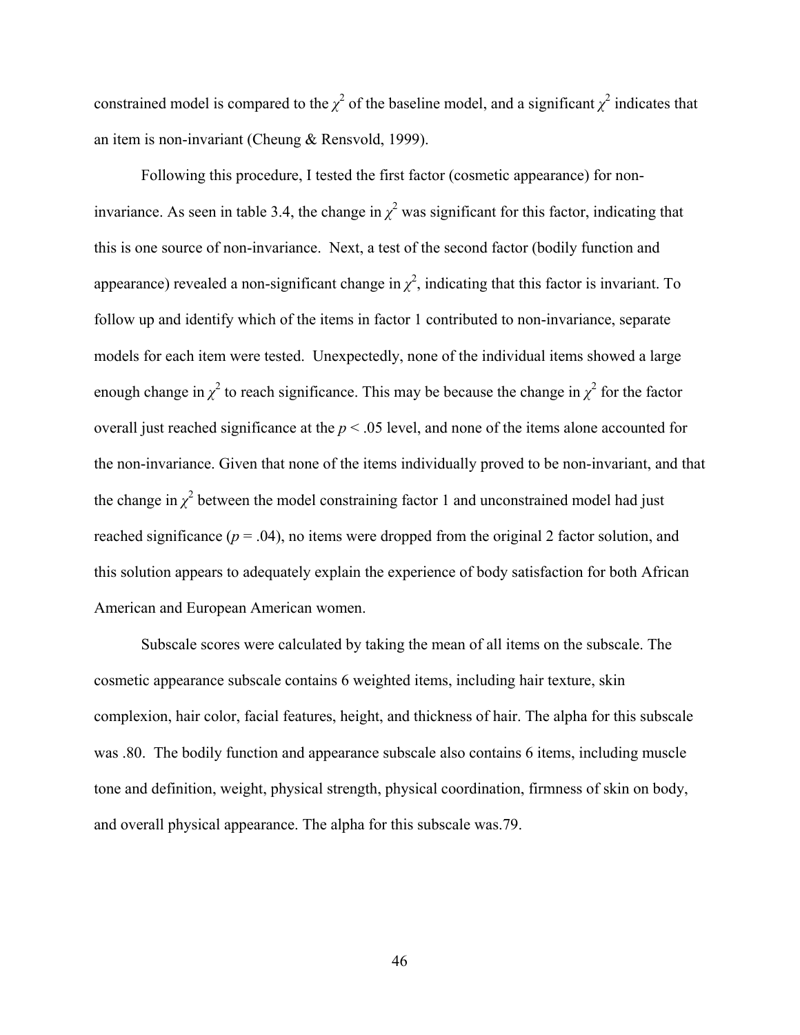constrained model is compared to the $\chi^2$ of the baseline model, and a significant $\chi^2$ indicates that an item is non-invariant (Cheung & Rensvold, 1999).

Following this procedure, I tested the first factor (cosmetic appearance) for non-invariance. As seen in table 3.4, the change in $\chi^2$ was significant for this factor, indicating that this is one source of non-invariance. Next, a test of the second factor (bodily function and appearance) revealed a non-significant change in $\chi^2$, indicating that this factor is invariant. To follow up and identify which of the items in factor 1 contributed to non-invariance, separate models for each item were tested. Unexpectedly, none of the individual items showed a large enough change in $\chi^2$ to reach significance. This may be because the change in $\chi^2$ for the factor overall just reached significance at the $p < .05$ level, and none of the items alone accounted for the non-invariance. Given that none of the items individually proved to be non-invariant, and that the change in $\chi^2$ between the model constraining factor 1 and unconstrained model had just reached significance ($p = .04$), no items were dropped from the original 2 factor solution, and this solution appears to adequately explain the experience of body satisfaction for both African American and European American women.

Subscale scores were calculated by taking the mean of all items on the subscale. The cosmetic appearance subscale contains 6 weighted items, including hair texture, skin complexion, hair color, facial features, height, and thickness of hair. The alpha for this subscale was .80. The bodily function and appearance subscale also contains 6 items, including muscle tone and definition, weight, physical strength, physical coordination, firmness of skin on body, and overall physical appearance. The alpha for this subscale was.79.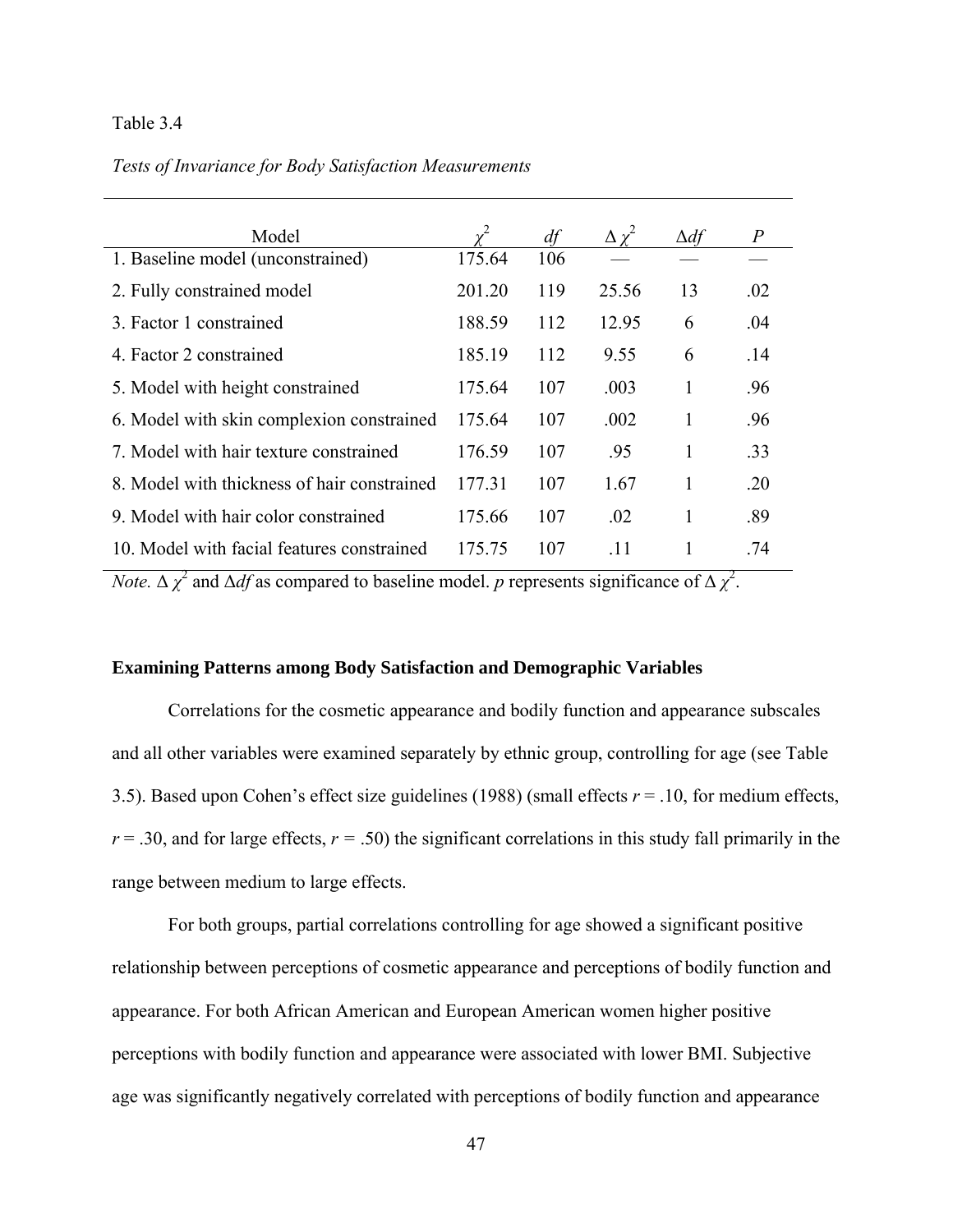Table 3.4

*Tests of Invariance for Body Satisfaction Measurements*

| Model | $\chi^2$ | *df* | $\Delta \chi^2$ | $\Delta df$ | *P* |
|---|---|---|---|---|---|
| 1. Baseline model (unconstrained) | 175.64 | 106 | — | — | — |
| 2. Fully constrained model | 201.20 | 119 | 25.56 | 13 | .02 |
| 3. Factor 1 constrained | 188.59 | 112 | 12.95 | 6 | .04 |
| 4. Factor 2 constrained | 185.19 | 112 | 9.55 | 6 | .14 |
| 5. Model with height constrained | 175.64 | 107 | .003 | 1 | .96 |
| 6. Model with skin complexion constrained | 175.64 | 107 | .002 | 1 | .96 |
| 7. Model with hair texture constrained | 176.59 | 107 | .95 | 1 | .33 |
| 8. Model with thickness of hair constrained | 177.31 | 107 | 1.67 | 1 | .20 |
| 9. Model with hair color constrained | 175.66 | 107 | .02 | 1 | .89 |
| 10. Model with facial features constrained | 175.75 | 107 | .11 | 1 | .74 |

*Note.* $\Delta \chi^2$ and $\Delta df$ as compared to baseline model. *p* represents significance of $\Delta \chi^2$.

**Examining Patterns among Body Satisfaction and Demographic Variables**

Correlations for the cosmetic appearance and bodily function and appearance subscales and all other variables were examined separately by ethnic group, controlling for age (see Table 3.5). Based upon Cohen's effect size guidelines (1988) (small effects $r = .10$, for medium effects, $r = .30$, and for large effects, $r = .50$) the significant correlations in this study fall primarily in the range between medium to large effects.

For both groups, partial correlations controlling for age showed a significant positive relationship between perceptions of cosmetic appearance and perceptions of bodily function and appearance. For both African American and European American women higher positive perceptions with bodily function and appearance were associated with lower BMI. Subjective age was significantly negatively correlated with perceptions of bodily function and appearance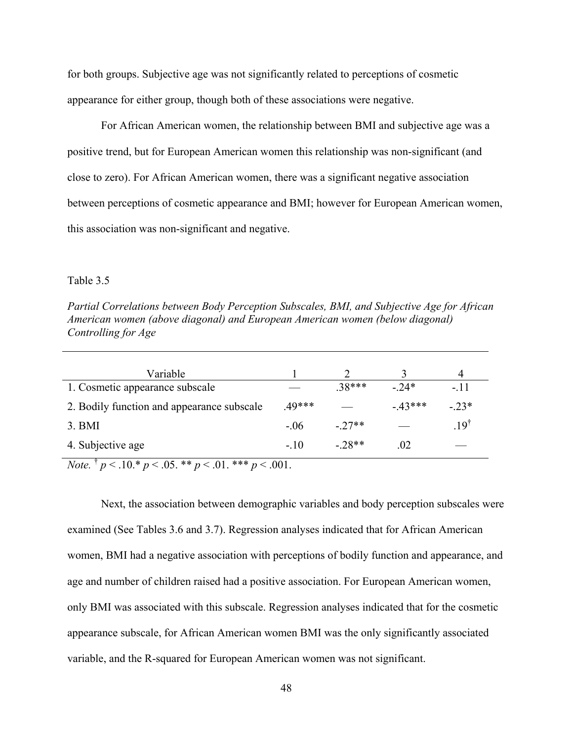for both groups. Subjective age was not significantly related to perceptions of cosmetic appearance for either group, though both of these associations were negative.

For African American women, the relationship between BMI and subjective age was a positive trend, but for European American women this relationship was non-significant (and close to zero). For African American women, there was a significant negative association between perceptions of cosmetic appearance and BMI; however for European American women, this association was non-significant and negative.

Table 3.5

*Partial Correlations between Body Perception Subscales, BMI, and Subjective Age for African American women (above diagonal) and European American women (below diagonal) Controlling for Age*

| Variable | 1 | 2 | 3 | 4 |
|---|---|---|---|---|
| 1. Cosmetic appearance subscale | — | .38*** | -.24* | -.11 |
| 2. Bodily function and appearance subscale | .49*** | — | -.43*** | -.23* |
| 3. BMI | -.06 | -.27** | — | .19[†] |
| 4. Subjective age | -.10 | -.28** | .02 | — |

*Note.* [†] $p < .10$. * $p < .05$. ** $p < .01$. *** $p < .001$.

Next, the association between demographic variables and body perception subscales were examined (See Tables 3.6 and 3.7). Regression analyses indicated that for African American women, BMI had a negative association with perceptions of bodily function and appearance, and age and number of children raised had a positive association. For European American women, only BMI was associated with this subscale. Regression analyses indicated that for the cosmetic appearance subscale, for African American women BMI was the only significantly associated variable, and the R-squared for European American women was not significant.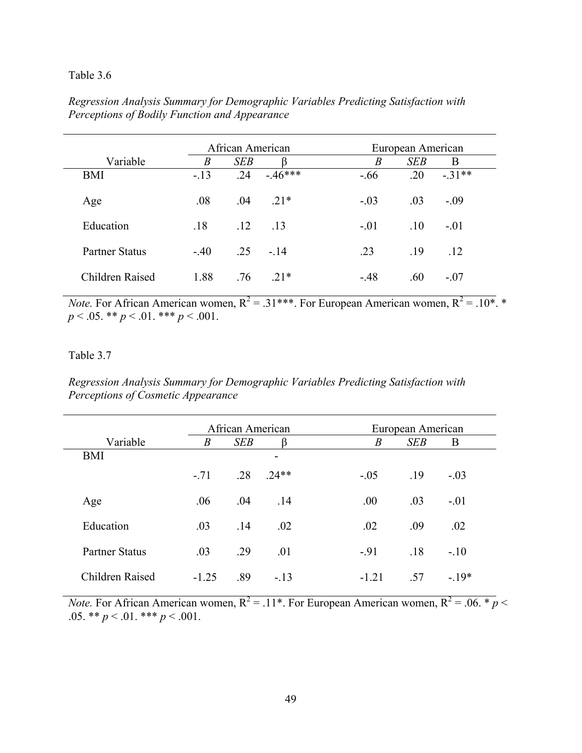Table 3.6

*Regression Analysis Summary for Demographic Variables Predicting Satisfaction with Perceptions of Bodily Function and Appearance*

| | African American | | | European American | | |
|---|---|---|---|---|---|---|
| Variable | *B* | *SEB* | β | *B* | *SEB* | Β |
| BMI | -.13 | .24 | -.46*** | -.66 | .20 | -.31** |
| Age | .08 | .04 | .21* | -.03 | .03 | -.09 |
| Education | .18 | .12 | .13 | -.01 | .10 | -.01 |
| Partner Status | -.40 | .25 | -.14 | .23 | .19 | .12 |
| Children Raised | 1.88 | .76 | .21* | -.48 | .60 | -.07 |

*Note.* For African American women, $R^2 = .31$***. For European American women, $R^2 = .10$*. * $p < .05$. ** $p < .01$. *** $p < .001$.

Table 3.7

*Regression Analysis Summary for Demographic Variables Predicting Satisfaction with Perceptions of Cosmetic Appearance*

| | African American | | | European American | | |
|---|---|---|---|---|---|---|
| Variable | *B* | *SEB* | β | *B* | *SEB* | Β |
| BMI | -.71 | .28 | -.24** | -.05 | .19 | -.03 |
| Age | .06 | .04 | .14 | .00 | .03 | -.01 |
| Education | .03 | .14 | .02 | .02 | .09 | .02 |
| Partner Status | .03 | .29 | .01 | -.91 | .18 | -.10 |
| Children Raised | -1.25 | .89 | -.13 | -1.21 | .57 | -.19* |

*Note.* For African American women, $R^2 = .11$*. For European American women, $R^2 = .06$. * $p < .05$. ** $p < .01$. *** $p < .001$.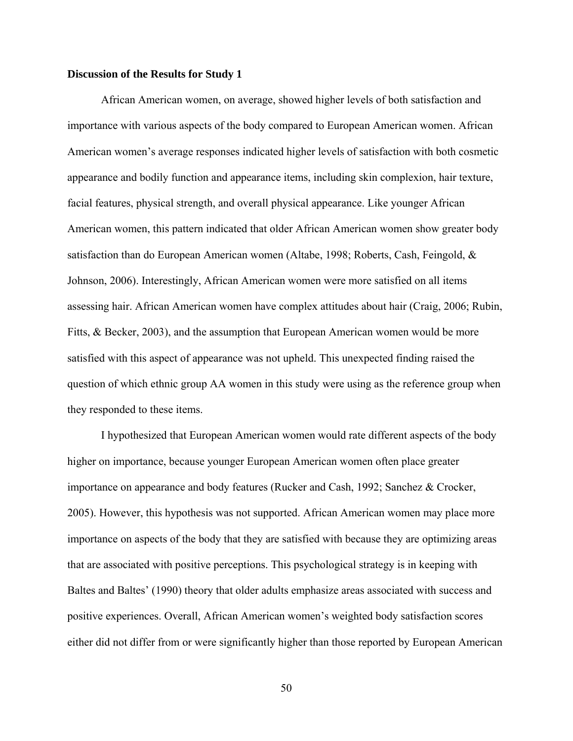**Discussion of the Results for Study 1**

African American women, on average, showed higher levels of both satisfaction and importance with various aspects of the body compared to European American women. African American women's average responses indicated higher levels of satisfaction with both cosmetic appearance and bodily function and appearance items, including skin complexion, hair texture, facial features, physical strength, and overall physical appearance. Like younger African American women, this pattern indicated that older African American women show greater body satisfaction than do European American women (Altabe, 1998; Roberts, Cash, Feingold, & Johnson, 2006). Interestingly, African American women were more satisfied on all items assessing hair. African American women have complex attitudes about hair (Craig, 2006; Rubin, Fitts, & Becker, 2003), and the assumption that European American women would be more satisfied with this aspect of appearance was not upheld. This unexpected finding raised the question of which ethnic group AA women in this study were using as the reference group when they responded to these items.

I hypothesized that European American women would rate different aspects of the body higher on importance, because younger European American women often place greater importance on appearance and body features (Rucker and Cash, 1992; Sanchez & Crocker, 2005). However, this hypothesis was not supported. African American women may place more importance on aspects of the body that they are satisfied with because they are optimizing areas that are associated with positive perceptions. This psychological strategy is in keeping with Baltes and Baltes' (1990) theory that older adults emphasize areas associated with success and positive experiences. Overall, African American women's weighted body satisfaction scores either did not differ from or were significantly higher than those reported by European American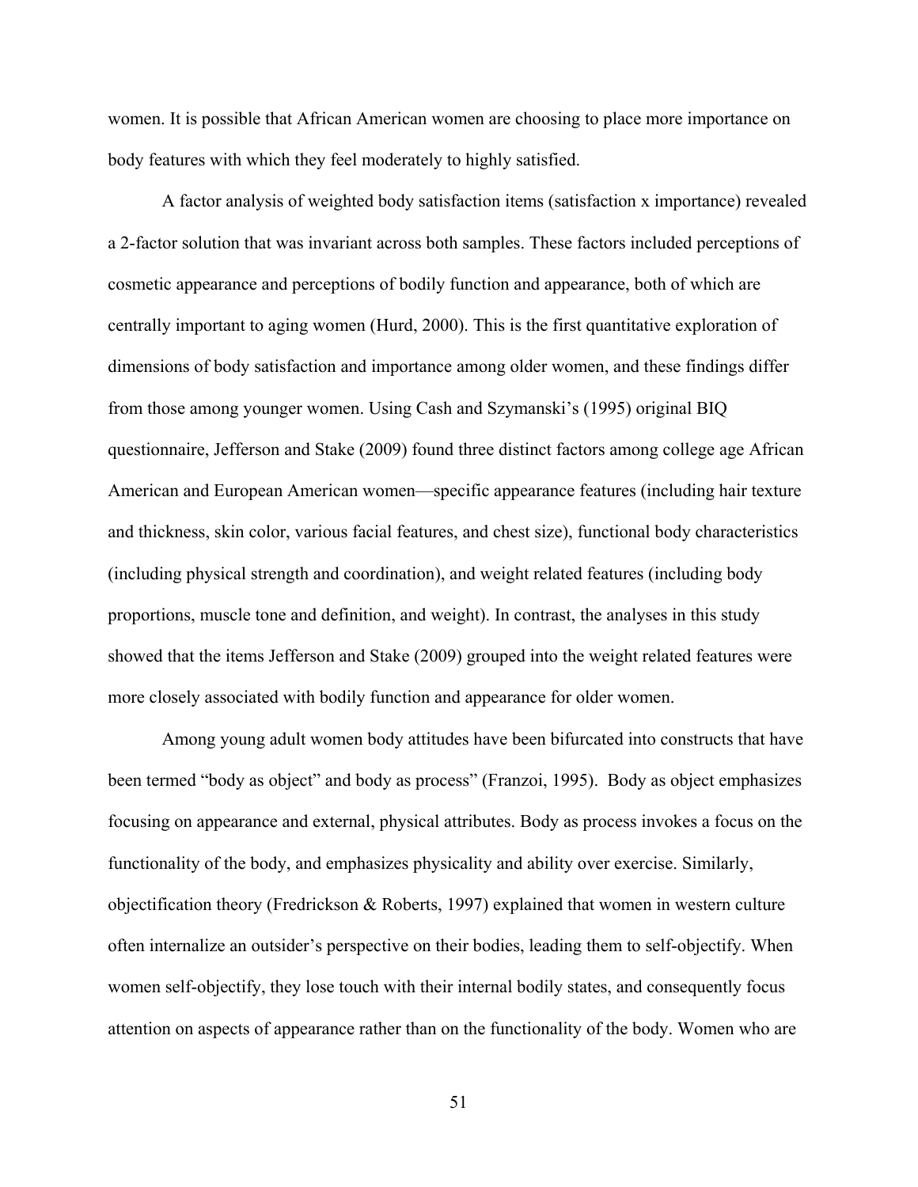women. It is possible that African American women are choosing to place more importance on body features with which they feel moderately to highly satisfied.

A factor analysis of weighted body satisfaction items (satisfaction x importance) revealed a 2-factor solution that was invariant across both samples. These factors included perceptions of cosmetic appearance and perceptions of bodily function and appearance, both of which are centrally important to aging women (Hurd, 2000). This is the first quantitative exploration of dimensions of body satisfaction and importance among older women, and these findings differ from those among younger women. Using Cash and Szymanski's (1995) original BIQ questionnaire, Jefferson and Stake (2009) found three distinct factors among college age African American and European American women—specific appearance features (including hair texture and thickness, skin color, various facial features, and chest size), functional body characteristics (including physical strength and coordination), and weight related features (including body proportions, muscle tone and definition, and weight). In contrast, the analyses in this study showed that the items Jefferson and Stake (2009) grouped into the weight related features were more closely associated with bodily function and appearance for older women.

Among young adult women body attitudes have been bifurcated into constructs that have been termed "body as object" and body as process" (Franzoi, 1995). Body as object emphasizes focusing on appearance and external, physical attributes. Body as process invokes a focus on the functionality of the body, and emphasizes physicality and ability over exercise. Similarly, objectification theory (Fredrickson & Roberts, 1997) explained that women in western culture often internalize an outsider's perspective on their bodies, leading them to self-objectify. When women self-objectify, they lose touch with their internal bodily states, and consequently focus attention on aspects of appearance rather than on the functionality of the body. Women who are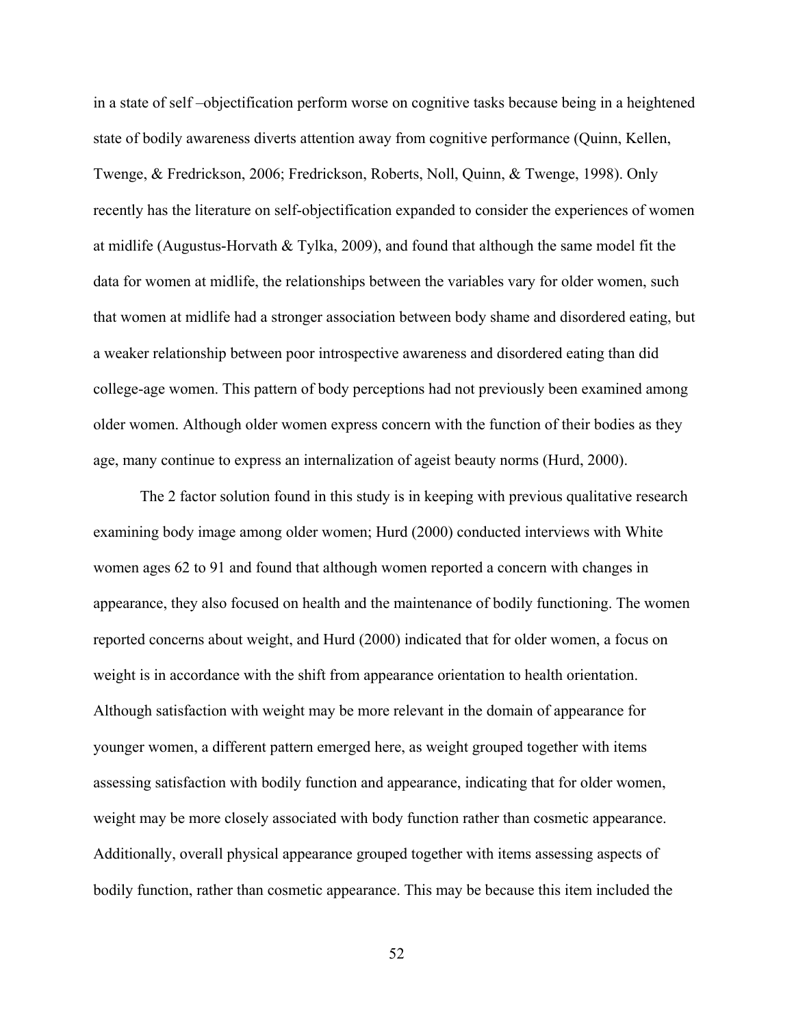in a state of self –objectification perform worse on cognitive tasks because being in a heightened state of bodily awareness diverts attention away from cognitive performance (Quinn, Kellen, Twenge, & Fredrickson, 2006; Fredrickson, Roberts, Noll, Quinn, & Twenge, 1998). Only recently has the literature on self-objectification expanded to consider the experiences of women at midlife (Augustus-Horvath & Tylka, 2009), and found that although the same model fit the data for women at midlife, the relationships between the variables vary for older women, such that women at midlife had a stronger association between body shame and disordered eating, but a weaker relationship between poor introspective awareness and disordered eating than did college-age women. This pattern of body perceptions had not previously been examined among older women. Although older women express concern with the function of their bodies as they age, many continue to express an internalization of ageist beauty norms (Hurd, 2000).

The 2 factor solution found in this study is in keeping with previous qualitative research examining body image among older women; Hurd (2000) conducted interviews with White women ages 62 to 91 and found that although women reported a concern with changes in appearance, they also focused on health and the maintenance of bodily functioning. The women reported concerns about weight, and Hurd (2000) indicated that for older women, a focus on weight is in accordance with the shift from appearance orientation to health orientation. Although satisfaction with weight may be more relevant in the domain of appearance for younger women, a different pattern emerged here, as weight grouped together with items assessing satisfaction with bodily function and appearance, indicating that for older women, weight may be more closely associated with body function rather than cosmetic appearance. Additionally, overall physical appearance grouped together with items assessing aspects of bodily function, rather than cosmetic appearance. This may be because this item included the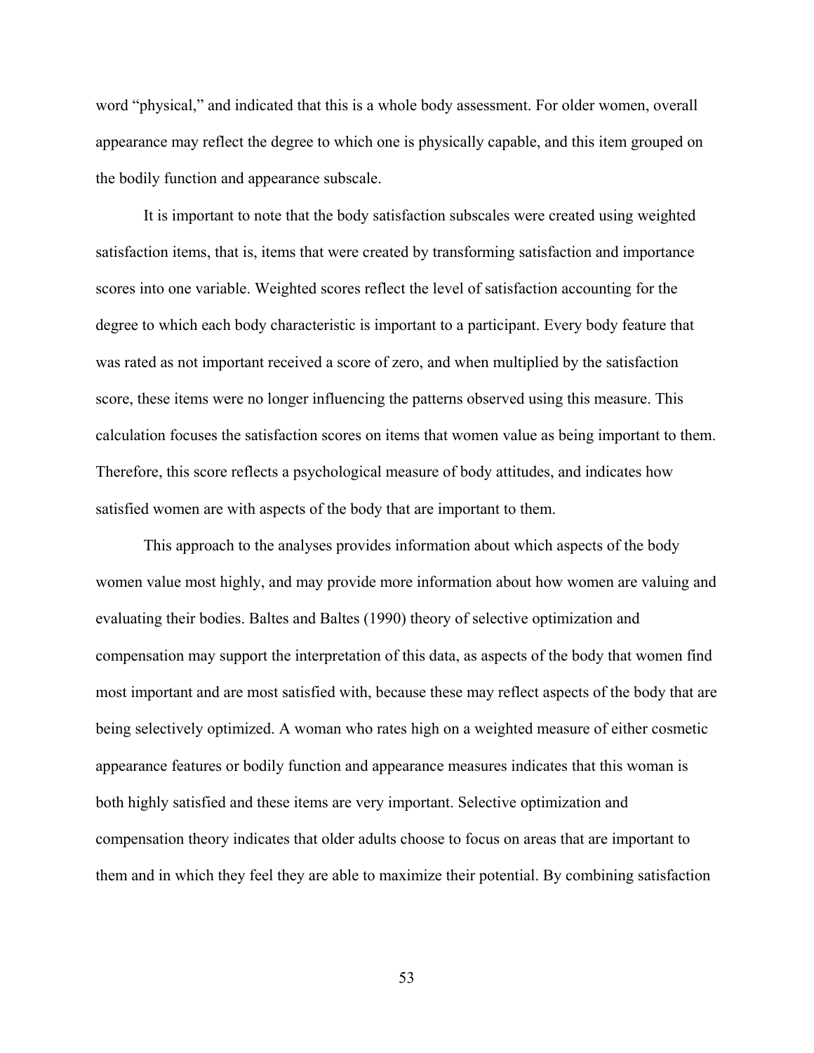word "physical," and indicated that this is a whole body assessment. For older women, overall appearance may reflect the degree to which one is physically capable, and this item grouped on the bodily function and appearance subscale.

It is important to note that the body satisfaction subscales were created using weighted satisfaction items, that is, items that were created by transforming satisfaction and importance scores into one variable. Weighted scores reflect the level of satisfaction accounting for the degree to which each body characteristic is important to a participant. Every body feature that was rated as not important received a score of zero, and when multiplied by the satisfaction score, these items were no longer influencing the patterns observed using this measure. This calculation focuses the satisfaction scores on items that women value as being important to them. Therefore, this score reflects a psychological measure of body attitudes, and indicates how satisfied women are with aspects of the body that are important to them.

This approach to the analyses provides information about which aspects of the body women value most highly, and may provide more information about how women are valuing and evaluating their bodies. Baltes and Baltes (1990) theory of selective optimization and compensation may support the interpretation of this data, as aspects of the body that women find most important and are most satisfied with, because these may reflect aspects of the body that are being selectively optimized. A woman who rates high on a weighted measure of either cosmetic appearance features or bodily function and appearance measures indicates that this woman is both highly satisfied and these items are very important. Selective optimization and compensation theory indicates that older adults choose to focus on areas that are important to them and in which they feel they are able to maximize their potential. By combining satisfaction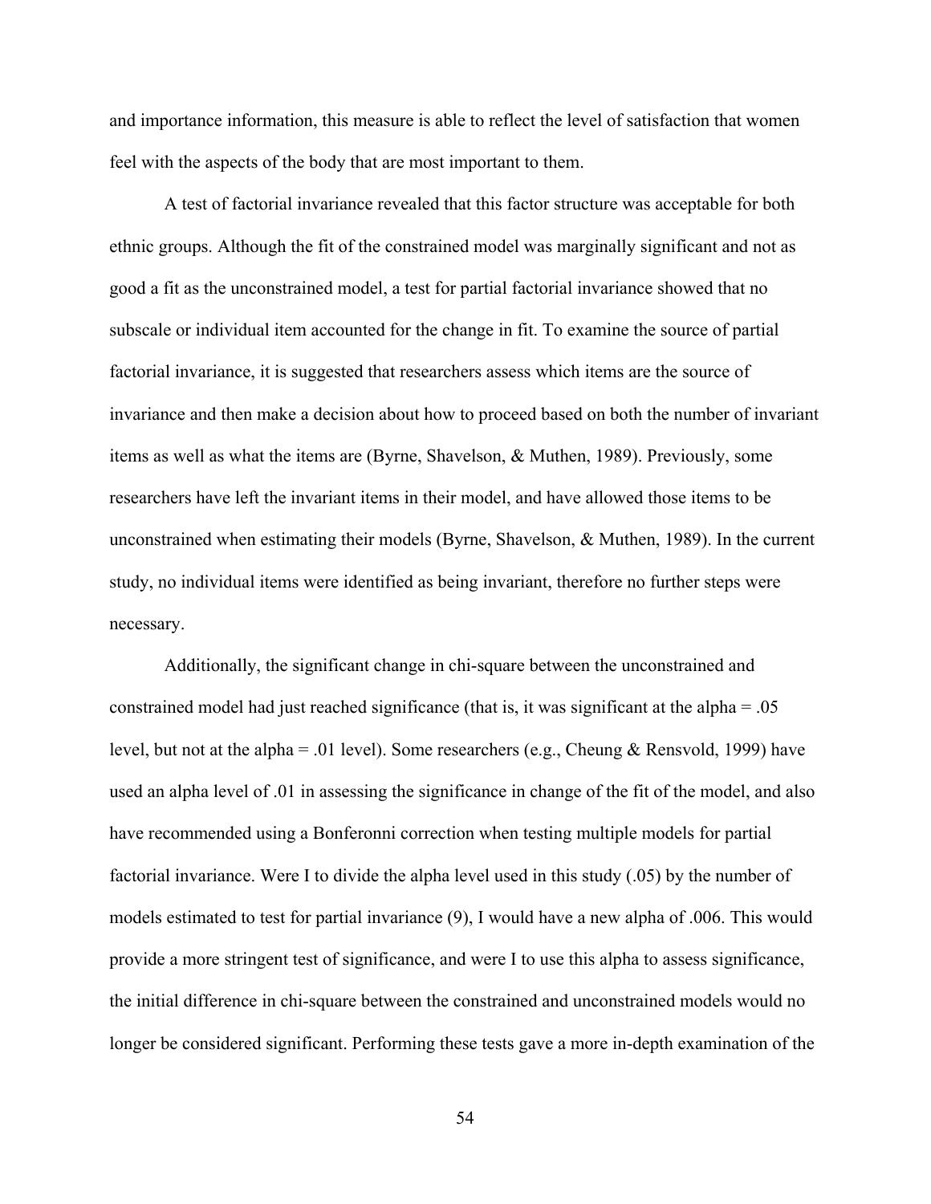and importance information, this measure is able to reflect the level of satisfaction that women feel with the aspects of the body that are most important to them.

A test of factorial invariance revealed that this factor structure was acceptable for both ethnic groups. Although the fit of the constrained model was marginally significant and not as good a fit as the unconstrained model, a test for partial factorial invariance showed that no subscale or individual item accounted for the change in fit. To examine the source of partial factorial invariance, it is suggested that researchers assess which items are the source of invariance and then make a decision about how to proceed based on both the number of invariant items as well as what the items are (Byrne, Shavelson, & Muthen, 1989). Previously, some researchers have left the invariant items in their model, and have allowed those items to be unconstrained when estimating their models (Byrne, Shavelson, & Muthen, 1989). In the current study, no individual items were identified as being invariant, therefore no further steps were necessary.

Additionally, the significant change in chi-square between the unconstrained and constrained model had just reached significance (that is, it was significant at the alpha = .05 level, but not at the alpha = .01 level). Some researchers (e.g., Cheung & Rensvold, 1999) have used an alpha level of .01 in assessing the significance in change of the fit of the model, and also have recommended using a Bonferonni correction when testing multiple models for partial factorial invariance. Were I to divide the alpha level used in this study (.05) by the number of models estimated to test for partial invariance (9), I would have a new alpha of .006. This would provide a more stringent test of significance, and were I to use this alpha to assess significance, the initial difference in chi-square between the constrained and unconstrained models would no longer be considered significant. Performing these tests gave a more in-depth examination of the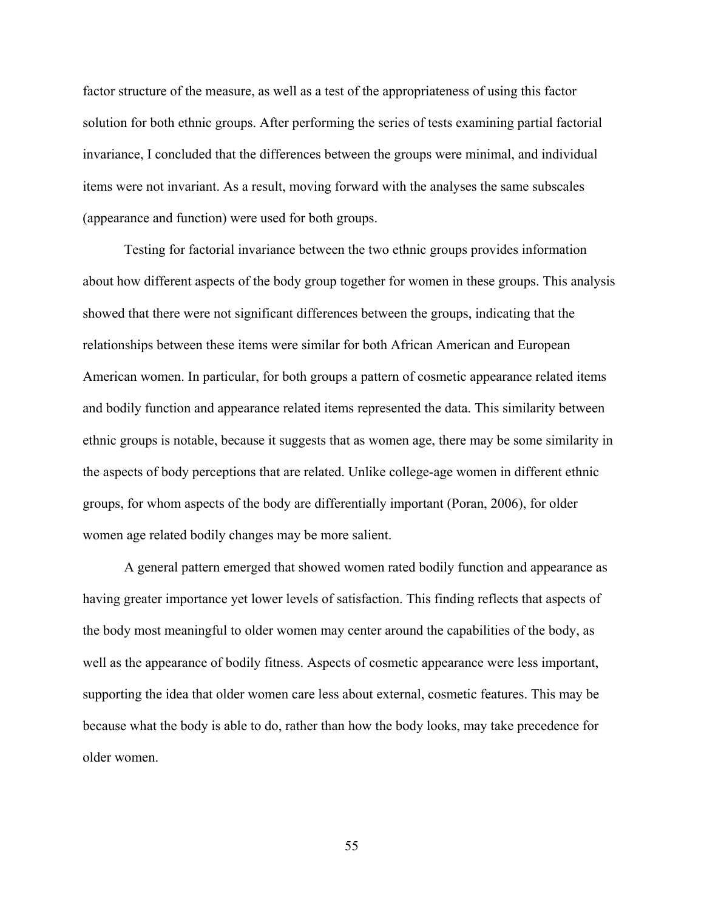factor structure of the measure, as well as a test of the appropriateness of using this factor solution for both ethnic groups. After performing the series of tests examining partial factorial invariance, I concluded that the differences between the groups were minimal, and individual items were not invariant. As a result, moving forward with the analyses the same subscales (appearance and function) were used for both groups.

Testing for factorial invariance between the two ethnic groups provides information about how different aspects of the body group together for women in these groups. This analysis showed that there were not significant differences between the groups, indicating that the relationships between these items were similar for both African American and European American women. In particular, for both groups a pattern of cosmetic appearance related items and bodily function and appearance related items represented the data. This similarity between ethnic groups is notable, because it suggests that as women age, there may be some similarity in the aspects of body perceptions that are related. Unlike college-age women in different ethnic groups, for whom aspects of the body are differentially important (Poran, 2006), for older women age related bodily changes may be more salient.

A general pattern emerged that showed women rated bodily function and appearance as having greater importance yet lower levels of satisfaction. This finding reflects that aspects of the body most meaningful to older women may center around the capabilities of the body, as well as the appearance of bodily fitness. Aspects of cosmetic appearance were less important, supporting the idea that older women care less about external, cosmetic features. This may be because what the body is able to do, rather than how the body looks, may take precedence for older women.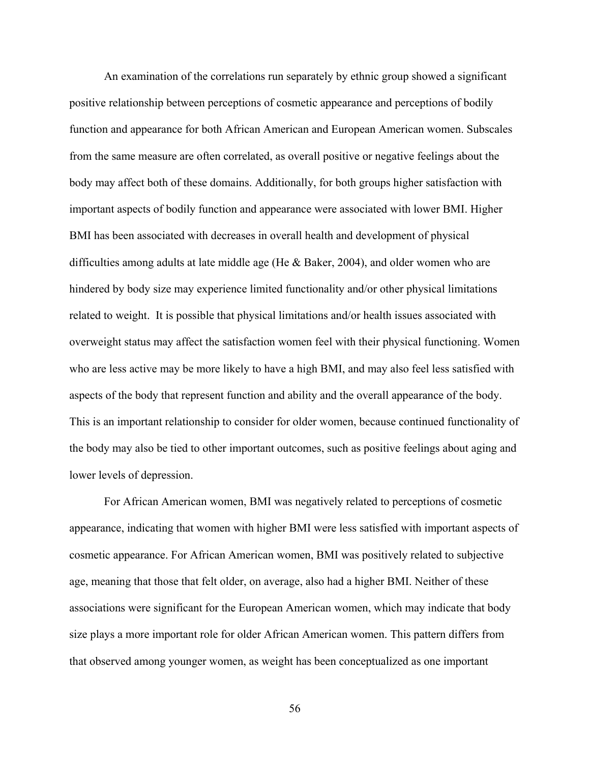An examination of the correlations run separately by ethnic group showed a significant positive relationship between perceptions of cosmetic appearance and perceptions of bodily function and appearance for both African American and European American women. Subscales from the same measure are often correlated, as overall positive or negative feelings about the body may affect both of these domains. Additionally, for both groups higher satisfaction with important aspects of bodily function and appearance were associated with lower BMI. Higher BMI has been associated with decreases in overall health and development of physical difficulties among adults at late middle age (He & Baker, 2004), and older women who are hindered by body size may experience limited functionality and/or other physical limitations related to weight. It is possible that physical limitations and/or health issues associated with overweight status may affect the satisfaction women feel with their physical functioning. Women who are less active may be more likely to have a high BMI, and may also feel less satisfied with aspects of the body that represent function and ability and the overall appearance of the body. This is an important relationship to consider for older women, because continued functionality of the body may also be tied to other important outcomes, such as positive feelings about aging and lower levels of depression.

For African American women, BMI was negatively related to perceptions of cosmetic appearance, indicating that women with higher BMI were less satisfied with important aspects of cosmetic appearance. For African American women, BMI was positively related to subjective age, meaning that those that felt older, on average, also had a higher BMI. Neither of these associations were significant for the European American women, which may indicate that body size plays a more important role for older African American women. This pattern differs from that observed among younger women, as weight has been conceptualized as one important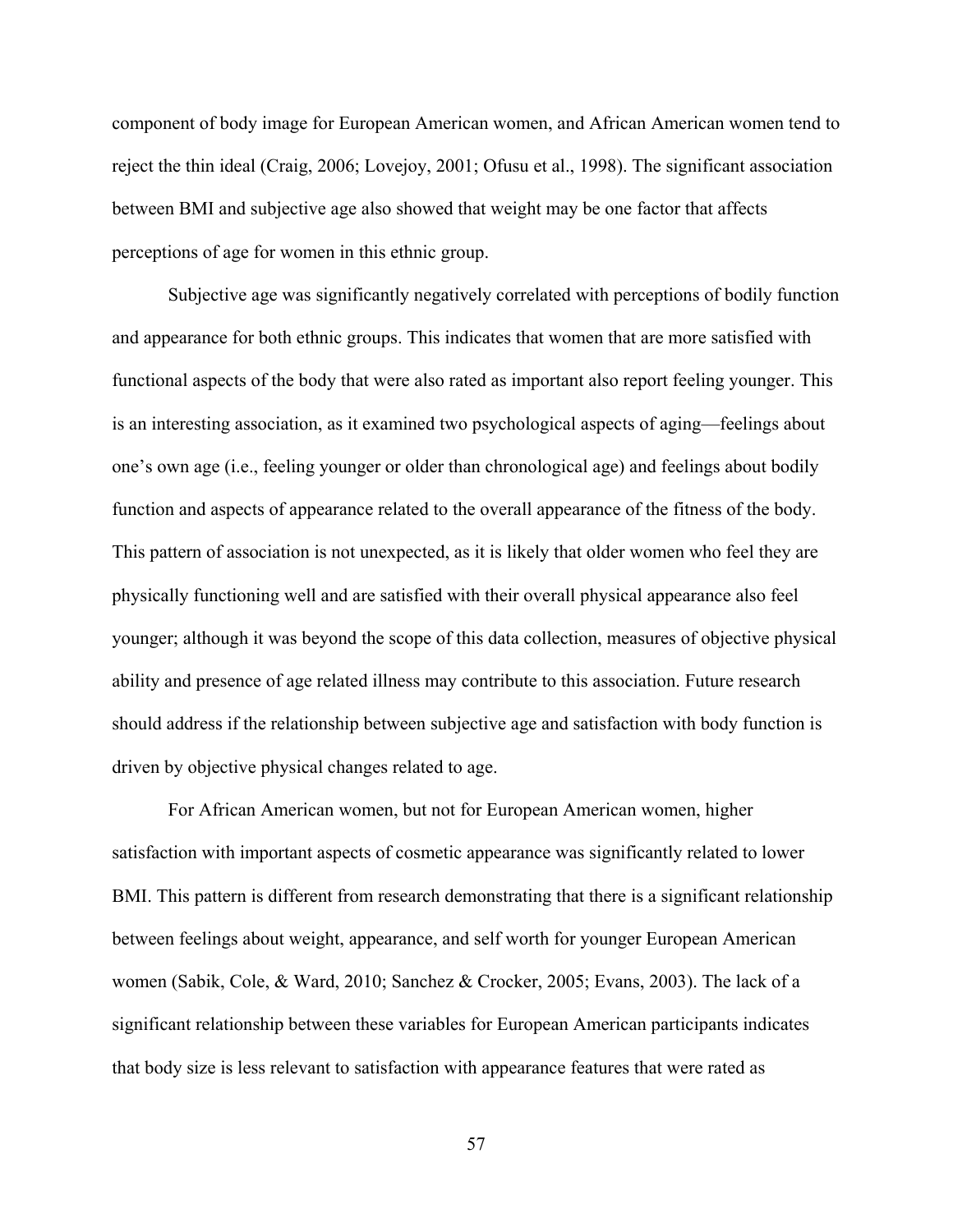component of body image for European American women, and African American women tend to reject the thin ideal (Craig, 2006; Lovejoy, 2001; Ofusu et al., 1998). The significant association between BMI and subjective age also showed that weight may be one factor that affects perceptions of age for women in this ethnic group.

Subjective age was significantly negatively correlated with perceptions of bodily function and appearance for both ethnic groups. This indicates that women that are more satisfied with functional aspects of the body that were also rated as important also report feeling younger. This is an interesting association, as it examined two psychological aspects of aging—feelings about one's own age (i.e., feeling younger or older than chronological age) and feelings about bodily function and aspects of appearance related to the overall appearance of the fitness of the body. This pattern of association is not unexpected, as it is likely that older women who feel they are physically functioning well and are satisfied with their overall physical appearance also feel younger; although it was beyond the scope of this data collection, measures of objective physical ability and presence of age related illness may contribute to this association. Future research should address if the relationship between subjective age and satisfaction with body function is driven by objective physical changes related to age.

For African American women, but not for European American women, higher satisfaction with important aspects of cosmetic appearance was significantly related to lower BMI. This pattern is different from research demonstrating that there is a significant relationship between feelings about weight, appearance, and self worth for younger European American women (Sabik, Cole, & Ward, 2010; Sanchez & Crocker, 2005; Evans, 2003). The lack of a significant relationship between these variables for European American participants indicates that body size is less relevant to satisfaction with appearance features that were rated as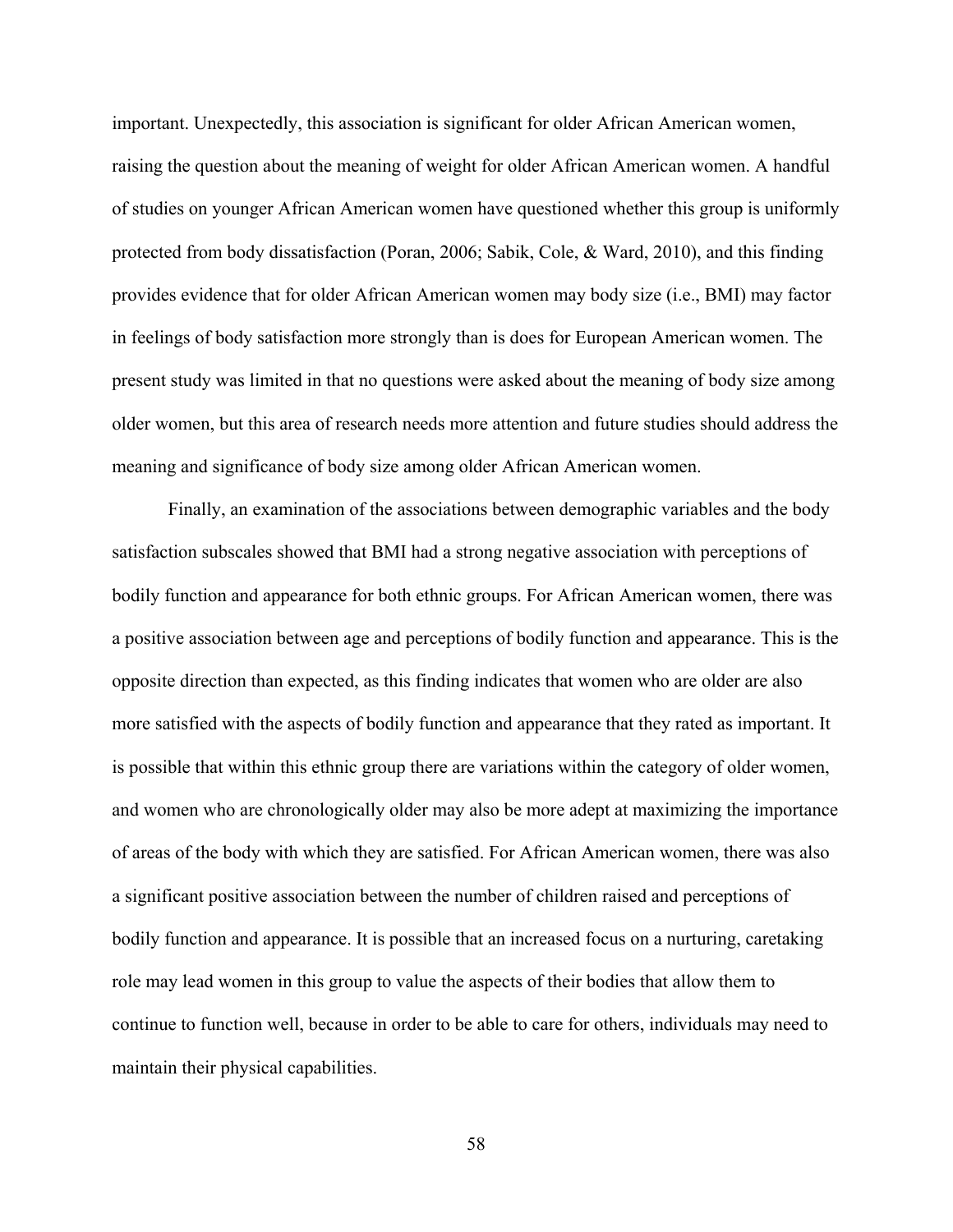important. Unexpectedly, this association is significant for older African American women, raising the question about the meaning of weight for older African American women. A handful of studies on younger African American women have questioned whether this group is uniformly protected from body dissatisfaction (Poran, 2006; Sabik, Cole, & Ward, 2010), and this finding provides evidence that for older African American women may body size (i.e., BMI) may factor in feelings of body satisfaction more strongly than is does for European American women. The present study was limited in that no questions were asked about the meaning of body size among older women, but this area of research needs more attention and future studies should address the meaning and significance of body size among older African American women.

Finally, an examination of the associations between demographic variables and the body satisfaction subscales showed that BMI had a strong negative association with perceptions of bodily function and appearance for both ethnic groups. For African American women, there was a positive association between age and perceptions of bodily function and appearance. This is the opposite direction than expected, as this finding indicates that women who are older are also more satisfied with the aspects of bodily function and appearance that they rated as important. It is possible that within this ethnic group there are variations within the category of older women, and women who are chronologically older may also be more adept at maximizing the importance of areas of the body with which they are satisfied. For African American women, there was also a significant positive association between the number of children raised and perceptions of bodily function and appearance. It is possible that an increased focus on a nurturing, caretaking role may lead women in this group to value the aspects of their bodies that allow them to continue to function well, because in order to be able to care for others, individuals may need to maintain their physical capabilities.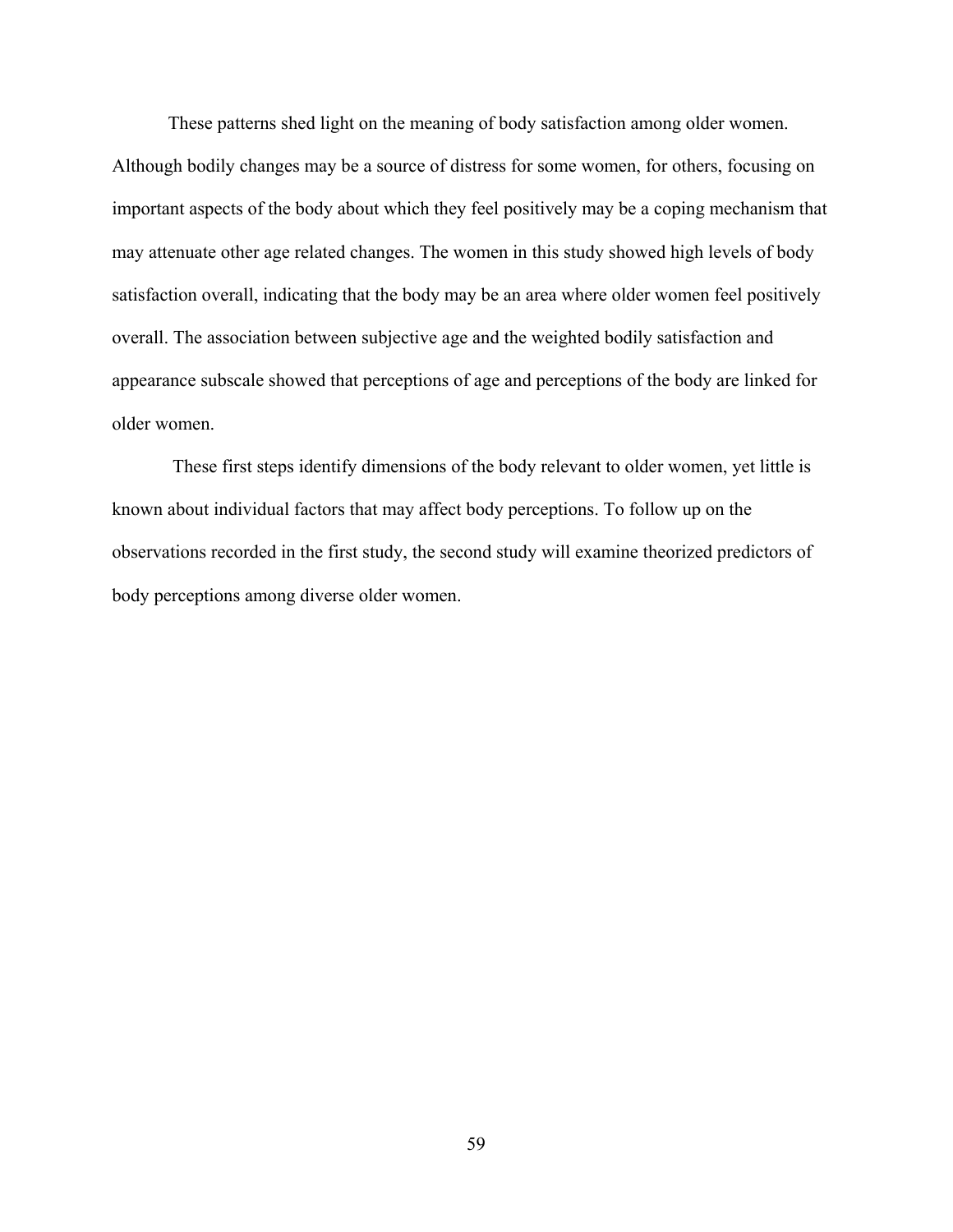These patterns shed light on the meaning of body satisfaction among older women. Although bodily changes may be a source of distress for some women, for others, focusing on important aspects of the body about which they feel positively may be a coping mechanism that may attenuate other age related changes. The women in this study showed high levels of body satisfaction overall, indicating that the body may be an area where older women feel positively overall. The association between subjective age and the weighted bodily satisfaction and appearance subscale showed that perceptions of age and perceptions of the body are linked for older women.

These first steps identify dimensions of the body relevant to older women, yet little is known about individual factors that may affect body perceptions. To follow up on the observations recorded in the first study, the second study will examine theorized predictors of body perceptions among diverse older women.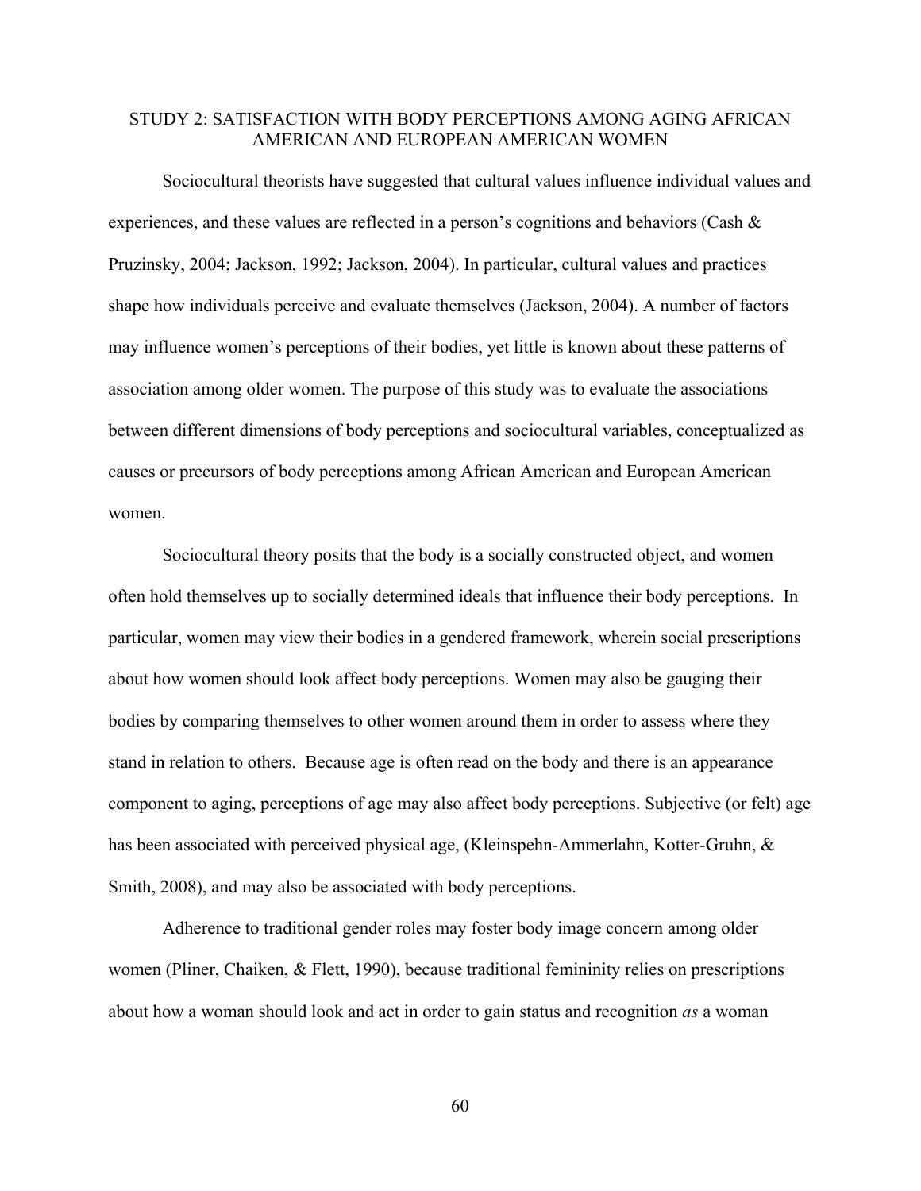## STUDY 2: SATISFACTION WITH BODY PERCEPTIONS AMONG AGING AFRICAN AMERICAN AND EUROPEAN AMERICAN WOMEN

Sociocultural theorists have suggested that cultural values influence individual values and experiences, and these values are reflected in a person's cognitions and behaviors (Cash & Pruzinsky, 2004; Jackson, 1992; Jackson, 2004). In particular, cultural values and practices shape how individuals perceive and evaluate themselves (Jackson, 2004). A number of factors may influence women's perceptions of their bodies, yet little is known about these patterns of association among older women. The purpose of this study was to evaluate the associations between different dimensions of body perceptions and sociocultural variables, conceptualized as causes or precursors of body perceptions among African American and European American women.

Sociocultural theory posits that the body is a socially constructed object, and women often hold themselves up to socially determined ideals that influence their body perceptions. In particular, women may view their bodies in a gendered framework, wherein social prescriptions about how women should look affect body perceptions. Women may also be gauging their bodies by comparing themselves to other women around them in order to assess where they stand in relation to others. Because age is often read on the body and there is an appearance component to aging, perceptions of age may also affect body perceptions. Subjective (or felt) age has been associated with perceived physical age, (Kleinspehn-Ammerlahn, Kotter-Gruhn, & Smith, 2008), and may also be associated with body perceptions.

Adherence to traditional gender roles may foster body image concern among older women (Pliner, Chaiken, & Flett, 1990), because traditional femininity relies on prescriptions about how a woman should look and act in order to gain status and recognition *as* a woman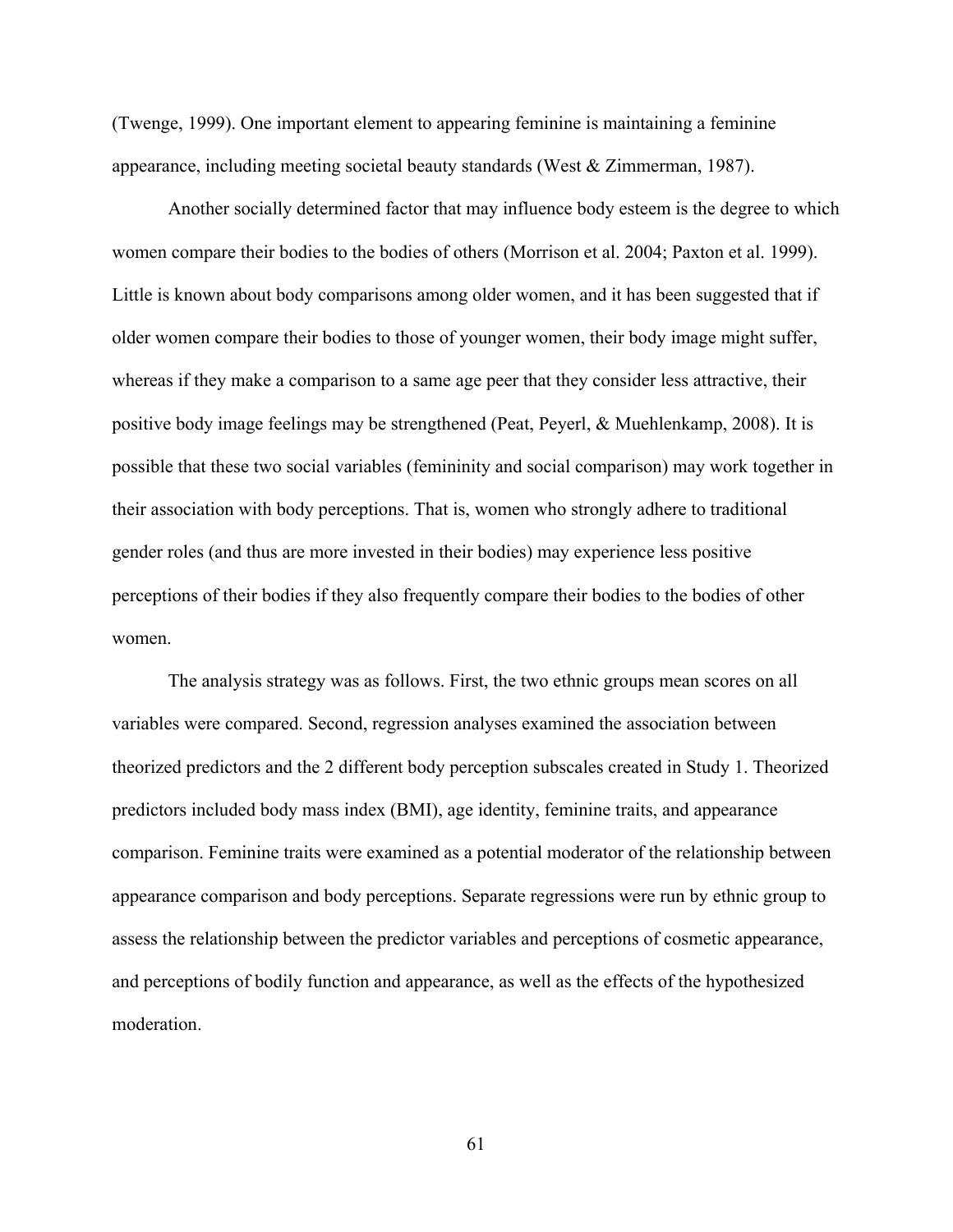(Twenge, 1999). One important element to appearing feminine is maintaining a feminine appearance, including meeting societal beauty standards (West & Zimmerman, 1987).

Another socially determined factor that may influence body esteem is the degree to which women compare their bodies to the bodies of others (Morrison et al. 2004; Paxton et al. 1999). Little is known about body comparisons among older women, and it has been suggested that if older women compare their bodies to those of younger women, their body image might suffer, whereas if they make a comparison to a same age peer that they consider less attractive, their positive body image feelings may be strengthened (Peat, Peyerl, & Muehlenkamp, 2008). It is possible that these two social variables (femininity and social comparison) may work together in their association with body perceptions. That is, women who strongly adhere to traditional gender roles (and thus are more invested in their bodies) may experience less positive perceptions of their bodies if they also frequently compare their bodies to the bodies of other women.

The analysis strategy was as follows. First, the two ethnic groups mean scores on all variables were compared. Second, regression analyses examined the association between theorized predictors and the 2 different body perception subscales created in Study 1. Theorized predictors included body mass index (BMI), age identity, feminine traits, and appearance comparison. Feminine traits were examined as a potential moderator of the relationship between appearance comparison and body perceptions. Separate regressions were run by ethnic group to assess the relationship between the predictor variables and perceptions of cosmetic appearance, and perceptions of bodily function and appearance, as well as the effects of the hypothesized moderation.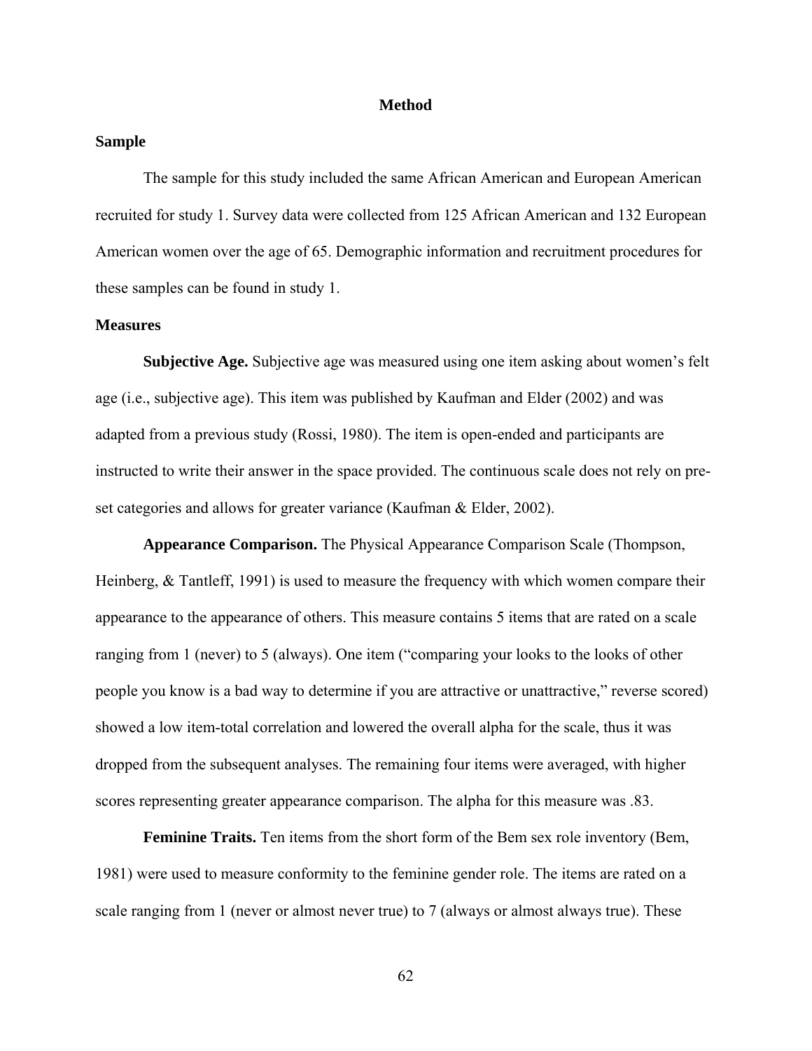# Method

## Sample

The sample for this study included the same African American and European American recruited for study 1. Survey data were collected from 125 African American and 132 European American women over the age of 65. Demographic information and recruitment procedures for these samples can be found in study 1.

## Measures

**Subjective Age.** Subjective age was measured using one item asking about women's felt age (i.e., subjective age). This item was published by Kaufman and Elder (2002) and was adapted from a previous study (Rossi, 1980). The item is open-ended and participants are instructed to write their answer in the space provided. The continuous scale does not rely on pre-set categories and allows for greater variance (Kaufman & Elder, 2002).

**Appearance Comparison.** The Physical Appearance Comparison Scale (Thompson, Heinberg, & Tantleff, 1991) is used to measure the frequency with which women compare their appearance to the appearance of others. This measure contains 5 items that are rated on a scale ranging from 1 (never) to 5 (always). One item ("comparing your looks to the looks of other people you know is a bad way to determine if you are attractive or unattractive," reverse scored) showed a low item-total correlation and lowered the overall alpha for the scale, thus it was dropped from the subsequent analyses. The remaining four items were averaged, with higher scores representing greater appearance comparison. The alpha for this measure was .83.

**Feminine Traits.** Ten items from the short form of the Bem sex role inventory (Bem, 1981) were used to measure conformity to the feminine gender role. The items are rated on a scale ranging from 1 (never or almost never true) to 7 (always or almost always true). These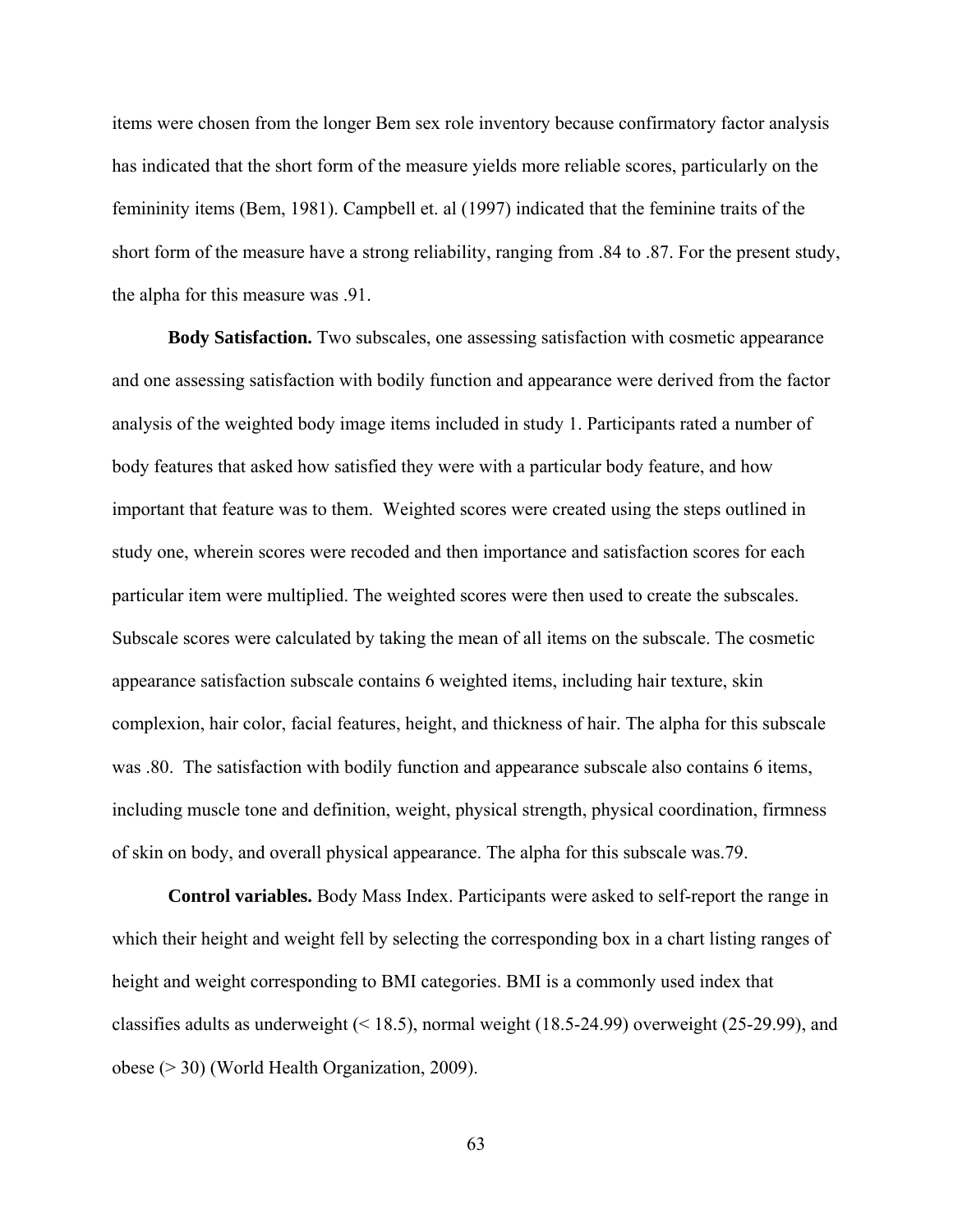items were chosen from the longer Bem sex role inventory because confirmatory factor analysis has indicated that the short form of the measure yields more reliable scores, particularly on the femininity items (Bem, 1981). Campbell et. al (1997) indicated that the feminine traits of the short form of the measure have a strong reliability, ranging from .84 to .87. For the present study, the alpha for this measure was .91.

**Body Satisfaction.** Two subscales, one assessing satisfaction with cosmetic appearance and one assessing satisfaction with bodily function and appearance were derived from the factor analysis of the weighted body image items included in study 1. Participants rated a number of body features that asked how satisfied they were with a particular body feature, and how important that feature was to them. Weighted scores were created using the steps outlined in study one, wherein scores were recoded and then importance and satisfaction scores for each particular item were multiplied. The weighted scores were then used to create the subscales. Subscale scores were calculated by taking the mean of all items on the subscale. The cosmetic appearance satisfaction subscale contains 6 weighted items, including hair texture, skin complexion, hair color, facial features, height, and thickness of hair. The alpha for this subscale was .80. The satisfaction with bodily function and appearance subscale also contains 6 items, including muscle tone and definition, weight, physical strength, physical coordination, firmness of skin on body, and overall physical appearance. The alpha for this subscale was.79.

**Control variables.** Body Mass Index. Participants were asked to self-report the range in which their height and weight fell by selecting the corresponding box in a chart listing ranges of height and weight corresponding to BMI categories. BMI is a commonly used index that classifies adults as underweight (< 18.5), normal weight (18.5-24.99) overweight (25-29.99), and obese (> 30) (World Health Organization, 2009).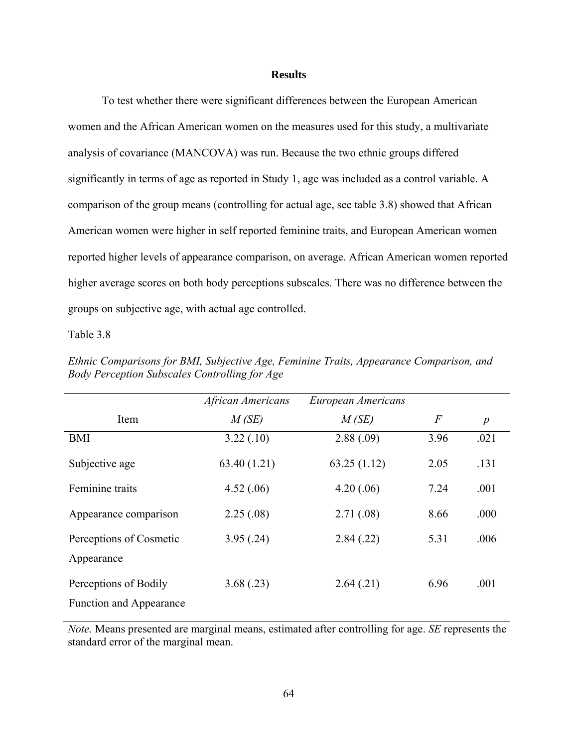## Results

To test whether there were significant differences between the European American women and the African American women on the measures used for this study, a multivariate analysis of covariance (MANCOVA) was run. Because the two ethnic groups differed significantly in terms of age as reported in Study 1, age was included as a control variable. A comparison of the group means (controlling for actual age, see table 3.8) showed that African American women were higher in self reported feminine traits, and European American women reported higher levels of appearance comparison, on average. African American women reported higher average scores on both body perceptions subscales. There was no difference between the groups on subjective age, with actual age controlled.

Table 3.8

*Ethnic Comparisons for BMI, Subjective Age, Feminine Traits, Appearance Comparison, and Body Perception Subscales Controlling for Age*

| Item | *African Americans* *M (SE)* | *European Americans* *M (SE)* | *F* | *p* |
|---|---|---|---|---|
| BMI | 3.22 (.10) | 2.88 (.09) | 3.96 | .021 |
| Subjective age | 63.40 (1.21) | 63.25 (1.12) | 2.05 | .131 |
| Feminine traits | 4.52 (.06) | 4.20 (.06) | 7.24 | .001 |
| Appearance comparison | 2.25 (.08) | 2.71 (.08) | 8.66 | .000 |
| Perceptions of Cosmetic Appearance | 3.95 (.24) | 2.84 (.22) | 5.31 | .006 |
| Perceptions of Bodily Function and Appearance | 3.68 (.23) | 2.64 (.21) | 6.96 | .001 |

*Note.* Means presented are marginal means, estimated after controlling for age. *SE* represents the standard error of the marginal mean.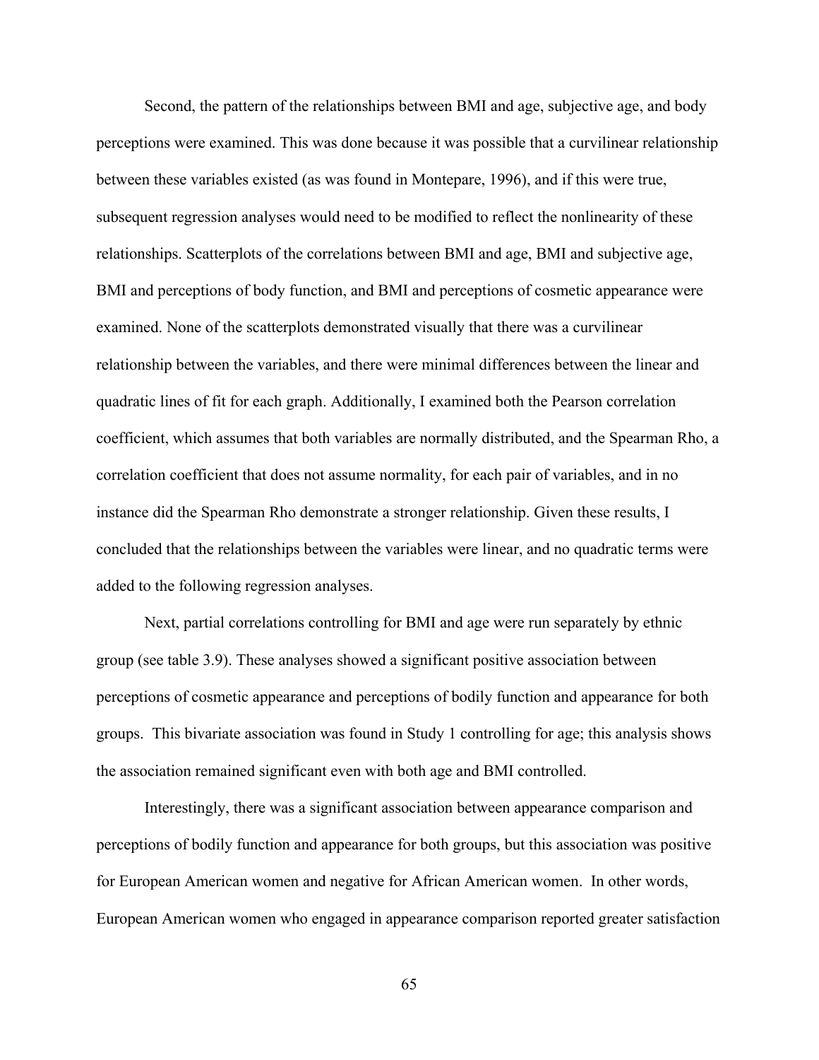Second, the pattern of the relationships between BMI and age, subjective age, and body perceptions were examined. This was done because it was possible that a curvilinear relationship between these variables existed (as was found in Montepare, 1996), and if this were true, subsequent regression analyses would need to be modified to reflect the nonlinearity of these relationships. Scatterplots of the correlations between BMI and age, BMI and subjective age, BMI and perceptions of body function, and BMI and perceptions of cosmetic appearance were examined. None of the scatterplots demonstrated visually that there was a curvilinear relationship between the variables, and there were minimal differences between the linear and quadratic lines of fit for each graph. Additionally, I examined both the Pearson correlation coefficient, which assumes that both variables are normally distributed, and the Spearman Rho, a correlation coefficient that does not assume normality, for each pair of variables, and in no instance did the Spearman Rho demonstrate a stronger relationship. Given these results, I concluded that the relationships between the variables were linear, and no quadratic terms were added to the following regression analyses.

Next, partial correlations controlling for BMI and age were run separately by ethnic group (see table 3.9). These analyses showed a significant positive association between perceptions of cosmetic appearance and perceptions of bodily function and appearance for both groups. This bivariate association was found in Study 1 controlling for age; this analysis shows the association remained significant even with both age and BMI controlled.

Interestingly, there was a significant association between appearance comparison and perceptions of bodily function and appearance for both groups, but this association was positive for European American women and negative for African American women. In other words, European American women who engaged in appearance comparison reported greater satisfaction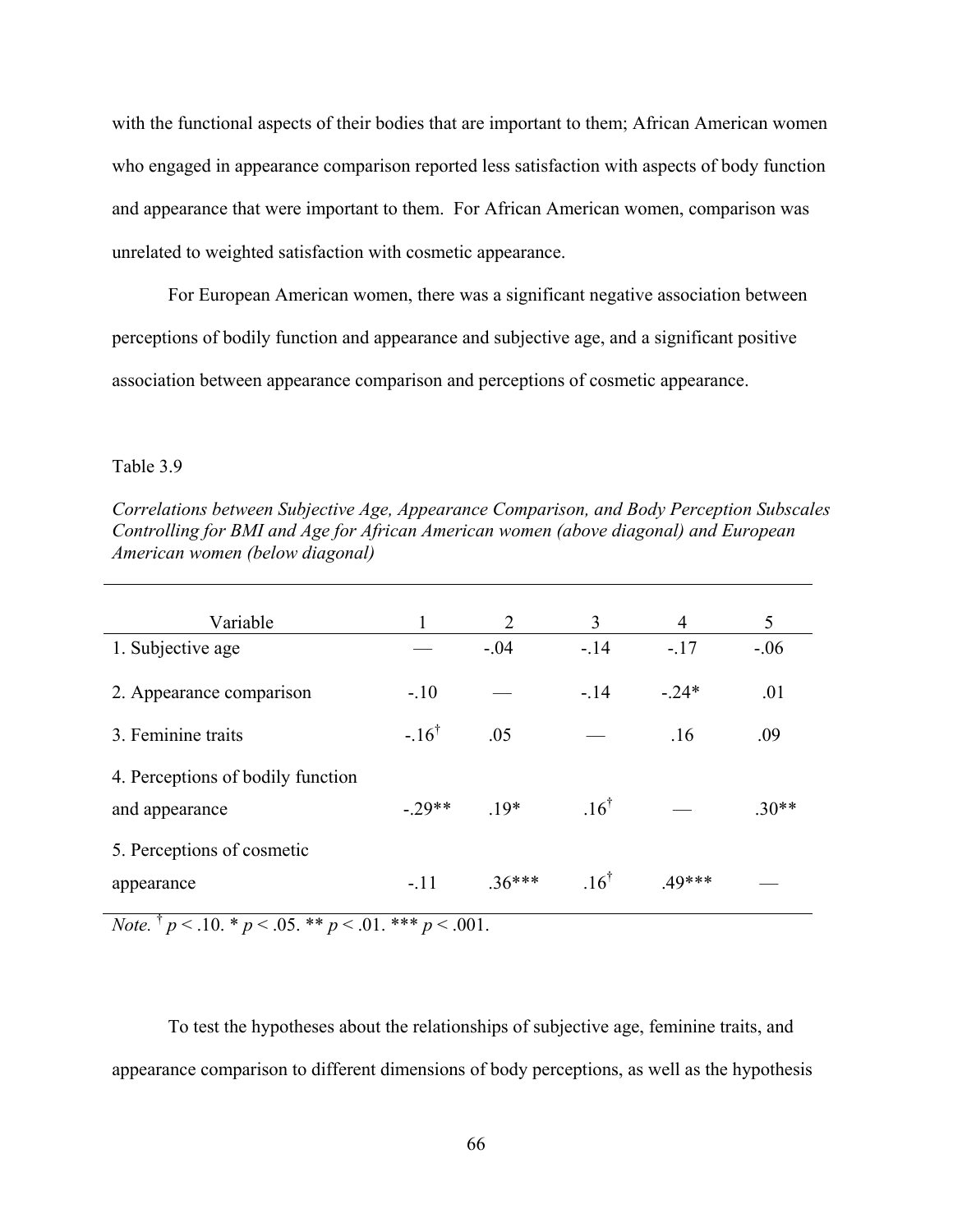with the functional aspects of their bodies that are important to them; African American women who engaged in appearance comparison reported less satisfaction with aspects of body function and appearance that were important to them. For African American women, comparison was unrelated to weighted satisfaction with cosmetic appearance.

For European American women, there was a significant negative association between perceptions of bodily function and appearance and subjective age, and a significant positive association between appearance comparison and perceptions of cosmetic appearance.

Table 3.9

*Correlations between Subjective Age, Appearance Comparison, and Body Perception Subscales Controlling for BMI and Age for African American women (above diagonal) and European American women (below diagonal)*

| Variable | 1 | 2 | 3 | 4 | 5 |
|---|---|---|---|---|---|
| 1. Subjective age | — | -.04 | -.14 | -.17 | -.06 |
| 2. Appearance comparison | -.10 | — | -.14 | -.24* | .01 |
| 3. Feminine traits | -.16† | .05 | — | .16 | .09 |
| 4. Perceptions of bodily function and appearance | -.29** | .19* | .16† | — | .30** |
| 5. Perceptions of cosmetic appearance | -.11 | .36*** | .16† | .49*** | — |

*Note.* † $p < .10$. * $p < .05$. ** $p < .01$. *** $p < .001$.

To test the hypotheses about the relationships of subjective age, feminine traits, and appearance comparison to different dimensions of body perceptions, as well as the hypothesis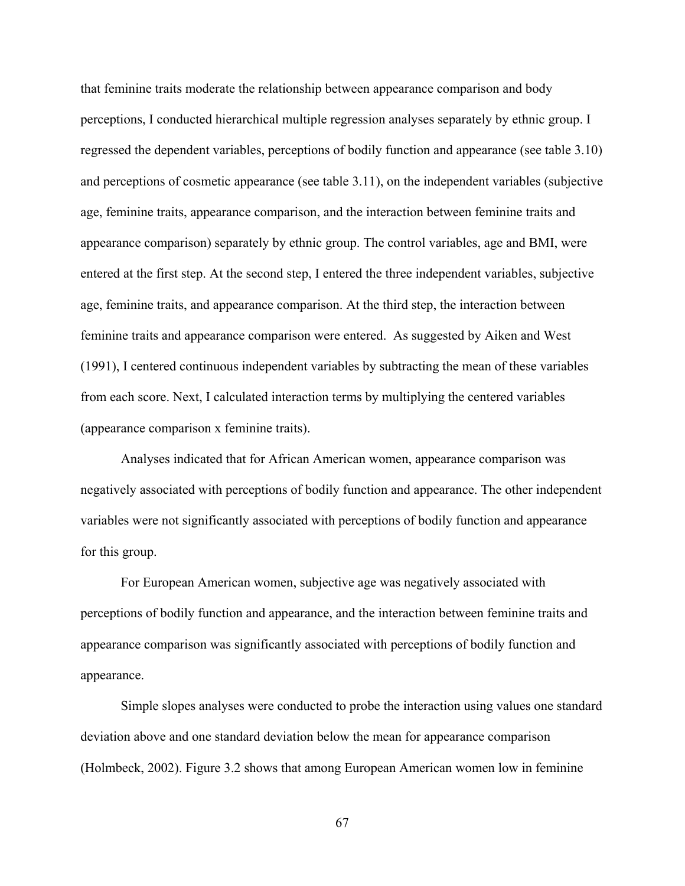that feminine traits moderate the relationship between appearance comparison and body perceptions, I conducted hierarchical multiple regression analyses separately by ethnic group. I regressed the dependent variables, perceptions of bodily function and appearance (see table 3.10) and perceptions of cosmetic appearance (see table 3.11), on the independent variables (subjective age, feminine traits, appearance comparison, and the interaction between feminine traits and appearance comparison) separately by ethnic group. The control variables, age and BMI, were entered at the first step. At the second step, I entered the three independent variables, subjective age, feminine traits, and appearance comparison. At the third step, the interaction between feminine traits and appearance comparison were entered. As suggested by Aiken and West (1991), I centered continuous independent variables by subtracting the mean of these variables from each score. Next, I calculated interaction terms by multiplying the centered variables (appearance comparison x feminine traits).

Analyses indicated that for African American women, appearance comparison was negatively associated with perceptions of bodily function and appearance. The other independent variables were not significantly associated with perceptions of bodily function and appearance for this group.

For European American women, subjective age was negatively associated with perceptions of bodily function and appearance, and the interaction between feminine traits and appearance comparison was significantly associated with perceptions of bodily function and appearance.

Simple slopes analyses were conducted to probe the interaction using values one standard deviation above and one standard deviation below the mean for appearance comparison (Holmbeck, 2002). Figure 3.2 shows that among European American women low in feminine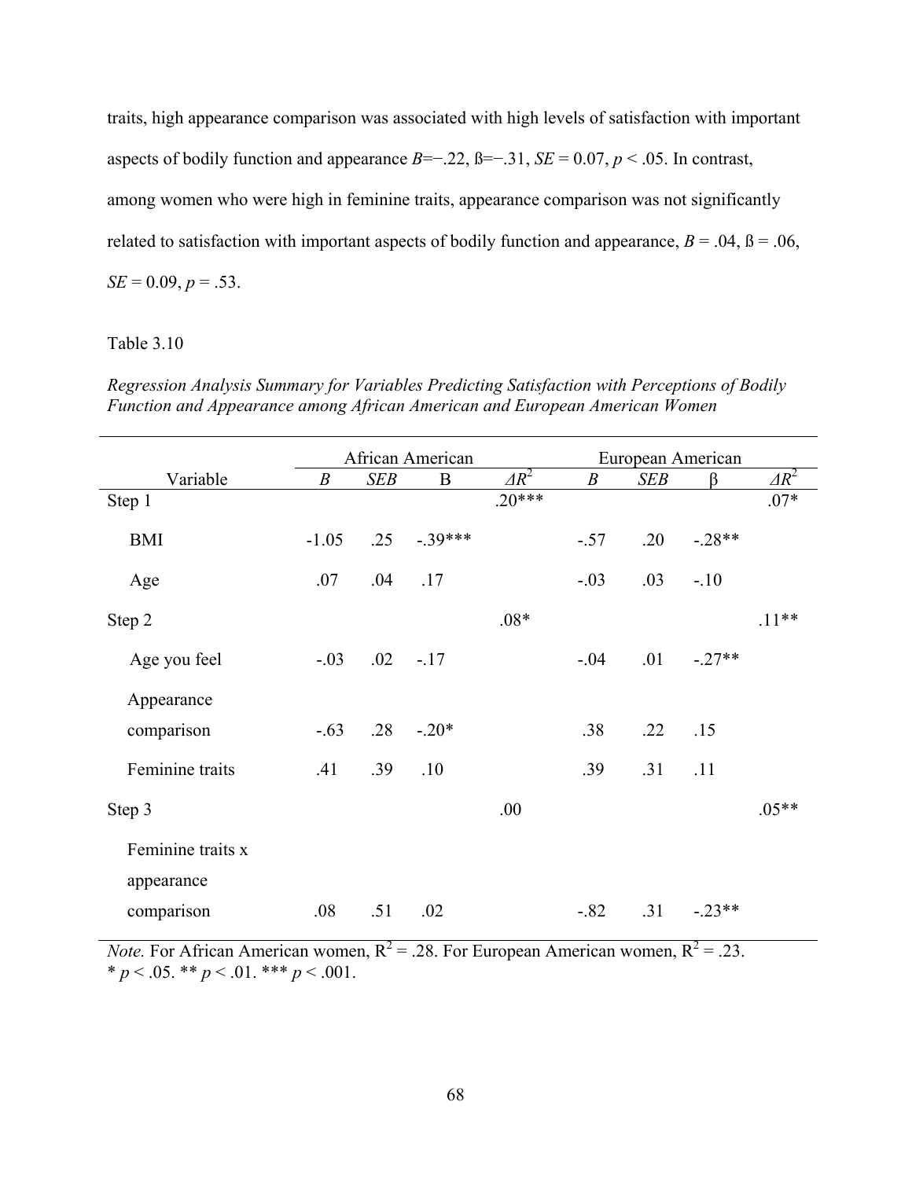traits, high appearance comparison was associated with high levels of satisfaction with important aspects of bodily function and appearance *B*=−.22, ß=−.31, *SE* = 0.07, $p < .05$. In contrast, among women who were high in feminine traits, appearance comparison was not significantly related to satisfaction with important aspects of bodily function and appearance, *B* = .04, ß = .06, *SE* = 0.09, $p = .53$.

Table 3.10

*Regression Analysis Summary for Variables Predicting Satisfaction with Perceptions of Bodily Function and Appearance among African American and European American Women*

| | African American | | | | European American | | | |
|---|---|---|---|---|---|---|---|---|
| Variable | *B* | *SEB* | Β | $\Delta R^2$ | *B* | *SEB* | β | $\Delta R^2$ |
| Step 1 | | | | .20*** | | | | .07* |
| BMI | -1.05 | .25 | -.39*** | | -.57 | .20 | -.28** | |
| Age | .07 | .04 | .17 | | -.03 | .03 | -.10 | |
| Step 2 | | | | .08* | | | | .11** |
| Age you feel | -.03 | .02 | -.17 | | -.04 | .01 | -.27** | |
| Appearance comparison | -.63 | .28 | -.20* | | .38 | .22 | .15 | |
| Feminine traits | .41 | .39 | .10 | | .39 | .31 | .11 | |
| Step 3 | | | | .00 | | | | .05** |
| Feminine traits x appearance comparison | .08 | .51 | .02 | | -.82 | .31 | -.23** | |

*Note.* For African American women, $R^2 = .28$. For European American women, $R^2 = .23$.
* $p < .05$. ** $p < .01$. *** $p < .001$.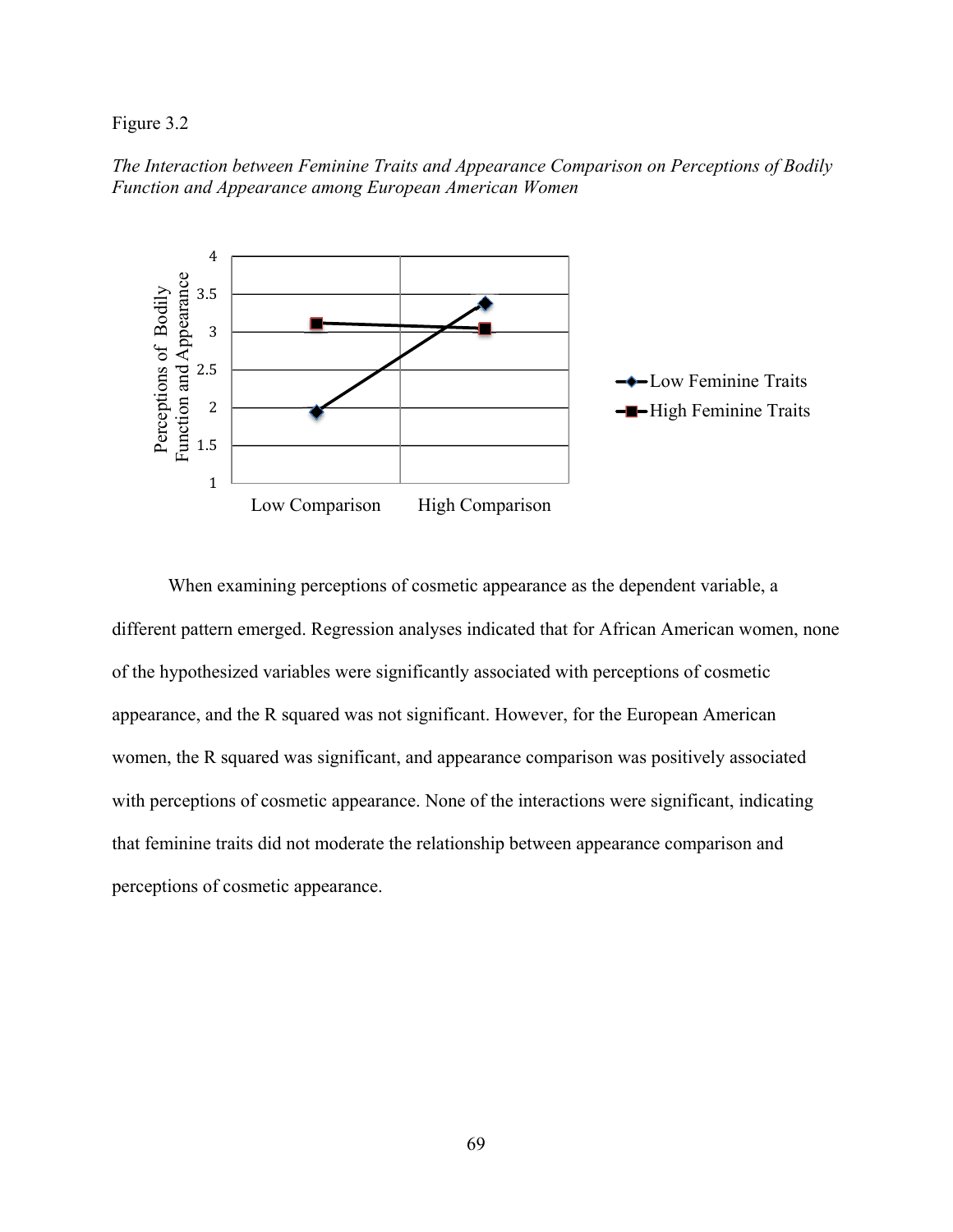Figure 3.2

*The Interaction between Feminine Traits and Appearance Comparison on Perceptions of Bodily Function and Appearance among European American Women*

When examining perceptions of cosmetic appearance as the dependent variable, a different pattern emerged. Regression analyses indicated that for African American women, none of the hypothesized variables were significantly associated with perceptions of cosmetic appearance, and the R squared was not significant. However, for the European American women, the R squared was significant, and appearance comparison was positively associated with perceptions of cosmetic appearance. None of the interactions were significant, indicating that feminine traits did not moderate the relationship between appearance comparison and perceptions of cosmetic appearance.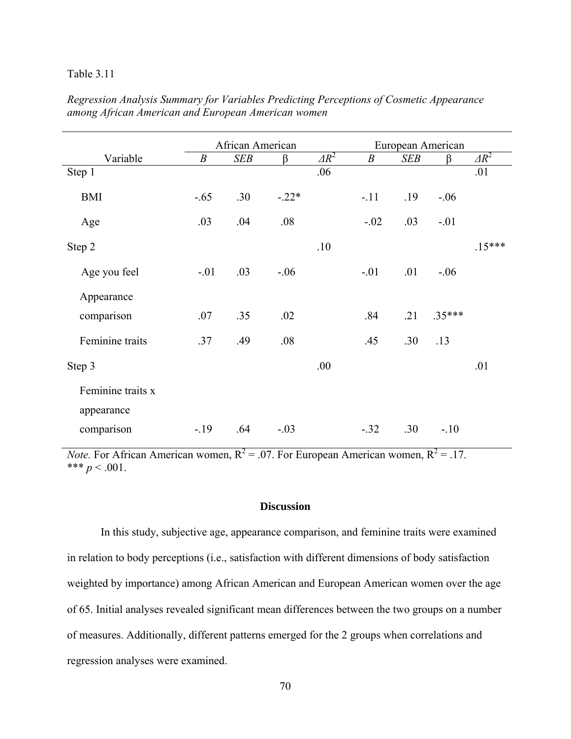Table 3.11

*Regression Analysis Summary for Variables Predicting Perceptions of Cosmetic Appearance among African American and European American women*

| | African American | | | | European American | | | |
|---|---|---|---|---|---|---|---|---|
| Variable | *B* | *SEB* | β | $\Delta R^2$ | *B* | *SEB* | β | $\Delta R^2$ |
| Step 1 | | | | .06 | | | | .01 |
| BMI | -.65 | .30 | -.22* | | -.11 | .19 | -.06 | |
| Age | .03 | .04 | .08 | | -.02 | .03 | -.01 | |
| Step 2 | | | | .10 | | | | .15*** |
| Age you feel | -.01 | .03 | -.06 | | -.01 | .01 | -.06 | |
| Appearance comparison | .07 | .35 | .02 | | .84 | .21 | .35*** | |
| Feminine traits | .37 | .49 | .08 | | .45 | .30 | .13 | |
| Step 3 | | | | .00 | | | | .01 |
| Feminine traits x appearance comparison | -.19 | .64 | -.03 | | -.32 | .30 | -.10 | |

*Note.* For African American women, $R^2 = .07$. For European American women, $R^2 = .17$.
*** $p < .001$.

## Discussion

In this study, subjective age, appearance comparison, and feminine traits were examined in relation to body perceptions (i.e., satisfaction with different dimensions of body satisfaction weighted by importance) among African American and European American women over the age of 65. Initial analyses revealed significant mean differences between the two groups on a number of measures. Additionally, different patterns emerged for the 2 groups when correlations and regression analyses were examined.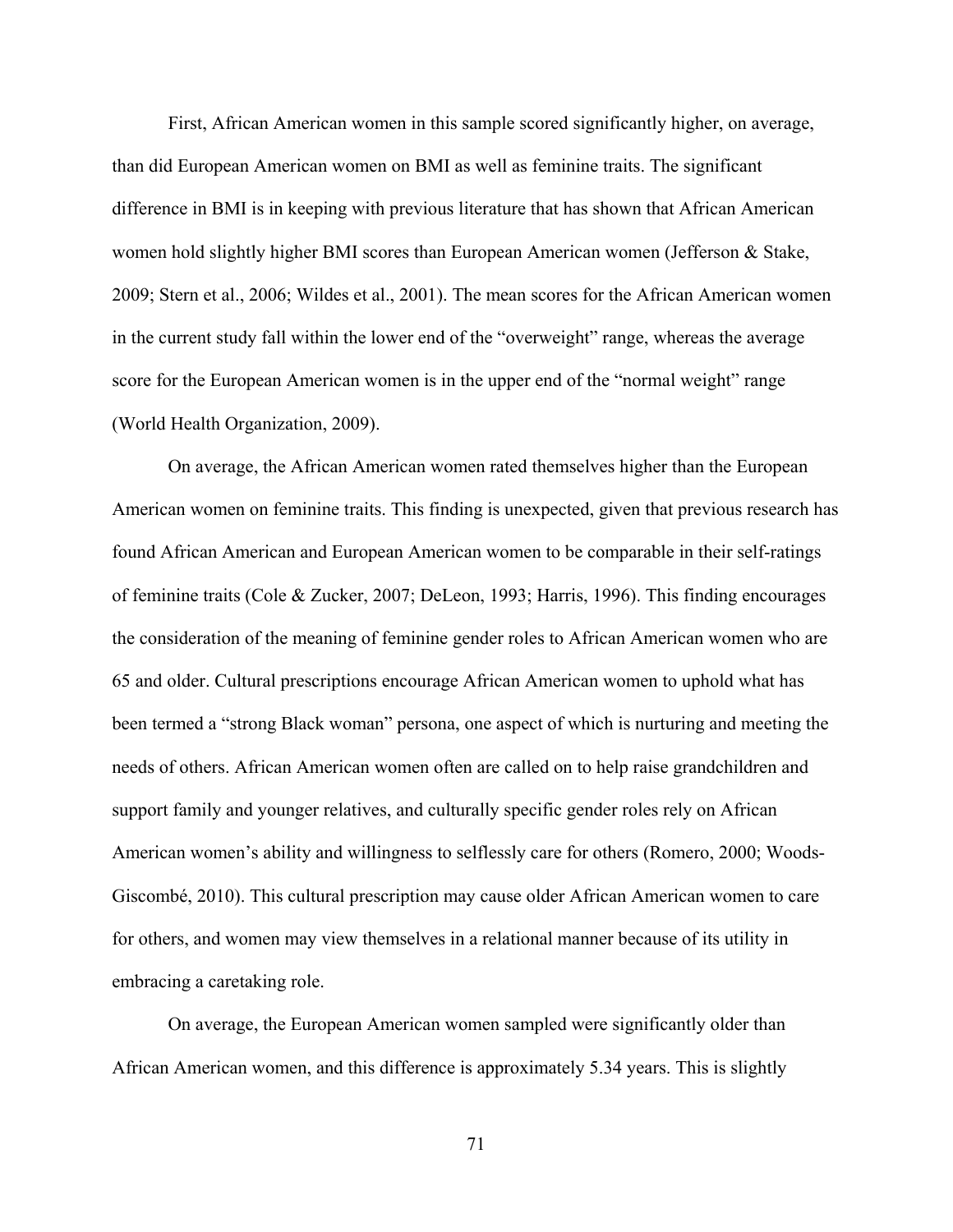First, African American women in this sample scored significantly higher, on average, than did European American women on BMI as well as feminine traits. The significant difference in BMI is in keeping with previous literature that has shown that African American women hold slightly higher BMI scores than European American women (Jefferson & Stake, 2009; Stern et al., 2006; Wildes et al., 2001). The mean scores for the African American women in the current study fall within the lower end of the "overweight" range, whereas the average score for the European American women is in the upper end of the "normal weight" range (World Health Organization, 2009).

On average, the African American women rated themselves higher than the European American women on feminine traits. This finding is unexpected, given that previous research has found African American and European American women to be comparable in their self-ratings of feminine traits (Cole & Zucker, 2007; DeLeon, 1993; Harris, 1996). This finding encourages the consideration of the meaning of feminine gender roles to African American women who are 65 and older. Cultural prescriptions encourage African American women to uphold what has been termed a "strong Black woman" persona, one aspect of which is nurturing and meeting the needs of others. African American women often are called on to help raise grandchildren and support family and younger relatives, and culturally specific gender roles rely on African American women's ability and willingness to selflessly care for others (Romero, 2000; Woods-Giscombé, 2010). This cultural prescription may cause older African American women to care for others, and women may view themselves in a relational manner because of its utility in embracing a caretaking role.

On average, the European American women sampled were significantly older than African American women, and this difference is approximately 5.34 years. This is slightly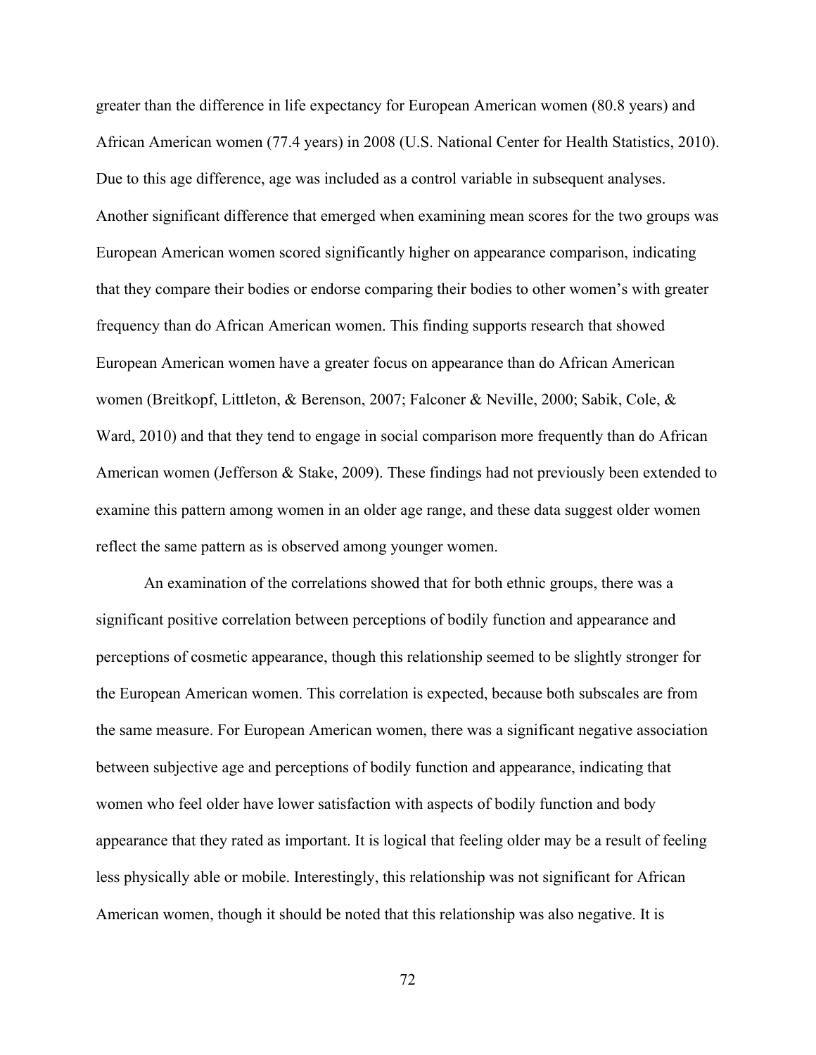greater than the difference in life expectancy for European American women (80.8 years) and African American women (77.4 years) in 2008 (U.S. National Center for Health Statistics, 2010). Due to this age difference, age was included as a control variable in subsequent analyses. Another significant difference that emerged when examining mean scores for the two groups was European American women scored significantly higher on appearance comparison, indicating that they compare their bodies or endorse comparing their bodies to other women's with greater frequency than do African American women. This finding supports research that showed European American women have a greater focus on appearance than do African American women (Breitkopf, Littleton, & Berenson, 2007; Falconer & Neville, 2000; Sabik, Cole, & Ward, 2010) and that they tend to engage in social comparison more frequently than do African American women (Jefferson & Stake, 2009). These findings had not previously been extended to examine this pattern among women in an older age range, and these data suggest older women reflect the same pattern as is observed among younger women.

An examination of the correlations showed that for both ethnic groups, there was a significant positive correlation between perceptions of bodily function and appearance and perceptions of cosmetic appearance, though this relationship seemed to be slightly stronger for the European American women. This correlation is expected, because both subscales are from the same measure. For European American women, there was a significant negative association between subjective age and perceptions of bodily function and appearance, indicating that women who feel older have lower satisfaction with aspects of bodily function and body appearance that they rated as important. It is logical that feeling older may be a result of feeling less physically able or mobile. Interestingly, this relationship was not significant for African American women, though it should be noted that this relationship was also negative. It is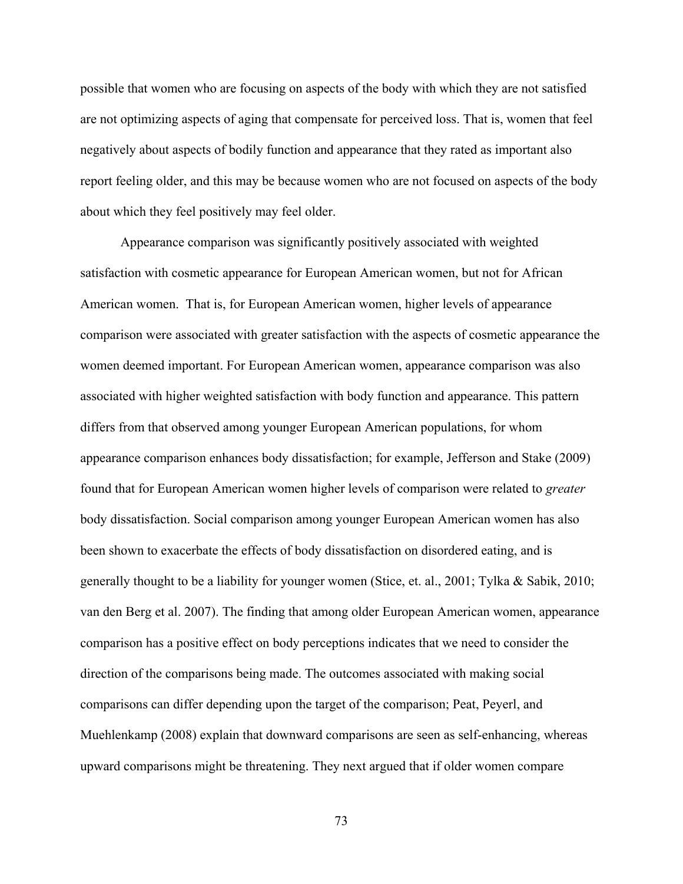possible that women who are focusing on aspects of the body with which they are not satisfied are not optimizing aspects of aging that compensate for perceived loss. That is, women that feel negatively about aspects of bodily function and appearance that they rated as important also report feeling older, and this may be because women who are not focused on aspects of the body about which they feel positively may feel older.

Appearance comparison was significantly positively associated with weighted satisfaction with cosmetic appearance for European American women, but not for African American women. That is, for European American women, higher levels of appearance comparison were associated with greater satisfaction with the aspects of cosmetic appearance the women deemed important. For European American women, appearance comparison was also associated with higher weighted satisfaction with body function and appearance. This pattern differs from that observed among younger European American populations, for whom appearance comparison enhances body dissatisfaction; for example, Jefferson and Stake (2009) found that for European American women higher levels of comparison were related to *greater* body dissatisfaction. Social comparison among younger European American women has also been shown to exacerbate the effects of body dissatisfaction on disordered eating, and is generally thought to be a liability for younger women (Stice, et. al., 2001; Tylka & Sabik, 2010; van den Berg et al. 2007). The finding that among older European American women, appearance comparison has a positive effect on body perceptions indicates that we need to consider the direction of the comparisons being made. The outcomes associated with making social comparisons can differ depending upon the target of the comparison; Peat, Peyerl, and Muehlenkamp (2008) explain that downward comparisons are seen as self-enhancing, whereas upward comparisons might be threatening. They next argued that if older women compare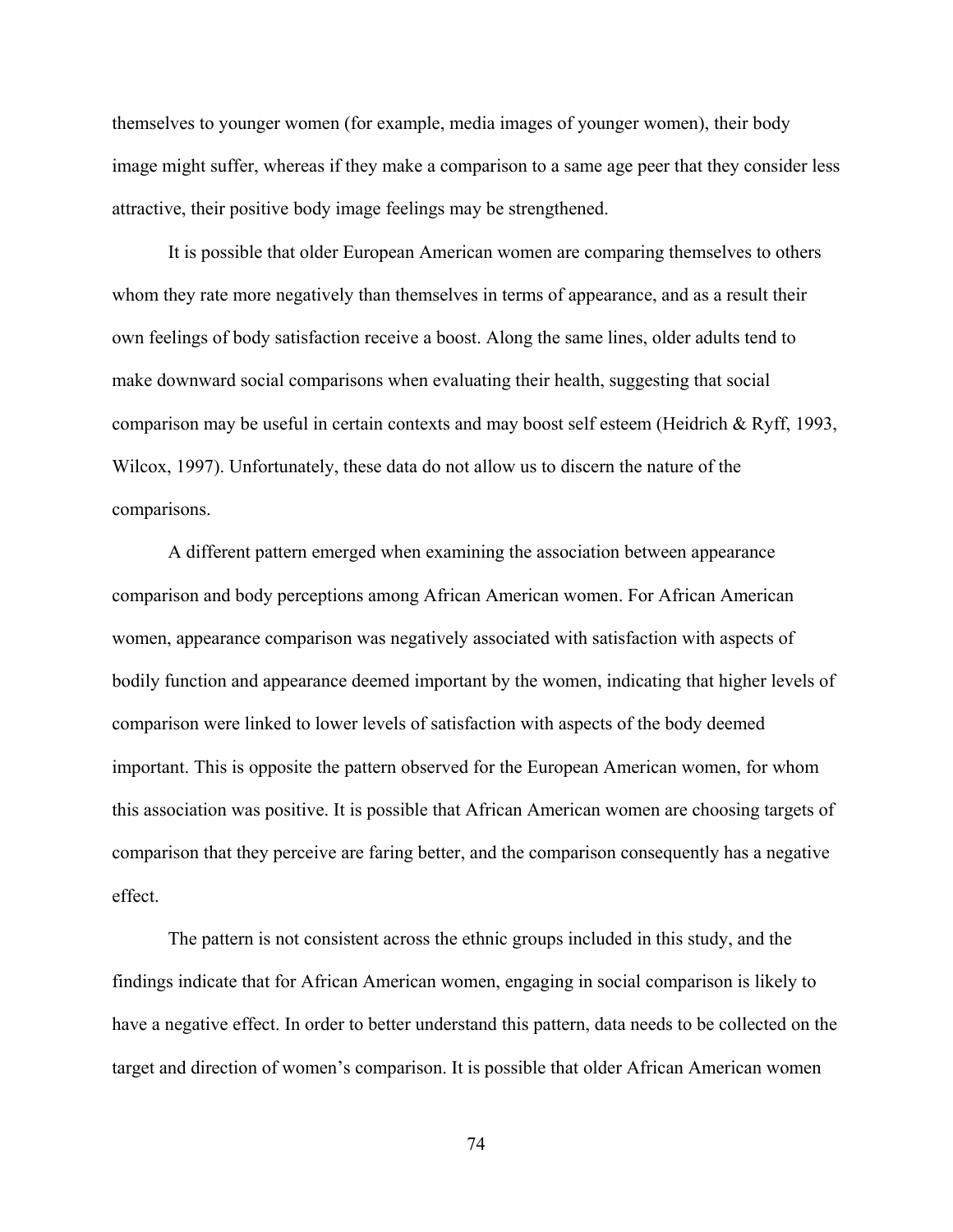themselves to younger women (for example, media images of younger women), their body image might suffer, whereas if they make a comparison to a same age peer that they consider less attractive, their positive body image feelings may be strengthened.

It is possible that older European American women are comparing themselves to others whom they rate more negatively than themselves in terms of appearance, and as a result their own feelings of body satisfaction receive a boost. Along the same lines, older adults tend to make downward social comparisons when evaluating their health, suggesting that social comparison may be useful in certain contexts and may boost self esteem (Heidrich & Ryff, 1993, Wilcox, 1997). Unfortunately, these data do not allow us to discern the nature of the comparisons.

A different pattern emerged when examining the association between appearance comparison and body perceptions among African American women. For African American women, appearance comparison was negatively associated with satisfaction with aspects of bodily function and appearance deemed important by the women, indicating that higher levels of comparison were linked to lower levels of satisfaction with aspects of the body deemed important. This is opposite the pattern observed for the European American women, for whom this association was positive. It is possible that African American women are choosing targets of comparison that they perceive are faring better, and the comparison consequently has a negative effect.

The pattern is not consistent across the ethnic groups included in this study, and the findings indicate that for African American women, engaging in social comparison is likely to have a negative effect. In order to better understand this pattern, data needs to be collected on the target and direction of women's comparison. It is possible that older African American women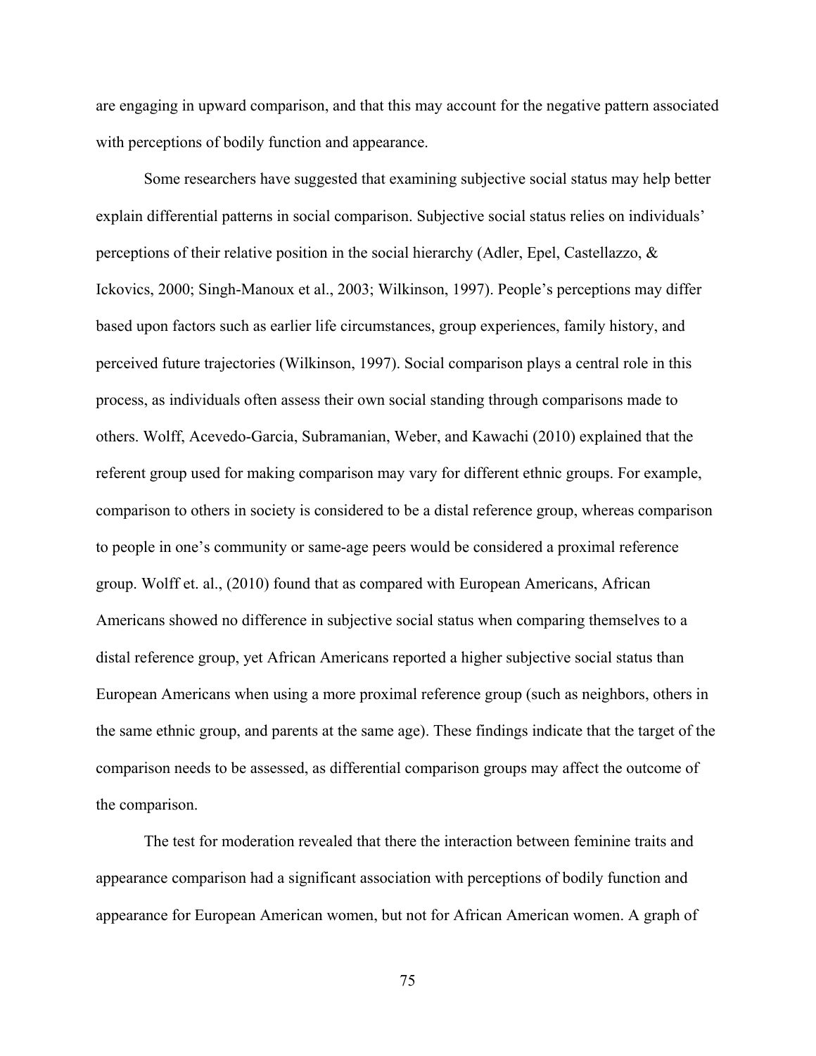are engaging in upward comparison, and that this may account for the negative pattern associated with perceptions of bodily function and appearance.

Some researchers have suggested that examining subjective social status may help better explain differential patterns in social comparison. Subjective social status relies on individuals' perceptions of their relative position in the social hierarchy (Adler, Epel, Castellazzo, & Ickovics, 2000; Singh-Manoux et al., 2003; Wilkinson, 1997). People's perceptions may differ based upon factors such as earlier life circumstances, group experiences, family history, and perceived future trajectories (Wilkinson, 1997). Social comparison plays a central role in this process, as individuals often assess their own social standing through comparisons made to others. Wolff, Acevedo-Garcia, Subramanian, Weber, and Kawachi (2010) explained that the referent group used for making comparison may vary for different ethnic groups. For example, comparison to others in society is considered to be a distal reference group, whereas comparison to people in one's community or same-age peers would be considered a proximal reference group. Wolff et. al., (2010) found that as compared with European Americans, African Americans showed no difference in subjective social status when comparing themselves to a distal reference group, yet African Americans reported a higher subjective social status than European Americans when using a more proximal reference group (such as neighbors, others in the same ethnic group, and parents at the same age). These findings indicate that the target of the comparison needs to be assessed, as differential comparison groups may affect the outcome of the comparison.

The test for moderation revealed that there the interaction between feminine traits and appearance comparison had a significant association with perceptions of bodily function and appearance for European American women, but not for African American women. A graph of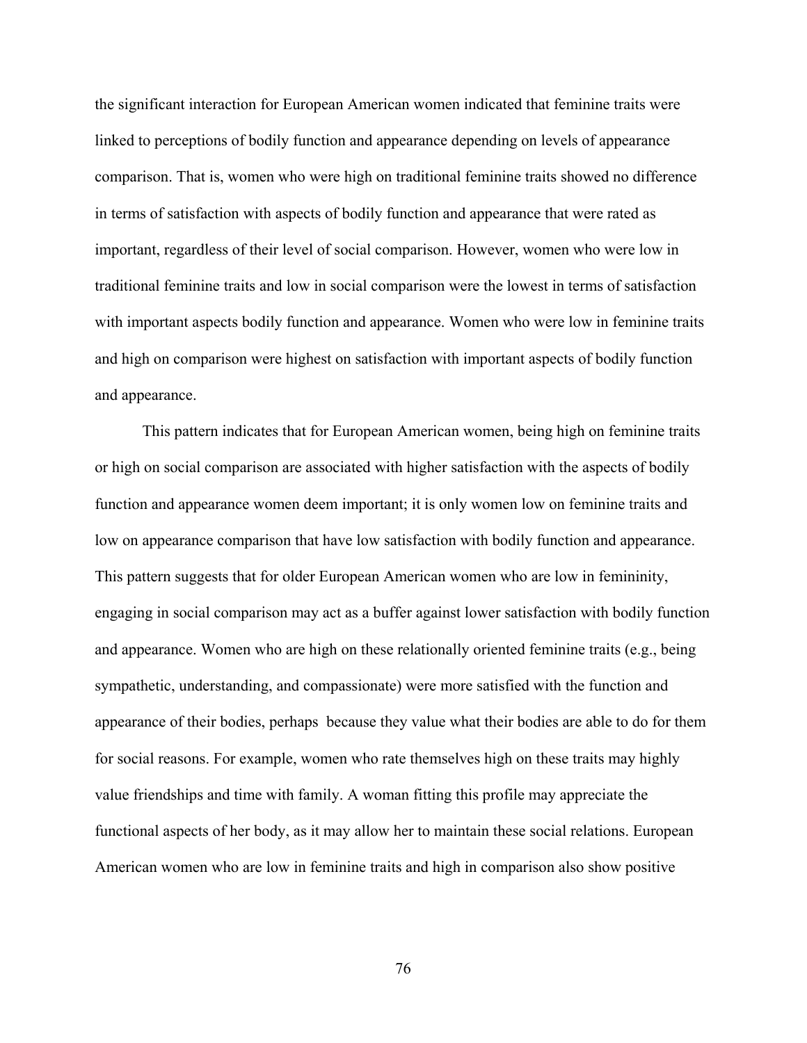the significant interaction for European American women indicated that feminine traits were linked to perceptions of bodily function and appearance depending on levels of appearance comparison. That is, women who were high on traditional feminine traits showed no difference in terms of satisfaction with aspects of bodily function and appearance that were rated as important, regardless of their level of social comparison. However, women who were low in traditional feminine traits and low in social comparison were the lowest in terms of satisfaction with important aspects bodily function and appearance. Women who were low in feminine traits and high on comparison were highest on satisfaction with important aspects of bodily function and appearance.

This pattern indicates that for European American women, being high on feminine traits or high on social comparison are associated with higher satisfaction with the aspects of bodily function and appearance women deem important; it is only women low on feminine traits and low on appearance comparison that have low satisfaction with bodily function and appearance. This pattern suggests that for older European American women who are low in femininity, engaging in social comparison may act as a buffer against lower satisfaction with bodily function and appearance. Women who are high on these relationally oriented feminine traits (e.g., being sympathetic, understanding, and compassionate) were more satisfied with the function and appearance of their bodies, perhaps because they value what their bodies are able to do for them for social reasons. For example, women who rate themselves high on these traits may highly value friendships and time with family. A woman fitting this profile may appreciate the functional aspects of her body, as it may allow her to maintain these social relations. European American women who are low in feminine traits and high in comparison also show positive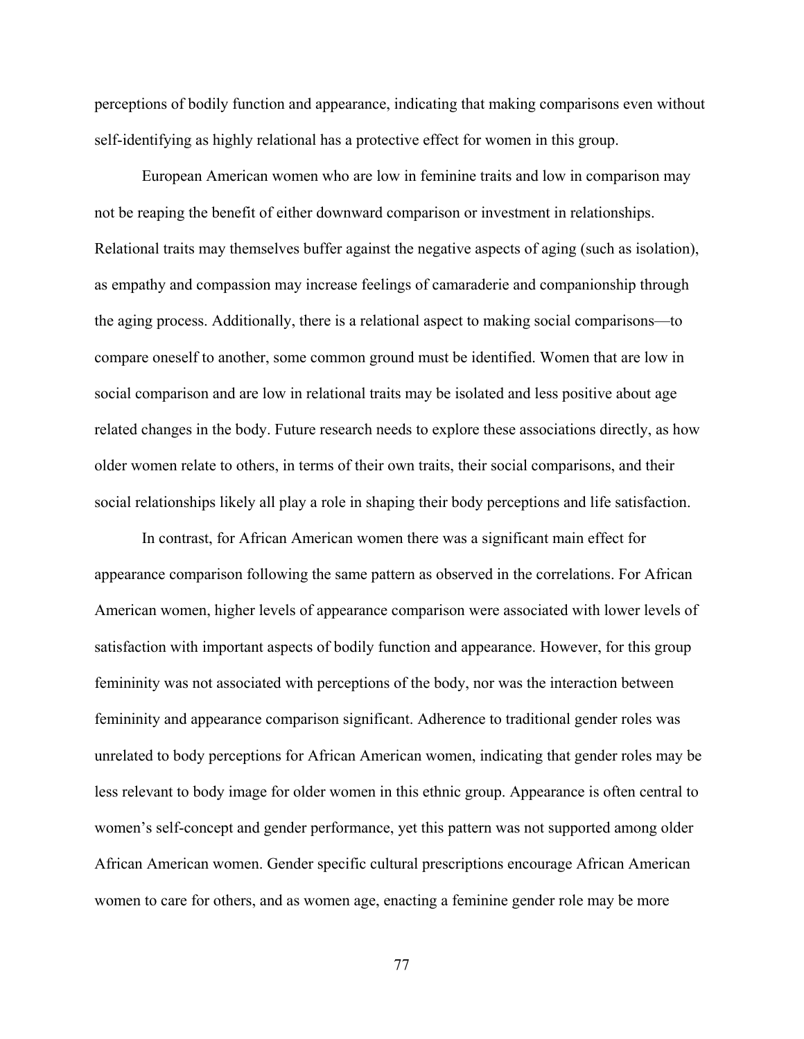perceptions of bodily function and appearance, indicating that making comparisons even without self-identifying as highly relational has a protective effect for women in this group.

European American women who are low in feminine traits and low in comparison may not be reaping the benefit of either downward comparison or investment in relationships. Relational traits may themselves buffer against the negative aspects of aging (such as isolation), as empathy and compassion may increase feelings of camaraderie and companionship through the aging process. Additionally, there is a relational aspect to making social comparisons—to compare oneself to another, some common ground must be identified. Women that are low in social comparison and are low in relational traits may be isolated and less positive about age related changes in the body. Future research needs to explore these associations directly, as how older women relate to others, in terms of their own traits, their social comparisons, and their social relationships likely all play a role in shaping their body perceptions and life satisfaction.

In contrast, for African American women there was a significant main effect for appearance comparison following the same pattern as observed in the correlations. For African American women, higher levels of appearance comparison were associated with lower levels of satisfaction with important aspects of bodily function and appearance. However, for this group femininity was not associated with perceptions of the body, nor was the interaction between femininity and appearance comparison significant. Adherence to traditional gender roles was unrelated to body perceptions for African American women, indicating that gender roles may be less relevant to body image for older women in this ethnic group. Appearance is often central to women's self-concept and gender performance, yet this pattern was not supported among older African American women. Gender specific cultural prescriptions encourage African American women to care for others, and as women age, enacting a feminine gender role may be more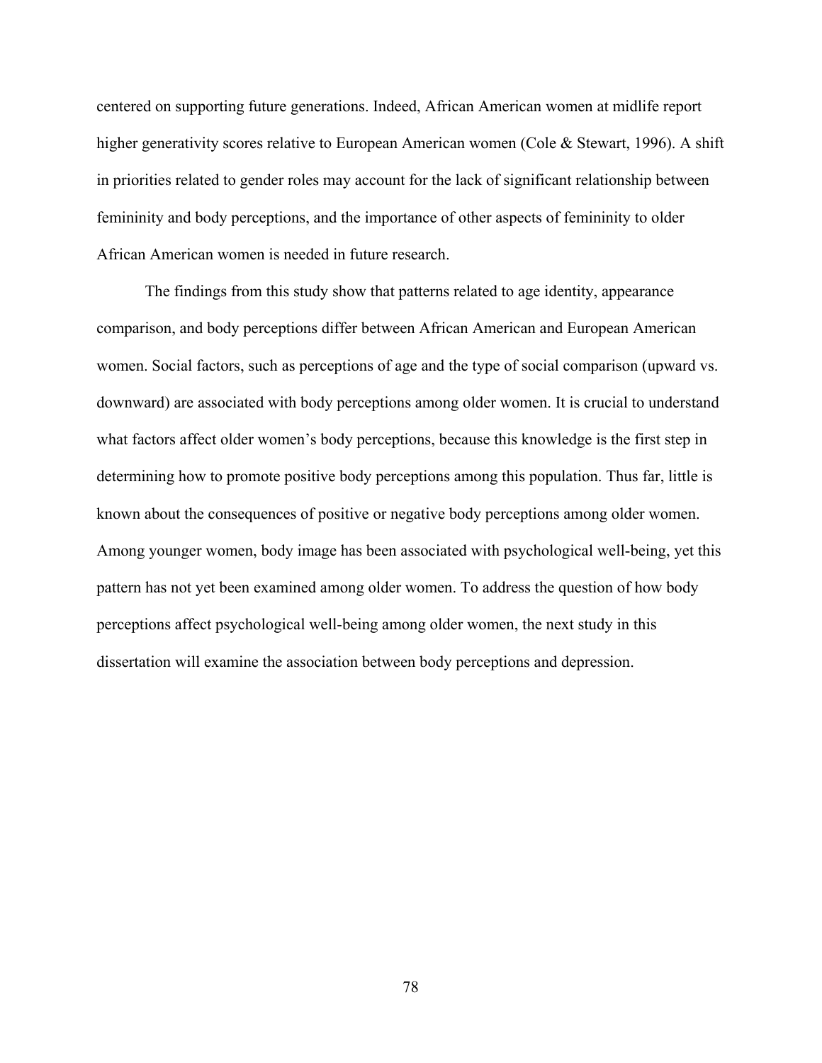centered on supporting future generations. Indeed, African American women at midlife report higher generativity scores relative to European American women (Cole & Stewart, 1996). A shift in priorities related to gender roles may account for the lack of significant relationship between femininity and body perceptions, and the importance of other aspects of femininity to older African American women is needed in future research.

The findings from this study show that patterns related to age identity, appearance comparison, and body perceptions differ between African American and European American women. Social factors, such as perceptions of age and the type of social comparison (upward vs. downward) are associated with body perceptions among older women. It is crucial to understand what factors affect older women's body perceptions, because this knowledge is the first step in determining how to promote positive body perceptions among this population. Thus far, little is known about the consequences of positive or negative body perceptions among older women. Among younger women, body image has been associated with psychological well-being, yet this pattern has not yet been examined among older women. To address the question of how body perceptions affect psychological well-being among older women, the next study in this dissertation will examine the association between body perceptions and depression.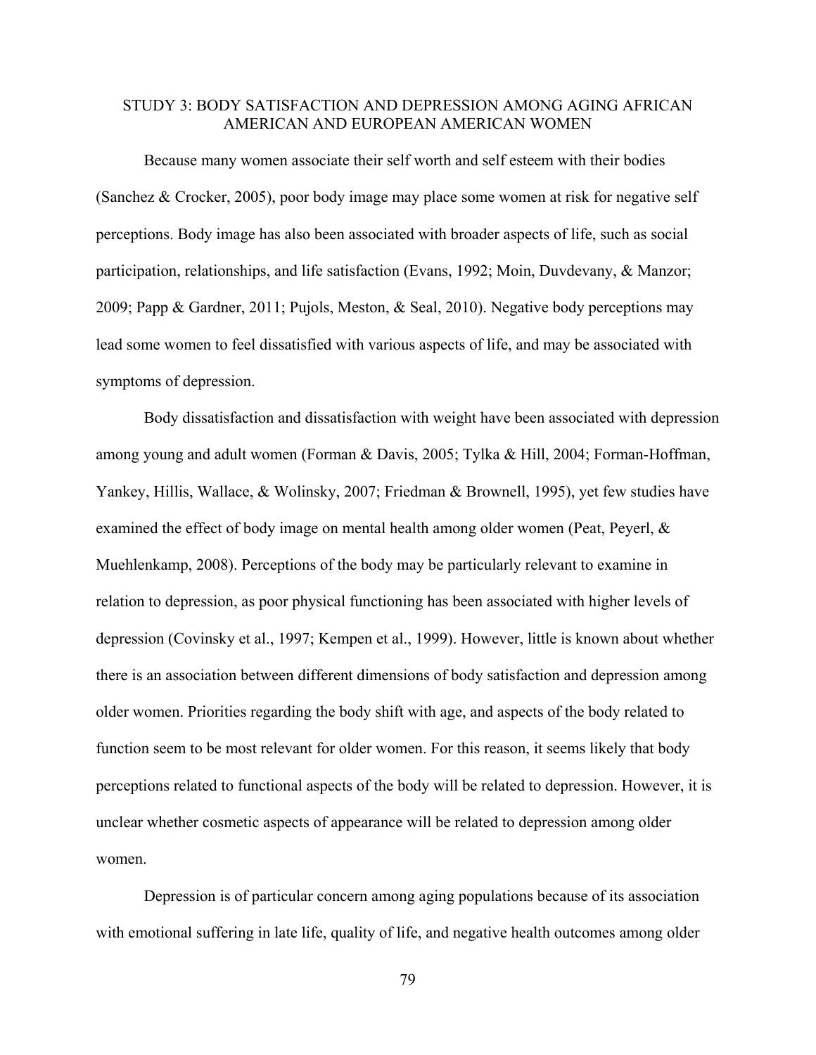## STUDY 3: BODY SATISFACTION AND DEPRESSION AMONG AGING AFRICAN AMERICAN AND EUROPEAN AMERICAN WOMEN

Because many women associate their self worth and self esteem with their bodies (Sanchez & Crocker, 2005), poor body image may place some women at risk for negative self perceptions. Body image has also been associated with broader aspects of life, such as social participation, relationships, and life satisfaction (Evans, 1992; Moin, Duvdevany, & Manzor; 2009; Papp & Gardner, 2011; Pujols, Meston, & Seal, 2010). Negative body perceptions may lead some women to feel dissatisfied with various aspects of life, and may be associated with symptoms of depression.

Body dissatisfaction and dissatisfaction with weight have been associated with depression among young and adult women (Forman & Davis, 2005; Tylka & Hill, 2004; Forman-Hoffman, Yankey, Hillis, Wallace, & Wolinsky, 2007; Friedman & Brownell, 1995), yet few studies have examined the effect of body image on mental health among older women (Peat, Peyerl, & Muehlenkamp, 2008). Perceptions of the body may be particularly relevant to examine in relation to depression, as poor physical functioning has been associated with higher levels of depression (Covinsky et al., 1997; Kempen et al., 1999). However, little is known about whether there is an association between different dimensions of body satisfaction and depression among older women. Priorities regarding the body shift with age, and aspects of the body related to function seem to be most relevant for older women. For this reason, it seems likely that body perceptions related to functional aspects of the body will be related to depression. However, it is unclear whether cosmetic aspects of appearance will be related to depression among older women.

Depression is of particular concern among aging populations because of its association with emotional suffering in late life, quality of life, and negative health outcomes among older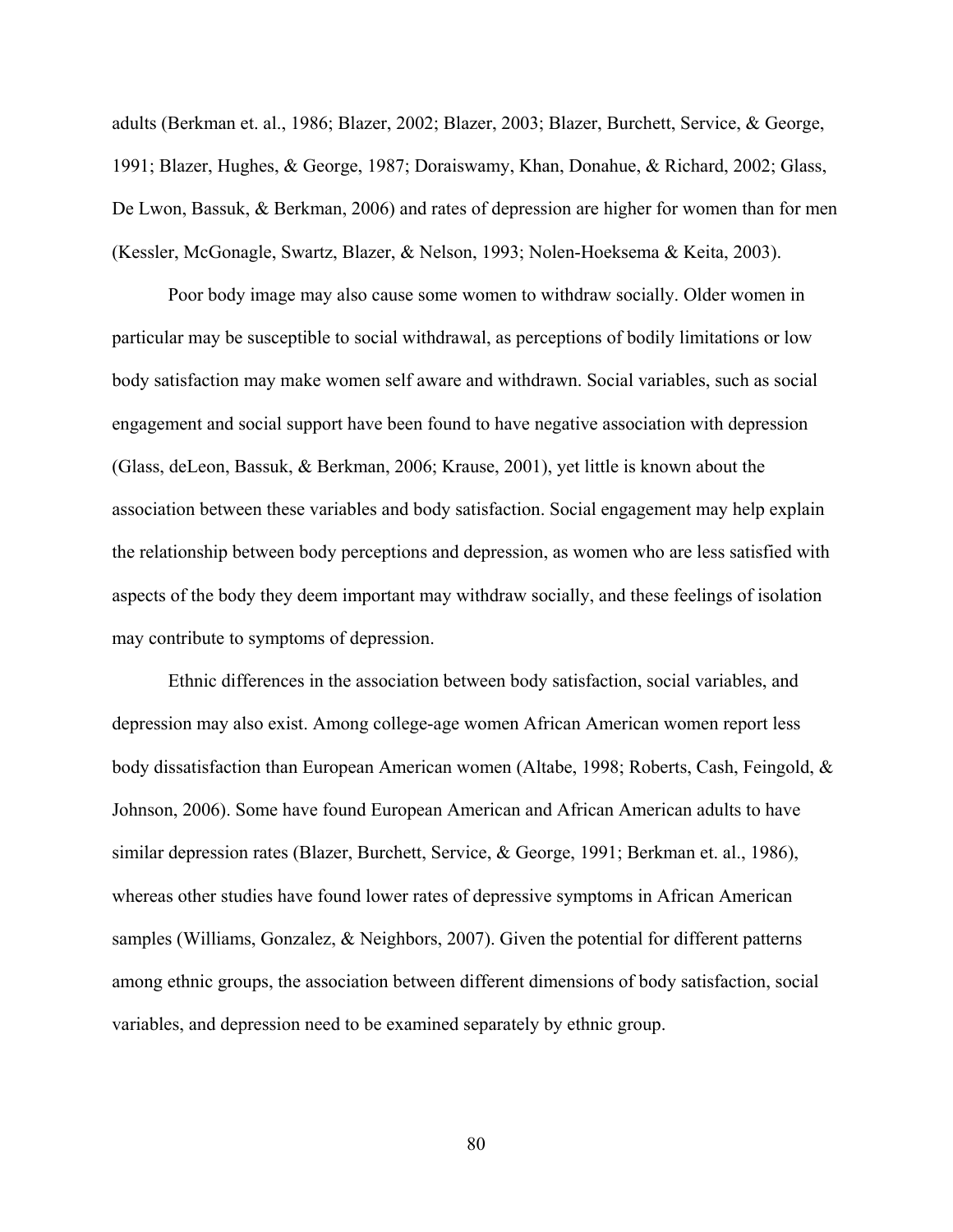adults (Berkman et. al., 1986; Blazer, 2002; Blazer, 2003; Blazer, Burchett, Service, & George, 1991; Blazer, Hughes, & George, 1987; Doraiswamy, Khan, Donahue, & Richard, 2002; Glass, De Lwon, Bassuk, & Berkman, 2006) and rates of depression are higher for women than for men (Kessler, McGonagle, Swartz, Blazer, & Nelson, 1993; Nolen-Hoeksema & Keita, 2003).

Poor body image may also cause some women to withdraw socially. Older women in particular may be susceptible to social withdrawal, as perceptions of bodily limitations or low body satisfaction may make women self aware and withdrawn. Social variables, such as social engagement and social support have been found to have negative association with depression (Glass, deLeon, Bassuk, & Berkman, 2006; Krause, 2001), yet little is known about the association between these variables and body satisfaction. Social engagement may help explain the relationship between body perceptions and depression, as women who are less satisfied with aspects of the body they deem important may withdraw socially, and these feelings of isolation may contribute to symptoms of depression.

Ethnic differences in the association between body satisfaction, social variables, and depression may also exist. Among college-age women African American women report less body dissatisfaction than European American women (Altabe, 1998; Roberts, Cash, Feingold, & Johnson, 2006). Some have found European American and African American adults to have similar depression rates (Blazer, Burchett, Service, & George, 1991; Berkman et. al., 1986), whereas other studies have found lower rates of depressive symptoms in African American samples (Williams, Gonzalez, & Neighbors, 2007). Given the potential for different patterns among ethnic groups, the association between different dimensions of body satisfaction, social variables, and depression need to be examined separately by ethnic group.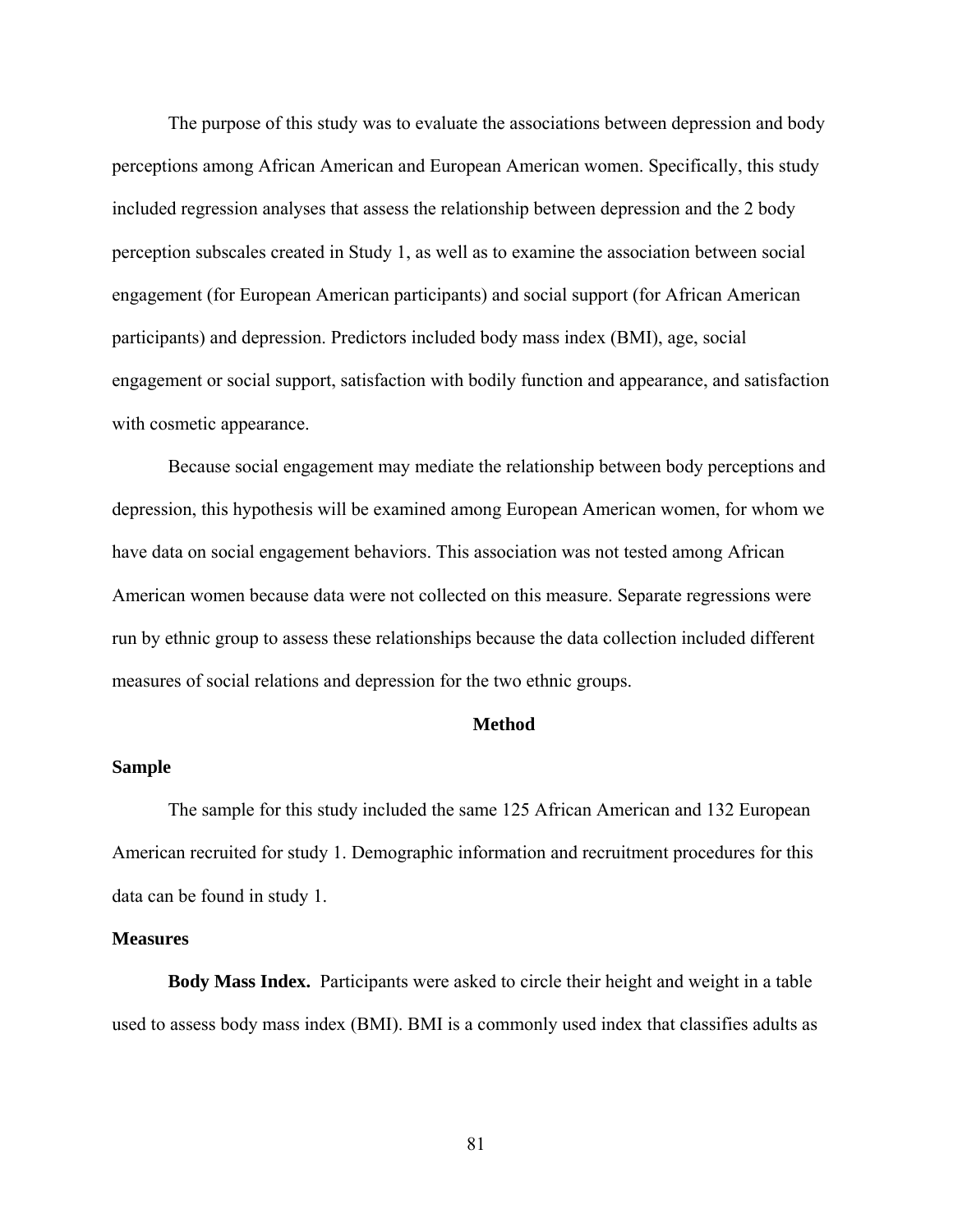The purpose of this study was to evaluate the associations between depression and body perceptions among African American and European American women. Specifically, this study included regression analyses that assess the relationship between depression and the 2 body perception subscales created in Study 1, as well as to examine the association between social engagement (for European American participants) and social support (for African American participants) and depression. Predictors included body mass index (BMI), age, social engagement or social support, satisfaction with bodily function and appearance, and satisfaction with cosmetic appearance.

Because social engagement may mediate the relationship between body perceptions and depression, this hypothesis will be examined among European American women, for whom we have data on social engagement behaviors. This association was not tested among African American women because data were not collected on this measure. Separate regressions were run by ethnic group to assess these relationships because the data collection included different measures of social relations and depression for the two ethnic groups.

## Method

### Sample

The sample for this study included the same 125 African American and 132 European American recruited for study 1. Demographic information and recruitment procedures for this data can be found in study 1.

### Measures

**Body Mass Index.** Participants were asked to circle their height and weight in a table used to assess body mass index (BMI). BMI is a commonly used index that classifies adults as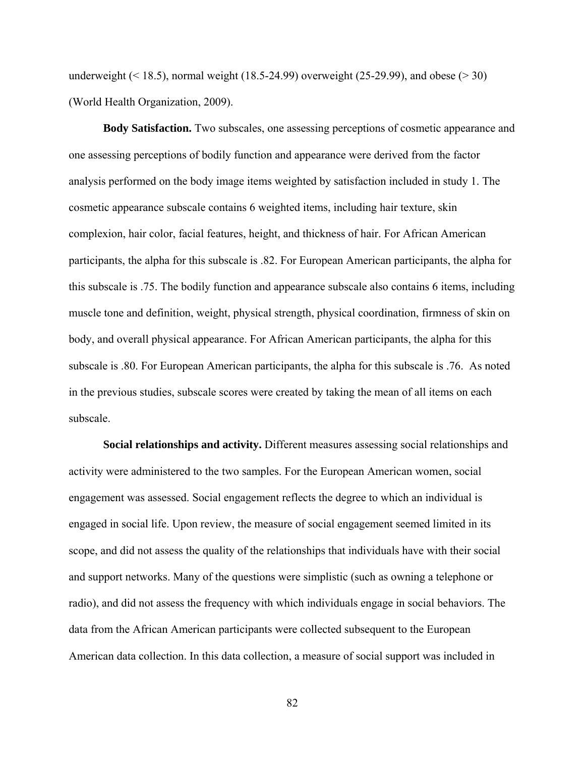underweight (< 18.5), normal weight (18.5-24.99) overweight (25-29.99), and obese (> 30) (World Health Organization, 2009).

**Body Satisfaction.** Two subscales, one assessing perceptions of cosmetic appearance and one assessing perceptions of bodily function and appearance were derived from the factor analysis performed on the body image items weighted by satisfaction included in study 1. The cosmetic appearance subscale contains 6 weighted items, including hair texture, skin complexion, hair color, facial features, height, and thickness of hair. For African American participants, the alpha for this subscale is .82. For European American participants, the alpha for this subscale is .75. The bodily function and appearance subscale also contains 6 items, including muscle tone and definition, weight, physical strength, physical coordination, firmness of skin on body, and overall physical appearance. For African American participants, the alpha for this subscale is .80. For European American participants, the alpha for this subscale is .76. As noted in the previous studies, subscale scores were created by taking the mean of all items on each subscale.

**Social relationships and activity.** Different measures assessing social relationships and activity were administered to the two samples. For the European American women, social engagement was assessed. Social engagement reflects the degree to which an individual is engaged in social life. Upon review, the measure of social engagement seemed limited in its scope, and did not assess the quality of the relationships that individuals have with their social and support networks. Many of the questions were simplistic (such as owning a telephone or radio), and did not assess the frequency with which individuals engage in social behaviors. The data from the African American participants were collected subsequent to the European American data collection. In this data collection, a measure of social support was included in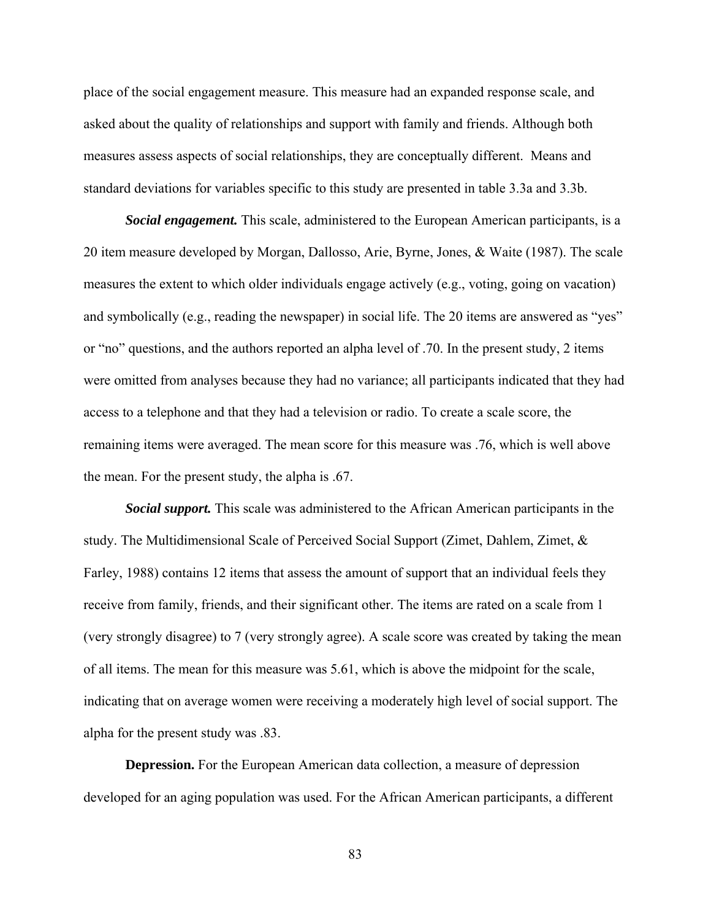place of the social engagement measure. This measure had an expanded response scale, and asked about the quality of relationships and support with family and friends. Although both measures assess aspects of social relationships, they are conceptually different. Means and standard deviations for variables specific to this study are presented in table 3.3a and 3.3b.

***Social engagement.*** This scale, administered to the European American participants, is a 20 item measure developed by Morgan, Dallosso, Arie, Byrne, Jones, & Waite (1987). The scale measures the extent to which older individuals engage actively (e.g., voting, going on vacation) and symbolically (e.g., reading the newspaper) in social life. The 20 items are answered as "yes" or "no" questions, and the authors reported an alpha level of .70. In the present study, 2 items were omitted from analyses because they had no variance; all participants indicated that they had access to a telephone and that they had a television or radio. To create a scale score, the remaining items were averaged. The mean score for this measure was .76, which is well above the mean. For the present study, the alpha is .67.

***Social support.*** This scale was administered to the African American participants in the study. The Multidimensional Scale of Perceived Social Support (Zimet, Dahlem, Zimet, & Farley, 1988) contains 12 items that assess the amount of support that an individual feels they receive from family, friends, and their significant other. The items are rated on a scale from 1 (very strongly disagree) to 7 (very strongly agree). A scale score was created by taking the mean of all items. The mean for this measure was 5.61, which is above the midpoint for the scale, indicating that on average women were receiving a moderately high level of social support. The alpha for the present study was .83.

**Depression.** For the European American data collection, a measure of depression developed for an aging population was used. For the African American participants, a different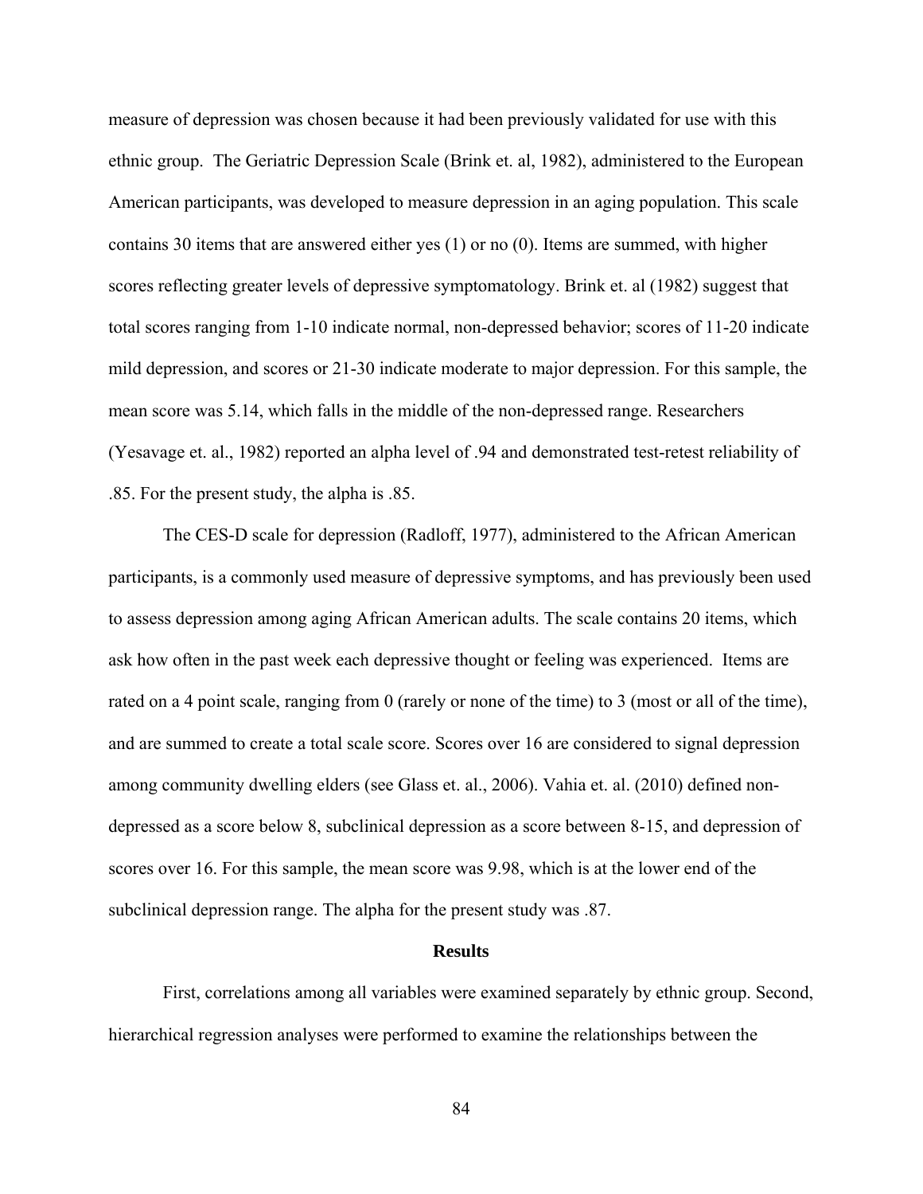measure of depression was chosen because it had been previously validated for use with this ethnic group. The Geriatric Depression Scale (Brink et. al, 1982), administered to the European American participants, was developed to measure depression in an aging population. This scale contains 30 items that are answered either yes (1) or no (0). Items are summed, with higher scores reflecting greater levels of depressive symptomatology. Brink et. al (1982) suggest that total scores ranging from 1-10 indicate normal, non-depressed behavior; scores of 11-20 indicate mild depression, and scores or 21-30 indicate moderate to major depression. For this sample, the mean score was 5.14, which falls in the middle of the non-depressed range. Researchers (Yesavage et. al., 1982) reported an alpha level of .94 and demonstrated test-retest reliability of .85. For the present study, the alpha is .85.

The CES-D scale for depression (Radloff, 1977), administered to the African American participants, is a commonly used measure of depressive symptoms, and has previously been used to assess depression among aging African American adults. The scale contains 20 items, which ask how often in the past week each depressive thought or feeling was experienced. Items are rated on a 4 point scale, ranging from 0 (rarely or none of the time) to 3 (most or all of the time), and are summed to create a total scale score. Scores over 16 are considered to signal depression among community dwelling elders (see Glass et. al., 2006). Vahia et. al. (2010) defined non-depressed as a score below 8, subclinical depression as a score between 8-15, and depression of scores over 16. For this sample, the mean score was 9.98, which is at the lower end of the subclinical depression range. The alpha for the present study was .87.

## Results

First, correlations among all variables were examined separately by ethnic group. Second, hierarchical regression analyses were performed to examine the relationships between the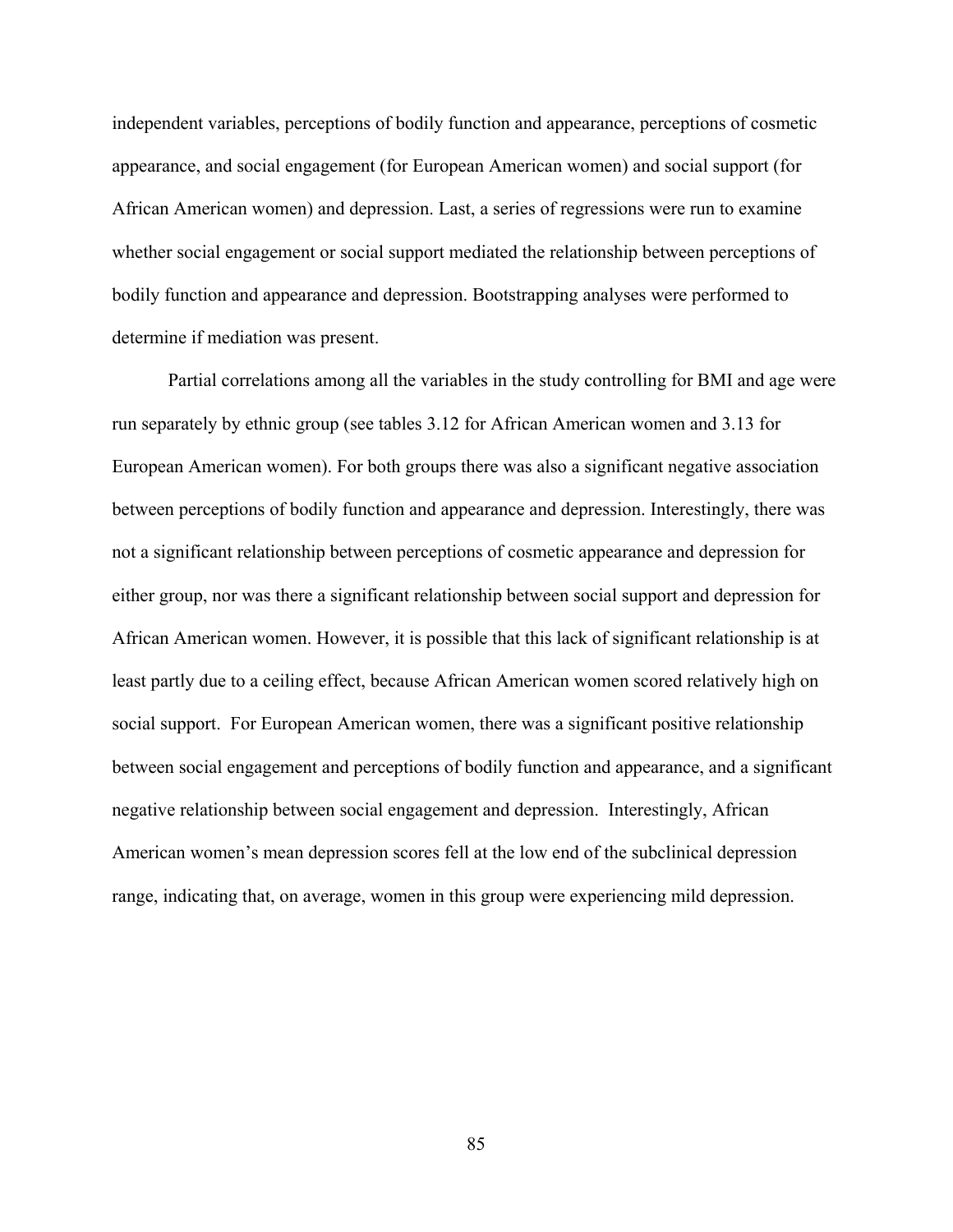independent variables, perceptions of bodily function and appearance, perceptions of cosmetic appearance, and social engagement (for European American women) and social support (for African American women) and depression. Last, a series of regressions were run to examine whether social engagement or social support mediated the relationship between perceptions of bodily function and appearance and depression. Bootstrapping analyses were performed to determine if mediation was present.

Partial correlations among all the variables in the study controlling for BMI and age were run separately by ethnic group (see tables 3.12 for African American women and 3.13 for European American women). For both groups there was also a significant negative association between perceptions of bodily function and appearance and depression. Interestingly, there was not a significant relationship between perceptions of cosmetic appearance and depression for either group, nor was there a significant relationship between social support and depression for African American women. However, it is possible that this lack of significant relationship is at least partly due to a ceiling effect, because African American women scored relatively high on social support. For European American women, there was a significant positive relationship between social engagement and perceptions of bodily function and appearance, and a significant negative relationship between social engagement and depression. Interestingly, African American women's mean depression scores fell at the low end of the subclinical depression range, indicating that, on average, women in this group were experiencing mild depression.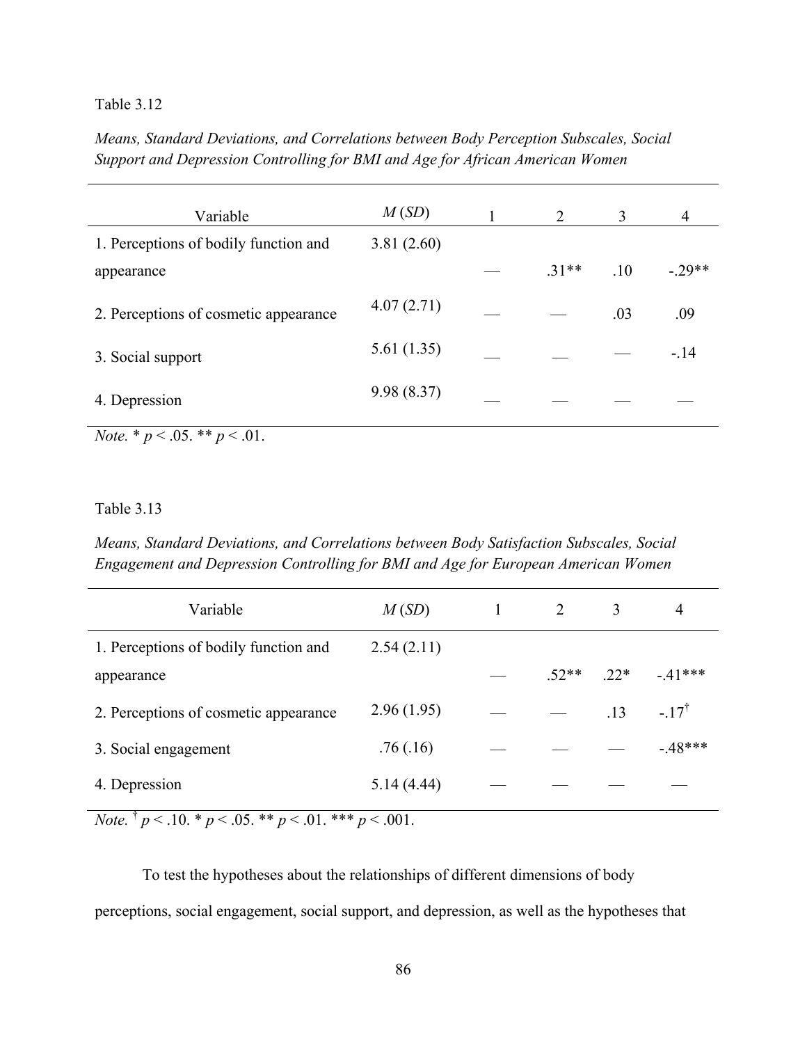Table 3.12

*Means, Standard Deviations, and Correlations between Body Perception Subscales, Social Support and Depression Controlling for BMI and Age for African American Women*

| Variable | *M* (*SD*) | 1 | 2 | 3 | 4 |
|---|---|---|---|---|---|
| 1. Perceptions of bodily function and appearance | 3.81 (2.60) | — | .31** | .10 | -.29** |
| 2. Perceptions of cosmetic appearance | 4.07 (2.71) | — | — | .03 | .09 |
| 3. Social support | 5.61 (1.35) | — | — | — | -.14 |
| 4. Depression | 9.98 (8.37) | — | — | — | — |

*Note.* * $p < .05$. ** $p < .01$.

Table 3.13

*Means, Standard Deviations, and Correlations between Body Satisfaction Subscales, Social Engagement and Depression Controlling for BMI and Age for European American Women*

| Variable | *M* (*SD*) | 1 | 2 | 3 | 4 |
|---|---|---|---|---|---|
| 1. Perceptions of bodily function and appearance | 2.54 (2.11) | — | .52** | .22* | -.41*** |
| 2. Perceptions of cosmetic appearance | 2.96 (1.95) | — | — | .13 | -.17† |
| 3. Social engagement | .76 (.16) | — | — | — | -.48*** |
| 4. Depression | 5.14 (4.44) | — | — | — | — |

*Note.* † $p < .10$. * $p < .05$. ** $p < .01$. *** $p < .001$.

To test the hypotheses about the relationships of different dimensions of body perceptions, social engagement, social support, and depression, as well as the hypotheses that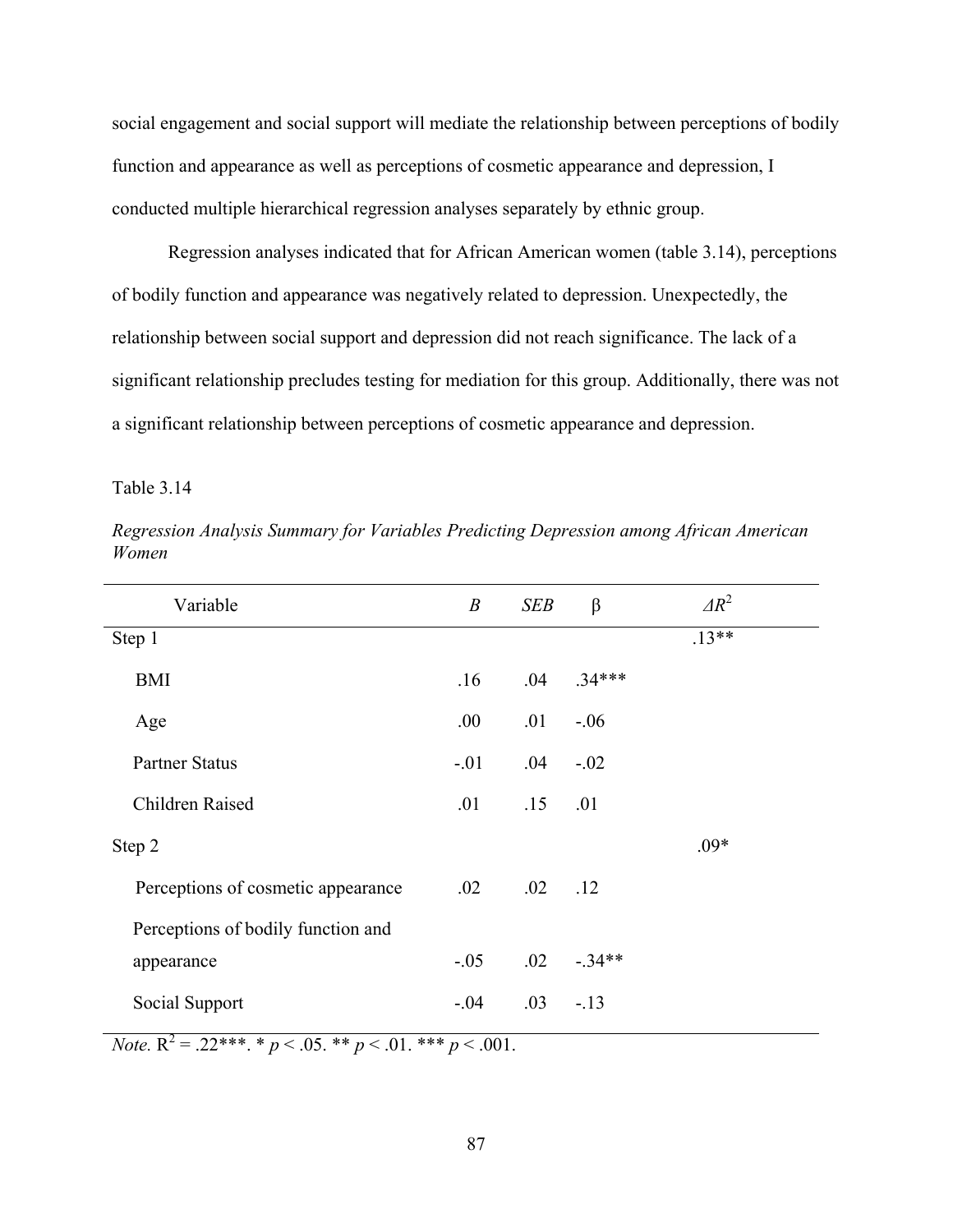social engagement and social support will mediate the relationship between perceptions of bodily function and appearance as well as perceptions of cosmetic appearance and depression, I conducted multiple hierarchical regression analyses separately by ethnic group.

Regression analyses indicated that for African American women (table 3.14), perceptions of bodily function and appearance was negatively related to depression. Unexpectedly, the relationship between social support and depression did not reach significance. The lack of a significant relationship precludes testing for mediation for this group. Additionally, there was not a significant relationship between perceptions of cosmetic appearance and depression.

Table 3.14

*Regression Analysis Summary for Variables Predicting Depression among African American Women*

| Variable | *B* | *SEB* | β | $\Delta R^2$ |
|---|---|---|---|---|
| Step 1 | | | | .13** |
| BMI | .16 | .04 | .34*** | |
| Age | .00 | .01 | -.06 | |
| Partner Status | -.01 | .04 | -.02 | |
| Children Raised | .01 | .15 | .01 | |
| Step 2 | | | | .09* |
| Perceptions of cosmetic appearance | .02 | .02 | .12 | |
| Perceptions of bodily function and appearance | -.05 | .02 | -.34** | |
| Social Support | -.04 | .03 | -.13 | |

*Note.* $R^2$ = .22***. * $p < .05$. ** $p < .01$. *** $p < .001$.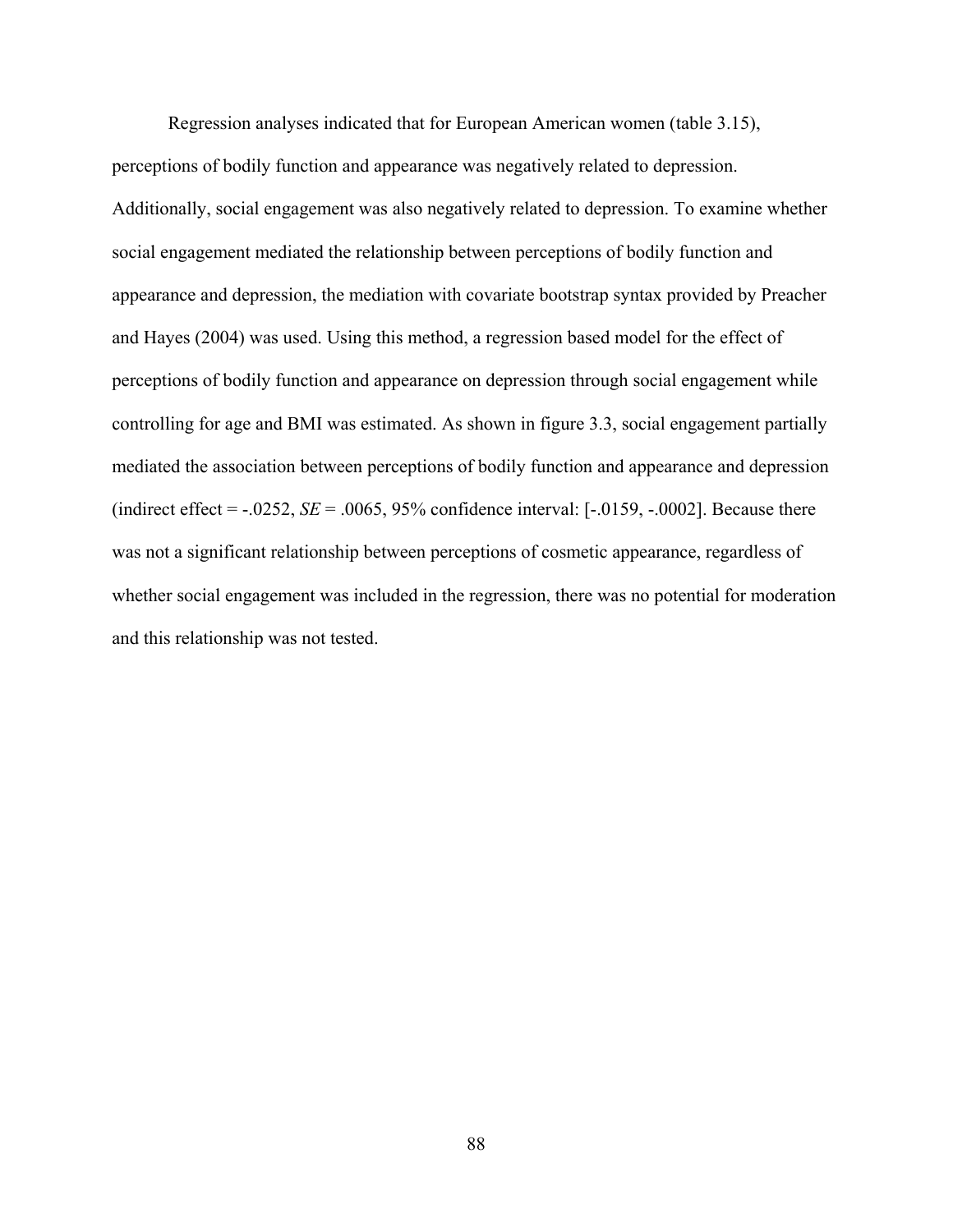Regression analyses indicated that for European American women (table 3.15), perceptions of bodily function and appearance was negatively related to depression. Additionally, social engagement was also negatively related to depression. To examine whether social engagement mediated the relationship between perceptions of bodily function and appearance and depression, the mediation with covariate bootstrap syntax provided by Preacher and Hayes (2004) was used. Using this method, a regression based model for the effect of perceptions of bodily function and appearance on depression through social engagement while controlling for age and BMI was estimated. As shown in figure 3.3, social engagement partially mediated the association between perceptions of bodily function and appearance and depression (indirect effect = -.0252, *SE* = .0065, 95% confidence interval: [-.0159, -.0002]. Because there was not a significant relationship between perceptions of cosmetic appearance, regardless of whether social engagement was included in the regression, there was no potential for moderation and this relationship was not tested.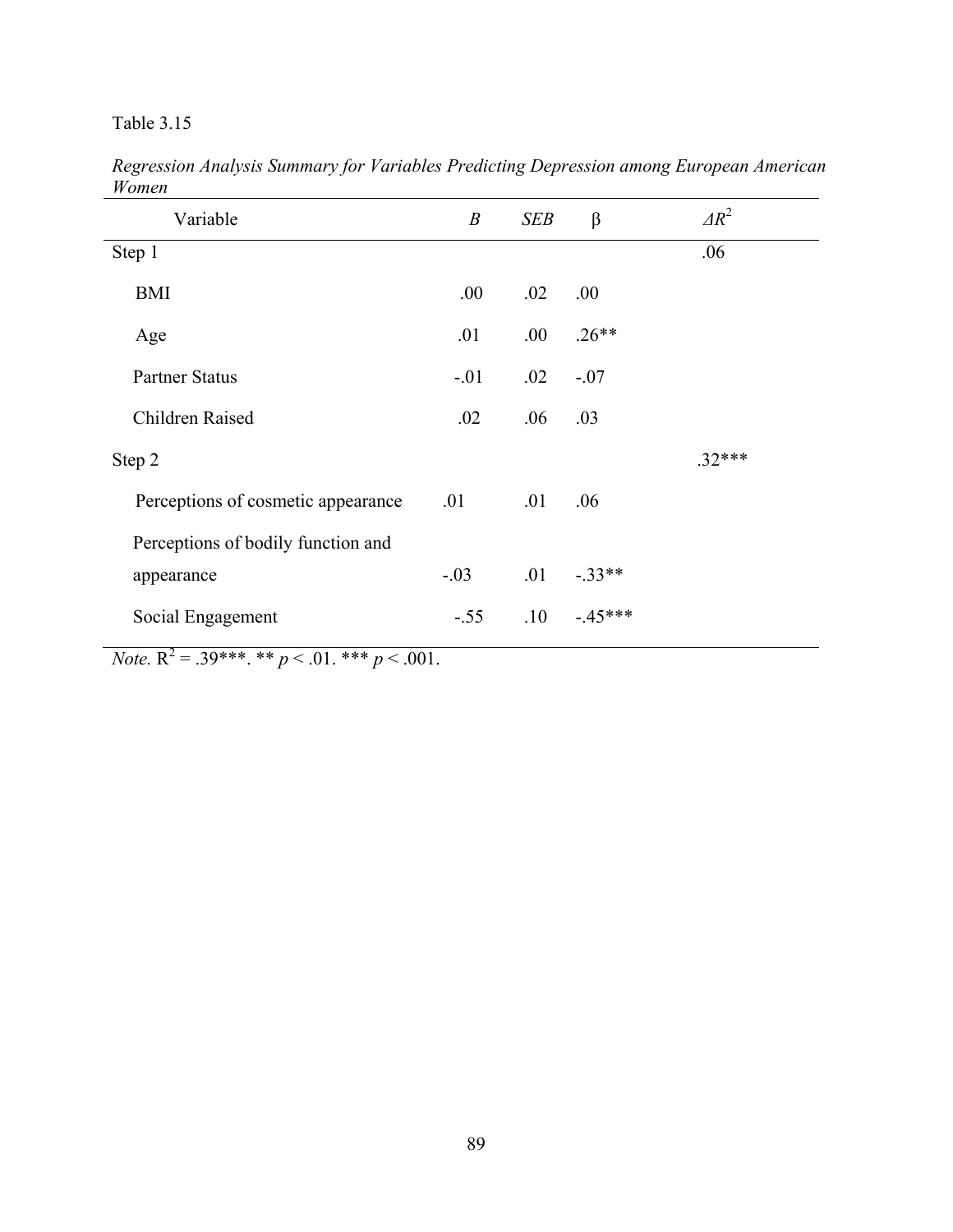Table 3.15

*Regression Analysis Summary for Variables Predicting Depression among European American Women*

| Variable | *B* | *SEB* | β | $\Delta R^2$ |
|---|---|---|---|---|
| Step 1 | | | | .06 |
| BMI | .00 | .02 | .00 | |
| Age | .01 | .00 | .26** | |
| Partner Status | -.01 | .02 | -.07 | |
| Children Raised | .02 | .06 | .03 | |
| Step 2 | | | | .32*** |
| Perceptions of cosmetic appearance | .01 | .01 | .06 | |
| Perceptions of bodily function and appearance | -.03 | .01 | -.33** | |
| Social Engagement | -.55 | .10 | -.45*** | |

*Note.* $R^2$ = .39***. ** $p < .01$. *** $p < .001$.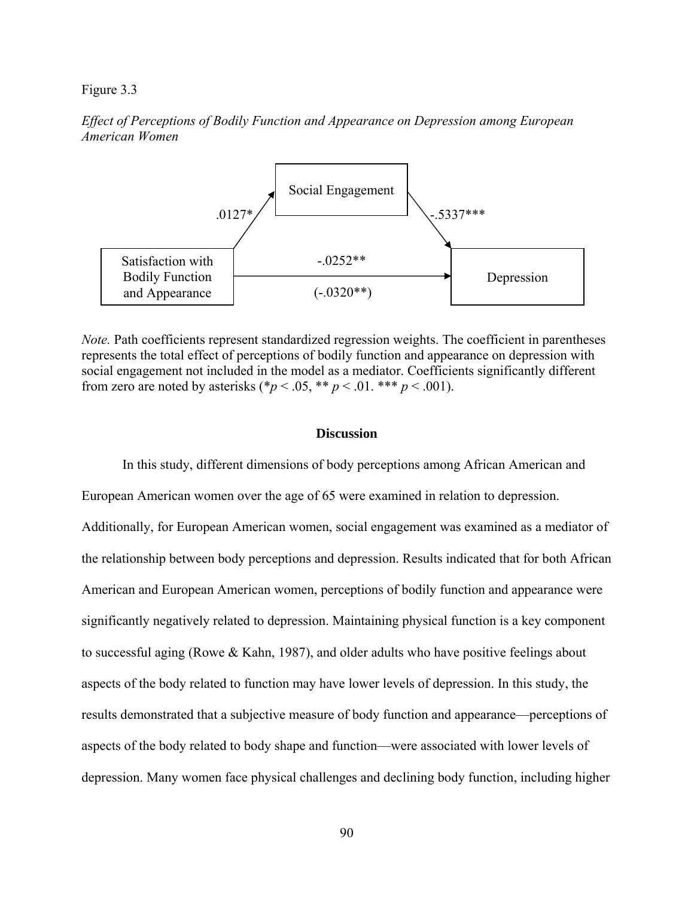Figure 3.3

*Effect of Perceptions of Bodily Function and Appearance on Depression among European American Women*

Social Engagement

.0127*

-.5337***

Satisfaction with Bodily Function and Appearance

-.0252**

(-.0320**)

Depression

*Note.* Path coefficients represent standardized regression weights. The coefficient in parentheses represents the total effect of perceptions of bodily function and appearance on depression with social engagement not included in the model as a mediator. Coefficients significantly different from zero are noted by asterisks (*$p < .05$, ** $p < .01$. *** $p < .001$).

## Discussion

In this study, different dimensions of body perceptions among African American and European American women over the age of 65 were examined in relation to depression. Additionally, for European American women, social engagement was examined as a mediator of the relationship between body perceptions and depression. Results indicated that for both African American and European American women, perceptions of bodily function and appearance were significantly negatively related to depression. Maintaining physical function is a key component to successful aging (Rowe & Kahn, 1987), and older adults who have positive feelings about aspects of the body related to function may have lower levels of depression. In this study, the results demonstrated that a subjective measure of body function and appearance—perceptions of aspects of the body related to body shape and function—were associated with lower levels of depression. Many women face physical challenges and declining body function, including higher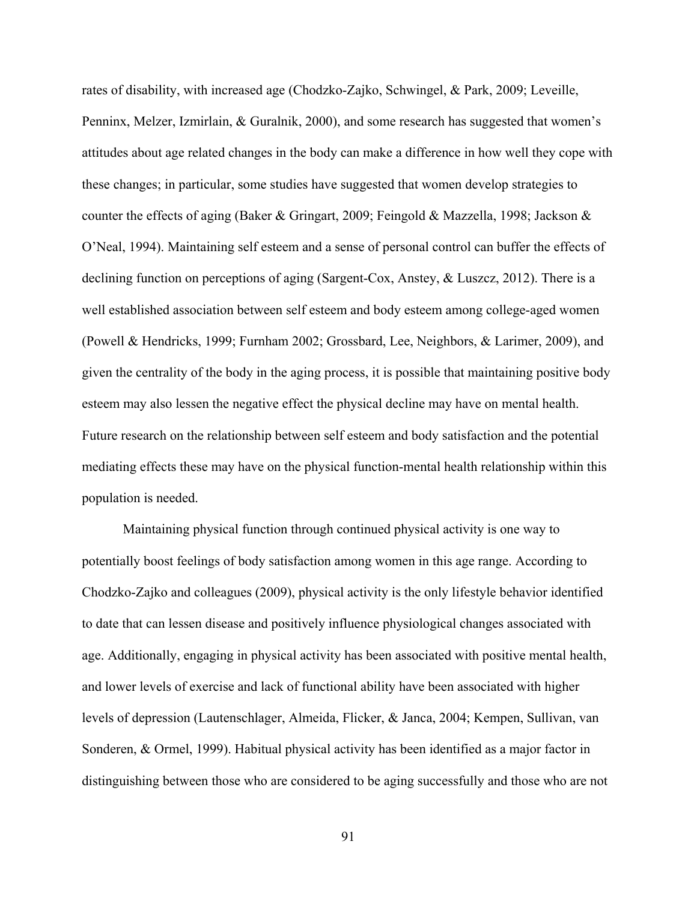rates of disability, with increased age (Chodzko-Zajko, Schwingel, & Park, 2009; Leveille, Penninx, Melzer, Izmirlain, & Guralnik, 2000), and some research has suggested that women's attitudes about age related changes in the body can make a difference in how well they cope with these changes; in particular, some studies have suggested that women develop strategies to counter the effects of aging (Baker & Gringart, 2009; Feingold & Mazzella, 1998; Jackson & O'Neal, 1994). Maintaining self esteem and a sense of personal control can buffer the effects of declining function on perceptions of aging (Sargent-Cox, Anstey, & Luszcz, 2012). There is a well established association between self esteem and body esteem among college-aged women (Powell & Hendricks, 1999; Furnham 2002; Grossbard, Lee, Neighbors, & Larimer, 2009), and given the centrality of the body in the aging process, it is possible that maintaining positive body esteem may also lessen the negative effect the physical decline may have on mental health. Future research on the relationship between self esteem and body satisfaction and the potential mediating effects these may have on the physical function-mental health relationship within this population is needed.

Maintaining physical function through continued physical activity is one way to potentially boost feelings of body satisfaction among women in this age range. According to Chodzko-Zajko and colleagues (2009), physical activity is the only lifestyle behavior identified to date that can lessen disease and positively influence physiological changes associated with age. Additionally, engaging in physical activity has been associated with positive mental health, and lower levels of exercise and lack of functional ability have been associated with higher levels of depression (Lautenschlager, Almeida, Flicker, & Janca, 2004; Kempen, Sullivan, van Sonderen, & Ormel, 1999). Habitual physical activity has been identified as a major factor in distinguishing between those who are considered to be aging successfully and those who are not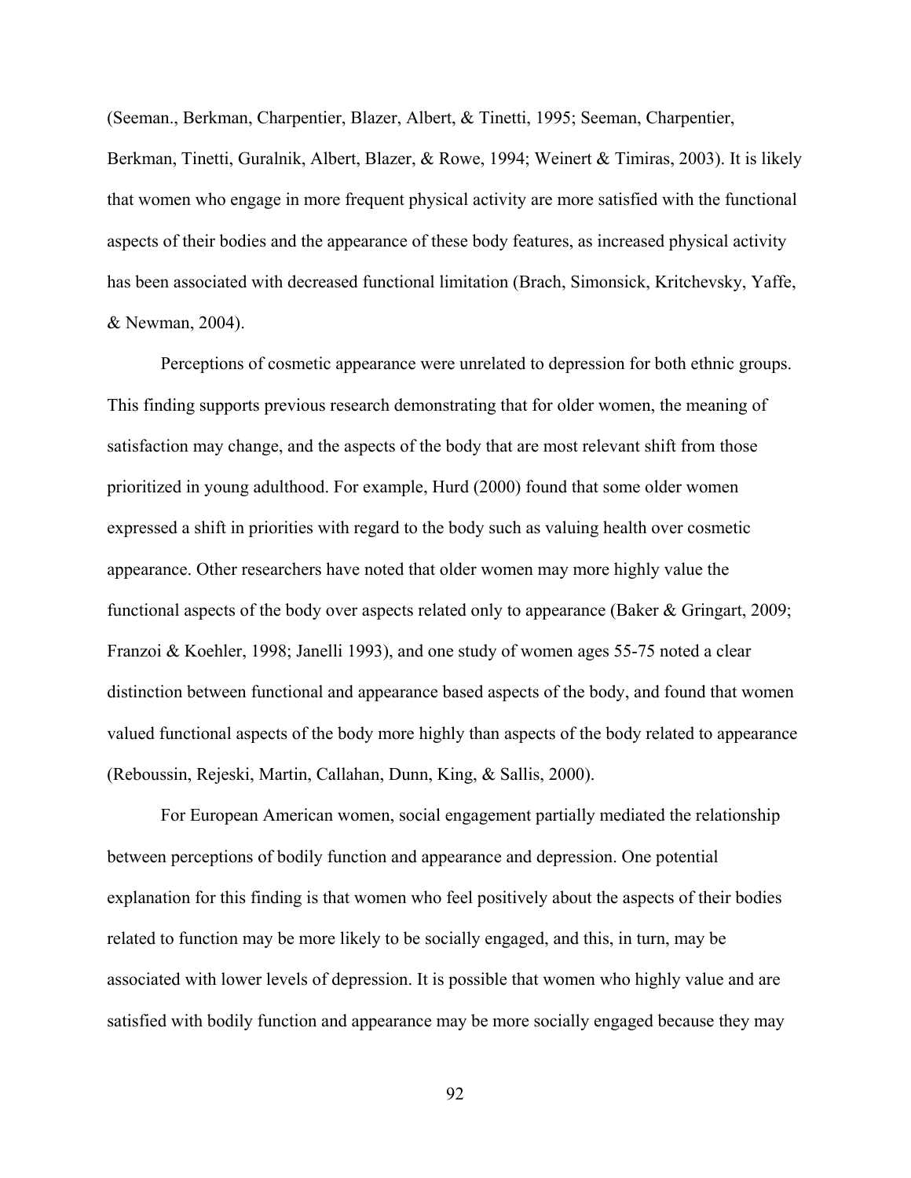(Seeman., Berkman, Charpentier, Blazer, Albert, & Tinetti, 1995; Seeman, Charpentier, Berkman, Tinetti, Guralnik, Albert, Blazer, & Rowe, 1994; Weinert & Timiras, 2003). It is likely that women who engage in more frequent physical activity are more satisfied with the functional aspects of their bodies and the appearance of these body features, as increased physical activity has been associated with decreased functional limitation (Brach, Simonsick, Kritchevsky, Yaffe, & Newman, 2004).

Perceptions of cosmetic appearance were unrelated to depression for both ethnic groups. This finding supports previous research demonstrating that for older women, the meaning of satisfaction may change, and the aspects of the body that are most relevant shift from those prioritized in young adulthood. For example, Hurd (2000) found that some older women expressed a shift in priorities with regard to the body such as valuing health over cosmetic appearance. Other researchers have noted that older women may more highly value the functional aspects of the body over aspects related only to appearance (Baker & Gringart, 2009; Franzoi & Koehler, 1998; Janelli 1993), and one study of women ages 55-75 noted a clear distinction between functional and appearance based aspects of the body, and found that women valued functional aspects of the body more highly than aspects of the body related to appearance (Reboussin, Rejeski, Martin, Callahan, Dunn, King, & Sallis, 2000).

For European American women, social engagement partially mediated the relationship between perceptions of bodily function and appearance and depression. One potential explanation for this finding is that women who feel positively about the aspects of their bodies related to function may be more likely to be socially engaged, and this, in turn, may be associated with lower levels of depression. It is possible that women who highly value and are satisfied with bodily function and appearance may be more socially engaged because they may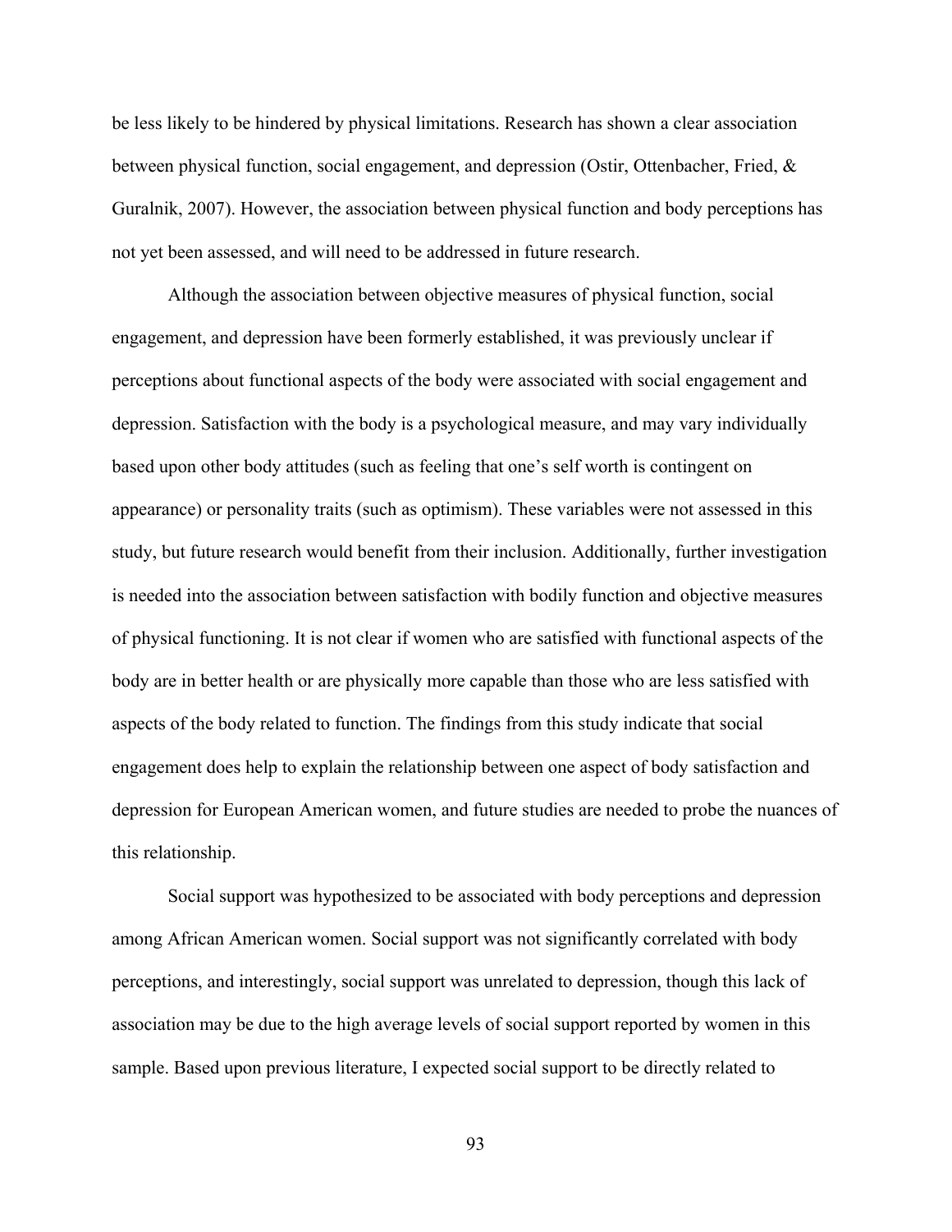be less likely to be hindered by physical limitations. Research has shown a clear association between physical function, social engagement, and depression (Ostir, Ottenbacher, Fried, & Guralnik, 2007). However, the association between physical function and body perceptions has not yet been assessed, and will need to be addressed in future research.

Although the association between objective measures of physical function, social engagement, and depression have been formerly established, it was previously unclear if perceptions about functional aspects of the body were associated with social engagement and depression. Satisfaction with the body is a psychological measure, and may vary individually based upon other body attitudes (such as feeling that one's self worth is contingent on appearance) or personality traits (such as optimism). These variables were not assessed in this study, but future research would benefit from their inclusion. Additionally, further investigation is needed into the association between satisfaction with bodily function and objective measures of physical functioning. It is not clear if women who are satisfied with functional aspects of the body are in better health or are physically more capable than those who are less satisfied with aspects of the body related to function. The findings from this study indicate that social engagement does help to explain the relationship between one aspect of body satisfaction and depression for European American women, and future studies are needed to probe the nuances of this relationship.

Social support was hypothesized to be associated with body perceptions and depression among African American women. Social support was not significantly correlated with body perceptions, and interestingly, social support was unrelated to depression, though this lack of association may be due to the high average levels of social support reported by women in this sample. Based upon previous literature, I expected social support to be directly related to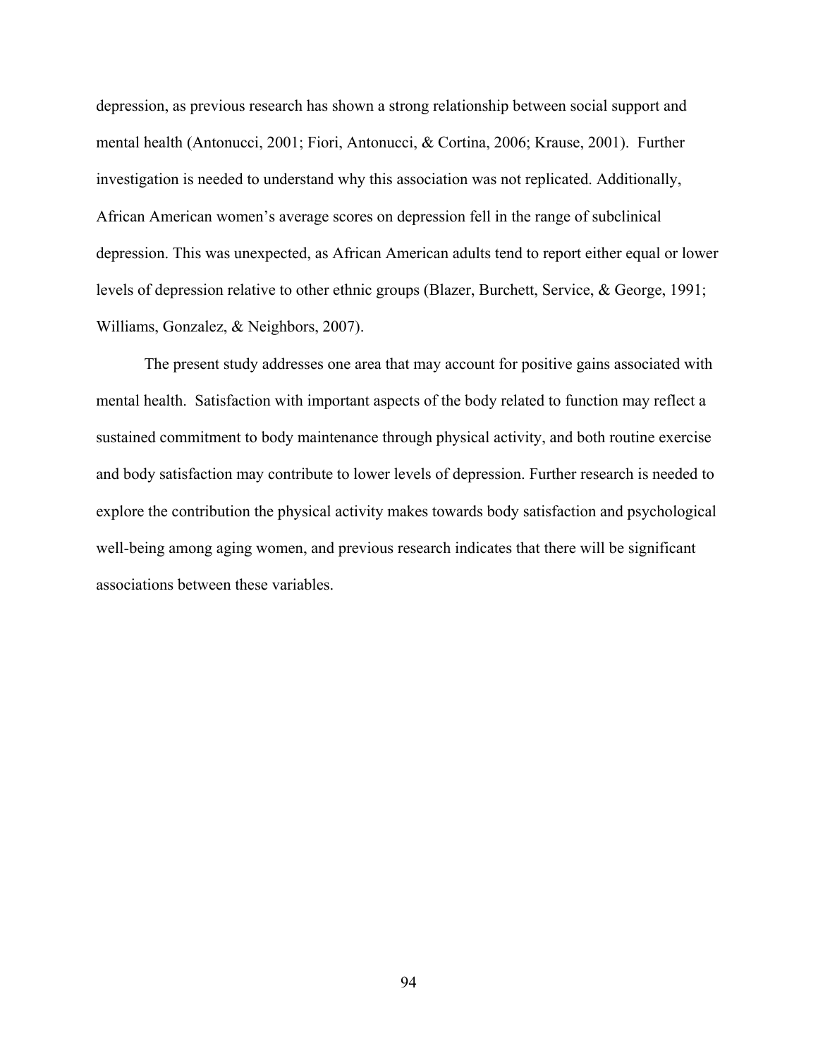depression, as previous research has shown a strong relationship between social support and mental health (Antonucci, 2001; Fiori, Antonucci, & Cortina, 2006; Krause, 2001). Further investigation is needed to understand why this association was not replicated. Additionally, African American women's average scores on depression fell in the range of subclinical depression. This was unexpected, as African American adults tend to report either equal or lower levels of depression relative to other ethnic groups (Blazer, Burchett, Service, & George, 1991; Williams, Gonzalez, & Neighbors, 2007).

The present study addresses one area that may account for positive gains associated with mental health. Satisfaction with important aspects of the body related to function may reflect a sustained commitment to body maintenance through physical activity, and both routine exercise and body satisfaction may contribute to lower levels of depression. Further research is needed to explore the contribution the physical activity makes towards body satisfaction and psychological well-being among aging women, and previous research indicates that there will be significant associations between these variables.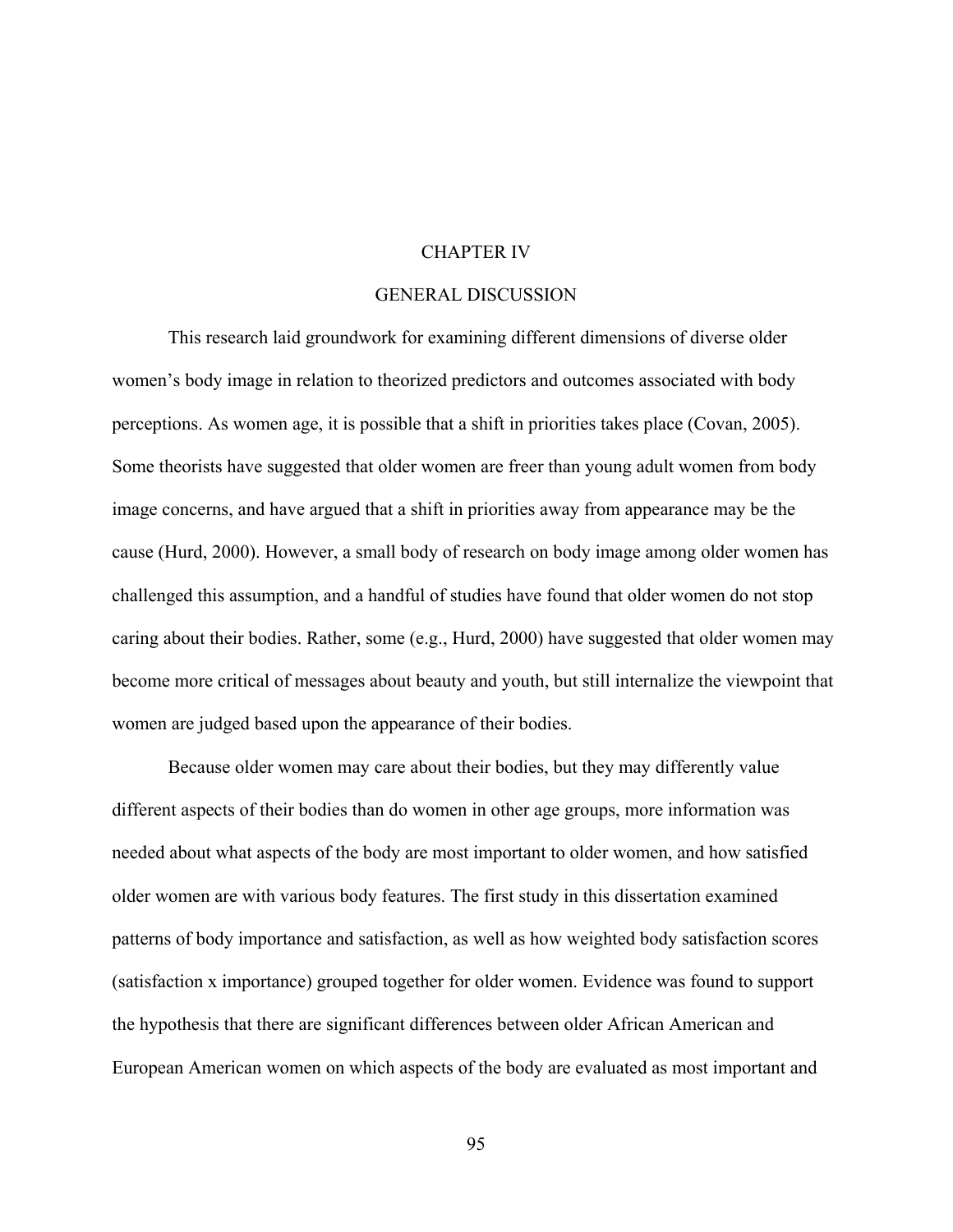# CHAPTER IV

## GENERAL DISCUSSION

This research laid groundwork for examining different dimensions of diverse older women's body image in relation to theorized predictors and outcomes associated with body perceptions. As women age, it is possible that a shift in priorities takes place (Covan, 2005). Some theorists have suggested that older women are freer than young adult women from body image concerns, and have argued that a shift in priorities away from appearance may be the cause (Hurd, 2000). However, a small body of research on body image among older women has challenged this assumption, and a handful of studies have found that older women do not stop caring about their bodies. Rather, some (e.g., Hurd, 2000) have suggested that older women may become more critical of messages about beauty and youth, but still internalize the viewpoint that women are judged based upon the appearance of their bodies.

Because older women may care about their bodies, but they may differently value different aspects of their bodies than do women in other age groups, more information was needed about what aspects of the body are most important to older women, and how satisfied older women are with various body features. The first study in this dissertation examined patterns of body importance and satisfaction, as well as how weighted body satisfaction scores (satisfaction x importance) grouped together for older women. Evidence was found to support the hypothesis that there are significant differences between older African American and European American women on which aspects of the body are evaluated as most important and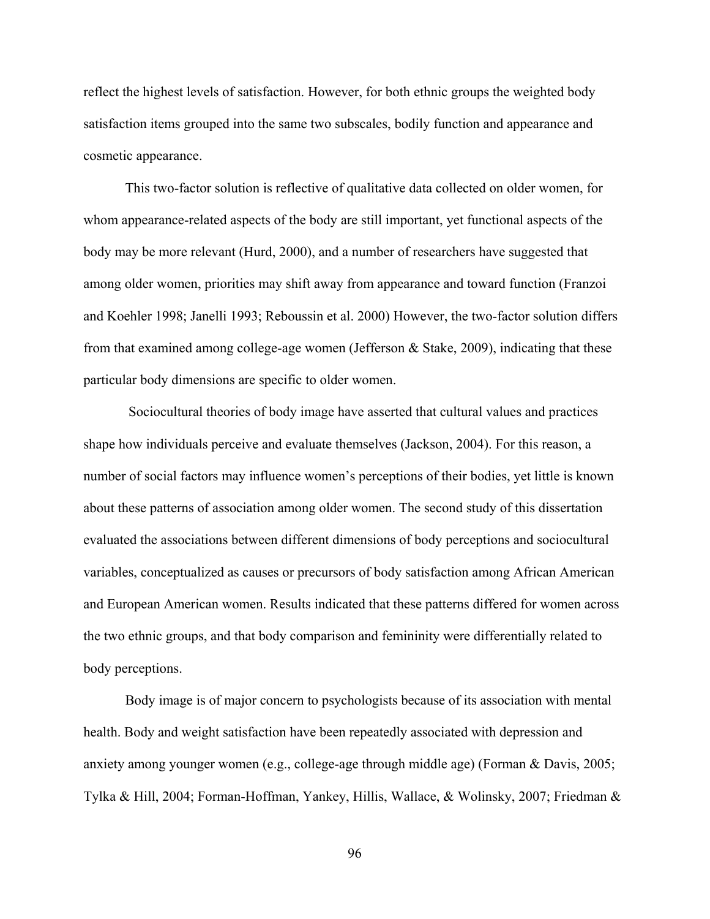reflect the highest levels of satisfaction. However, for both ethnic groups the weighted body satisfaction items grouped into the same two subscales, bodily function and appearance and cosmetic appearance.

This two-factor solution is reflective of qualitative data collected on older women, for whom appearance-related aspects of the body are still important, yet functional aspects of the body may be more relevant (Hurd, 2000), and a number of researchers have suggested that among older women, priorities may shift away from appearance and toward function (Franzoi and Koehler 1998; Janelli 1993; Reboussin et al. 2000) However, the two-factor solution differs from that examined among college-age women (Jefferson & Stake, 2009), indicating that these particular body dimensions are specific to older women.

Sociocultural theories of body image have asserted that cultural values and practices shape how individuals perceive and evaluate themselves (Jackson, 2004). For this reason, a number of social factors may influence women's perceptions of their bodies, yet little is known about these patterns of association among older women. The second study of this dissertation evaluated the associations between different dimensions of body perceptions and sociocultural variables, conceptualized as causes or precursors of body satisfaction among African American and European American women. Results indicated that these patterns differed for women across the two ethnic groups, and that body comparison and femininity were differentially related to body perceptions.

Body image is of major concern to psychologists because of its association with mental health. Body and weight satisfaction have been repeatedly associated with depression and anxiety among younger women (e.g., college-age through middle age) (Forman & Davis, 2005; Tylka & Hill, 2004; Forman-Hoffman, Yankey, Hillis, Wallace, & Wolinsky, 2007; Friedman &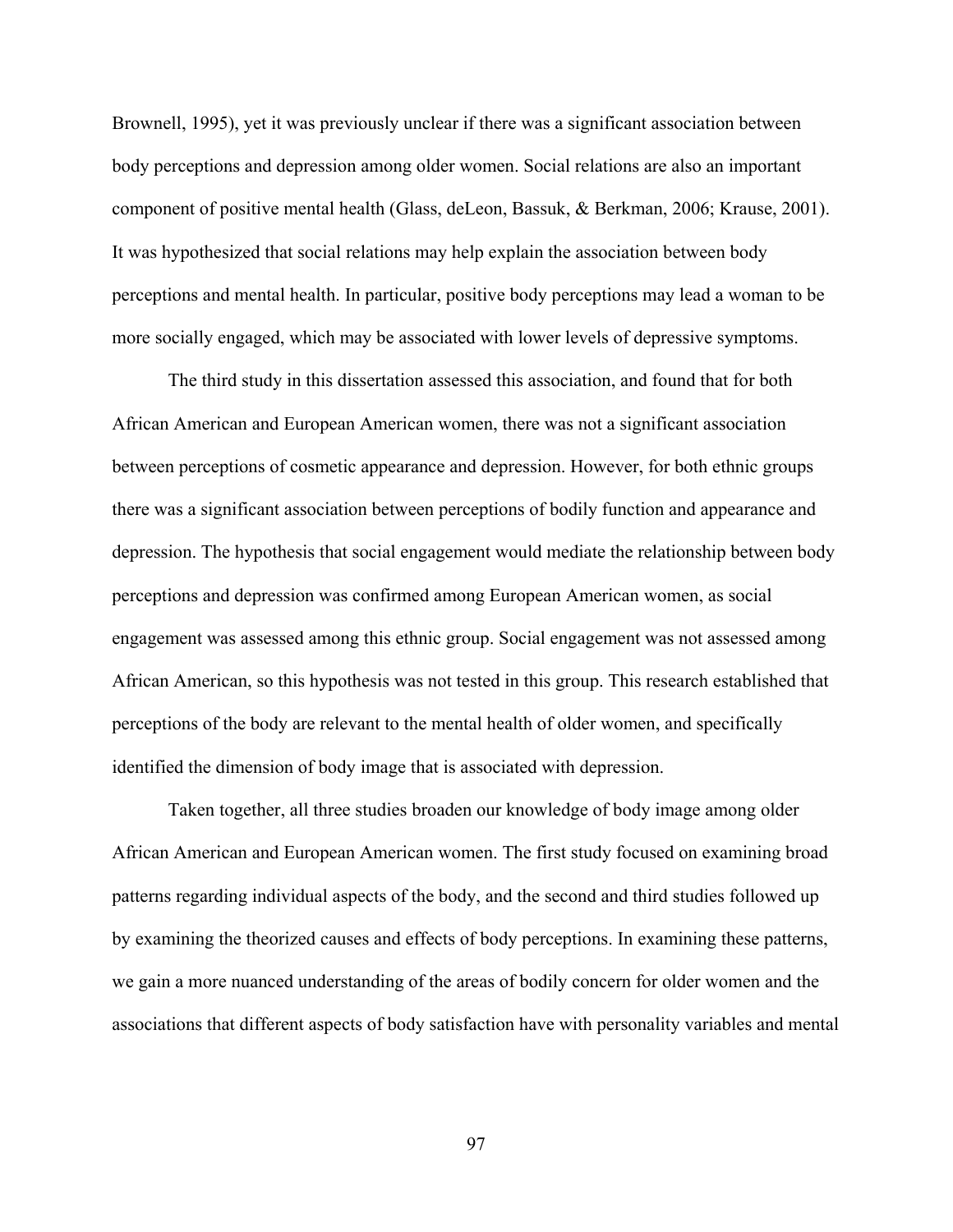Brownell, 1995), yet it was previously unclear if there was a significant association between body perceptions and depression among older women. Social relations are also an important component of positive mental health (Glass, deLeon, Bassuk, & Berkman, 2006; Krause, 2001). It was hypothesized that social relations may help explain the association between body perceptions and mental health. In particular, positive body perceptions may lead a woman to be more socially engaged, which may be associated with lower levels of depressive symptoms.

The third study in this dissertation assessed this association, and found that for both African American and European American women, there was not a significant association between perceptions of cosmetic appearance and depression. However, for both ethnic groups there was a significant association between perceptions of bodily function and appearance and depression. The hypothesis that social engagement would mediate the relationship between body perceptions and depression was confirmed among European American women, as social engagement was assessed among this ethnic group. Social engagement was not assessed among African American, so this hypothesis was not tested in this group. This research established that perceptions of the body are relevant to the mental health of older women, and specifically identified the dimension of body image that is associated with depression.

Taken together, all three studies broaden our knowledge of body image among older African American and European American women. The first study focused on examining broad patterns regarding individual aspects of the body, and the second and third studies followed up by examining the theorized causes and effects of body perceptions. In examining these patterns, we gain a more nuanced understanding of the areas of bodily concern for older women and the associations that different aspects of body satisfaction have with personality variables and mental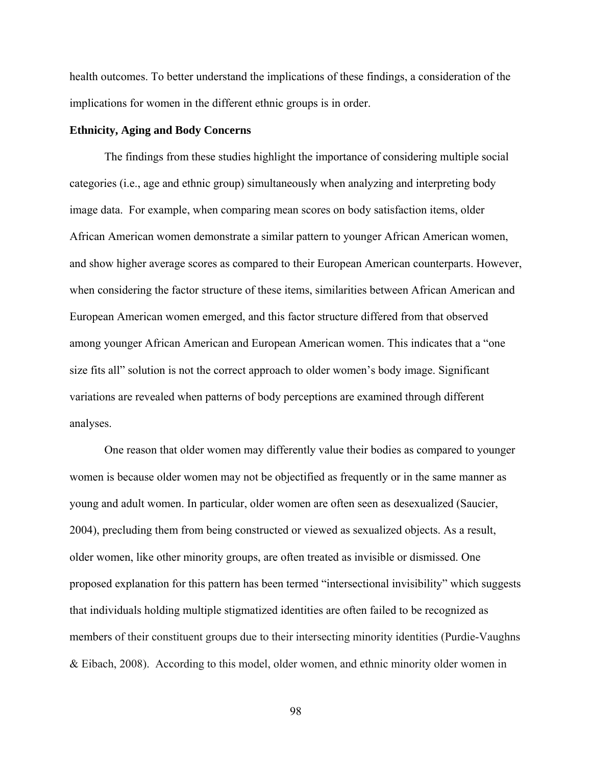health outcomes. To better understand the implications of these findings, a consideration of the implications for women in the different ethnic groups is in order.

### Ethnicity, Aging and Body Concerns

The findings from these studies highlight the importance of considering multiple social categories (i.e., age and ethnic group) simultaneously when analyzing and interpreting body image data. For example, when comparing mean scores on body satisfaction items, older African American women demonstrate a similar pattern to younger African American women, and show higher average scores as compared to their European American counterparts. However, when considering the factor structure of these items, similarities between African American and European American women emerged, and this factor structure differed from that observed among younger African American and European American women. This indicates that a "one size fits all" solution is not the correct approach to older women's body image. Significant variations are revealed when patterns of body perceptions are examined through different analyses.

One reason that older women may differently value their bodies as compared to younger women is because older women may not be objectified as frequently or in the same manner as young and adult women. In particular, older women are often seen as desexualized (Saucier, 2004), precluding them from being constructed or viewed as sexualized objects. As a result, older women, like other minority groups, are often treated as invisible or dismissed. One proposed explanation for this pattern has been termed "intersectional invisibility" which suggests that individuals holding multiple stigmatized identities are often failed to be recognized as members of their constituent groups due to their intersecting minority identities (Purdie-Vaughns & Eibach, 2008). According to this model, older women, and ethnic minority older women in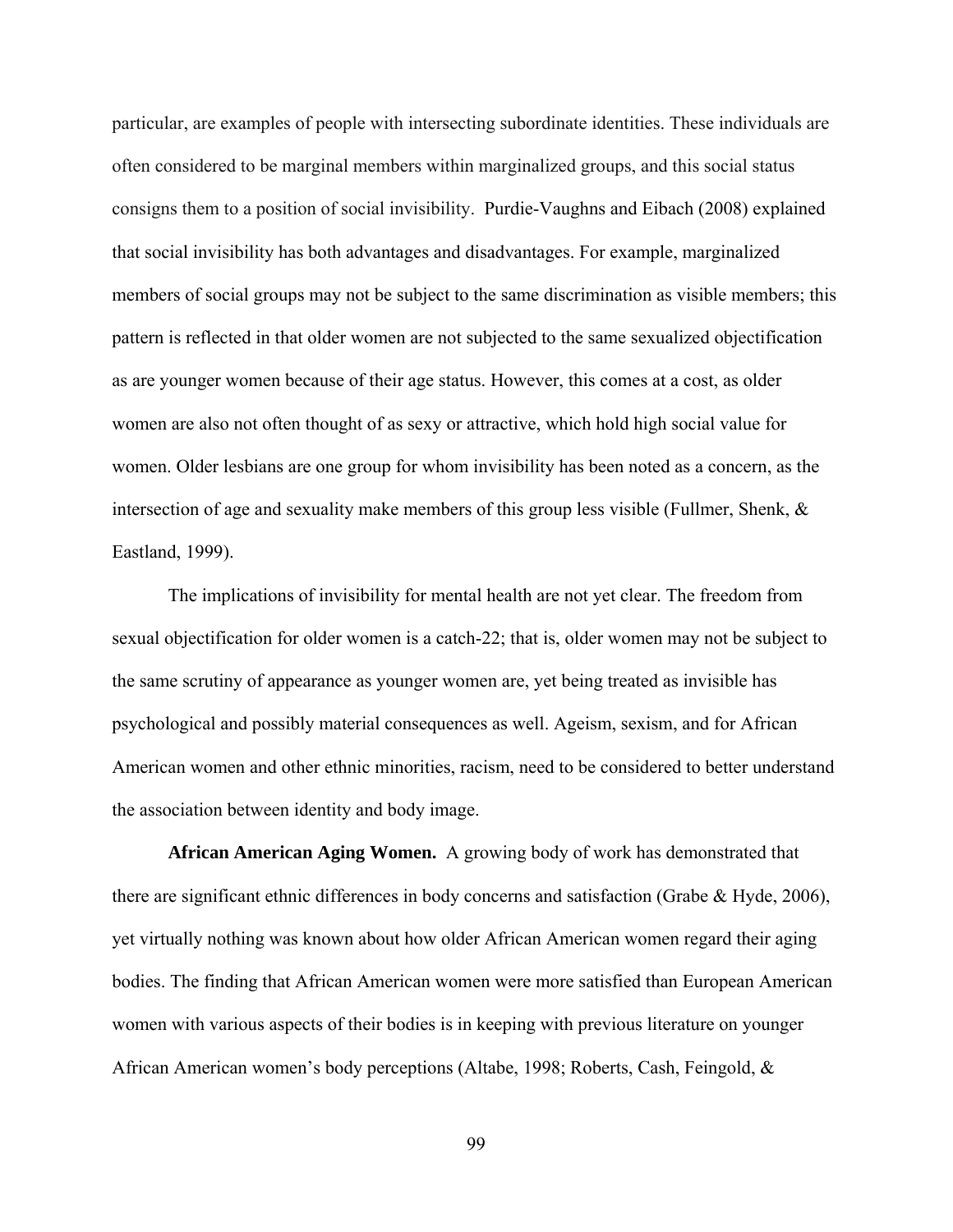particular, are examples of people with intersecting subordinate identities. These individuals are often considered to be marginal members within marginalized groups, and this social status consigns them to a position of social invisibility. Purdie-Vaughns and Eibach (2008) explained that social invisibility has both advantages and disadvantages. For example, marginalized members of social groups may not be subject to the same discrimination as visible members; this pattern is reflected in that older women are not subjected to the same sexualized objectification as are younger women because of their age status. However, this comes at a cost, as older women are also not often thought of as sexy or attractive, which hold high social value for women. Older lesbians are one group for whom invisibility has been noted as a concern, as the intersection of age and sexuality make members of this group less visible (Fullmer, Shenk, & Eastland, 1999).

The implications of invisibility for mental health are not yet clear. The freedom from sexual objectification for older women is a catch-22; that is, older women may not be subject to the same scrutiny of appearance as younger women are, yet being treated as invisible has psychological and possibly material consequences as well. Ageism, sexism, and for African American women and other ethnic minorities, racism, need to be considered to better understand the association between identity and body image.

**African American Aging Women.** A growing body of work has demonstrated that there are significant ethnic differences in body concerns and satisfaction (Grabe & Hyde, 2006), yet virtually nothing was known about how older African American women regard their aging bodies. The finding that African American women were more satisfied than European American women with various aspects of their bodies is in keeping with previous literature on younger African American women's body perceptions (Altabe, 1998; Roberts, Cash, Feingold, &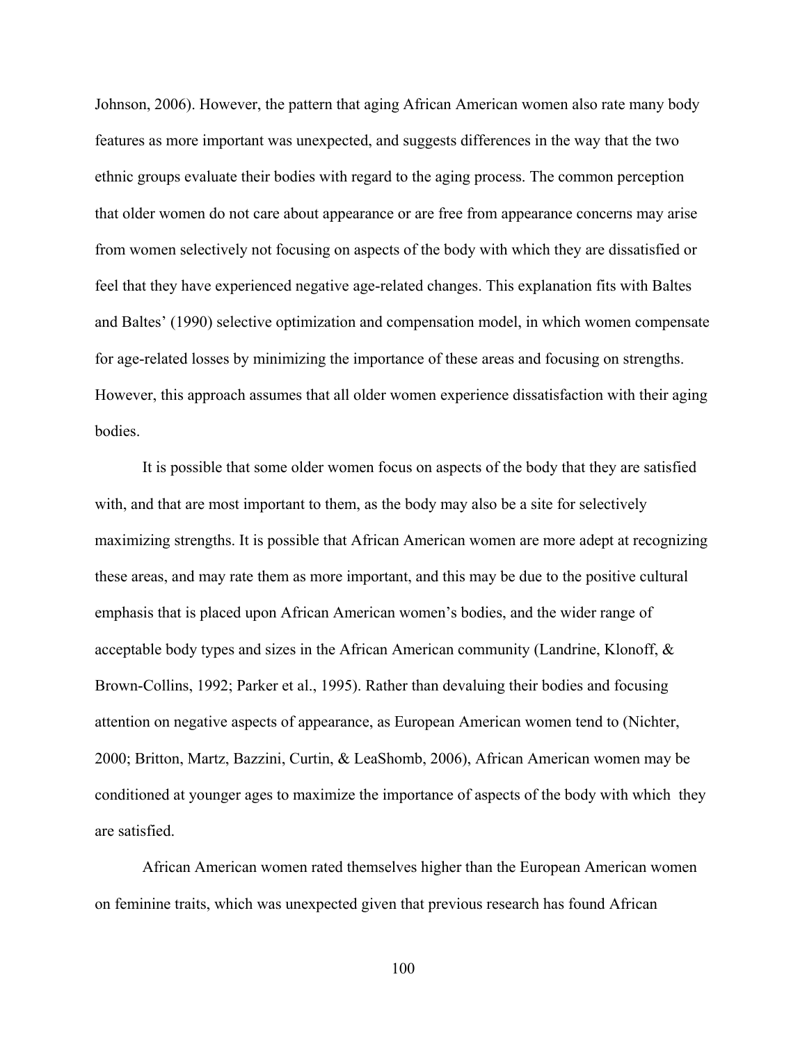Johnson, 2006). However, the pattern that aging African American women also rate many body features as more important was unexpected, and suggests differences in the way that the two ethnic groups evaluate their bodies with regard to the aging process. The common perception that older women do not care about appearance or are free from appearance concerns may arise from women selectively not focusing on aspects of the body with which they are dissatisfied or feel that they have experienced negative age-related changes. This explanation fits with Baltes and Baltes' (1990) selective optimization and compensation model, in which women compensate for age-related losses by minimizing the importance of these areas and focusing on strengths. However, this approach assumes that all older women experience dissatisfaction with their aging bodies.

It is possible that some older women focus on aspects of the body that they are satisfied with, and that are most important to them, as the body may also be a site for selectively maximizing strengths. It is possible that African American women are more adept at recognizing these areas, and may rate them as more important, and this may be due to the positive cultural emphasis that is placed upon African American women's bodies, and the wider range of acceptable body types and sizes in the African American community (Landrine, Klonoff, & Brown-Collins, 1992; Parker et al., 1995). Rather than devaluing their bodies and focusing attention on negative aspects of appearance, as European American women tend to (Nichter, 2000; Britton, Martz, Bazzini, Curtin, & LeaShomb, 2006), African American women may be conditioned at younger ages to maximize the importance of aspects of the body with which they are satisfied.

African American women rated themselves higher than the European American women on feminine traits, which was unexpected given that previous research has found African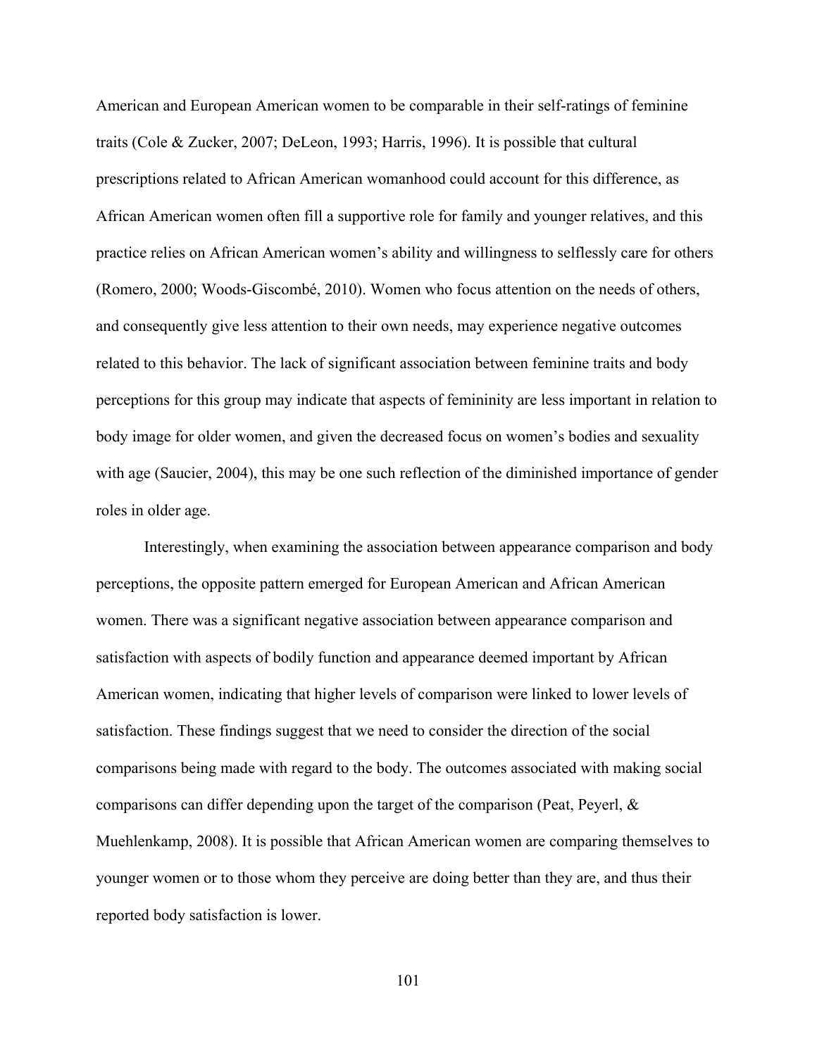American and European American women to be comparable in their self-ratings of feminine traits (Cole & Zucker, 2007; DeLeon, 1993; Harris, 1996). It is possible that cultural prescriptions related to African American womanhood could account for this difference, as African American women often fill a supportive role for family and younger relatives, and this practice relies on African American women's ability and willingness to selflessly care for others (Romero, 2000; Woods-Giscombé, 2010). Women who focus attention on the needs of others, and consequently give less attention to their own needs, may experience negative outcomes related to this behavior. The lack of significant association between feminine traits and body perceptions for this group may indicate that aspects of femininity are less important in relation to body image for older women, and given the decreased focus on women's bodies and sexuality with age (Saucier, 2004), this may be one such reflection of the diminished importance of gender roles in older age.

Interestingly, when examining the association between appearance comparison and body perceptions, the opposite pattern emerged for European American and African American women. There was a significant negative association between appearance comparison and satisfaction with aspects of bodily function and appearance deemed important by African American women, indicating that higher levels of comparison were linked to lower levels of satisfaction. These findings suggest that we need to consider the direction of the social comparisons being made with regard to the body. The outcomes associated with making social comparisons can differ depending upon the target of the comparison (Peat, Peyerl, & Muehlenkamp, 2008). It is possible that African American women are comparing themselves to younger women or to those whom they perceive are doing better than they are, and thus their reported body satisfaction is lower.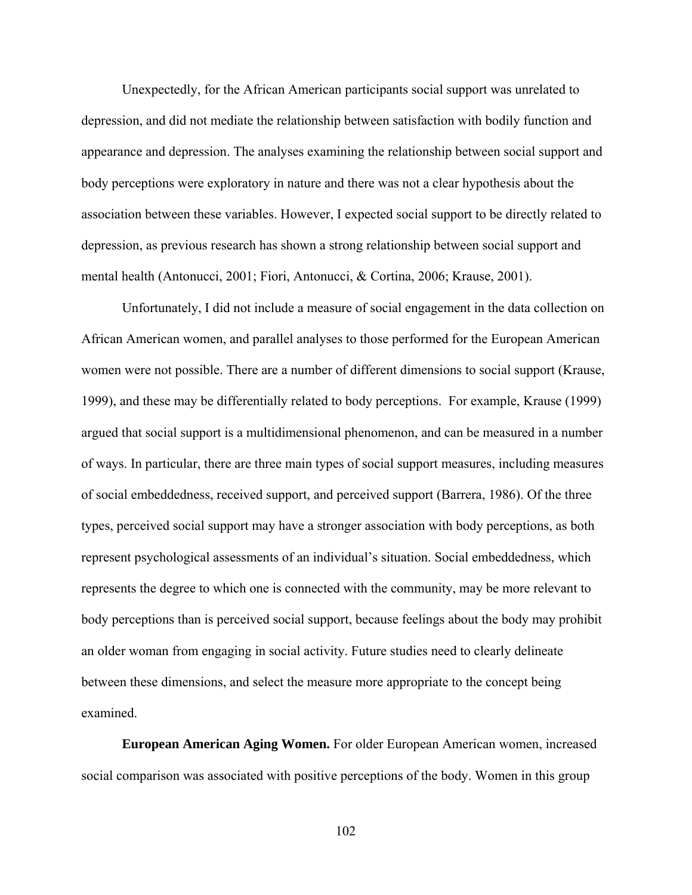Unexpectedly, for the African American participants social support was unrelated to depression, and did not mediate the relationship between satisfaction with bodily function and appearance and depression. The analyses examining the relationship between social support and body perceptions were exploratory in nature and there was not a clear hypothesis about the association between these variables. However, I expected social support to be directly related to depression, as previous research has shown a strong relationship between social support and mental health (Antonucci, 2001; Fiori, Antonucci, & Cortina, 2006; Krause, 2001).

Unfortunately, I did not include a measure of social engagement in the data collection on African American women, and parallel analyses to those performed for the European American women were not possible. There are a number of different dimensions to social support (Krause, 1999), and these may be differentially related to body perceptions. For example, Krause (1999) argued that social support is a multidimensional phenomenon, and can be measured in a number of ways. In particular, there are three main types of social support measures, including measures of social embeddedness, received support, and perceived support (Barrera, 1986). Of the three types, perceived social support may have a stronger association with body perceptions, as both represent psychological assessments of an individual's situation. Social embeddedness, which represents the degree to which one is connected with the community, may be more relevant to body perceptions than is perceived social support, because feelings about the body may prohibit an older woman from engaging in social activity. Future studies need to clearly delineate between these dimensions, and select the measure more appropriate to the concept being examined.

**European American Aging Women.** For older European American women, increased social comparison was associated with positive perceptions of the body. Women in this group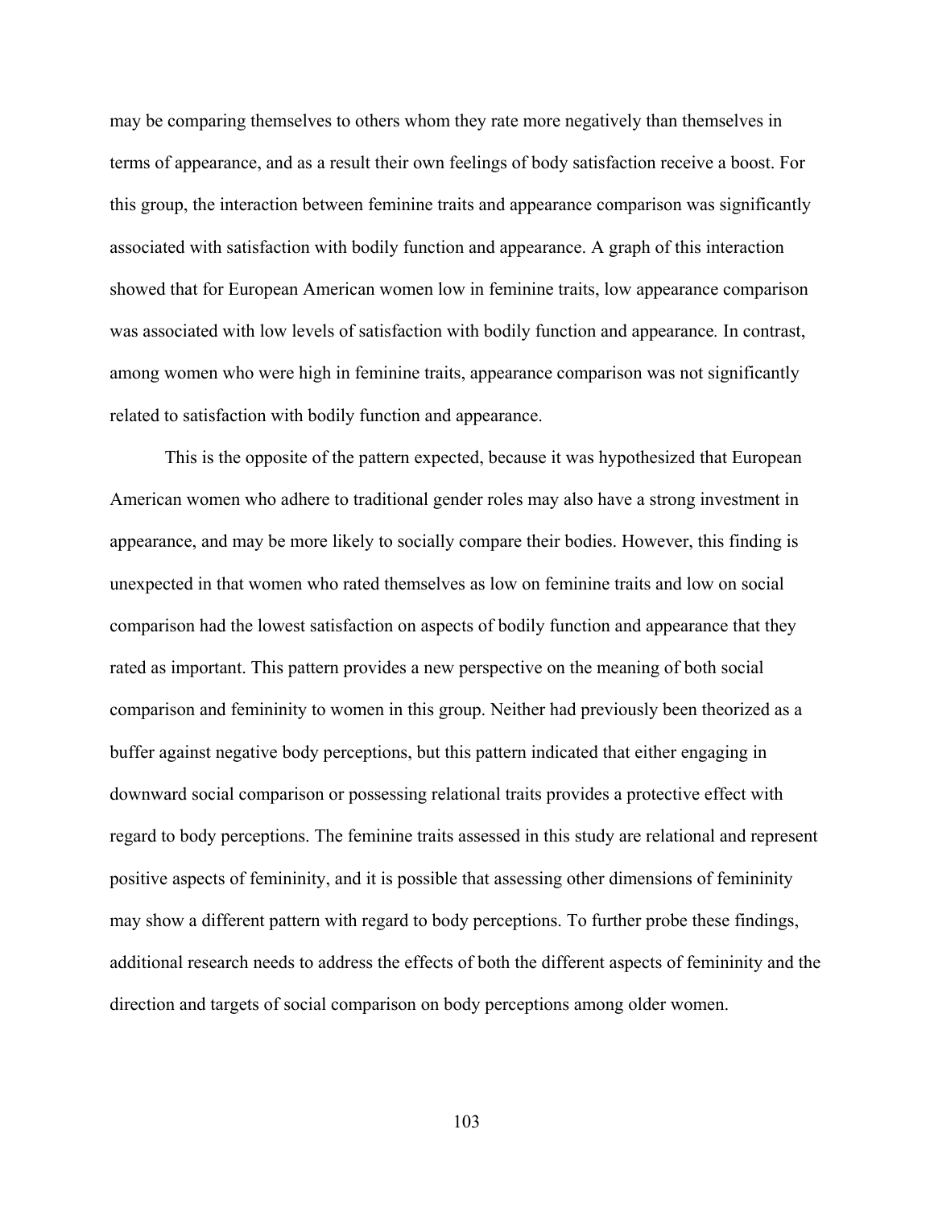may be comparing themselves to others whom they rate more negatively than themselves in terms of appearance, and as a result their own feelings of body satisfaction receive a boost. For this group, the interaction between feminine traits and appearance comparison was significantly associated with satisfaction with bodily function and appearance. A graph of this interaction showed that for European American women low in feminine traits, low appearance comparison was associated with low levels of satisfaction with bodily function and appearance*.* In contrast, among women who were high in feminine traits, appearance comparison was not significantly related to satisfaction with bodily function and appearance.

This is the opposite of the pattern expected, because it was hypothesized that European American women who adhere to traditional gender roles may also have a strong investment in appearance, and may be more likely to socially compare their bodies. However, this finding is unexpected in that women who rated themselves as low on feminine traits and low on social comparison had the lowest satisfaction on aspects of bodily function and appearance that they rated as important. This pattern provides a new perspective on the meaning of both social comparison and femininity to women in this group. Neither had previously been theorized as a buffer against negative body perceptions, but this pattern indicated that either engaging in downward social comparison or possessing relational traits provides a protective effect with regard to body perceptions. The feminine traits assessed in this study are relational and represent positive aspects of femininity, and it is possible that assessing other dimensions of femininity may show a different pattern with regard to body perceptions. To further probe these findings, additional research needs to address the effects of both the different aspects of femininity and the direction and targets of social comparison on body perceptions among older women.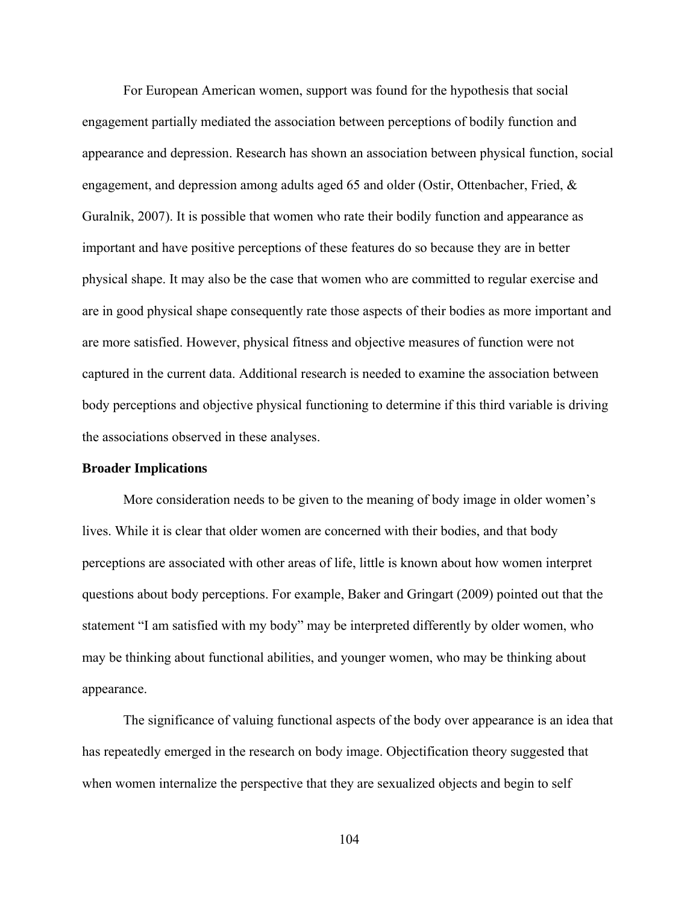For European American women, support was found for the hypothesis that social engagement partially mediated the association between perceptions of bodily function and appearance and depression. Research has shown an association between physical function, social engagement, and depression among adults aged 65 and older (Ostir, Ottenbacher, Fried, & Guralnik, 2007). It is possible that women who rate their bodily function and appearance as important and have positive perceptions of these features do so because they are in better physical shape. It may also be the case that women who are committed to regular exercise and are in good physical shape consequently rate those aspects of their bodies as more important and are more satisfied. However, physical fitness and objective measures of function were not captured in the current data. Additional research is needed to examine the association between body perceptions and objective physical functioning to determine if this third variable is driving the associations observed in these analyses.

**Broader Implications**

More consideration needs to be given to the meaning of body image in older women's lives. While it is clear that older women are concerned with their bodies, and that body perceptions are associated with other areas of life, little is known about how women interpret questions about body perceptions. For example, Baker and Gringart (2009) pointed out that the statement "I am satisfied with my body" may be interpreted differently by older women, who may be thinking about functional abilities, and younger women, who may be thinking about appearance.

The significance of valuing functional aspects of the body over appearance is an idea that has repeatedly emerged in the research on body image. Objectification theory suggested that when women internalize the perspective that they are sexualized objects and begin to self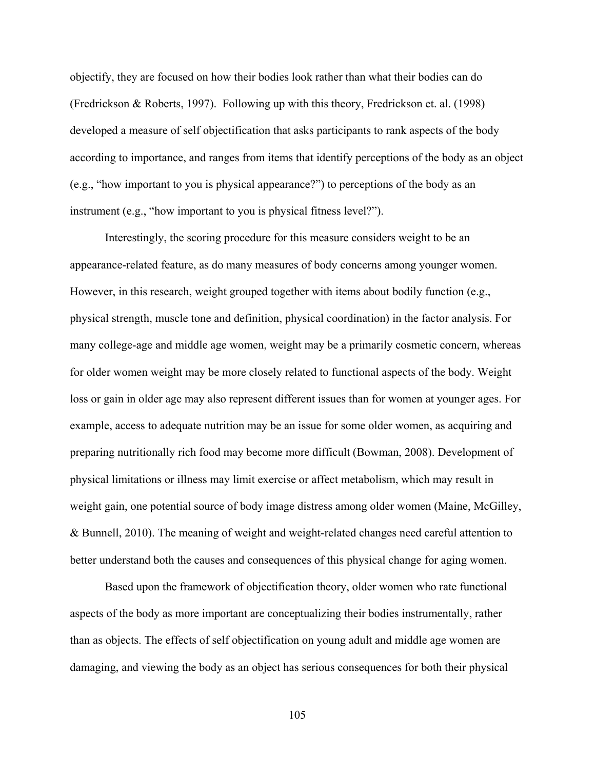objectify, they are focused on how their bodies look rather than what their bodies can do (Fredrickson & Roberts, 1997). Following up with this theory, Fredrickson et. al. (1998) developed a measure of self objectification that asks participants to rank aspects of the body according to importance, and ranges from items that identify perceptions of the body as an object (e.g., "how important to you is physical appearance?") to perceptions of the body as an instrument (e.g., "how important to you is physical fitness level?").

Interestingly, the scoring procedure for this measure considers weight to be an appearance-related feature, as do many measures of body concerns among younger women. However, in this research, weight grouped together with items about bodily function (e.g., physical strength, muscle tone and definition, physical coordination) in the factor analysis. For many college-age and middle age women, weight may be a primarily cosmetic concern, whereas for older women weight may be more closely related to functional aspects of the body. Weight loss or gain in older age may also represent different issues than for women at younger ages. For example, access to adequate nutrition may be an issue for some older women, as acquiring and preparing nutritionally rich food may become more difficult (Bowman, 2008). Development of physical limitations or illness may limit exercise or affect metabolism, which may result in weight gain, one potential source of body image distress among older women (Maine, McGilley, & Bunnell, 2010). The meaning of weight and weight-related changes need careful attention to better understand both the causes and consequences of this physical change for aging women.

Based upon the framework of objectification theory, older women who rate functional aspects of the body as more important are conceptualizing their bodies instrumentally, rather than as objects. The effects of self objectification on young adult and middle age women are damaging, and viewing the body as an object has serious consequences for both their physical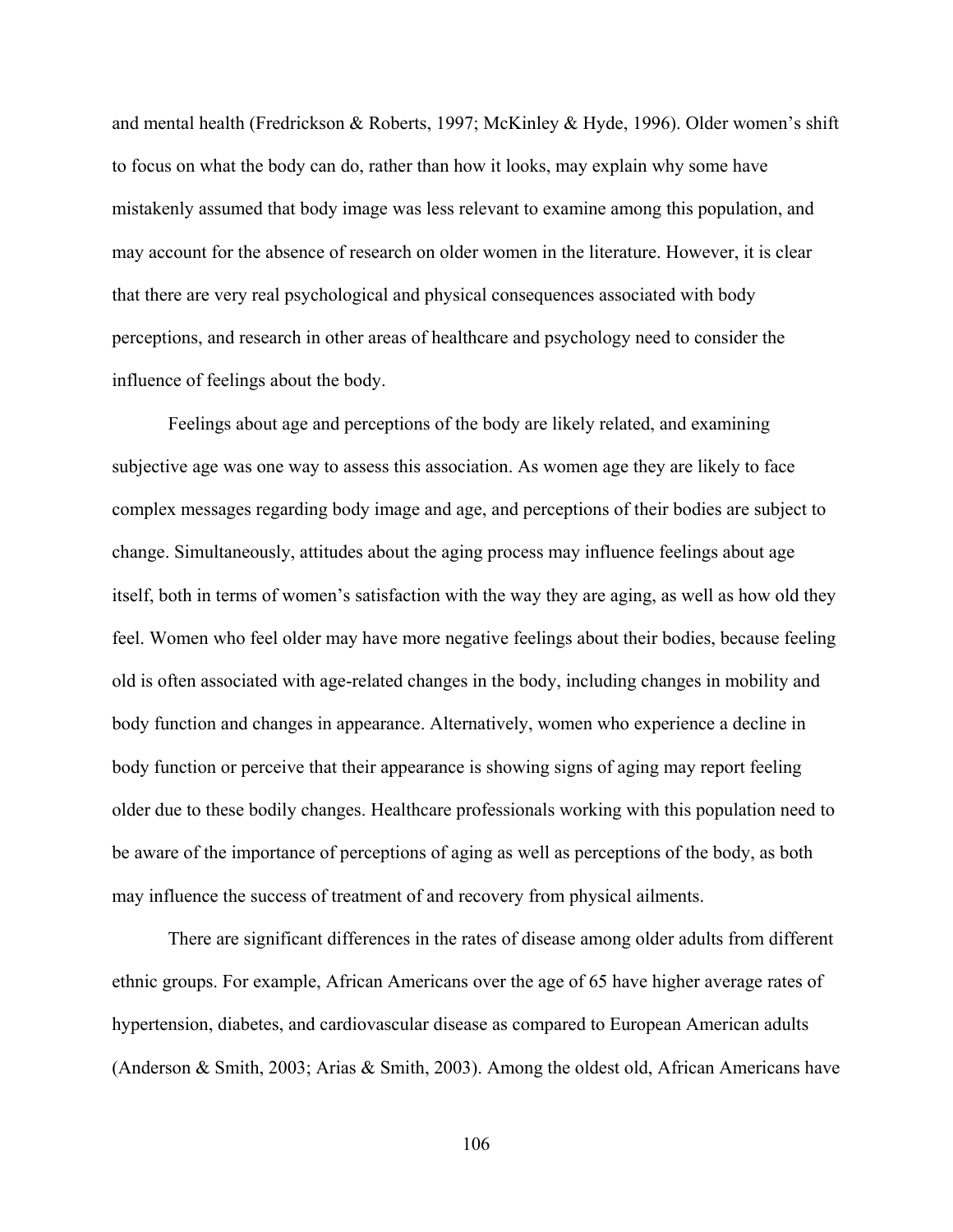and mental health (Fredrickson & Roberts, 1997; McKinley & Hyde, 1996). Older women's shift to focus on what the body can do, rather than how it looks, may explain why some have mistakenly assumed that body image was less relevant to examine among this population, and may account for the absence of research on older women in the literature. However, it is clear that there are very real psychological and physical consequences associated with body perceptions, and research in other areas of healthcare and psychology need to consider the influence of feelings about the body.

Feelings about age and perceptions of the body are likely related, and examining subjective age was one way to assess this association. As women age they are likely to face complex messages regarding body image and age, and perceptions of their bodies are subject to change. Simultaneously, attitudes about the aging process may influence feelings about age itself, both in terms of women's satisfaction with the way they are aging, as well as how old they feel. Women who feel older may have more negative feelings about their bodies, because feeling old is often associated with age-related changes in the body, including changes in mobility and body function and changes in appearance. Alternatively, women who experience a decline in body function or perceive that their appearance is showing signs of aging may report feeling older due to these bodily changes. Healthcare professionals working with this population need to be aware of the importance of perceptions of aging as well as perceptions of the body, as both may influence the success of treatment of and recovery from physical ailments.

There are significant differences in the rates of disease among older adults from different ethnic groups. For example, African Americans over the age of 65 have higher average rates of hypertension, diabetes, and cardiovascular disease as compared to European American adults (Anderson & Smith, 2003; Arias & Smith, 2003). Among the oldest old, African Americans have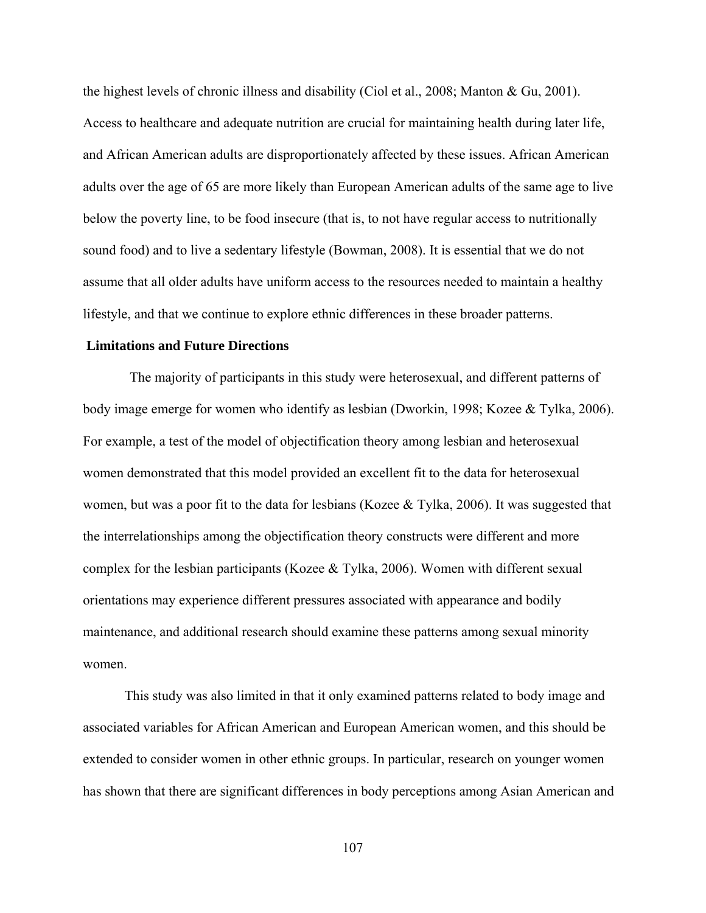the highest levels of chronic illness and disability (Ciol et al., 2008; Manton & Gu, 2001). Access to healthcare and adequate nutrition are crucial for maintaining health during later life, and African American adults are disproportionately affected by these issues. African American adults over the age of 65 are more likely than European American adults of the same age to live below the poverty line, to be food insecure (that is, to not have regular access to nutritionally sound food) and to live a sedentary lifestyle (Bowman, 2008). It is essential that we do not assume that all older adults have uniform access to the resources needed to maintain a healthy lifestyle, and that we continue to explore ethnic differences in these broader patterns.

**Limitations and Future Directions**

The majority of participants in this study were heterosexual, and different patterns of body image emerge for women who identify as lesbian (Dworkin, 1998; Kozee & Tylka, 2006). For example, a test of the model of objectification theory among lesbian and heterosexual women demonstrated that this model provided an excellent fit to the data for heterosexual women, but was a poor fit to the data for lesbians (Kozee & Tylka, 2006). It was suggested that the interrelationships among the objectification theory constructs were different and more complex for the lesbian participants (Kozee & Tylka, 2006). Women with different sexual orientations may experience different pressures associated with appearance and bodily maintenance, and additional research should examine these patterns among sexual minority women.

This study was also limited in that it only examined patterns related to body image and associated variables for African American and European American women, and this should be extended to consider women in other ethnic groups. In particular, research on younger women has shown that there are significant differences in body perceptions among Asian American and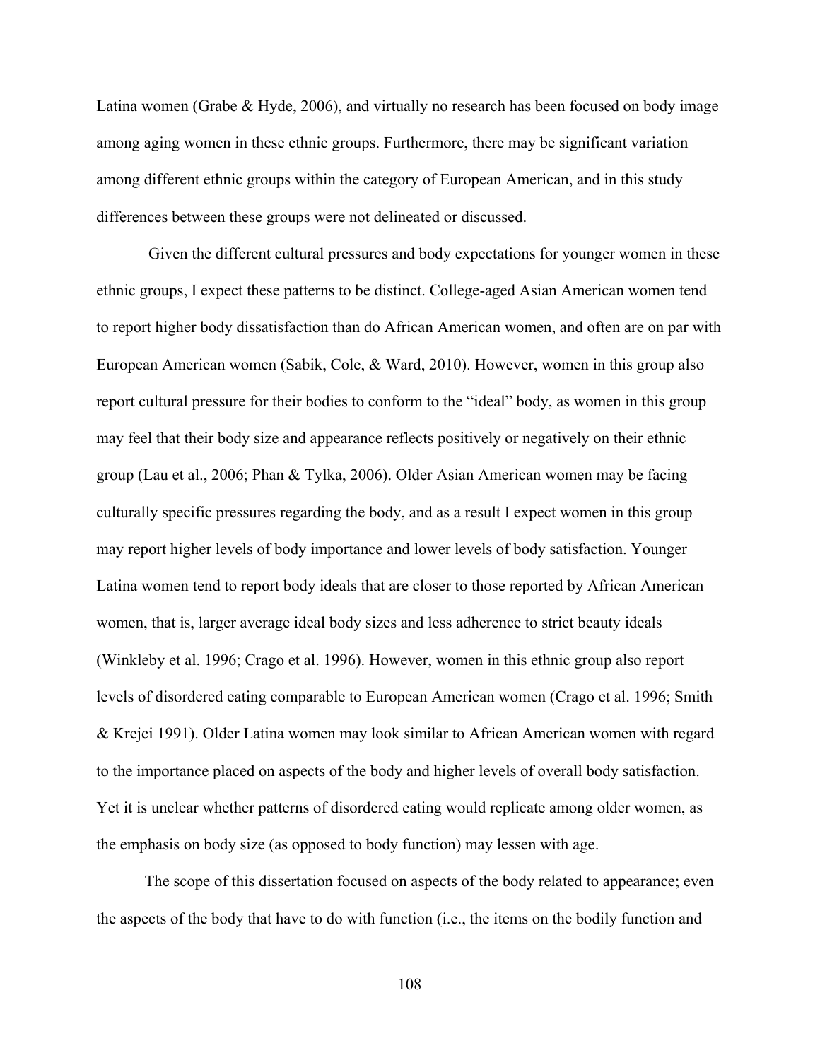Latina women (Grabe & Hyde, 2006), and virtually no research has been focused on body image among aging women in these ethnic groups. Furthermore, there may be significant variation among different ethnic groups within the category of European American, and in this study differences between these groups were not delineated or discussed.

Given the different cultural pressures and body expectations for younger women in these ethnic groups, I expect these patterns to be distinct. College-aged Asian American women tend to report higher body dissatisfaction than do African American women, and often are on par with European American women (Sabik, Cole, & Ward, 2010). However, women in this group also report cultural pressure for their bodies to conform to the "ideal" body, as women in this group may feel that their body size and appearance reflects positively or negatively on their ethnic group (Lau et al., 2006; Phan & Tylka, 2006). Older Asian American women may be facing culturally specific pressures regarding the body, and as a result I expect women in this group may report higher levels of body importance and lower levels of body satisfaction. Younger Latina women tend to report body ideals that are closer to those reported by African American women, that is, larger average ideal body sizes and less adherence to strict beauty ideals (Winkleby et al. 1996; Crago et al. 1996). However, women in this ethnic group also report levels of disordered eating comparable to European American women (Crago et al. 1996; Smith & Krejci 1991). Older Latina women may look similar to African American women with regard to the importance placed on aspects of the body and higher levels of overall body satisfaction. Yet it is unclear whether patterns of disordered eating would replicate among older women, as the emphasis on body size (as opposed to body function) may lessen with age.

The scope of this dissertation focused on aspects of the body related to appearance; even the aspects of the body that have to do with function (i.e., the items on the bodily function and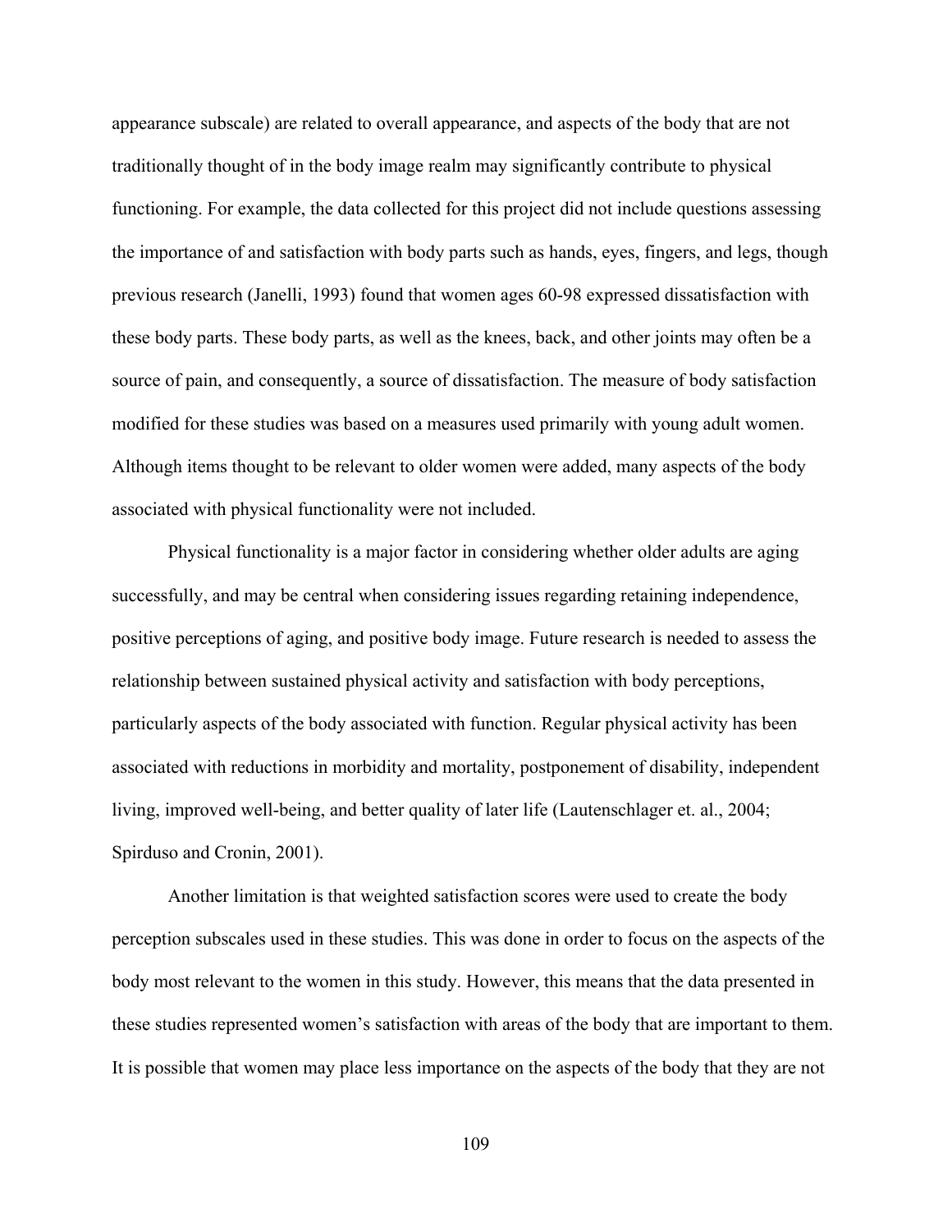appearance subscale) are related to overall appearance, and aspects of the body that are not traditionally thought of in the body image realm may significantly contribute to physical functioning. For example, the data collected for this project did not include questions assessing the importance of and satisfaction with body parts such as hands, eyes, fingers, and legs, though previous research (Janelli, 1993) found that women ages 60-98 expressed dissatisfaction with these body parts. These body parts, as well as the knees, back, and other joints may often be a source of pain, and consequently, a source of dissatisfaction. The measure of body satisfaction modified for these studies was based on a measures used primarily with young adult women. Although items thought to be relevant to older women were added, many aspects of the body associated with physical functionality were not included.

Physical functionality is a major factor in considering whether older adults are aging successfully, and may be central when considering issues regarding retaining independence, positive perceptions of aging, and positive body image. Future research is needed to assess the relationship between sustained physical activity and satisfaction with body perceptions, particularly aspects of the body associated with function. Regular physical activity has been associated with reductions in morbidity and mortality, postponement of disability, independent living, improved well-being, and better quality of later life (Lautenschlager et. al., 2004; Spirduso and Cronin, 2001).

Another limitation is that weighted satisfaction scores were used to create the body perception subscales used in these studies. This was done in order to focus on the aspects of the body most relevant to the women in this study. However, this means that the data presented in these studies represented women's satisfaction with areas of the body that are important to them. It is possible that women may place less importance on the aspects of the body that they are not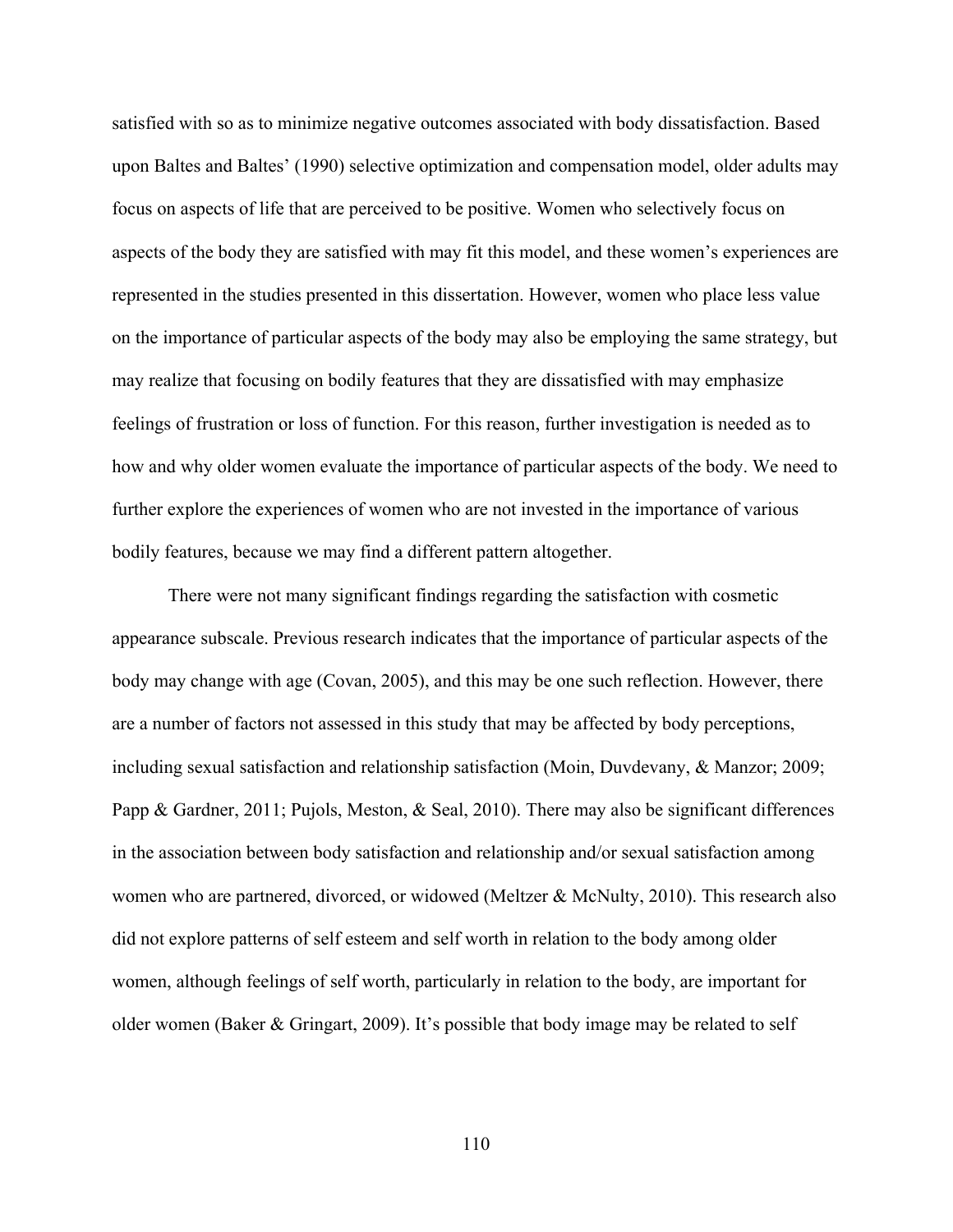satisfied with so as to minimize negative outcomes associated with body dissatisfaction. Based upon Baltes and Baltes' (1990) selective optimization and compensation model, older adults may focus on aspects of life that are perceived to be positive. Women who selectively focus on aspects of the body they are satisfied with may fit this model, and these women's experiences are represented in the studies presented in this dissertation. However, women who place less value on the importance of particular aspects of the body may also be employing the same strategy, but may realize that focusing on bodily features that they are dissatisfied with may emphasize feelings of frustration or loss of function. For this reason, further investigation is needed as to how and why older women evaluate the importance of particular aspects of the body. We need to further explore the experiences of women who are not invested in the importance of various bodily features, because we may find a different pattern altogether.

There were not many significant findings regarding the satisfaction with cosmetic appearance subscale. Previous research indicates that the importance of particular aspects of the body may change with age (Covan, 2005), and this may be one such reflection. However, there are a number of factors not assessed in this study that may be affected by body perceptions, including sexual satisfaction and relationship satisfaction (Moin, Duvdevany, & Manzor; 2009; Papp & Gardner, 2011; Pujols, Meston, & Seal, 2010). There may also be significant differences in the association between body satisfaction and relationship and/or sexual satisfaction among women who are partnered, divorced, or widowed (Meltzer & McNulty, 2010). This research also did not explore patterns of self esteem and self worth in relation to the body among older women, although feelings of self worth, particularly in relation to the body, are important for older women (Baker & Gringart, 2009). It's possible that body image may be related to self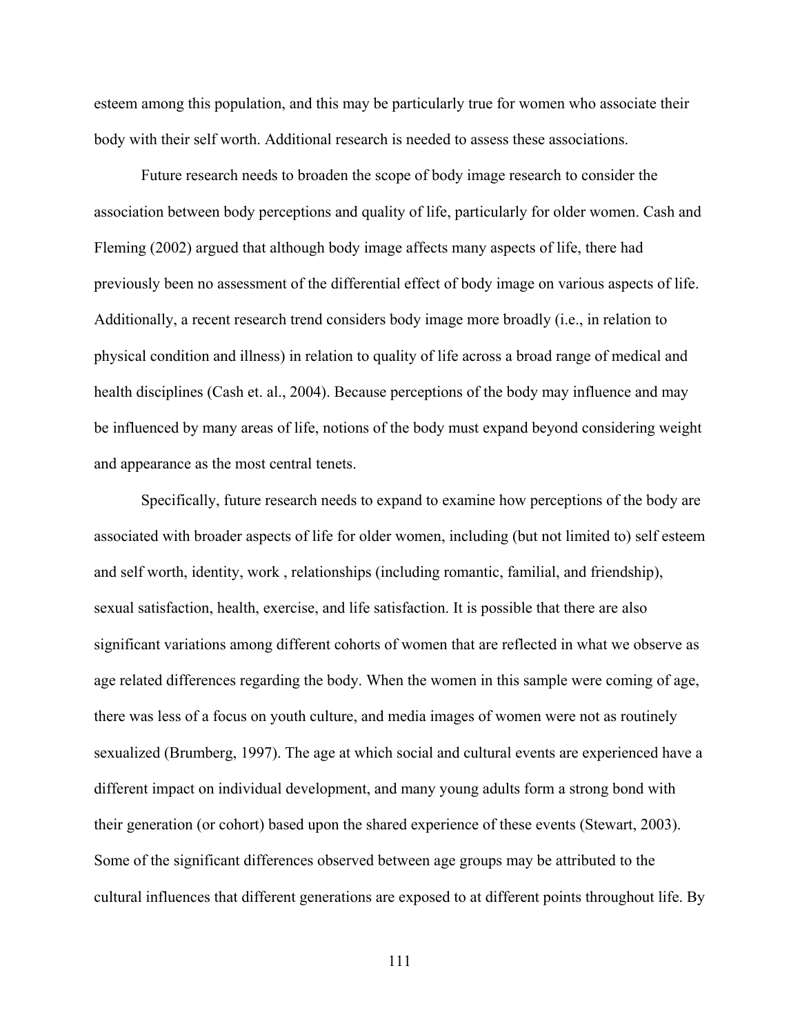esteem among this population, and this may be particularly true for women who associate their body with their self worth. Additional research is needed to assess these associations.

Future research needs to broaden the scope of body image research to consider the association between body perceptions and quality of life, particularly for older women. Cash and Fleming (2002) argued that although body image affects many aspects of life, there had previously been no assessment of the differential effect of body image on various aspects of life. Additionally, a recent research trend considers body image more broadly (i.e., in relation to physical condition and illness) in relation to quality of life across a broad range of medical and health disciplines (Cash et. al., 2004). Because perceptions of the body may influence and may be influenced by many areas of life, notions of the body must expand beyond considering weight and appearance as the most central tenets.

Specifically, future research needs to expand to examine how perceptions of the body are associated with broader aspects of life for older women, including (but not limited to) self esteem and self worth, identity, work , relationships (including romantic, familial, and friendship), sexual satisfaction, health, exercise, and life satisfaction. It is possible that there are also significant variations among different cohorts of women that are reflected in what we observe as age related differences regarding the body. When the women in this sample were coming of age, there was less of a focus on youth culture, and media images of women were not as routinely sexualized (Brumberg, 1997). The age at which social and cultural events are experienced have a different impact on individual development, and many young adults form a strong bond with their generation (or cohort) based upon the shared experience of these events (Stewart, 2003). Some of the significant differences observed between age groups may be attributed to the cultural influences that different generations are exposed to at different points throughout life. By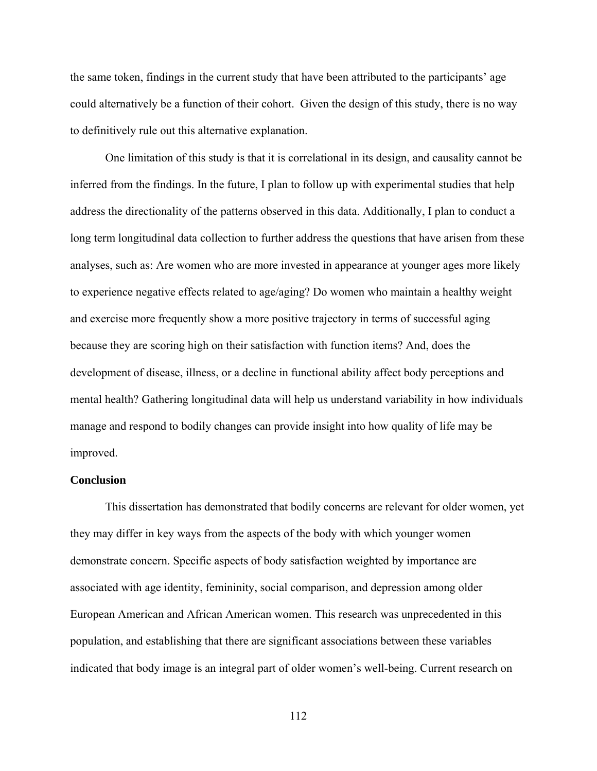the same token, findings in the current study that have been attributed to the participants' age could alternatively be a function of their cohort. Given the design of this study, there is no way to definitively rule out this alternative explanation.

One limitation of this study is that it is correlational in its design, and causality cannot be inferred from the findings. In the future, I plan to follow up with experimental studies that help address the directionality of the patterns observed in this data. Additionally, I plan to conduct a long term longitudinal data collection to further address the questions that have arisen from these analyses, such as: Are women who are more invested in appearance at younger ages more likely to experience negative effects related to age/aging? Do women who maintain a healthy weight and exercise more frequently show a more positive trajectory in terms of successful aging because they are scoring high on their satisfaction with function items? And, does the development of disease, illness, or a decline in functional ability affect body perceptions and mental health? Gathering longitudinal data will help us understand variability in how individuals manage and respond to bodily changes can provide insight into how quality of life may be improved.

**Conclusion**

This dissertation has demonstrated that bodily concerns are relevant for older women, yet they may differ in key ways from the aspects of the body with which younger women demonstrate concern. Specific aspects of body satisfaction weighted by importance are associated with age identity, femininity, social comparison, and depression among older European American and African American women. This research was unprecedented in this population, and establishing that there are significant associations between these variables indicated that body image is an integral part of older women's well-being. Current research on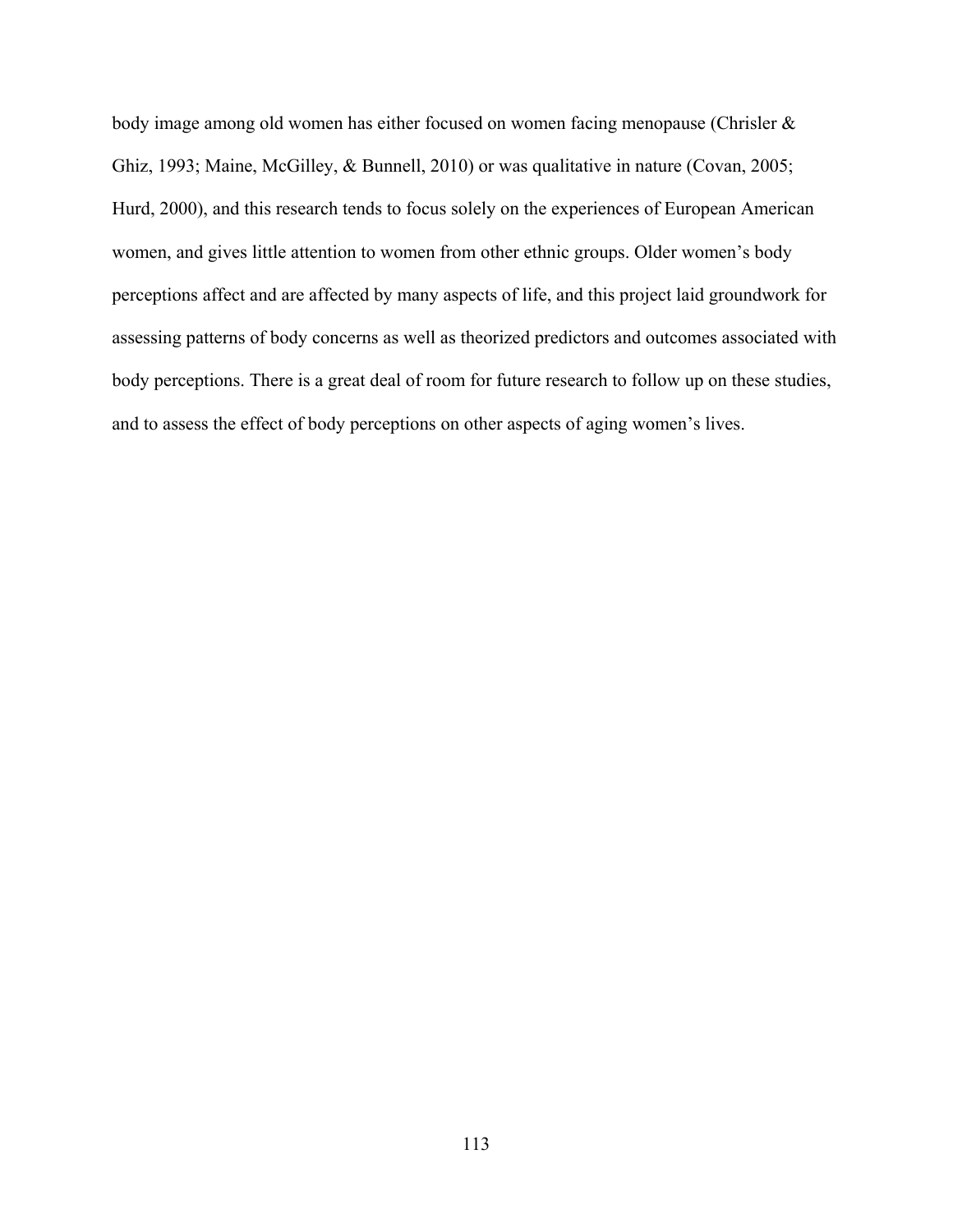body image among old women has either focused on women facing menopause (Chrisler & Ghiz, 1993; Maine, McGilley, & Bunnell, 2010) or was qualitative in nature (Covan, 2005; Hurd, 2000), and this research tends to focus solely on the experiences of European American women, and gives little attention to women from other ethnic groups. Older women's body perceptions affect and are affected by many aspects of life, and this project laid groundwork for assessing patterns of body concerns as well as theorized predictors and outcomes associated with body perceptions. There is a great deal of room for future research to follow up on these studies, and to assess the effect of body perceptions on other aspects of aging women's lives.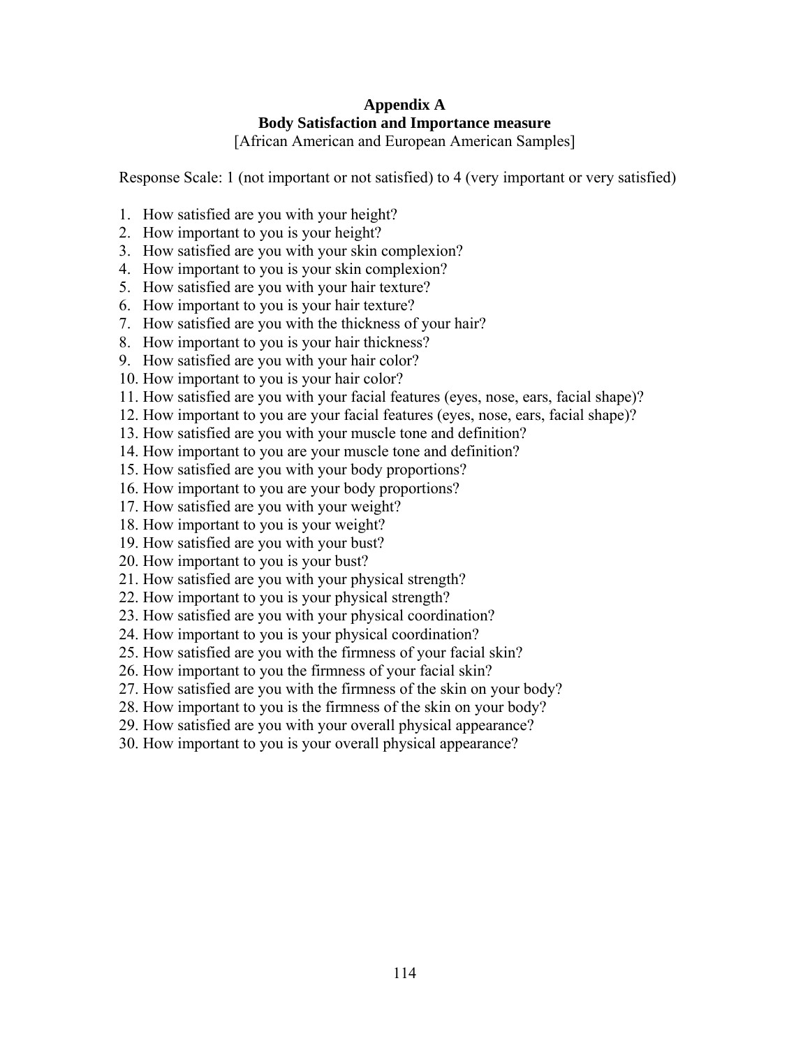# Appendix A
## Body Satisfaction and Importance measure
[African American and European American Samples]

Response Scale: 1 (not important or not satisfied) to 4 (very important or very satisfied)

1. How satisfied are you with your height?
2. How important to you is your height?
3. How satisfied are you with your skin complexion?
4. How important to you is your skin complexion?
5. How satisfied are you with your hair texture?
6. How important to you is your hair texture?
7. How satisfied are you with the thickness of your hair?
8. How important to you is your hair thickness?
9. How satisfied are you with your hair color?
10. How important to you is your hair color?
11. How satisfied are you with your facial features (eyes, nose, ears, facial shape)?
12. How important to you are your facial features (eyes, nose, ears, facial shape)?
13. How satisfied are you with your muscle tone and definition?
14. How important to you are your muscle tone and definition?
15. How satisfied are you with your body proportions?
16. How important to you are your body proportions?
17. How satisfied are you with your weight?
18. How important to you is your weight?
19. How satisfied are you with your bust?
20. How important to you is your bust?
21. How satisfied are you with your physical strength?
22. How important to you is your physical strength?
23. How satisfied are you with your physical coordination?
24. How important to you is your physical coordination?
25. How satisfied are you with the firmness of your facial skin?
26. How important to you the firmness of your facial skin?
27. How satisfied are you with the firmness of the skin on your body?
28. How important to you is the firmness of the skin on your body?
29. How satisfied are you with your overall physical appearance?
30. How important to you is your overall physical appearance?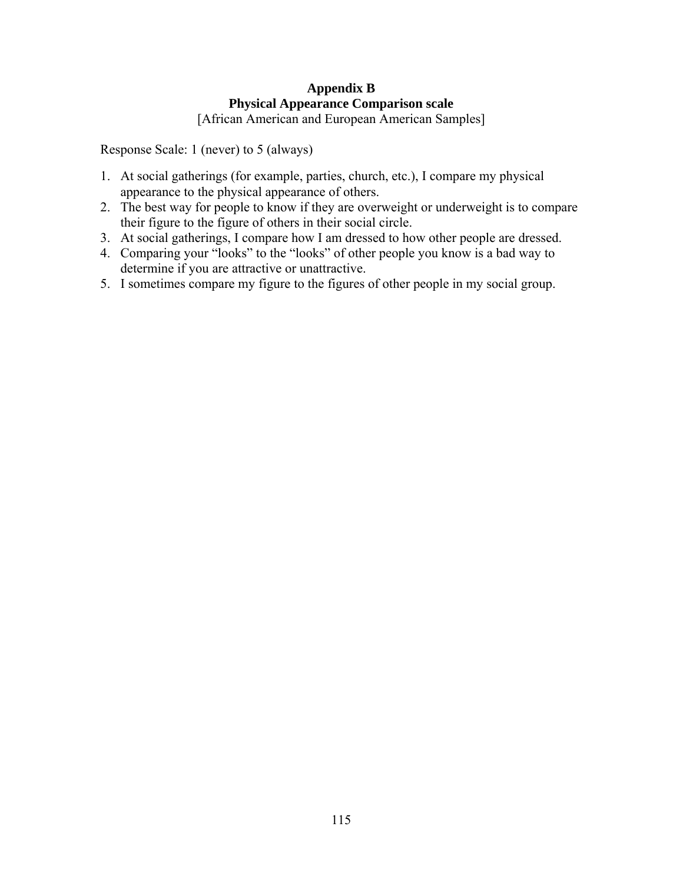# Appendix B
## Physical Appearance Comparison scale

[African American and European American Samples]

Response Scale: 1 (never) to 5 (always)

1. At social gatherings (for example, parties, church, etc.), I compare my physical appearance to the physical appearance of others.
2. The best way for people to know if they are overweight or underweight is to compare their figure to the figure of others in their social circle.
3. At social gatherings, I compare how I am dressed to how other people are dressed.
4. Comparing your "looks" to the "looks" of other people you know is a bad way to determine if you are attractive or unattractive.
5. I sometimes compare my figure to the figures of other people in my social group.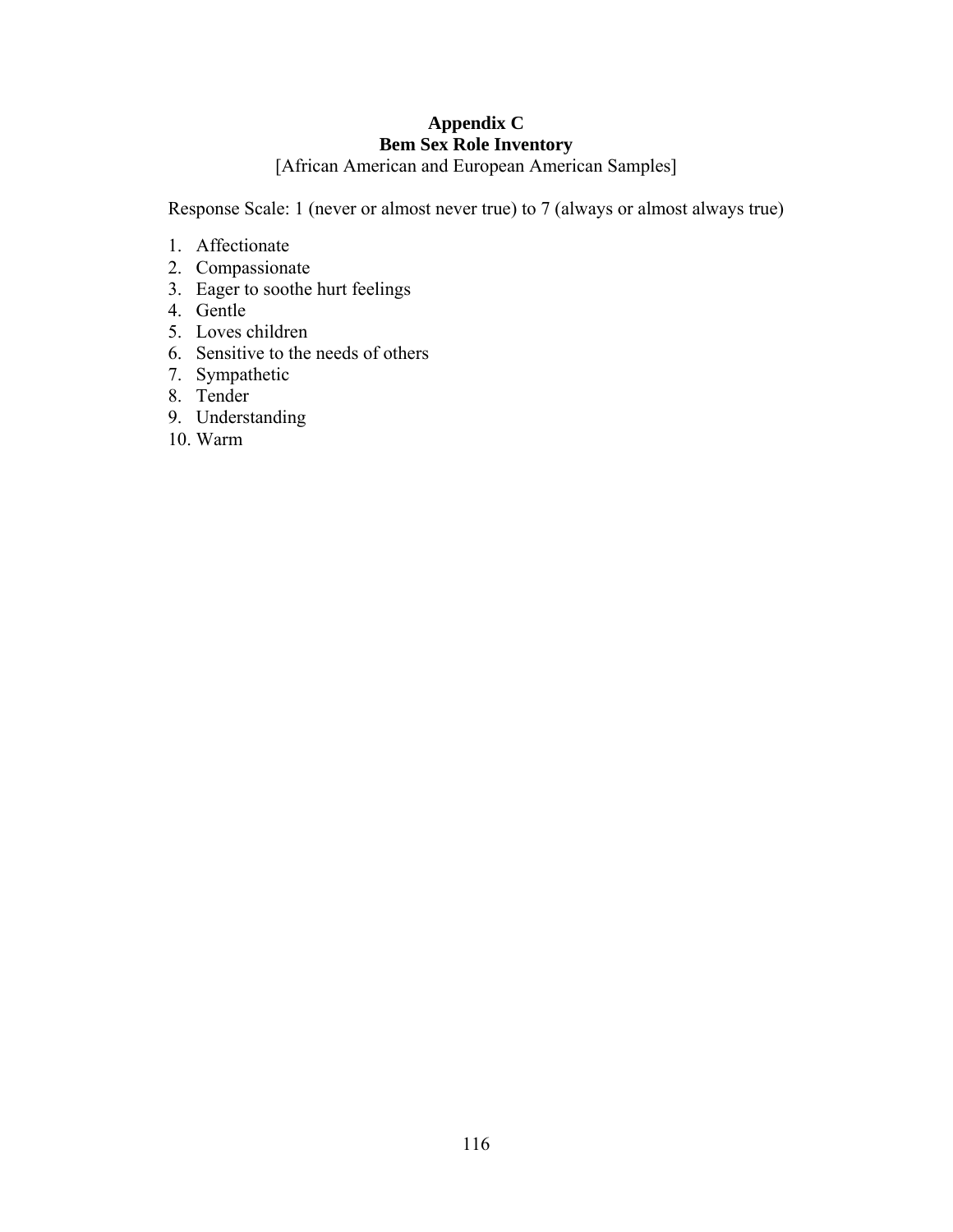# Appendix C
## Bem Sex Role Inventory

[African American and European American Samples]

Response Scale: 1 (never or almost never true) to 7 (always or almost always true)

1. Affectionate
2. Compassionate
3. Eager to soothe hurt feelings
4. Gentle
5. Loves children
6. Sensitive to the needs of others
7. Sympathetic
8. Tender
9. Understanding
10. Warm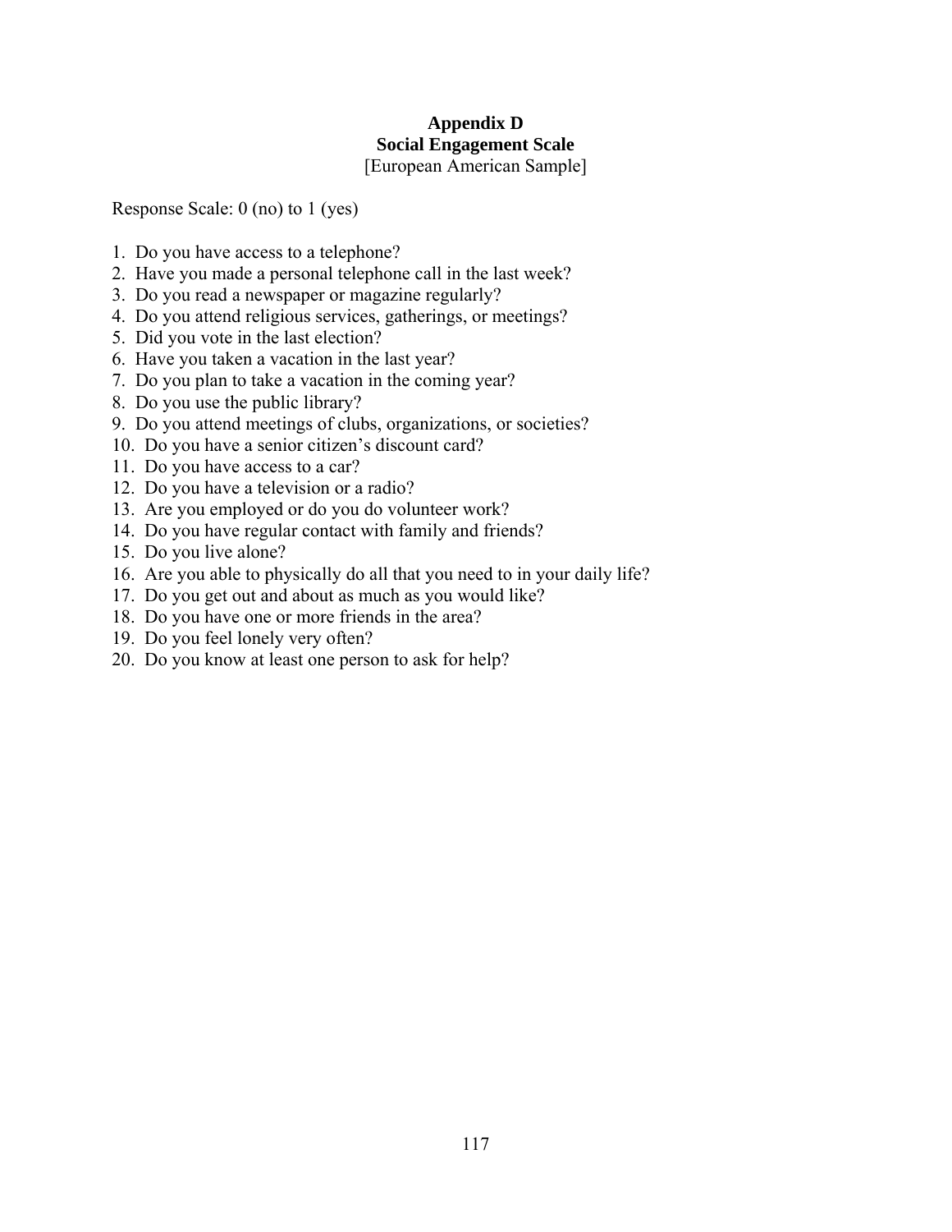# Appendix D

## Social Engagement Scale

[European American Sample]

Response Scale: 0 (no) to 1 (yes)

1. Do you have access to a telephone?
2. Have you made a personal telephone call in the last week?
3. Do you read a newspaper or magazine regularly?
4. Do you attend religious services, gatherings, or meetings?
5. Did you vote in the last election?
6. Have you taken a vacation in the last year?
7. Do you plan to take a vacation in the coming year?
8. Do you use the public library?
9. Do you attend meetings of clubs, organizations, or societies?
10. Do you have a senior citizen's discount card?
11. Do you have access to a car?
12. Do you have a television or a radio?
13. Are you employed or do you do volunteer work?
14. Do you have regular contact with family and friends?
15. Do you live alone?
16. Are you able to physically do all that you need to in your daily life?
17. Do you get out and about as much as you would like?
18. Do you have one or more friends in the area?
19. Do you feel lonely very often?
20. Do you know at least one person to ask for help?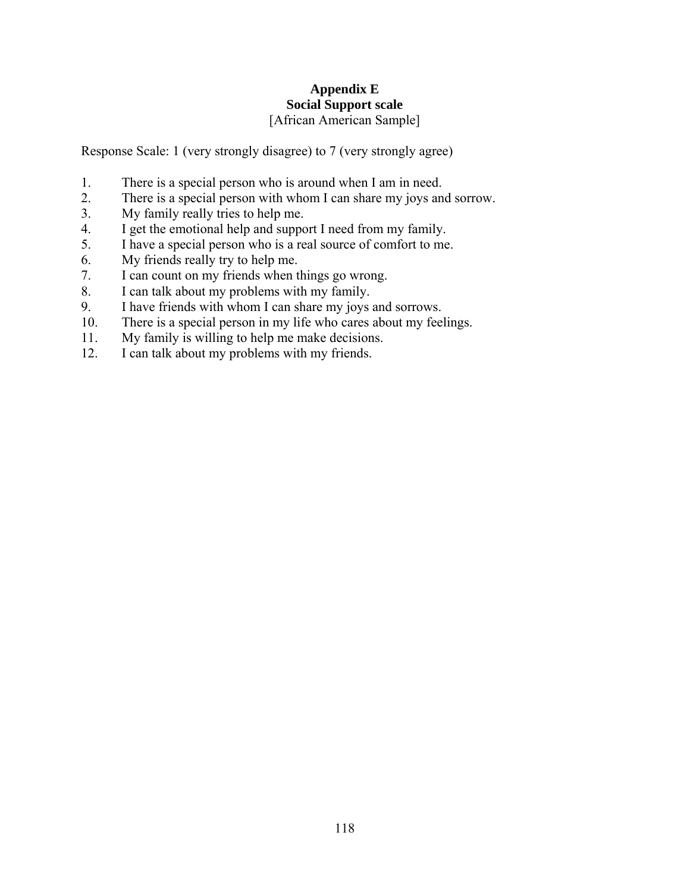# Appendix E
## Social Support scale
[African American Sample]

Response Scale: 1 (very strongly disagree) to 7 (very strongly agree)

1. There is a special person who is around when I am in need.
2. There is a special person with whom I can share my joys and sorrow.
3. My family really tries to help me.
4. I get the emotional help and support I need from my family.
5. I have a special person who is a real source of comfort to me.
6. My friends really try to help me.
7. I can count on my friends when things go wrong.
8. I can talk about my problems with my family.
9. I have friends with whom I can share my joys and sorrows.
10. There is a special person in my life who cares about my feelings.
11. My family is willing to help me make decisions.
12. I can talk about my problems with my friends.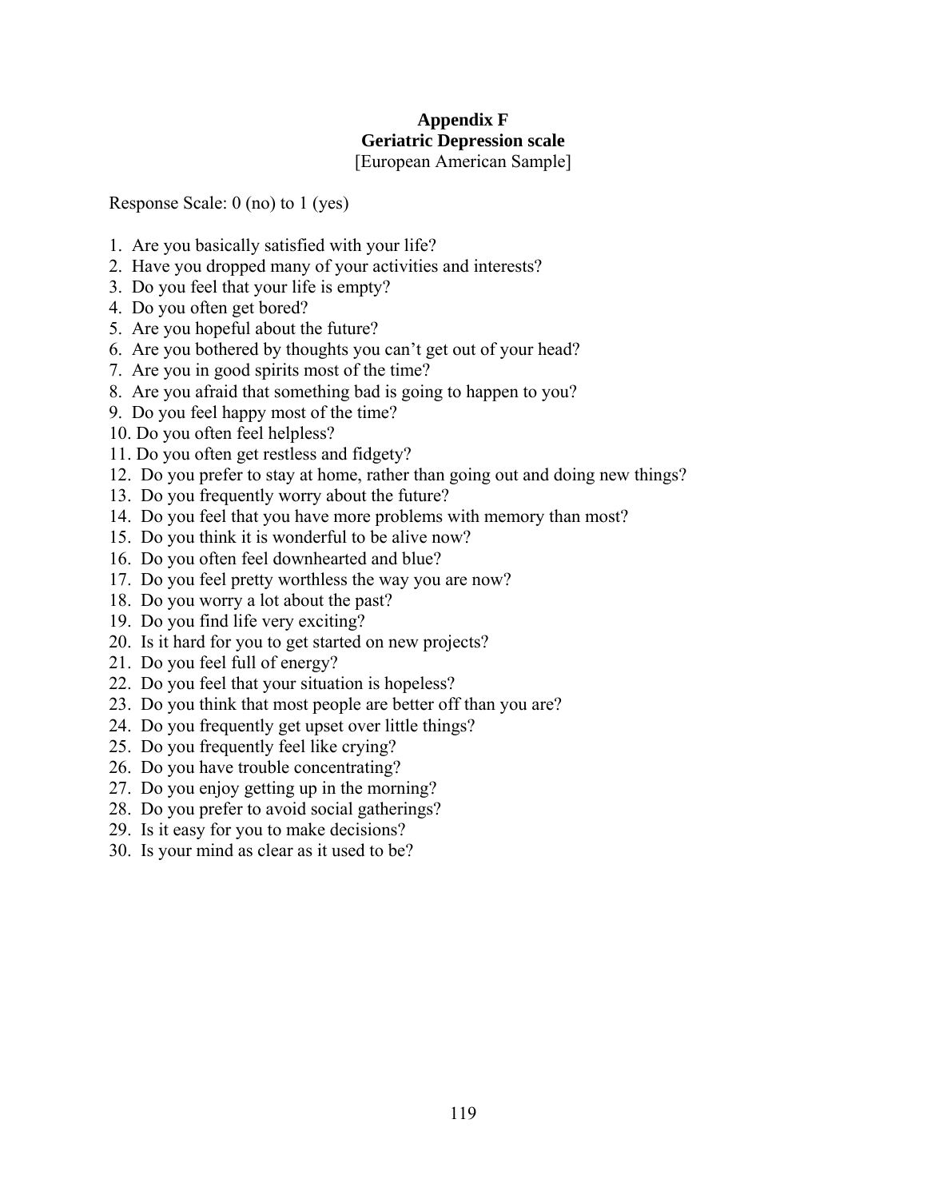**Appendix F**
**Geriatric Depression scale**
[European American Sample]

Response Scale: 0 (no) to 1 (yes)

1. Are you basically satisfied with your life?
2. Have you dropped many of your activities and interests?
3. Do you feel that your life is empty?
4. Do you often get bored?
5. Are you hopeful about the future?
6. Are you bothered by thoughts you can't get out of your head?
7. Are you in good spirits most of the time?
8. Are you afraid that something bad is going to happen to you?
9. Do you feel happy most of the time?
10. Do you often feel helpless?
11. Do you often get restless and fidgety?
12. Do you prefer to stay at home, rather than going out and doing new things?
13. Do you frequently worry about the future?
14. Do you feel that you have more problems with memory than most?
15. Do you think it is wonderful to be alive now?
16. Do you often feel downhearted and blue?
17. Do you feel pretty worthless the way you are now?
18. Do you worry a lot about the past?
19. Do you find life very exciting?
20. Is it hard for you to get started on new projects?
21. Do you feel full of energy?
22. Do you feel that your situation is hopeless?
23. Do you think that most people are better off than you are?
24. Do you frequently get upset over little things?
25. Do you frequently feel like crying?
26. Do you have trouble concentrating?
27. Do you enjoy getting up in the morning?
28. Do you prefer to avoid social gatherings?
29. Is it easy for you to make decisions?
30. Is your mind as clear as it used to be?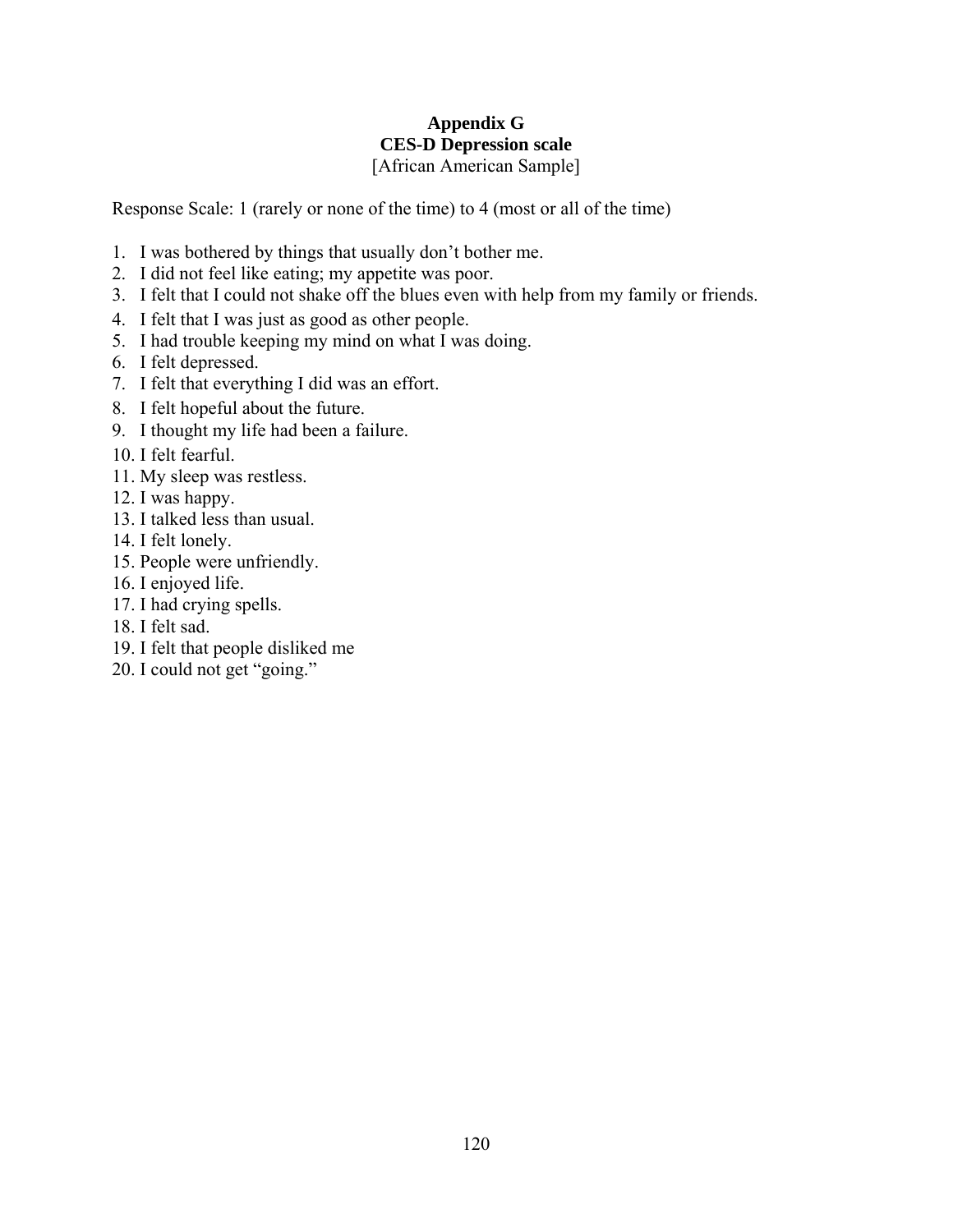**Appendix G**
**CES-D Depression scale**
[African American Sample]

Response Scale: 1 (rarely or none of the time) to 4 (most or all of the time)

1. I was bothered by things that usually don't bother me.
2. I did not feel like eating; my appetite was poor.
3. I felt that I could not shake off the blues even with help from my family or friends.
4. I felt that I was just as good as other people.
5. I had trouble keeping my mind on what I was doing.
6. I felt depressed.
7. I felt that everything I did was an effort.
8. I felt hopeful about the future.
9. I thought my life had been a failure.
10. I felt fearful.
11. My sleep was restless.
12. I was happy.
13. I talked less than usual.
14. I felt lonely.
15. People were unfriendly.
16. I enjoyed life.
17. I had crying spells.
18. I felt sad.
19. I felt that people disliked me
20. I could not get "going."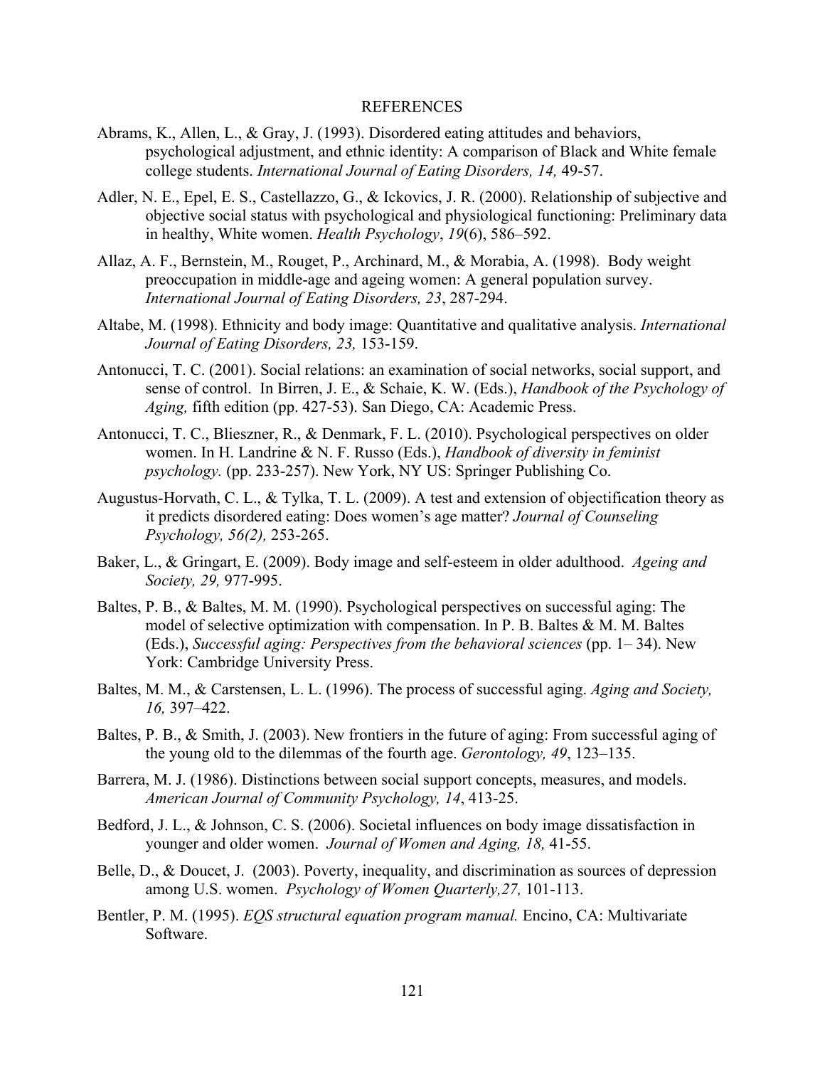# REFERENCES

Abrams, K., Allen, L., & Gray, J. (1993). Disordered eating attitudes and behaviors, psychological adjustment, and ethnic identity: A comparison of Black and White female college students. *International Journal of Eating Disorders, 14,* 49-57.

Adler, N. E., Epel, E. S., Castellazzo, G., & Ickovics, J. R. (2000). Relationship of subjective and objective social status with psychological and physiological functioning: Preliminary data in healthy, White women. *Health Psychology*, *19*(6), 586–592.

Allaz, A. F., Bernstein, M., Rouget, P., Archinard, M., & Morabia, A. (1998). Body weight preoccupation in middle-age and ageing women: A general population survey. *International Journal of Eating Disorders, 23*, 287-294.

Altabe, M. (1998). Ethnicity and body image: Quantitative and qualitative analysis. *International Journal of Eating Disorders, 23,* 153-159.

Antonucci, T. C. (2001). Social relations: an examination of social networks, social support, and sense of control. In Birren, J. E., & Schaie, K. W. (Eds.), *Handbook of the Psychology of Aging,* fifth edition (pp. 427-53). San Diego, CA: Academic Press.

Antonucci, T. C., Blieszner, R., & Denmark, F. L. (2010). Psychological perspectives on older women. In H. Landrine & N. F. Russo (Eds.), *Handbook of diversity in feminist psychology.* (pp. 233-257). New York, NY US: Springer Publishing Co.

Augustus-Horvath, C. L., & Tylka, T. L. (2009). A test and extension of objectification theory as it predicts disordered eating: Does women's age matter? *Journal of Counseling Psychology, 56(2),* 253-265.

Baker, L., & Gringart, E. (2009). Body image and self-esteem in older adulthood. *Ageing and Society, 29,* 977-995.

Baltes, P. B., & Baltes, M. M. (1990). Psychological perspectives on successful aging: The model of selective optimization with compensation. In P. B. Baltes & M. M. Baltes (Eds.), *Successful aging: Perspectives from the behavioral sciences* (pp. 1– 34). New York: Cambridge University Press.

Baltes, M. M., & Carstensen, L. L. (1996). The process of successful aging. *Aging and Society, 16,* 397–422.

Baltes, P. B., & Smith, J. (2003). New frontiers in the future of aging: From successful aging of the young old to the dilemmas of the fourth age. *Gerontology, 49*, 123–135.

Barrera, M. J. (1986). Distinctions between social support concepts, measures, and models. *American Journal of Community Psychology, 14*, 413-25.

Bedford, J. L., & Johnson, C. S. (2006). Societal influences on body image dissatisfaction in younger and older women. *Journal of Women and Aging, 18,* 41-55.

Belle, D., & Doucet, J. (2003). Poverty, inequality, and discrimination as sources of depression among U.S. women. *Psychology of Women Quarterly,27,* 101-113.

Bentler, P. M. (1995). *EQS structural equation program manual.* Encino, CA: Multivariate Software.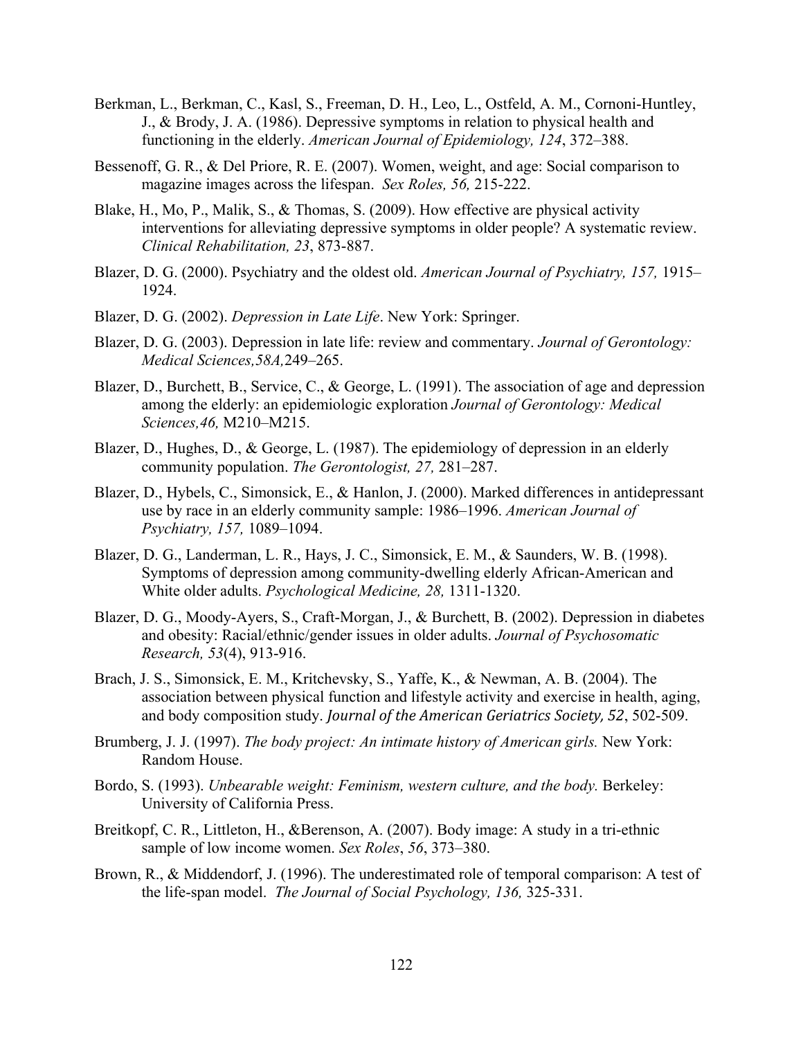Berkman, L., Berkman, C., Kasl, S., Freeman, D. H., Leo, L., Ostfeld, A. M., Cornoni-Huntley, J., & Brody, J. A. (1986). Depressive symptoms in relation to physical health and functioning in the elderly. *American Journal of Epidemiology, 124*, 372–388.

Bessenoff, G. R., & Del Priore, R. E. (2007). Women, weight, and age: Social comparison to magazine images across the lifespan. *Sex Roles, 56,* 215-222.

Blake, H., Mo, P., Malik, S., & Thomas, S. (2009). How effective are physical activity interventions for alleviating depressive symptoms in older people? A systematic review. *Clinical Rehabilitation, 23*, 873-887.

Blazer, D. G. (2000). Psychiatry and the oldest old. *American Journal of Psychiatry, 157,* 1915–1924.

Blazer, D. G. (2002). *Depression in Late Life*. New York: Springer.

Blazer, D. G. (2003). Depression in late life: review and commentary. *Journal of Gerontology: Medical Sciences,58A,*249–265.

Blazer, D., Burchett, B., Service, C., & George, L. (1991). The association of age and depression among the elderly: an epidemiologic exploration *Journal of Gerontology: Medical Sciences,46,* M210–M215.

Blazer, D., Hughes, D., & George, L. (1987). The epidemiology of depression in an elderly community population. *The Gerontologist, 27,* 281–287.

Blazer, D., Hybels, C., Simonsick, E., & Hanlon, J. (2000). Marked differences in antidepressant use by race in an elderly community sample: 1986–1996. *American Journal of Psychiatry, 157,* 1089–1094.

Blazer, D. G., Landerman, L. R., Hays, J. C., Simonsick, E. M., & Saunders, W. B. (1998). Symptoms of depression among community-dwelling elderly African-American and White older adults. *Psychological Medicine, 28,* 1311-1320.

Blazer, D. G., Moody-Ayers, S., Craft-Morgan, J., & Burchett, B. (2002). Depression in diabetes and obesity: Racial/ethnic/gender issues in older adults. *Journal of Psychosomatic Research, 53*(4), 913-916.

Brach, J. S., Simonsick, E. M., Kritchevsky, S., Yaffe, K., & Newman, A. B. (2004). The association between physical function and lifestyle activity and exercise in health, aging, and body composition study. *Journal of the American Geriatrics Society, 52*, 502-509.

Brumberg, J. J. (1997). *The body project: An intimate history of American girls.* New York: Random House.

Bordo, S. (1993). *Unbearable weight: Feminism, western culture, and the body.* Berkeley: University of California Press.

Breitkopf, C. R., Littleton, H., &Berenson, A. (2007). Body image: A study in a tri-ethnic sample of low income women. *Sex Roles*, *56*, 373–380.

Brown, R., & Middendorf, J. (1996). The underestimated role of temporal comparison: A test of the life-span model. *The Journal of Social Psychology, 136,* 325-331.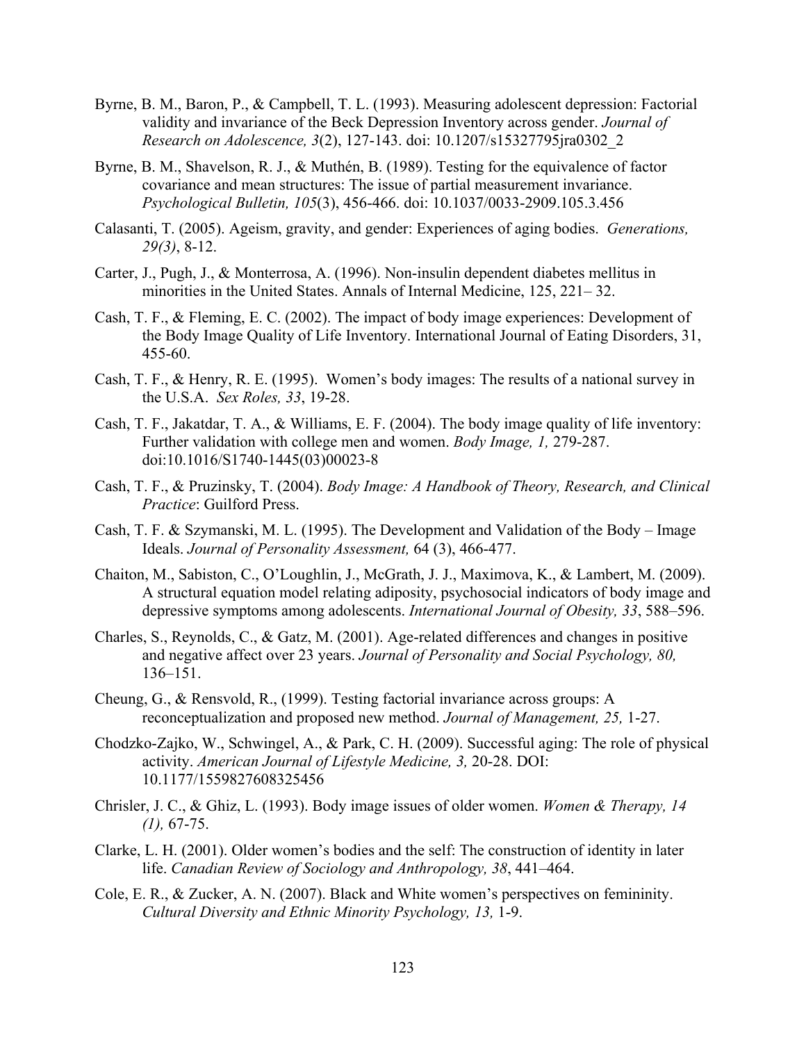Byrne, B. M., Baron, P., & Campbell, T. L. (1993). Measuring adolescent depression: Factorial validity and invariance of the Beck Depression Inventory across gender. *Journal of Research on Adolescence, 3*(2), 127-143. doi: 10.1207/s15327795jra0302_2

Byrne, B. M., Shavelson, R. J., & Muthén, B. (1989). Testing for the equivalence of factor covariance and mean structures: The issue of partial measurement invariance. *Psychological Bulletin, 105*(3), 456-466. doi: 10.1037/0033-2909.105.3.456

Calasanti, T. (2005). Ageism, gravity, and gender: Experiences of aging bodies. *Generations, 29(3)*, 8-12.

Carter, J., Pugh, J., & Monterrosa, A. (1996). Non-insulin dependent diabetes mellitus in minorities in the United States. Annals of Internal Medicine, 125, 221– 32.

Cash, T. F., & Fleming, E. C. (2002). The impact of body image experiences: Development of the Body Image Quality of Life Inventory. International Journal of Eating Disorders, 31, 455-60.

Cash, T. F., & Henry, R. E. (1995). Women's body images: The results of a national survey in the U.S.A. *Sex Roles, 33*, 19-28.

Cash, T. F., Jakatdar, T. A., & Williams, E. F. (2004). The body image quality of life inventory: Further validation with college men and women. *Body Image, 1,* 279-287. doi:10.1016/S1740-1445(03)00023-8

Cash, T. F., & Pruzinsky, T. (2004). *Body Image: A Handbook of Theory, Research, and Clinical Practice*: Guilford Press.

Cash, T. F. & Szymanski, M. L. (1995). The Development and Validation of the Body – Image Ideals. *Journal of Personality Assessment,* 64 (3), 466-477.

Chaiton, M., Sabiston, C., O'Loughlin, J., McGrath, J. J., Maximova, K., & Lambert, M. (2009). A structural equation model relating adiposity, psychosocial indicators of body image and depressive symptoms among adolescents. *International Journal of Obesity, 33*, 588–596.

Charles, S., Reynolds, C., & Gatz, M. (2001). Age-related differences and changes in positive and negative affect over 23 years. *Journal of Personality and Social Psychology, 80,* 136–151.

Cheung, G., & Rensvold, R., (1999). Testing factorial invariance across groups: A reconceptualization and proposed new method. *Journal of Management, 25,* 1-27.

Chodzko-Zajko, W., Schwingel, A., & Park, C. H. (2009). Successful aging: The role of physical activity. *American Journal of Lifestyle Medicine, 3,* 20-28. DOI: 10.1177/1559827608325456

Chrisler, J. C., & Ghiz, L. (1993). Body image issues of older women. *Women & Therapy, 14 (1),* 67-75.

Clarke, L. H. (2001). Older women's bodies and the self: The construction of identity in later life. *Canadian Review of Sociology and Anthropology, 38*, 441–464.

Cole, E. R., & Zucker, A. N. (2007). Black and White women's perspectives on femininity. *Cultural Diversity and Ethnic Minority Psychology, 13,* 1-9.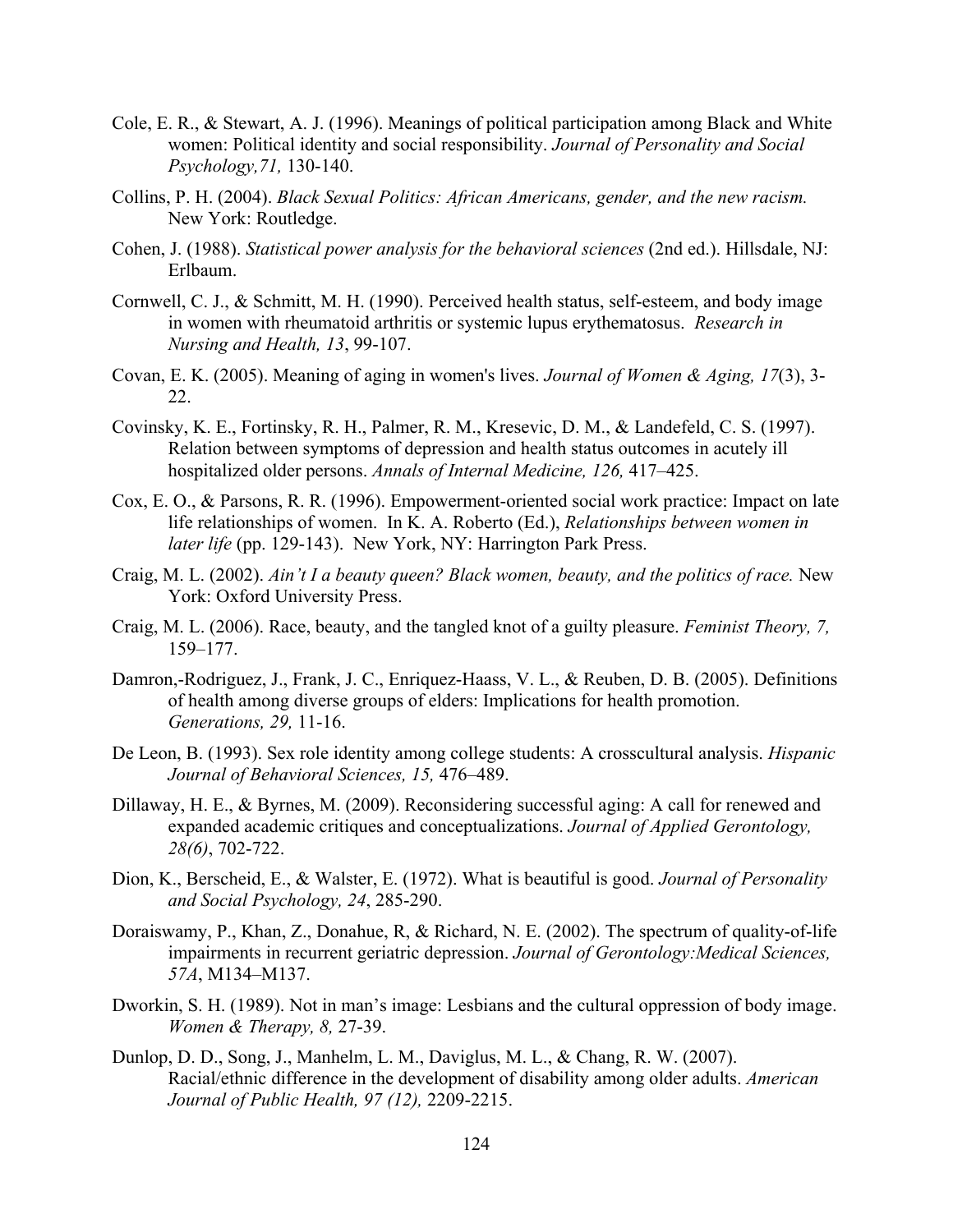Cole, E. R., & Stewart, A. J. (1996). Meanings of political participation among Black and White women: Political identity and social responsibility. *Journal of Personality and Social Psychology,71,* 130-140.

Collins, P. H. (2004). *Black Sexual Politics: African Americans, gender, and the new racism.* New York: Routledge.

Cohen, J. (1988). *Statistical power analysis for the behavioral sciences* (2nd ed.). Hillsdale, NJ: Erlbaum.

Cornwell, C. J., & Schmitt, M. H. (1990). Perceived health status, self-esteem, and body image in women with rheumatoid arthritis or systemic lupus erythematosus. *Research in Nursing and Health, 13*, 99-107.

Covan, E. K. (2005). Meaning of aging in women's lives. *Journal of Women & Aging, 17*(3), 3-22.

Covinsky, K. E., Fortinsky, R. H., Palmer, R. M., Kresevic, D. M., & Landefeld, C. S. (1997). Relation between symptoms of depression and health status outcomes in acutely ill hospitalized older persons. *Annals of Internal Medicine, 126,* 417–425.

Cox, E. O., & Parsons, R. R. (1996). Empowerment-oriented social work practice: Impact on late life relationships of women. In K. A. Roberto (Ed.), *Relationships between women in later life* (pp. 129-143). New York, NY: Harrington Park Press.

Craig, M. L. (2002). *Ain't I a beauty queen? Black women, beauty, and the politics of race.* New York: Oxford University Press.

Craig, M. L. (2006). Race, beauty, and the tangled knot of a guilty pleasure. *Feminist Theory, 7,* 159–177.

Damron,-Rodriguez, J., Frank, J. C., Enriquez-Haass, V. L., & Reuben, D. B. (2005). Definitions of health among diverse groups of elders: Implications for health promotion. *Generations, 29,* 11-16.

De Leon, B. (1993). Sex role identity among college students: A crosscultural analysis. *Hispanic Journal of Behavioral Sciences, 15,* 476–489.

Dillaway, H. E., & Byrnes, M. (2009). Reconsidering successful aging: A call for renewed and expanded academic critiques and conceptualizations. *Journal of Applied Gerontology, 28(6)*, 702-722.

Dion, K., Berscheid, E., & Walster, E. (1972). What is beautiful is good. *Journal of Personality and Social Psychology, 24*, 285-290.

Doraiswamy, P., Khan, Z., Donahue, R, & Richard, N. E. (2002). The spectrum of quality-of-life impairments in recurrent geriatric depression. *Journal of Gerontology:Medical Sciences, 57A*, M134–M137.

Dworkin, S. H. (1989). Not in man's image: Lesbians and the cultural oppression of body image. *Women & Therapy, 8,* 27-39.

Dunlop, D. D., Song, J., Manhelm, L. M., Daviglus, M. L., & Chang, R. W. (2007). Racial/ethnic difference in the development of disability among older adults. *American Journal of Public Health, 97 (12),* 2209-2215.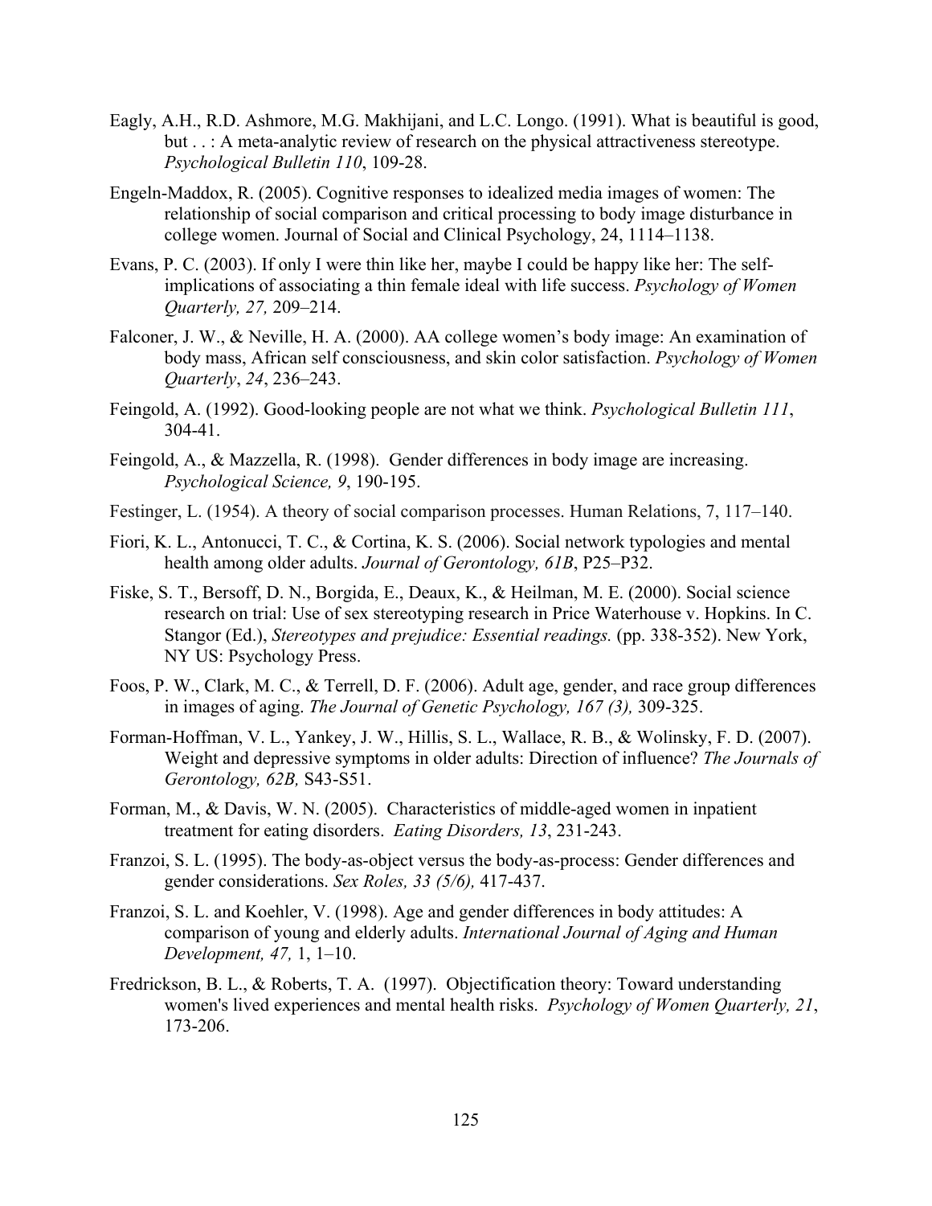Eagly, A.H., R.D. Ashmore, M.G. Makhijani, and L.C. Longo. (1991). What is beautiful is good, but . . : A meta-analytic review of research on the physical attractiveness stereotype. *Psychological Bulletin 110*, 109-28.

Engeln-Maddox, R. (2005). Cognitive responses to idealized media images of women: The relationship of social comparison and critical processing to body image disturbance in college women. Journal of Social and Clinical Psychology, 24, 1114–1138.

Evans, P. C. (2003). If only I were thin like her, maybe I could be happy like her: The self-implications of associating a thin female ideal with life success. *Psychology of Women Quarterly, 27,* 209–214.

Falconer, J. W., & Neville, H. A. (2000). AA college women's body image: An examination of body mass, African self consciousness, and skin color satisfaction. *Psychology of Women Quarterly*, *24*, 236–243.

Feingold, A. (1992). Good-looking people are not what we think. *Psychological Bulletin 111*, 304-41.

Feingold, A., & Mazzella, R. (1998). Gender differences in body image are increasing. *Psychological Science, 9*, 190-195.

Festinger, L. (1954). A theory of social comparison processes. Human Relations, 7, 117–140.

Fiori, K. L., Antonucci, T. C., & Cortina, K. S. (2006). Social network typologies and mental health among older adults. *Journal of Gerontology, 61B*, P25–P32.

Fiske, S. T., Bersoff, D. N., Borgida, E., Deaux, K., & Heilman, M. E. (2000). Social science research on trial: Use of sex stereotyping research in Price Waterhouse v. Hopkins. In C. Stangor (Ed.), *Stereotypes and prejudice: Essential readings.* (pp. 338-352). New York, NY US: Psychology Press.

Foos, P. W., Clark, M. C., & Terrell, D. F. (2006). Adult age, gender, and race group differences in images of aging. *The Journal of Genetic Psychology, 167 (3),* 309-325.

Forman-Hoffman, V. L., Yankey, J. W., Hillis, S. L., Wallace, R. B., & Wolinsky, F. D. (2007). Weight and depressive symptoms in older adults: Direction of influence? *The Journals of Gerontology, 62B,* S43-S51.

Forman, M., & Davis, W. N. (2005). Characteristics of middle-aged women in inpatient treatment for eating disorders. *Eating Disorders, 13*, 231-243.

Franzoi, S. L. (1995). The body-as-object versus the body-as-process: Gender differences and gender considerations. *Sex Roles, 33 (5/6),* 417-437.

Franzoi, S. L. and Koehler, V. (1998). Age and gender differences in body attitudes: A comparison of young and elderly adults. *International Journal of Aging and Human Development, 47,* 1, 1–10.

Fredrickson, B. L., & Roberts, T. A. (1997). Objectification theory: Toward understanding women's lived experiences and mental health risks. *Psychology of Women Quarterly, 21*, 173-206.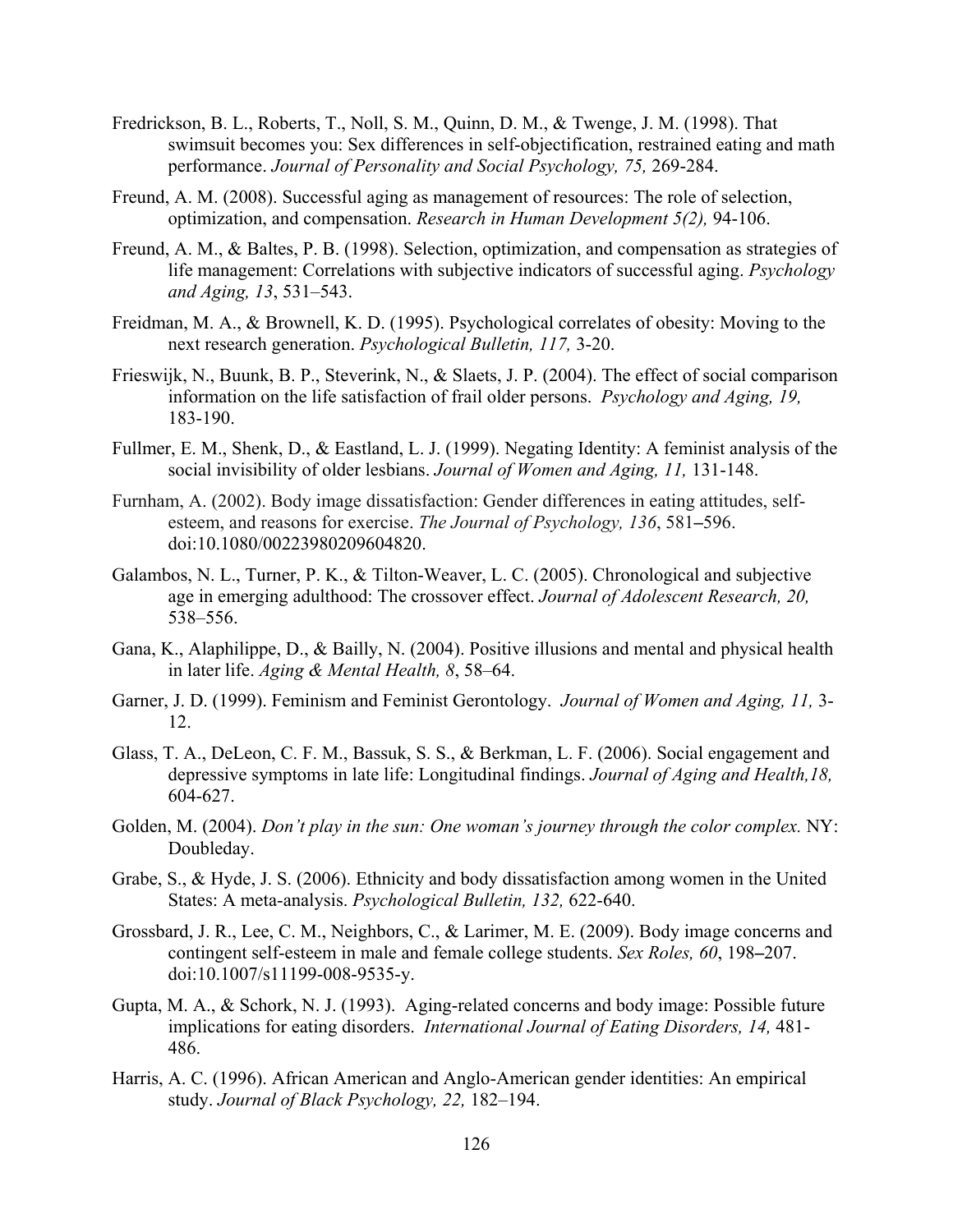Fredrickson, B. L., Roberts, T., Noll, S. M., Quinn, D. M., & Twenge, J. M. (1998). That swimsuit becomes you: Sex differences in self-objectification, restrained eating and math performance. *Journal of Personality and Social Psychology, 75,* 269-284.

Freund, A. M. (2008). Successful aging as management of resources: The role of selection, optimization, and compensation. *Research in Human Development 5(2),* 94-106.

Freund, A. M., & Baltes, P. B. (1998). Selection, optimization, and compensation as strategies of life management: Correlations with subjective indicators of successful aging. *Psychology and Aging, 13*, 531–543.

Freidman, M. A., & Brownell, K. D. (1995). Psychological correlates of obesity: Moving to the next research generation. *Psychological Bulletin, 117,* 3-20.

Frieswijk, N., Buunk, B. P., Steverink, N., & Slaets, J. P. (2004). The effect of social comparison information on the life satisfaction of frail older persons. *Psychology and Aging, 19,* 183-190.

Fullmer, E. M., Shenk, D., & Eastland, L. J. (1999). Negating Identity: A feminist analysis of the social invisibility of older lesbians. *Journal of Women and Aging, 11,* 131-148.

Furnham, A. (2002). Body image dissatisfaction: Gender differences in eating attitudes, self-esteem, and reasons for exercise. *The Journal of Psychology, 136*, 581–596. doi:10.1080/00223980209604820.

Galambos, N. L., Turner, P. K., & Tilton-Weaver, L. C. (2005). Chronological and subjective age in emerging adulthood: The crossover effect. *Journal of Adolescent Research, 20,* 538–556.

Gana, K., Alaphilippe, D., & Bailly, N. (2004). Positive illusions and mental and physical health in later life. *Aging & Mental Health, 8*, 58–64.

Garner, J. D. (1999). Feminism and Feminist Gerontology. *Journal of Women and Aging, 11,* 3-12.

Glass, T. A., DeLeon, C. F. M., Bassuk, S. S., & Berkman, L. F. (2006). Social engagement and depressive symptoms in late life: Longitudinal findings. *Journal of Aging and Health,18,* 604-627.

Golden, M. (2004). *Don't play in the sun: One woman's journey through the color complex.* NY: Doubleday.

Grabe, S., & Hyde, J. S. (2006). Ethnicity and body dissatisfaction among women in the United States: A meta-analysis. *Psychological Bulletin, 132,* 622-640.

Grossbard, J. R., Lee, C. M., Neighbors, C., & Larimer, M. E. (2009). Body image concerns and contingent self-esteem in male and female college students. *Sex Roles, 60*, 198–207. doi:10.1007/s11199-008-9535-y.

Gupta, M. A., & Schork, N. J. (1993). Aging-related concerns and body image: Possible future implications for eating disorders. *International Journal of Eating Disorders, 14,* 481-486.

Harris, A. C. (1996). African American and Anglo-American gender identities: An empirical study. *Journal of Black Psychology, 22,* 182–194.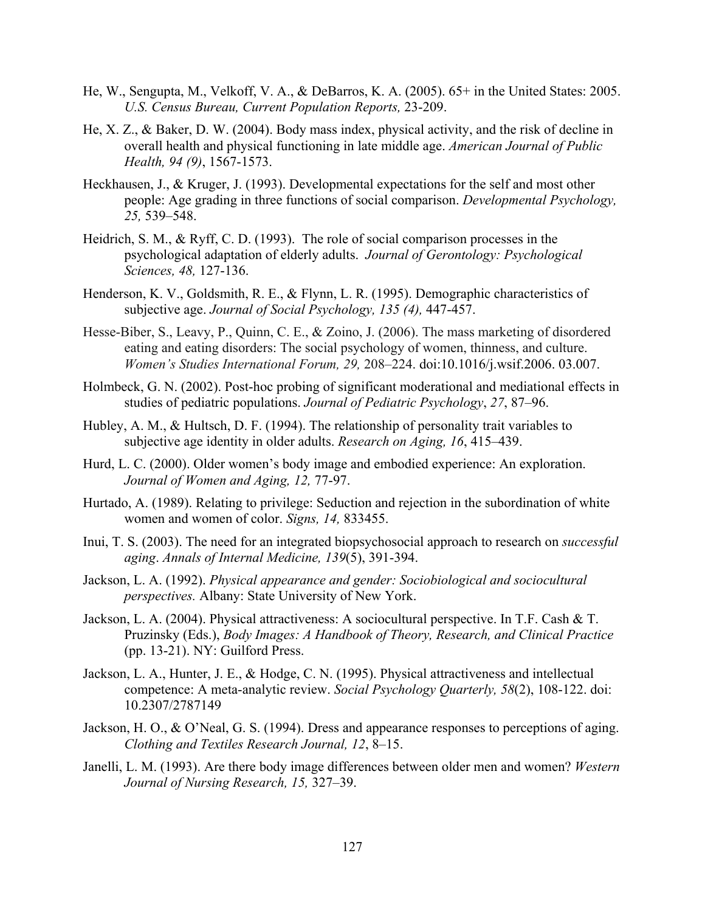He, W., Sengupta, M., Velkoff, V. A., & DeBarros, K. A. (2005). 65+ in the United States: 2005. *U.S. Census Bureau, Current Population Reports,* 23-209.

He, X. Z., & Baker, D. W. (2004). Body mass index, physical activity, and the risk of decline in overall health and physical functioning in late middle age. *American Journal of Public Health, 94 (9)*, 1567-1573.

Heckhausen, J., & Kruger, J. (1993). Developmental expectations for the self and most other people: Age grading in three functions of social comparison. *Developmental Psychology, 25,* 539–548.

Heidrich, S. M., & Ryff, C. D. (1993). The role of social comparison processes in the psychological adaptation of elderly adults. *Journal of Gerontology: Psychological Sciences, 48,* 127-136.

Henderson, K. V., Goldsmith, R. E., & Flynn, L. R. (1995). Demographic characteristics of subjective age. *Journal of Social Psychology, 135 (4),* 447-457.

Hesse-Biber, S., Leavy, P., Quinn, C. E., & Zoino, J. (2006). The mass marketing of disordered eating and eating disorders: The social psychology of women, thinness, and culture. *Women's Studies International Forum, 29,* 208–224. doi:10.1016/j.wsif.2006. 03.007.

Holmbeck, G. N. (2002). Post-hoc probing of significant moderational and mediational effects in studies of pediatric populations. *Journal of Pediatric Psychology*, *27*, 87–96.

Hubley, A. M., & Hultsch, D. F. (1994). The relationship of personality trait variables to subjective age identity in older adults. *Research on Aging, 16*, 415–439.

Hurd, L. C. (2000). Older women's body image and embodied experience: An exploration. *Journal of Women and Aging, 12,* 77-97.

Hurtado, A. (1989). Relating to privilege: Seduction and rejection in the subordination of white women and women of color. *Signs, 14,* 833455.

Inui, T. S. (2003). The need for an integrated biopsychosocial approach to research on *successful aging*. *Annals of Internal Medicine, 139*(5), 391-394.

Jackson, L. A. (1992). *Physical appearance and gender: Sociobiological and sociocultural perspectives.* Albany: State University of New York.

Jackson, L. A. (2004). Physical attractiveness: A sociocultural perspective. In T.F. Cash & T. Pruzinsky (Eds.), *Body Images: A Handbook of Theory, Research, and Clinical Practice* (pp. 13-21). NY: Guilford Press.

Jackson, L. A., Hunter, J. E., & Hodge, C. N. (1995). Physical attractiveness and intellectual competence: A meta-analytic review. *Social Psychology Quarterly, 58*(2), 108-122. doi: 10.2307/2787149

Jackson, H. O., & O'Neal, G. S. (1994). Dress and appearance responses to perceptions of aging. *Clothing and Textiles Research Journal, 12*, 8–15.

Janelli, L. M. (1993). Are there body image differences between older men and women? *Western Journal of Nursing Research, 15,* 327–39.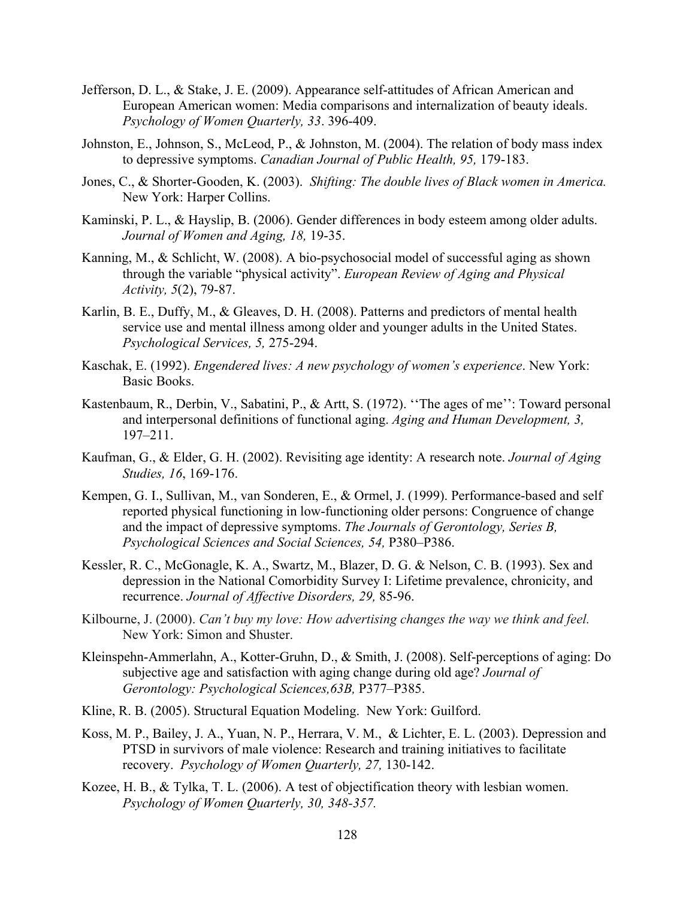Jefferson, D. L., & Stake, J. E. (2009). Appearance self-attitudes of African American and European American women: Media comparisons and internalization of beauty ideals. *Psychology of Women Quarterly, 33*. 396-409.

Johnston, E., Johnson, S., McLeod, P., & Johnston, M. (2004). The relation of body mass index to depressive symptoms. *Canadian Journal of Public Health, 95,* 179-183.

Jones, C., & Shorter-Gooden, K. (2003). *Shifting: The double lives of Black women in America.* New York: Harper Collins.

Kaminski, P. L., & Hayslip, B. (2006). Gender differences in body esteem among older adults. *Journal of Women and Aging, 18,* 19-35.

Kanning, M., & Schlicht, W. (2008). A bio-psychosocial model of successful aging as shown through the variable "physical activity". *European Review of Aging and Physical Activity, 5*(2), 79-87.

Karlin, B. E., Duffy, M., & Gleaves, D. H. (2008). Patterns and predictors of mental health service use and mental illness among older and younger adults in the United States. *Psychological Services, 5,* 275-294.

Kaschak, E. (1992). *Engendered lives: A new psychology of women's experience*. New York: Basic Books.

Kastenbaum, R., Derbin, V., Sabatini, P., & Artt, S. (1972). ''The ages of me'': Toward personal and interpersonal definitions of functional aging. *Aging and Human Development, 3,* 197–211.

Kaufman, G., & Elder, G. H. (2002). Revisiting age identity: A research note. *Journal of Aging Studies, 16*, 169-176.

Kempen, G. I., Sullivan, M., van Sonderen, E., & Ormel, J. (1999). Performance-based and self reported physical functioning in low-functioning older persons: Congruence of change and the impact of depressive symptoms. *The Journals of Gerontology, Series B, Psychological Sciences and Social Sciences, 54,* P380–P386.

Kessler, R. C., McGonagle, K. A., Swartz, M., Blazer, D. G. & Nelson, C. B. (1993). Sex and depression in the National Comorbidity Survey I: Lifetime prevalence, chronicity, and recurrence. *Journal of Affective Disorders, 29,* 85-96.

Kilbourne, J. (2000). *Can't buy my love: How advertising changes the way we think and feel.* New York: Simon and Shuster.

Kleinspehn-Ammerlahn, A., Kotter-Gruhn, D., & Smith, J. (2008). Self-perceptions of aging: Do subjective age and satisfaction with aging change during old age? *Journal of Gerontology: Psychological Sciences,63B,* P377–P385.

Kline, R. B. (2005). Structural Equation Modeling. New York: Guilford.

Koss, M. P., Bailey, J. A., Yuan, N. P., Herrara, V. M., & Lichter, E. L. (2003). Depression and PTSD in survivors of male violence: Research and training initiatives to facilitate recovery. *Psychology of Women Quarterly, 27,* 130-142.

Kozee, H. B., & Tylka, T. L. (2006). A test of objectification theory with lesbian women. *Psychology of Women Quarterly, 30, 348-357.*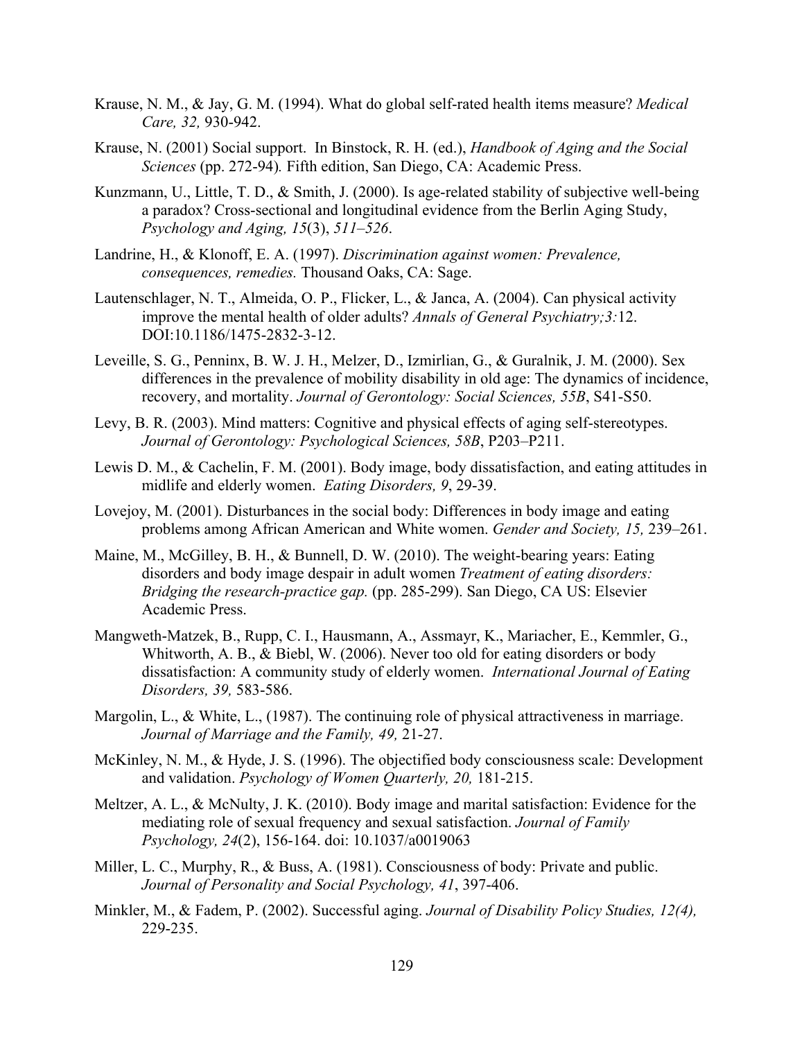Krause, N. M., & Jay, G. M. (1994). What do global self-rated health items measure? *Medical Care, 32,* 930-942.

Krause, N. (2001) Social support. In Binstock, R. H. (ed.), *Handbook of Aging and the Social Sciences* (pp. 272-94)*.* Fifth edition, San Diego, CA: Academic Press.

Kunzmann, U., Little, T. D., & Smith, J. (2000). Is age-related stability of subjective well-being a paradox? Cross-sectional and longitudinal evidence from the Berlin Aging Study, *Psychology and Aging, 15*(3), *511–526*.

Landrine, H., & Klonoff, E. A. (1997). *Discrimination against women: Prevalence, consequences, remedies.* Thousand Oaks, CA: Sage.

Lautenschlager, N. T., Almeida, O. P., Flicker, L., & Janca, A. (2004). Can physical activity improve the mental health of older adults? *Annals of General Psychiatry;3:*12. DOI:10.1186/1475-2832-3-12.

Leveille, S. G., Penninx, B. W. J. H., Melzer, D., Izmirlian, G., & Guralnik, J. M. (2000). Sex differences in the prevalence of mobility disability in old age: The dynamics of incidence, recovery, and mortality. *Journal of Gerontology: Social Sciences, 55B*, S41-S50.

Levy, B. R. (2003). Mind matters: Cognitive and physical effects of aging self-stereotypes. *Journal of Gerontology: Psychological Sciences, 58B*, P203–P211.

Lewis D. M., & Cachelin, F. M. (2001). Body image, body dissatisfaction, and eating attitudes in midlife and elderly women. *Eating Disorders, 9*, 29-39.

Lovejoy, M. (2001). Disturbances in the social body: Differences in body image and eating problems among African American and White women. *Gender and Society, 15,* 239–261.

Maine, M., McGilley, B. H., & Bunnell, D. W. (2010). The weight-bearing years: Eating disorders and body image despair in adult women *Treatment of eating disorders: Bridging the research-practice gap.* (pp. 285-299). San Diego, CA US: Elsevier Academic Press.

Mangweth-Matzek, B., Rupp, C. I., Hausmann, A., Assmayr, K., Mariacher, E., Kemmler, G., Whitworth, A. B., & Biebl, W. (2006). Never too old for eating disorders or body dissatisfaction: A community study of elderly women. *International Journal of Eating Disorders, 39,* 583-586.

Margolin, L., & White, L., (1987). The continuing role of physical attractiveness in marriage. *Journal of Marriage and the Family, 49,* 21-27.

McKinley, N. M., & Hyde, J. S. (1996). The objectified body consciousness scale: Development and validation. *Psychology of Women Quarterly, 20,* 181-215.

Meltzer, A. L., & McNulty, J. K. (2010). Body image and marital satisfaction: Evidence for the mediating role of sexual frequency and sexual satisfaction. *Journal of Family Psychology, 24*(2), 156-164. doi: 10.1037/a0019063

Miller, L. C., Murphy, R., & Buss, A. (1981). Consciousness of body: Private and public. *Journal of Personality and Social Psychology, 41*, 397-406.

Minkler, M., & Fadem, P. (2002). Successful aging. *Journal of Disability Policy Studies, 12(4),* 229-235.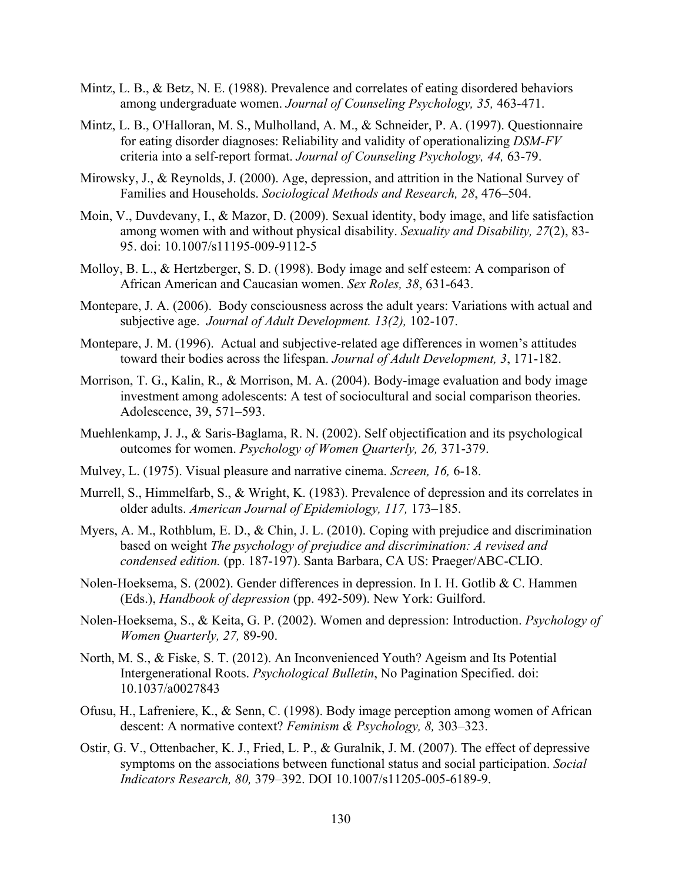Mintz, L. B., & Betz, N. E. (1988). Prevalence and correlates of eating disordered behaviors among undergraduate women. *Journal of Counseling Psychology, 35,* 463-471.

Mintz, L. B., O'Halloran, M. S., Mulholland, A. M., & Schneider, P. A. (1997). Questionnaire for eating disorder diagnoses: Reliability and validity of operationalizing *DSM-FV* criteria into a self-report format. *Journal of Counseling Psychology, 44,* 63-79.

Mirowsky, J., & Reynolds, J. (2000). Age, depression, and attrition in the National Survey of Families and Households. *Sociological Methods and Research, 28*, 476–504.

Moin, V., Duvdevany, I., & Mazor, D. (2009). Sexual identity, body image, and life satisfaction among women with and without physical disability. *Sexuality and Disability, 27*(2), 83-95. doi: 10.1007/s11195-009-9112-5

Molloy, B. L., & Hertzberger, S. D. (1998). Body image and self esteem: A comparison of African American and Caucasian women. *Sex Roles, 38*, 631-643.

Montepare, J. A. (2006). Body consciousness across the adult years: Variations with actual and subjective age. *Journal of Adult Development. 13(2),* 102-107.

Montepare, J. M. (1996). Actual and subjective-related age differences in women's attitudes toward their bodies across the lifespan. *Journal of Adult Development, 3*, 171-182.

Morrison, T. G., Kalin, R., & Morrison, M. A. (2004). Body-image evaluation and body image investment among adolescents: A test of sociocultural and social comparison theories. Adolescence, 39, 571–593.

Muehlenkamp, J. J., & Saris-Baglama, R. N. (2002). Self objectification and its psychological outcomes for women. *Psychology of Women Quarterly, 26,* 371-379.

Mulvey, L. (1975). Visual pleasure and narrative cinema. *Screen, 16,* 6-18.

Murrell, S., Himmelfarb, S., & Wright, K. (1983). Prevalence of depression and its correlates in older adults. *American Journal of Epidemiology, 117,* 173–185.

Myers, A. M., Rothblum, E. D., & Chin, J. L. (2010). Coping with prejudice and discrimination based on weight *The psychology of prejudice and discrimination: A revised and condensed edition.* (pp. 187-197). Santa Barbara, CA US: Praeger/ABC-CLIO.

Nolen-Hoeksema, S. (2002). Gender differences in depression. In I. H. Gotlib & C. Hammen (Eds.), *Handbook of depression* (pp. 492-509). New York: Guilford.

Nolen-Hoeksema, S., & Keita, G. P. (2002). Women and depression: Introduction. *Psychology of Women Quarterly, 27,* 89-90.

North, M. S., & Fiske, S. T. (2012). An Inconvenienced Youth? Ageism and Its Potential Intergenerational Roots. *Psychological Bulletin*, No Pagination Specified. doi: 10.1037/a0027843

Ofusu, H., Lafreniere, K., & Senn, C. (1998). Body image perception among women of African descent: A normative context? *Feminism & Psychology, 8,* 303–323.

Ostir, G. V., Ottenbacher, K. J., Fried, L. P., & Guralnik, J. M. (2007). The effect of depressive symptoms on the associations between functional status and social participation. *Social Indicators Research, 80,* 379–392. DOI 10.1007/s11205-005-6189-9.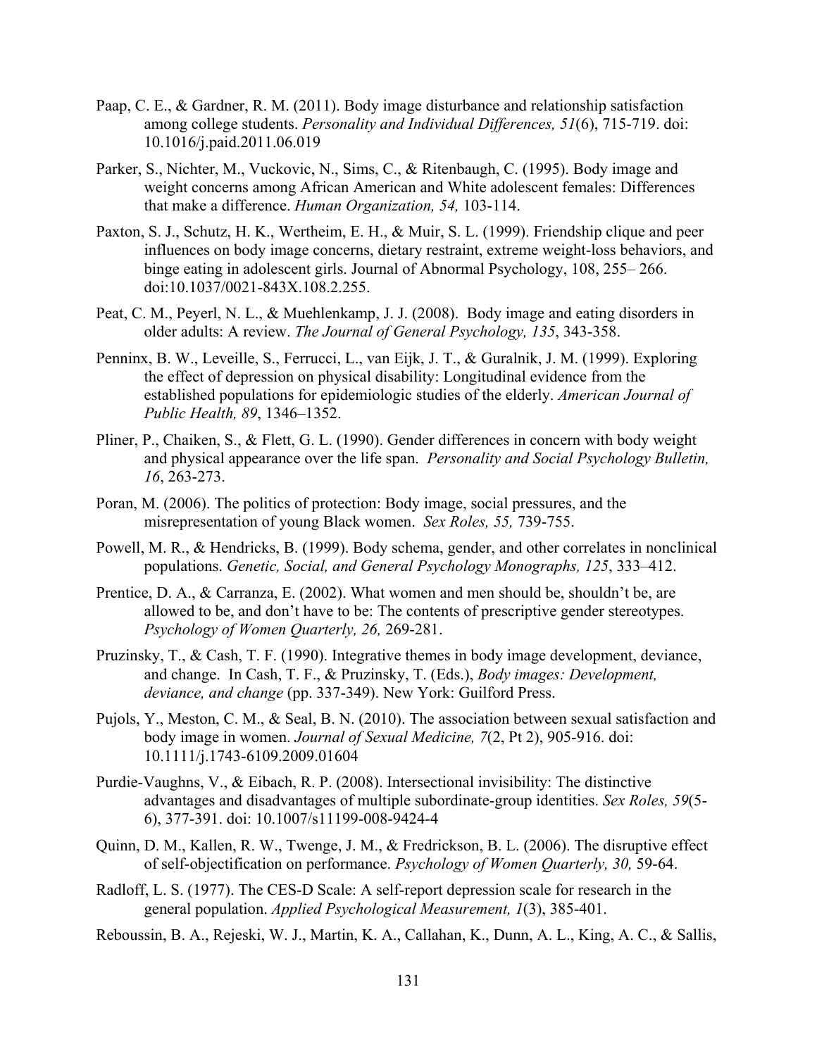Paap, C. E., & Gardner, R. M. (2011). Body image disturbance and relationship satisfaction among college students. *Personality and Individual Differences, 51*(6), 715-719. doi: 10.1016/j.paid.2011.06.019

Parker, S., Nichter, M., Vuckovic, N., Sims, C., & Ritenbaugh, C. (1995). Body image and weight concerns among African American and White adolescent females: Differences that make a difference. *Human Organization, 54,* 103-114.

Paxton, S. J., Schutz, H. K., Wertheim, E. H., & Muir, S. L. (1999). Friendship clique and peer influences on body image concerns, dietary restraint, extreme weight-loss behaviors, and binge eating in adolescent girls. Journal of Abnormal Psychology, 108, 255– 266. doi:10.1037/0021-843X.108.2.255.

Peat, C. M., Peyerl, N. L., & Muehlenkamp, J. J. (2008). Body image and eating disorders in older adults: A review. *The Journal of General Psychology, 135*, 343-358.

Penninx, B. W., Leveille, S., Ferrucci, L., van Eijk, J. T., & Guralnik, J. M. (1999). Exploring the effect of depression on physical disability: Longitudinal evidence from the established populations for epidemiologic studies of the elderly. *American Journal of Public Health, 89*, 1346–1352.

Pliner, P., Chaiken, S., & Flett, G. L. (1990). Gender differences in concern with body weight and physical appearance over the life span. *Personality and Social Psychology Bulletin, 16*, 263-273.

Poran, M. (2006). The politics of protection: Body image, social pressures, and the misrepresentation of young Black women. *Sex Roles, 55,* 739-755.

Powell, M. R., & Hendricks, B. (1999). Body schema, gender, and other correlates in nonclinical populations. *Genetic, Social, and General Psychology Monographs, 125*, 333–412.

Prentice, D. A., & Carranza, E. (2002). What women and men should be, shouldn't be, are allowed to be, and don't have to be: The contents of prescriptive gender stereotypes. *Psychology of Women Quarterly, 26,* 269-281.

Pruzinsky, T., & Cash, T. F. (1990). Integrative themes in body image development, deviance, and change. In Cash, T. F., & Pruzinsky, T. (Eds.), *Body images: Development, deviance, and change* (pp. 337-349). New York: Guilford Press.

Pujols, Y., Meston, C. M., & Seal, B. N. (2010). The association between sexual satisfaction and body image in women. *Journal of Sexual Medicine, 7*(2, Pt 2), 905-916. doi: 10.1111/j.1743-6109.2009.01604

Purdie-Vaughns, V., & Eibach, R. P. (2008). Intersectional invisibility: The distinctive advantages and disadvantages of multiple subordinate-group identities. *Sex Roles, 59*(5-6), 377-391. doi: 10.1007/s11199-008-9424-4

Quinn, D. M., Kallen, R. W., Twenge, J. M., & Fredrickson, B. L. (2006). The disruptive effect of self-objectification on performance. *Psychology of Women Quarterly, 30,* 59-64.

Radloff, L. S. (1977). The CES-D Scale: A self-report depression scale for research in the general population. *Applied Psychological Measurement, 1*(3), 385-401.

Reboussin, B. A., Rejeski, W. J., Martin, K. A., Callahan, K., Dunn, A. L., King, A. C., & Sallis,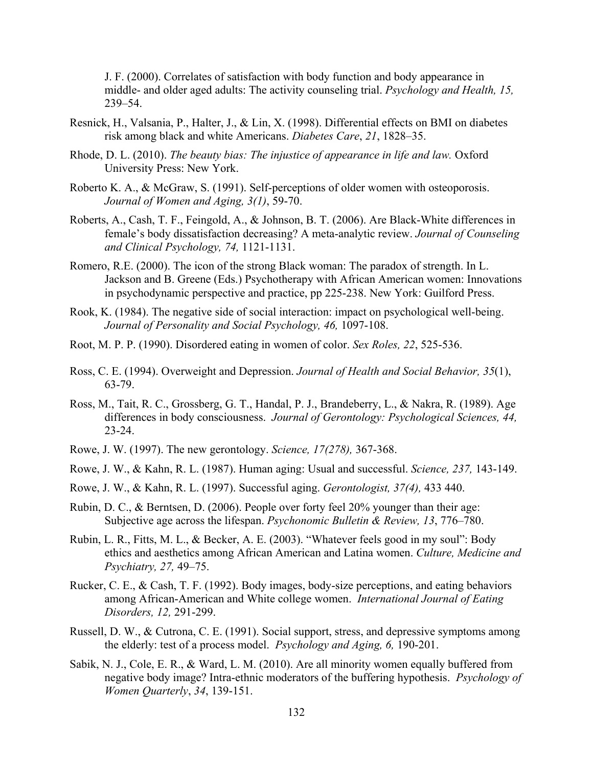J. F. (2000). Correlates of satisfaction with body function and body appearance in middle- and older aged adults: The activity counseling trial. *Psychology and Health, 15,* 239–54.

Resnick, H., Valsania, P., Halter, J., & Lin, X. (1998). Differential effects on BMI on diabetes risk among black and white Americans. *Diabetes Care*, *21*, 1828–35.

Rhode, D. L. (2010). *The beauty bias: The injustice of appearance in life and law.* Oxford University Press: New York.

Roberto K. A., & McGraw, S. (1991). Self-perceptions of older women with osteoporosis. *Journal of Women and Aging, 3(1)*, 59-70.

Roberts, A., Cash, T. F., Feingold, A., & Johnson, B. T. (2006). Are Black-White differences in female's body dissatisfaction decreasing? A meta-analytic review. *Journal of Counseling and Clinical Psychology, 74,* 1121-1131.

Romero, R.E. (2000). The icon of the strong Black woman: The paradox of strength. In L. Jackson and B. Greene (Eds.) Psychotherapy with African American women: Innovations in psychodynamic perspective and practice, pp 225-238. New York: Guilford Press.

Rook, K. (1984). The negative side of social interaction: impact on psychological well-being. *Journal of Personality and Social Psychology, 46,* 1097-108.

Root, M. P. P. (1990). Disordered eating in women of color. *Sex Roles, 22*, 525-536.

Ross, C. E. (1994). Overweight and Depression. *Journal of Health and Social Behavior, 35*(1), 63-79.

Ross, M., Tait, R. C., Grossberg, G. T., Handal, P. J., Brandeberry, L., & Nakra, R. (1989). Age differences in body consciousness. *Journal of Gerontology: Psychological Sciences, 44,* 23-24.

Rowe, J. W. (1997). The new gerontology. *Science, 17(278),* 367-368.

Rowe, J. W., & Kahn, R. L. (1987). Human aging: Usual and successful. *Science, 237,* 143-149.

Rowe, J. W., & Kahn, R. L. (1997). Successful aging. *Gerontologist, 37(4),* 433 440.

Rubin, D. C., & Berntsen, D. (2006). People over forty feel 20% younger than their age: Subjective age across the lifespan. *Psychonomic Bulletin & Review, 13*, 776–780.

Rubin, L. R., Fitts, M. L., & Becker, A. E. (2003). "Whatever feels good in my soul": Body ethics and aesthetics among African American and Latina women. *Culture, Medicine and Psychiatry, 27,* 49–75.

Rucker, C. E., & Cash, T. F. (1992). Body images, body-size perceptions, and eating behaviors among African-American and White college women. *International Journal of Eating Disorders, 12,* 291-299.

Russell, D. W., & Cutrona, C. E. (1991). Social support, stress, and depressive symptoms among the elderly: test of a process model. *Psychology and Aging, 6,* 190-201.

Sabik, N. J., Cole, E. R., & Ward, L. M. (2010). Are all minority women equally buffered from negative body image? Intra-ethnic moderators of the buffering hypothesis. *Psychology of Women Quarterly*, *34*, 139-151.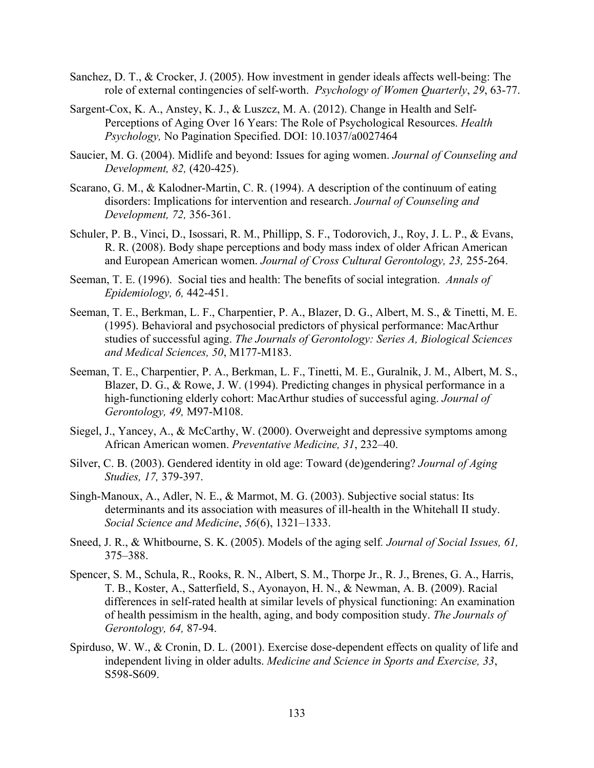Sanchez, D. T., & Crocker, J. (2005). How investment in gender ideals affects well-being: The role of external contingencies of self-worth. *Psychology of Women Quarterly*, *29*, 63-77.

Sargent-Cox, K. A., Anstey, K. J., & Luszcz, M. A. (2012). Change in Health and Self-Perceptions of Aging Over 16 Years: The Role of Psychological Resources. *Health Psychology,* No Pagination Specified. DOI: 10.1037/a0027464

Saucier, M. G. (2004). Midlife and beyond: Issues for aging women. *Journal of Counseling and Development, 82,* (420-425).

Scarano, G. M., & Kalodner-Martin, C. R. (1994). A description of the continuum of eating disorders: Implications for intervention and research. *Journal of Counseling and Development, 72,* 356-361.

Schuler, P. B., Vinci, D., Isossari, R. M., Phillipp, S. F., Todorovich, J., Roy, J. L. P., & Evans, R. R. (2008). Body shape perceptions and body mass index of older African American and European American women. *Journal of Cross Cultural Gerontology, 23,* 255-264.

Seeman, T. E. (1996). Social ties and health: The benefits of social integration. *Annals of Epidemiology, 6,* 442-451.

Seeman, T. E., Berkman, L. F., Charpentier, P. A., Blazer, D. G., Albert, M. S., & Tinetti, M. E. (1995). Behavioral and psychosocial predictors of physical performance: MacArthur studies of successful aging. *The Journals of Gerontology: Series A, Biological Sciences and Medical Sciences, 50*, M177-M183.

Seeman, T. E., Charpentier, P. A., Berkman, L. F., Tinetti, M. E., Guralnik, J. M., Albert, M. S., Blazer, D. G., & Rowe, J. W. (1994). Predicting changes in physical performance in a high-functioning elderly cohort: MacArthur studies of successful aging. *Journal of Gerontology, 49,* M97-M108.

Siegel, J., Yancey, A., & McCarthy, W. (2000). Overweight and depressive symptoms among African American women. *Preventative Medicine, 31*, 232–40.

Silver, C. B. (2003). Gendered identity in old age: Toward (de)gendering? *Journal of Aging Studies, 17,* 379-397.

Singh-Manoux, A., Adler, N. E., & Marmot, M. G. (2003). Subjective social status: Its determinants and its association with measures of ill-health in the Whitehall II study. *Social Science and Medicine*, *56*(6), 1321–1333.

Sneed, J. R., & Whitbourne, S. K. (2005). Models of the aging self. *Journal of Social Issues, 61,* 375–388.

Spencer, S. M., Schula, R., Rooks, R. N., Albert, S. M., Thorpe Jr., R. J., Brenes, G. A., Harris, T. B., Koster, A., Satterfield, S., Ayonayon, H. N., & Newman, A. B. (2009). Racial differences in self-rated health at similar levels of physical functioning: An examination of health pessimism in the health, aging, and body composition study. *The Journals of Gerontology, 64,* 87-94.

Spirduso, W. W., & Cronin, D. L. (2001). Exercise dose-dependent effects on quality of life and independent living in older adults. *Medicine and Science in Sports and Exercise, 33*, S598-S609.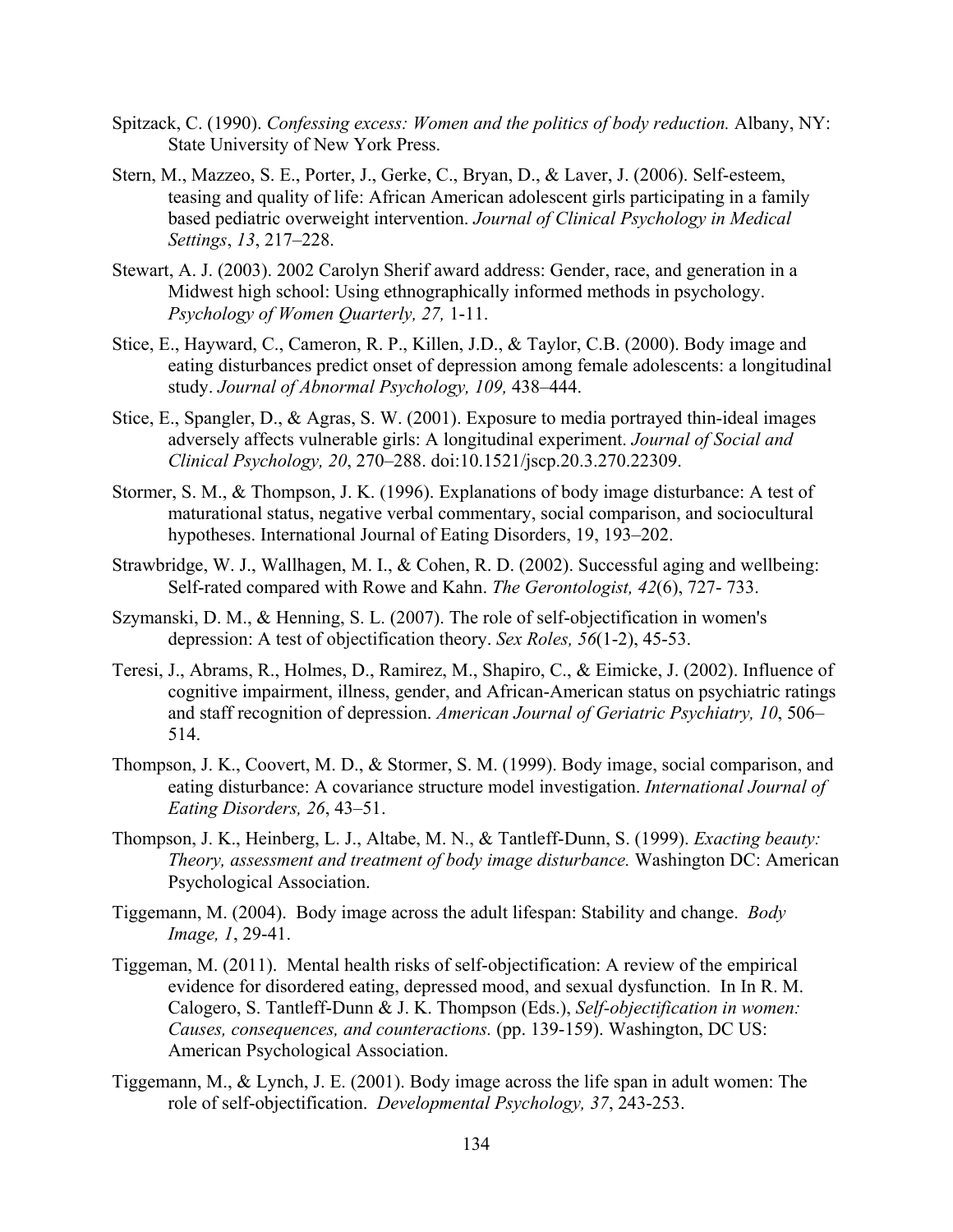Spitzack, C. (1990). *Confessing excess: Women and the politics of body reduction.* Albany, NY: State University of New York Press.

Stern, M., Mazzeo, S. E., Porter, J., Gerke, C., Bryan, D., & Laver, J. (2006). Self-esteem, teasing and quality of life: African American adolescent girls participating in a family based pediatric overweight intervention. *Journal of Clinical Psychology in Medical Settings*, *13*, 217–228.

Stewart, A. J. (2003). 2002 Carolyn Sherif award address: Gender, race, and generation in a Midwest high school: Using ethnographically informed methods in psychology. *Psychology of Women Quarterly, 27,* 1-11.

Stice, E., Hayward, C., Cameron, R. P., Killen, J.D., & Taylor, C.B. (2000). Body image and eating disturbances predict onset of depression among female adolescents: a longitudinal study. *Journal of Abnormal Psychology, 109,* 438–444.

Stice, E., Spangler, D., & Agras, S. W. (2001). Exposure to media portrayed thin-ideal images adversely affects vulnerable girls: A longitudinal experiment. *Journal of Social and Clinical Psychology, 20*, 270–288. doi:10.1521/jscp.20.3.270.22309.

Stormer, S. M., & Thompson, J. K. (1996). Explanations of body image disturbance: A test of maturational status, negative verbal commentary, social comparison, and sociocultural hypotheses. International Journal of Eating Disorders, 19, 193–202.

Strawbridge, W. J., Wallhagen, M. I., & Cohen, R. D. (2002). Successful aging and wellbeing: Self-rated compared with Rowe and Kahn. *The Gerontologist, 42*(6), 727- 733.

Szymanski, D. M., & Henning, S. L. (2007). The role of self-objectification in women's depression: A test of objectification theory. *Sex Roles, 56*(1-2), 45-53.

Teresi, J., Abrams, R., Holmes, D., Ramirez, M., Shapiro, C., & Eimicke, J. (2002). Influence of cognitive impairment, illness, gender, and African-American status on psychiatric ratings and staff recognition of depression. *American Journal of Geriatric Psychiatry, 10*, 506–514.

Thompson, J. K., Coovert, M. D., & Stormer, S. M. (1999). Body image, social comparison, and eating disturbance: A covariance structure model investigation. *International Journal of Eating Disorders, 26*, 43–51.

Thompson, J. K., Heinberg, L. J., Altabe, M. N., & Tantleff-Dunn, S. (1999). *Exacting beauty: Theory, assessment and treatment of body image disturbance.* Washington DC: American Psychological Association.

Tiggemann, M. (2004). Body image across the adult lifespan: Stability and change. *Body Image, 1*, 29-41.

Tiggeman, M. (2011). Mental health risks of self-objectification: A review of the empirical evidence for disordered eating, depressed mood, and sexual dysfunction. In In R. M. Calogero, S. Tantleff-Dunn & J. K. Thompson (Eds.), *Self-objectification in women: Causes, consequences, and counteractions.* (pp. 139-159). Washington, DC US: American Psychological Association.

Tiggemann, M., & Lynch, J. E. (2001). Body image across the life span in adult women: The role of self-objectification. *Developmental Psychology, 37*, 243-253.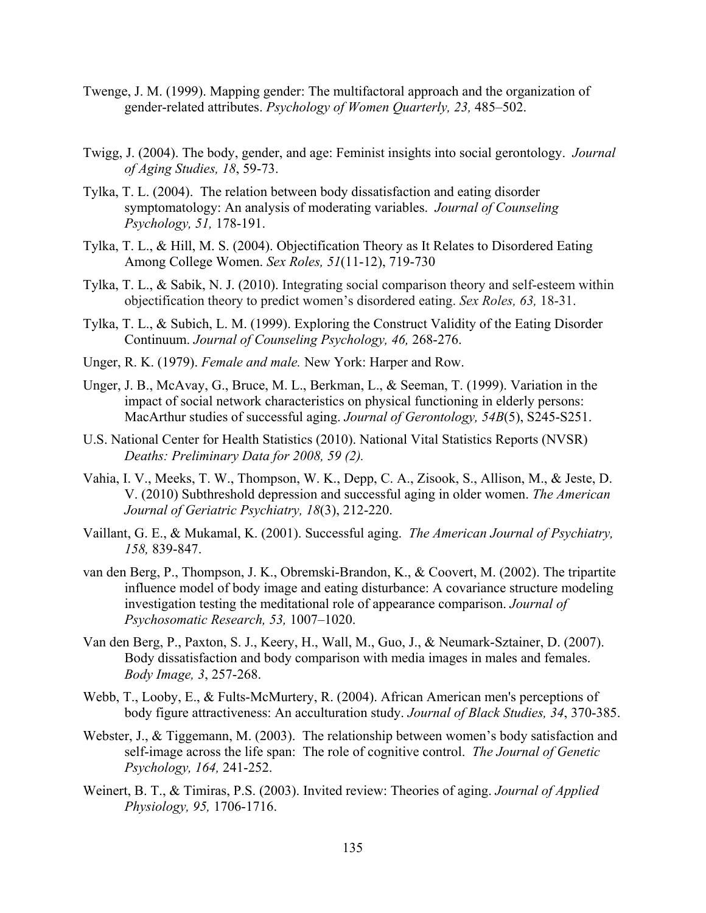Twenge, J. M. (1999). Mapping gender: The multifactoral approach and the organization of gender-related attributes. *Psychology of Women Quarterly, 23,* 485–502.

Twigg, J. (2004). The body, gender, and age: Feminist insights into social gerontology. *Journal of Aging Studies, 18*, 59-73.

Tylka, T. L. (2004). The relation between body dissatisfaction and eating disorder symptomatology: An analysis of moderating variables. *Journal of Counseling Psychology, 51,* 178-191.

Tylka, T. L., & Hill, M. S. (2004). Objectification Theory as It Relates to Disordered Eating Among College Women. *Sex Roles, 51*(11-12), 719-730

Tylka, T. L., & Sabik, N. J. (2010). Integrating social comparison theory and self-esteem within objectification theory to predict women's disordered eating. *Sex Roles, 63,* 18-31.

Tylka, T. L., & Subich, L. M. (1999). Exploring the Construct Validity of the Eating Disorder Continuum. *Journal of Counseling Psychology, 46,* 268-276.

Unger, R. K. (1979). *Female and male.* New York: Harper and Row.

Unger, J. B., McAvay, G., Bruce, M. L., Berkman, L., & Seeman, T. (1999). Variation in the impact of social network characteristics on physical functioning in elderly persons: MacArthur studies of successful aging. *Journal of Gerontology, 54B*(5), S245-S251.

U.S. National Center for Health Statistics (2010). National Vital Statistics Reports (NVSR) *Deaths: Preliminary Data for 2008, 59 (2).*

Vahia, I. V., Meeks, T. W., Thompson, W. K., Depp, C. A., Zisook, S., Allison, M., & Jeste, D. V. (2010) Subthreshold depression and successful aging in older women. *The American Journal of Geriatric Psychiatry, 18*(3), 212-220.

Vaillant, G. E., & Mukamal, K. (2001). Successful aging. *The American Journal of Psychiatry, 158,* 839-847.

van den Berg, P., Thompson, J. K., Obremski-Brandon, K., & Coovert, M. (2002). The tripartite influence model of body image and eating disturbance: A covariance structure modeling investigation testing the meditational role of appearance comparison. *Journal of Psychosomatic Research, 53,* 1007–1020.

Van den Berg, P., Paxton, S. J., Keery, H., Wall, M., Guo, J., & Neumark-Sztainer, D. (2007). Body dissatisfaction and body comparison with media images in males and females. *Body Image, 3*, 257-268.

Webb, T., Looby, E., & Fults-McMurtery, R. (2004). African American men's perceptions of body figure attractiveness: An acculturation study. *Journal of Black Studies, 34*, 370-385.

Webster, J., & Tiggemann, M. (2003). The relationship between women's body satisfaction and self-image across the life span: The role of cognitive control. *The Journal of Genetic Psychology, 164,* 241-252.

Weinert, B. T., & Timiras, P.S. (2003). Invited review: Theories of aging. *Journal of Applied Physiology, 95,* 1706-1716.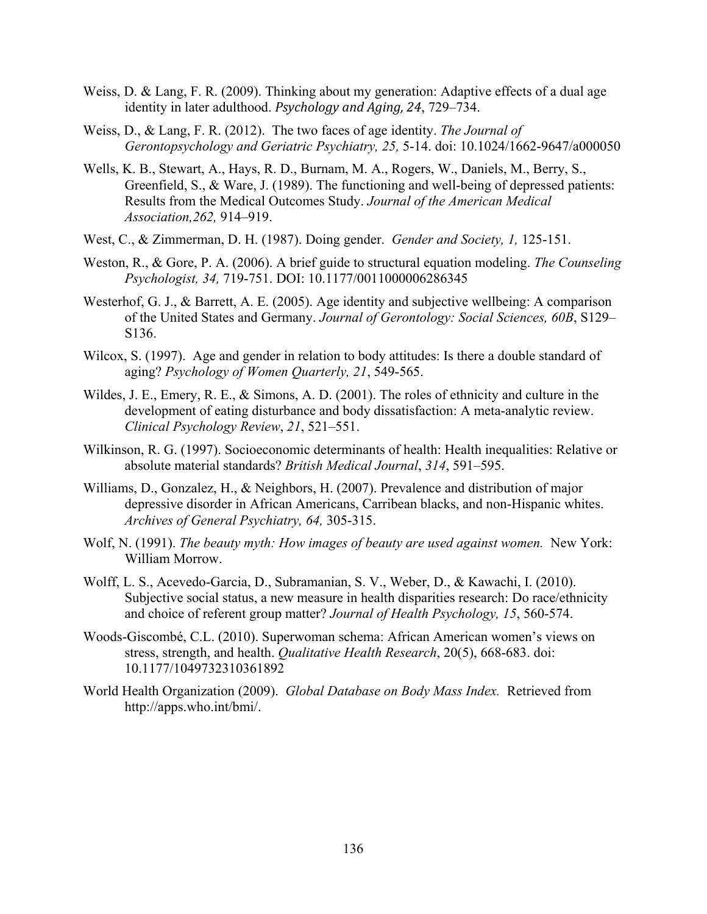Weiss, D. & Lang, F. R. (2009). Thinking about my generation: Adaptive effects of a dual age identity in later adulthood. *Psychology and Aging, 24*, 729–734.

Weiss, D., & Lang, F. R. (2012). The two faces of age identity. *The Journal of Gerontopsychology and Geriatric Psychiatry, 25,* 5-14. doi: 10.1024/1662-9647/a000050

Wells, K. B., Stewart, A., Hays, R. D., Burnam, M. A., Rogers, W., Daniels, M., Berry, S., Greenfield, S., & Ware, J. (1989). The functioning and well-being of depressed patients: Results from the Medical Outcomes Study. *Journal of the American Medical Association,262,* 914–919.

West, C., & Zimmerman, D. H. (1987). Doing gender. *Gender and Society, 1,* 125-151.

Weston, R., & Gore, P. A. (2006). A brief guide to structural equation modeling. *The Counseling Psychologist, 34,* 719-751. DOI: 10.1177/0011000006286345

Westerhof, G. J., & Barrett, A. E. (2005). Age identity and subjective wellbeing: A comparison of the United States and Germany. *Journal of Gerontology: Social Sciences, 60B*, S129–S136.

Wilcox, S. (1997). Age and gender in relation to body attitudes: Is there a double standard of aging? *Psychology of Women Quarterly, 21*, 549-565.

Wildes, J. E., Emery, R. E., & Simons, A. D. (2001). The roles of ethnicity and culture in the development of eating disturbance and body dissatisfaction: A meta-analytic review. *Clinical Psychology Review*, *21*, 521–551.

Wilkinson, R. G. (1997). Socioeconomic determinants of health: Health inequalities: Relative or absolute material standards? *British Medical Journal*, *314*, 591–595.

Williams, D., Gonzalez, H., & Neighbors, H. (2007). Prevalence and distribution of major depressive disorder in African Americans, Carribean blacks, and non-Hispanic whites. *Archives of General Psychiatry, 64,* 305-315.

Wolf, N. (1991). *The beauty myth: How images of beauty are used against women.* New York: William Morrow.

Wolff, L. S., Acevedo-Garcia, D., Subramanian, S. V., Weber, D., & Kawachi, I. (2010). Subjective social status, a new measure in health disparities research: Do race/ethnicity and choice of referent group matter? *Journal of Health Psychology, 15*, 560-574.

Woods-Giscombé, C.L. (2010). Superwoman schema: African American women's views on stress, strength, and health. *Qualitative Health Research*, 20(5), 668-683. doi: 10.1177/1049732310361892

World Health Organization (2009). *Global Database on Body Mass Index.* Retrieved from http://apps.who.int/bmi/.